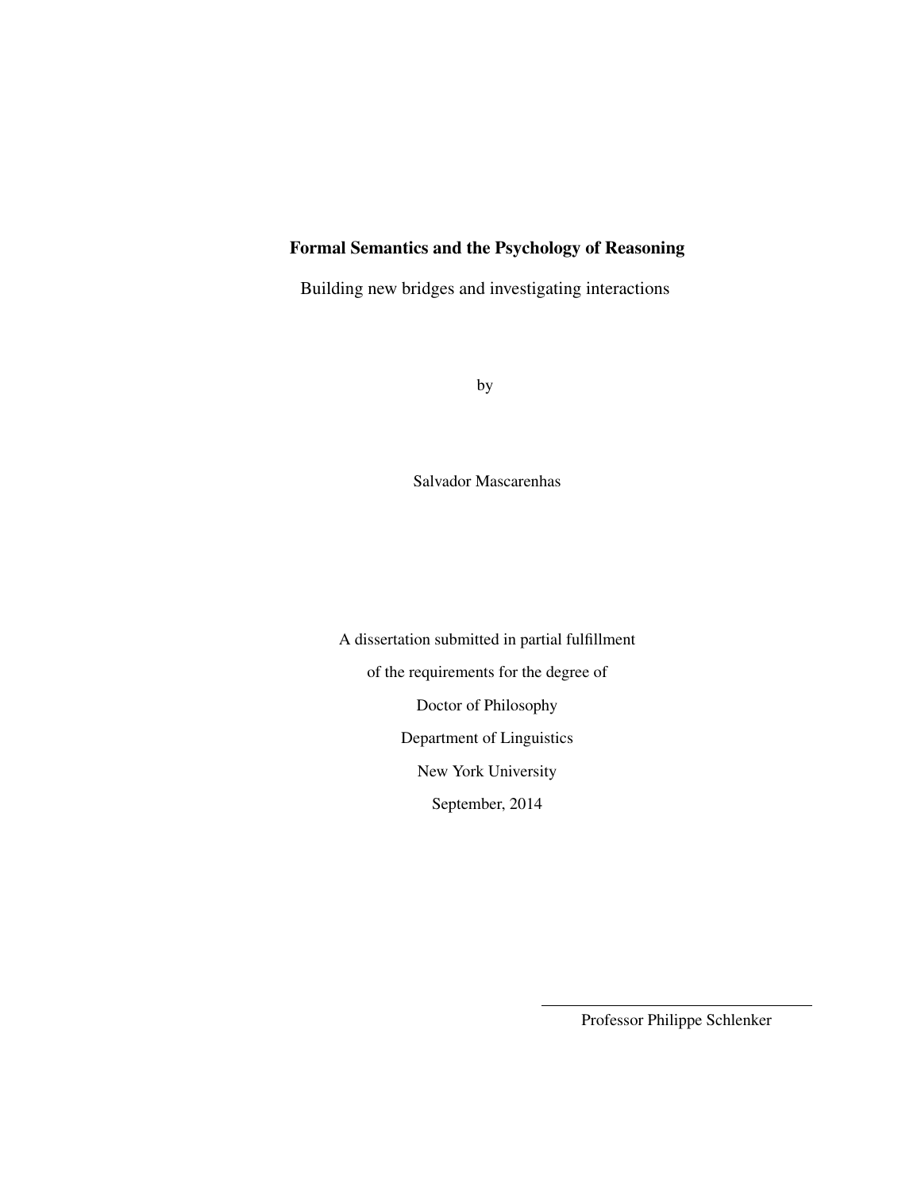# Formal Semantics and the Psychology of Reasoning

Building new bridges and investigating interactions

by

Salvador Mascarenhas

A dissertation submitted in partial fulfillment

of the requirements for the degree of

Doctor of Philosophy

Department of Linguistics

New York University

September, 2014

Professor Philippe Schlenker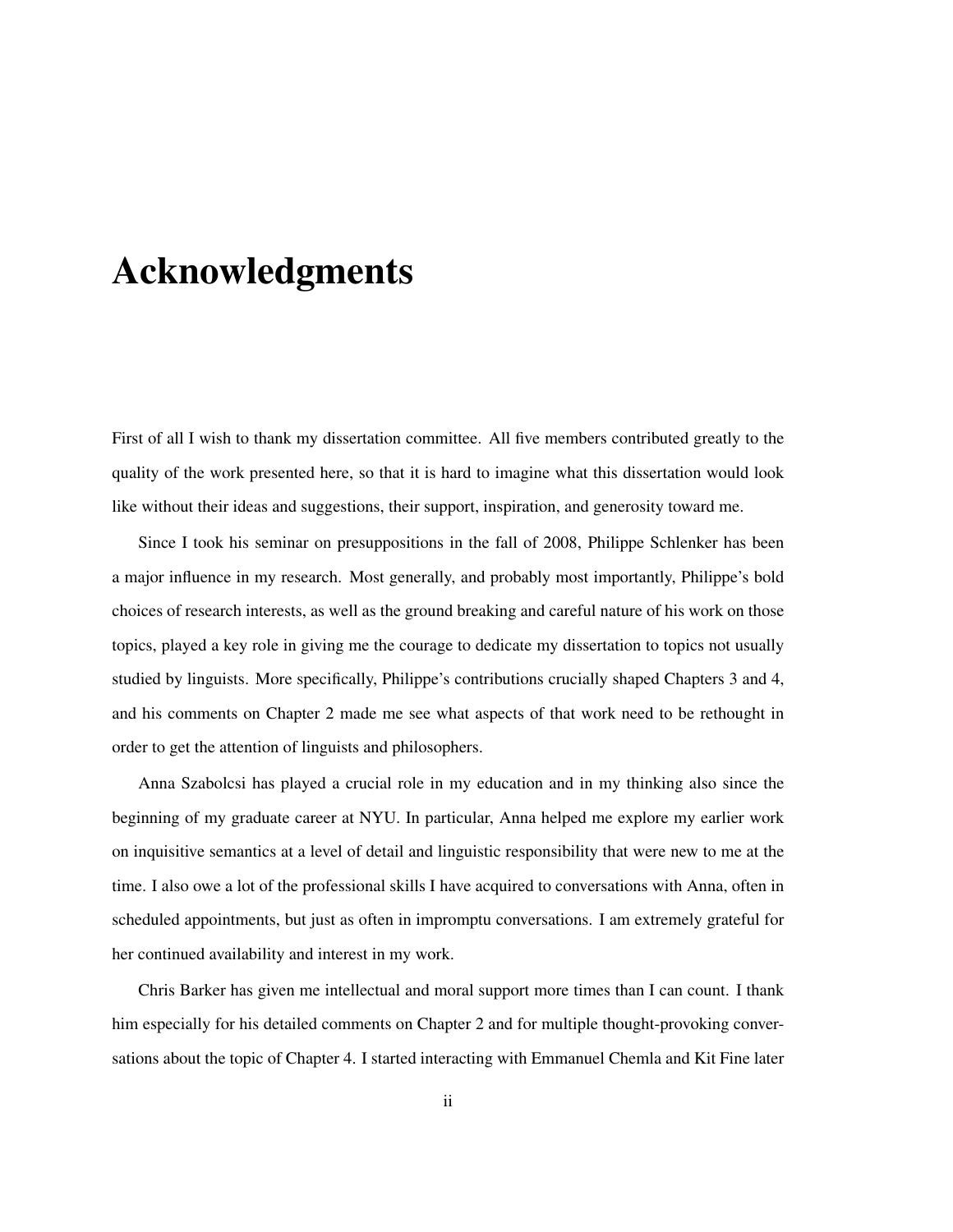# Acknowledgments

First of all I wish to thank my dissertation committee. All five members contributed greatly to the quality of the work presented here, so that it is hard to imagine what this dissertation would look like without their ideas and suggestions, their support, inspiration, and generosity toward me.

Since I took his seminar on presuppositions in the fall of 2008, Philippe Schlenker has been a major influence in my research. Most generally, and probably most importantly, Philippe's bold choices of research interests, as well as the ground breaking and careful nature of his work on those topics, played a key role in giving me the courage to dedicate my dissertation to topics not usually studied by linguists. More specifically, Philippe's contributions crucially shaped Chapters 3 and 4, and his comments on Chapter 2 made me see what aspects of that work need to be rethought in order to get the attention of linguists and philosophers.

Anna Szabolcsi has played a crucial role in my education and in my thinking also since the beginning of my graduate career at NYU. In particular, Anna helped me explore my earlier work on inquisitive semantics at a level of detail and linguistic responsibility that were new to me at the time. I also owe a lot of the professional skills I have acquired to conversations with Anna, often in scheduled appointments, but just as often in impromptu conversations. I am extremely grateful for her continued availability and interest in my work.

Chris Barker has given me intellectual and moral support more times than I can count. I thank him especially for his detailed comments on Chapter 2 and for multiple thought-provoking conversations about the topic of Chapter 4. I started interacting with Emmanuel Chemla and Kit Fine later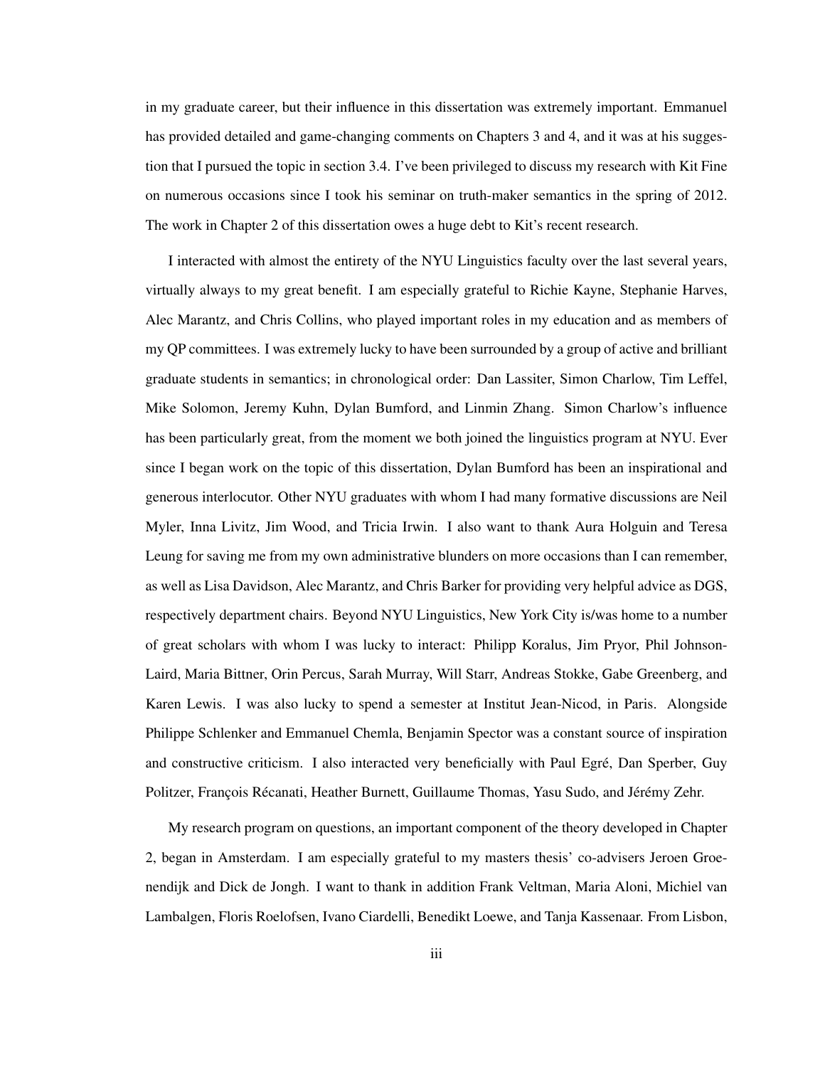in my graduate career, but their influence in this dissertation was extremely important. Emmanuel has provided detailed and game-changing comments on Chapters 3 and 4, and it was at his suggestion that I pursued the topic in section 3.4. I've been privileged to discuss my research with Kit Fine on numerous occasions since I took his seminar on truth-maker semantics in the spring of 2012. The work in Chapter 2 of this dissertation owes a huge debt to Kit's recent research.

I interacted with almost the entirety of the NYU Linguistics faculty over the last several years, virtually always to my great benefit. I am especially grateful to Richie Kayne, Stephanie Harves, Alec Marantz, and Chris Collins, who played important roles in my education and as members of my QP committees. I was extremely lucky to have been surrounded by a group of active and brilliant graduate students in semantics; in chronological order: Dan Lassiter, Simon Charlow, Tim Leffel, Mike Solomon, Jeremy Kuhn, Dylan Bumford, and Linmin Zhang. Simon Charlow's influence has been particularly great, from the moment we both joined the linguistics program at NYU. Ever since I began work on the topic of this dissertation, Dylan Bumford has been an inspirational and generous interlocutor. Other NYU graduates with whom I had many formative discussions are Neil Myler, Inna Livitz, Jim Wood, and Tricia Irwin. I also want to thank Aura Holguin and Teresa Leung for saving me from my own administrative blunders on more occasions than I can remember, as well as Lisa Davidson, Alec Marantz, and Chris Barker for providing very helpful advice as DGS, respectively department chairs. Beyond NYU Linguistics, New York City is/was home to a number of great scholars with whom I was lucky to interact: Philipp Koralus, Jim Pryor, Phil Johnson-Laird, Maria Bittner, Orin Percus, Sarah Murray, Will Starr, Andreas Stokke, Gabe Greenberg, and Karen Lewis. I was also lucky to spend a semester at Institut Jean-Nicod, in Paris. Alongside Philippe Schlenker and Emmanuel Chemla, Benjamin Spector was a constant source of inspiration and constructive criticism. I also interacted very beneficially with Paul Egré, Dan Sperber, Guy Politzer, François Récanati, Heather Burnett, Guillaume Thomas, Yasu Sudo, and Jérémy Zehr.

My research program on questions, an important component of the theory developed in Chapter 2, began in Amsterdam. I am especially grateful to my masters thesis' co-advisers Jeroen Groenendijk and Dick de Jongh. I want to thank in addition Frank Veltman, Maria Aloni, Michiel van Lambalgen, Floris Roelofsen, Ivano Ciardelli, Benedikt Loewe, and Tanja Kassenaar. From Lisbon,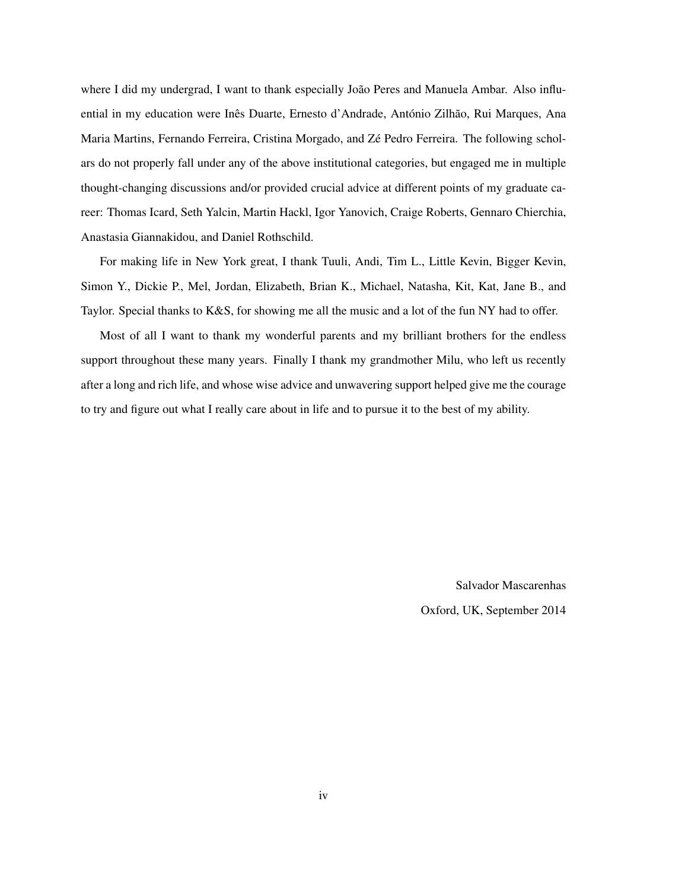where I did my undergrad, I want to thank especially João Peres and Manuela Ambar. Also influential in my education were Inês Duarte, Ernesto d'Andrade, António Zilhão, Rui Marques, Ana Maria Martins, Fernando Ferreira, Cristina Morgado, and Zé Pedro Ferreira. The following scholars do not properly fall under any of the above institutional categories, but engaged me in multiple thought-changing discussions and/or provided crucial advice at different points of my graduate career: Thomas Icard, Seth Yalcin, Martin Hackl, Igor Yanovich, Craige Roberts, Gennaro Chierchia, Anastasia Giannakidou, and Daniel Rothschild.

For making life in New York great, I thank Tuuli, Andi, Tim L., Little Kevin, Bigger Kevin, Simon Y., Dickie P., Mel, Jordan, Elizabeth, Brian K., Michael, Natasha, Kit, Kat, Jane B., and Taylor. Special thanks to K&S, for showing me all the music and a lot of the fun NY had to offer.

Most of all I want to thank my wonderful parents and my brilliant brothers for the endless support throughout these many years. Finally I thank my grandmother Milu, who left us recently after a long and rich life, and whose wise advice and unwavering support helped give me the courage to try and figure out what I really care about in life and to pursue it to the best of my ability.

Salvador Mascarenhas

Oxford, UK, September 2014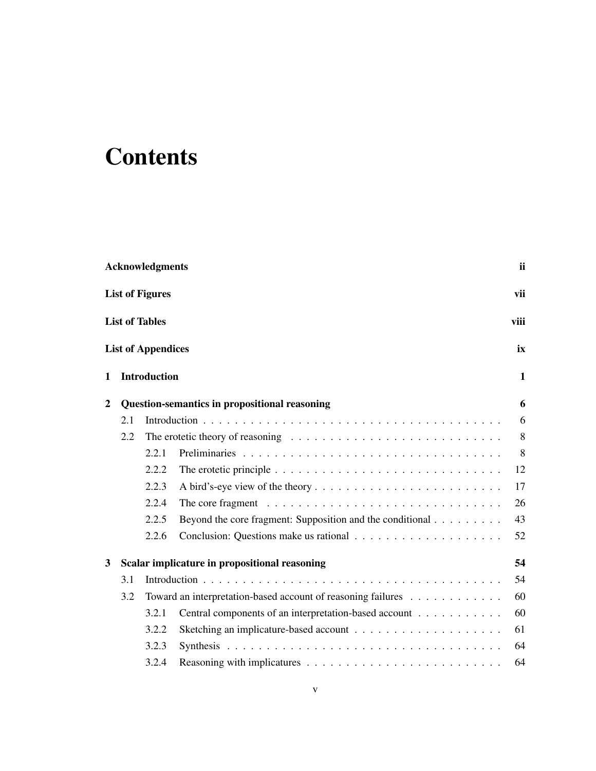# Contents

**Acknowledgments** **ii**

**List of Figures** **vii**

**List of Tables** **viii**

**List of Appendices** **ix**

**1 Introduction** **1**

**2 Question-semantics in propositional reasoning** **6**

- 2.1 Introduction . . . . . . . . . . . . . . . . . . . . . . . . . . . . . . . . . . . . . . . 6
- 2.2 The erotetic theory of reasoning . . . . . . . . . . . . . . . . . . . . . . . . . . . . 8
  - 2.2.1 Preliminaries . . . . . . . . . . . . . . . . . . . . . . . . . . . . . . . . . . 8
  - 2.2.2 The erotetic principle . . . . . . . . . . . . . . . . . . . . . . . . . . . . . . 12
  - 2.2.3 A bird's-eye view of the theory . . . . . . . . . . . . . . . . . . . . . . . . . 17
  - 2.2.4 The core fragment . . . . . . . . . . . . . . . . . . . . . . . . . . . . . . . 26
  - 2.2.5 Beyond the core fragment: Supposition and the conditional . . . . . . . . . 43
  - 2.2.6 Conclusion: Questions make us rational . . . . . . . . . . . . . . . . . . . 52

**3 Scalar implicature in propositional reasoning** **54**

- 3.1 Introduction . . . . . . . . . . . . . . . . . . . . . . . . . . . . . . . . . . . . . . . 54
- 3.2 Toward an interpretation-based account of reasoning failures . . . . . . . . . . . . 60
  - 3.2.1 Central components of an interpretation-based account . . . . . . . . . . . 60
  - 3.2.2 Sketching an implicature-based account . . . . . . . . . . . . . . . . . . . . 61
  - 3.2.3 Synthesis . . . . . . . . . . . . . . . . . . . . . . . . . . . . . . . . . . . . 64
  - 3.2.4 Reasoning with implicatures . . . . . . . . . . . . . . . . . . . . . . . . . . 64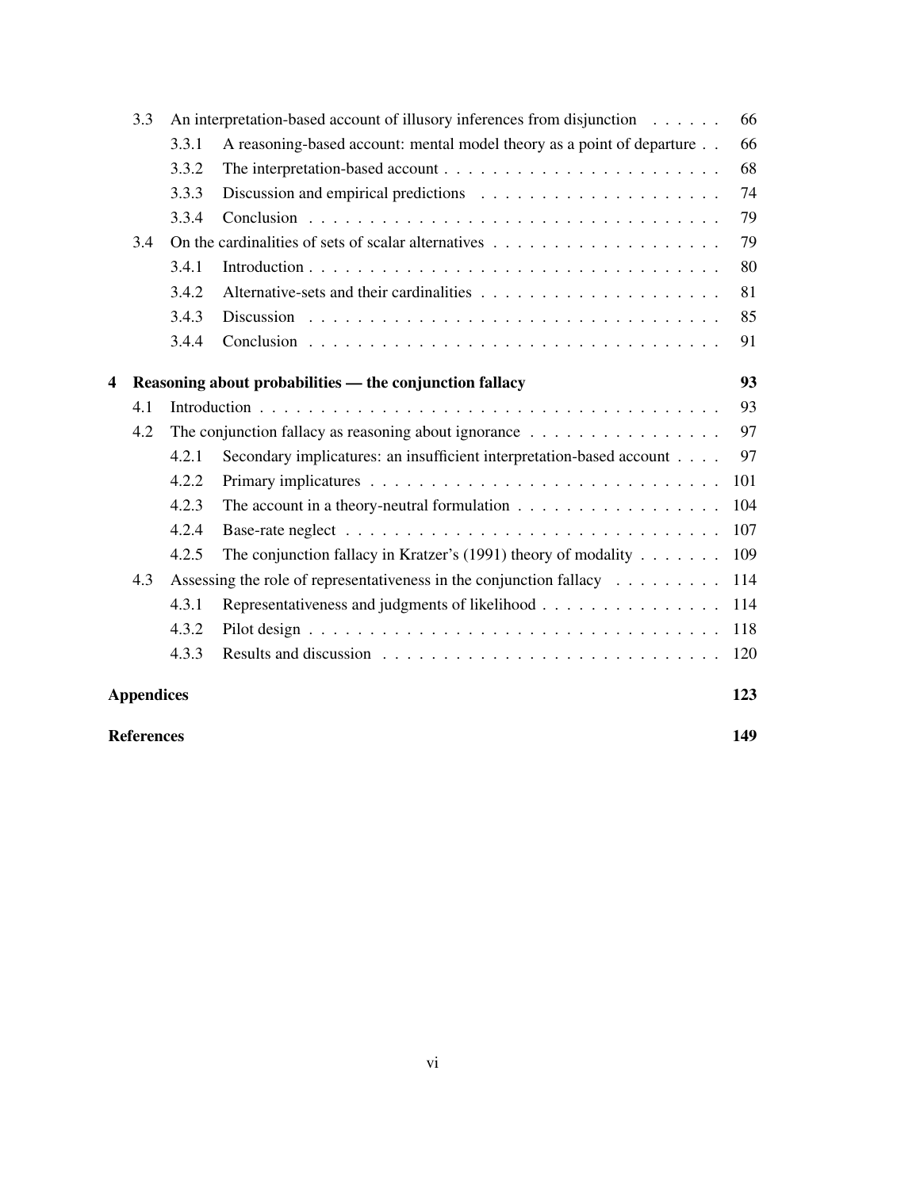- 3.3 An interpretation-based account of illusory inferences from disjunction . . . . . . 66
  - 3.3.1 A reasoning-based account: mental model theory as a point of departure . . 66
  - 3.3.2 The interpretation-based account . . . . . . . . . . . . . . . . . . . . . . 68
  - 3.3.3 Discussion and empirical predictions . . . . . . . . . . . . . . . . . . . . 74
  - 3.3.4 Conclusion . . . . . . . . . . . . . . . . . . . . . . . . . . . . . . . . . . 79
- 3.4 On the cardinalities of sets of scalar alternatives . . . . . . . . . . . . . . . . . . . 79
  - 3.4.1 Introduction . . . . . . . . . . . . . . . . . . . . . . . . . . . . . . . . . 80
  - 3.4.2 Alternative-sets and their cardinalities . . . . . . . . . . . . . . . . . . . 81
  - 3.4.3 Discussion . . . . . . . . . . . . . . . . . . . . . . . . . . . . . . . . . . 85
  - 3.4.4 Conclusion . . . . . . . . . . . . . . . . . . . . . . . . . . . . . . . . . . 91

**4 Reasoning about probabilities — the conjunction fallacy** **93**

- 4.1 Introduction . . . . . . . . . . . . . . . . . . . . . . . . . . . . . . . . . . . . . . . 93
- 4.2 The conjunction fallacy as reasoning about ignorance . . . . . . . . . . . . . . . . 97
  - 4.2.1 Secondary implicatures: an insufficient interpretation-based account . . . . 97
  - 4.2.2 Primary implicatures . . . . . . . . . . . . . . . . . . . . . . . . . . . . . 101
  - 4.2.3 The account in a theory-neutral formulation . . . . . . . . . . . . . . . . . 104
  - 4.2.4 Base-rate neglect . . . . . . . . . . . . . . . . . . . . . . . . . . . . . . . 107
  - 4.2.5 The conjunction fallacy in Kratzer's (1991) theory of modality . . . . . . . 109
- 4.3 Assessing the role of representativeness in the conjunction fallacy . . . . . . . . . 114
  - 4.3.1 Representativeness and judgments of likelihood . . . . . . . . . . . . . . . 114
  - 4.3.2 Pilot design . . . . . . . . . . . . . . . . . . . . . . . . . . . . . . . . . . 118
  - 4.3.3 Results and discussion . . . . . . . . . . . . . . . . . . . . . . . . . . . . 120

**Appendices** **123**

**References** **149**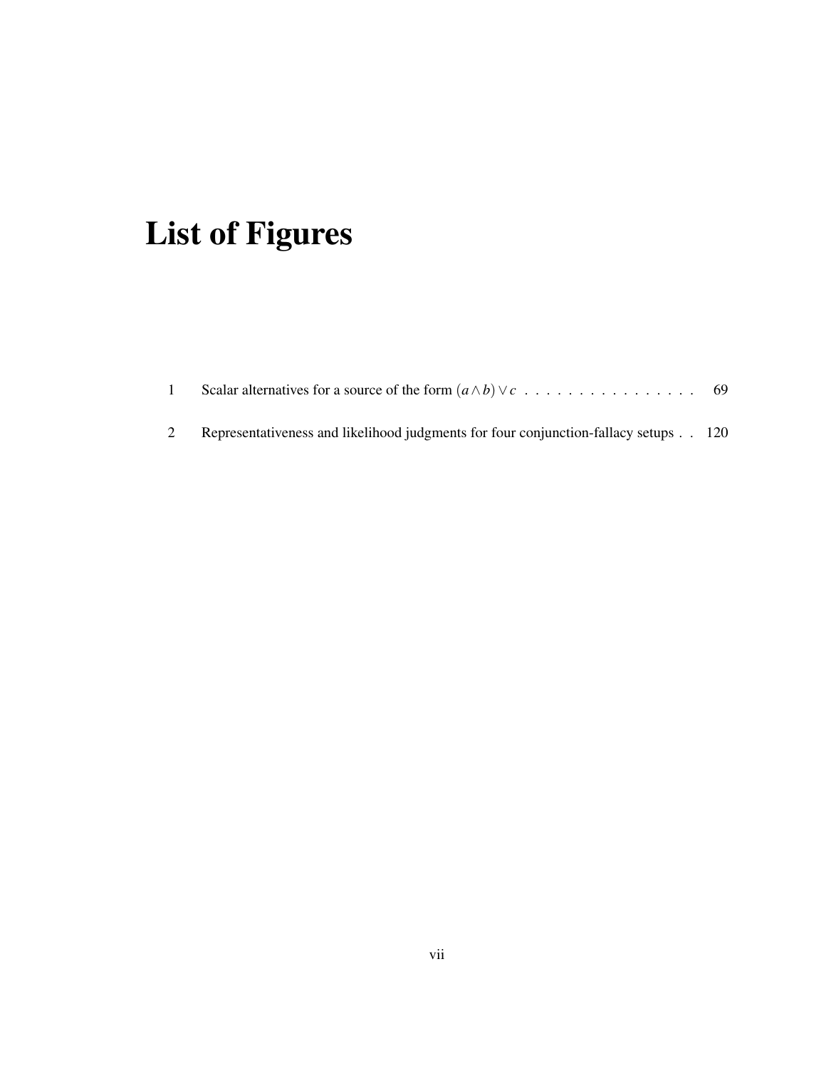# List of Figures

1 Scalar alternatives for a source of the form $(a \wedge b) \vee c$ . . . . . . . . . . . . . . . . 69

2 Representativeness and likelihood judgments for four conjunction-fallacy setups . . 120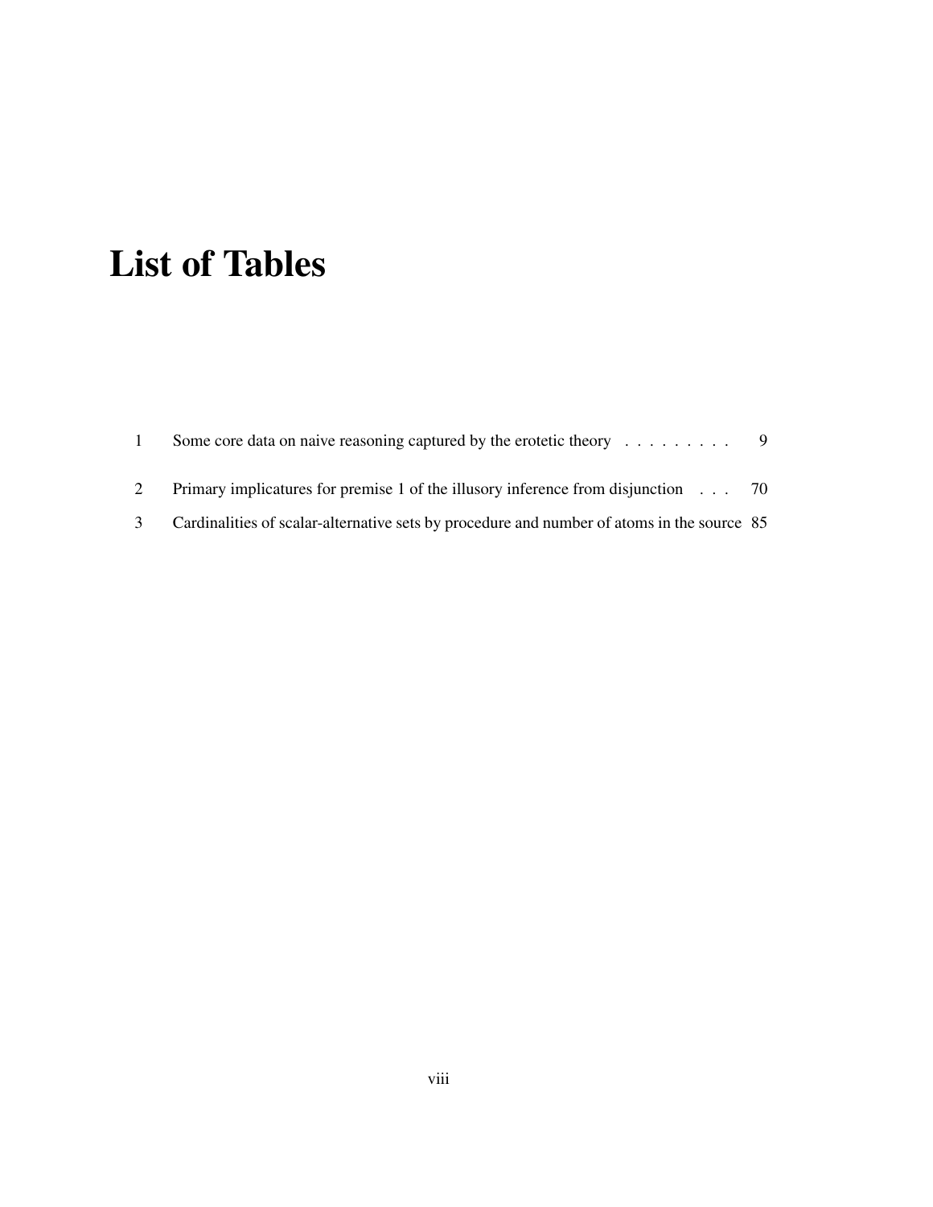# List of Tables

1 Some core data on naive reasoning captured by the erotetic theory . . . . . . . . . 9

2 Primary implicatures for premise 1 of the illusory inference from disjunction . . . 70

3 Cardinalities of scalar-alternative sets by procedure and number of atoms in the source 85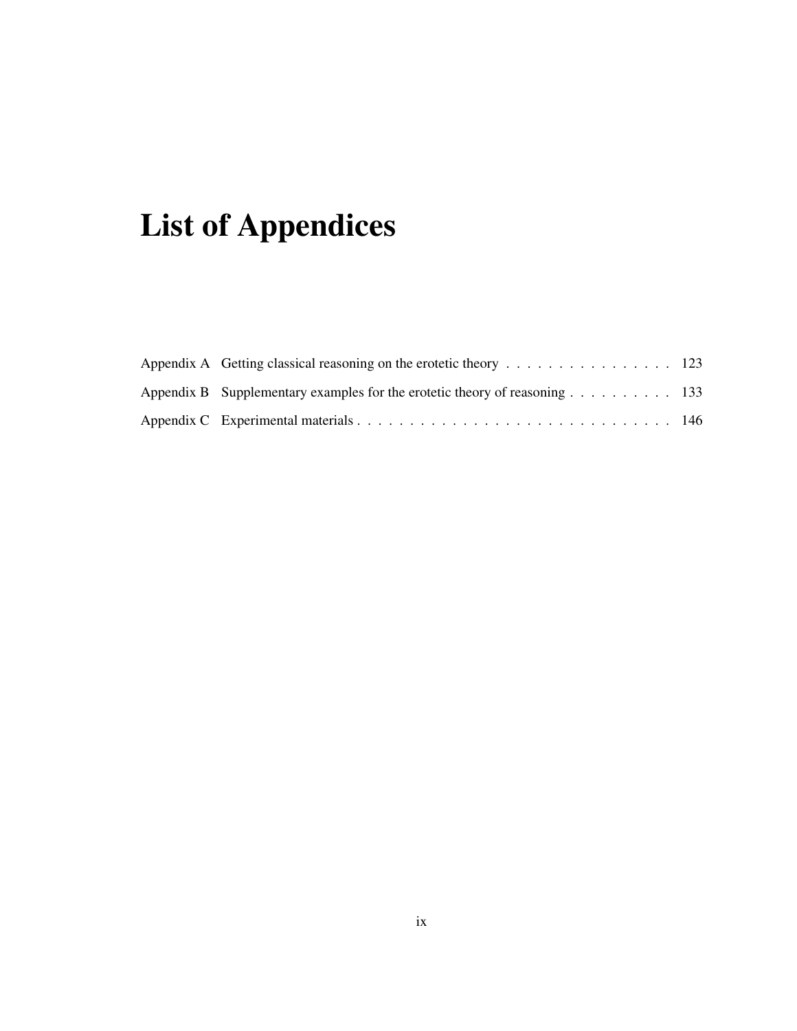# List of Appendices

Appendix A Getting classical reasoning on the erotetic theory . . . . . . . . . . . . . . . . . 123

Appendix B Supplementary examples for the erotetic theory of reasoning . . . . . . . . . . 133

Appendix C Experimental materials . . . . . . . . . . . . . . . . . . . . . . . . . . . . . . . 146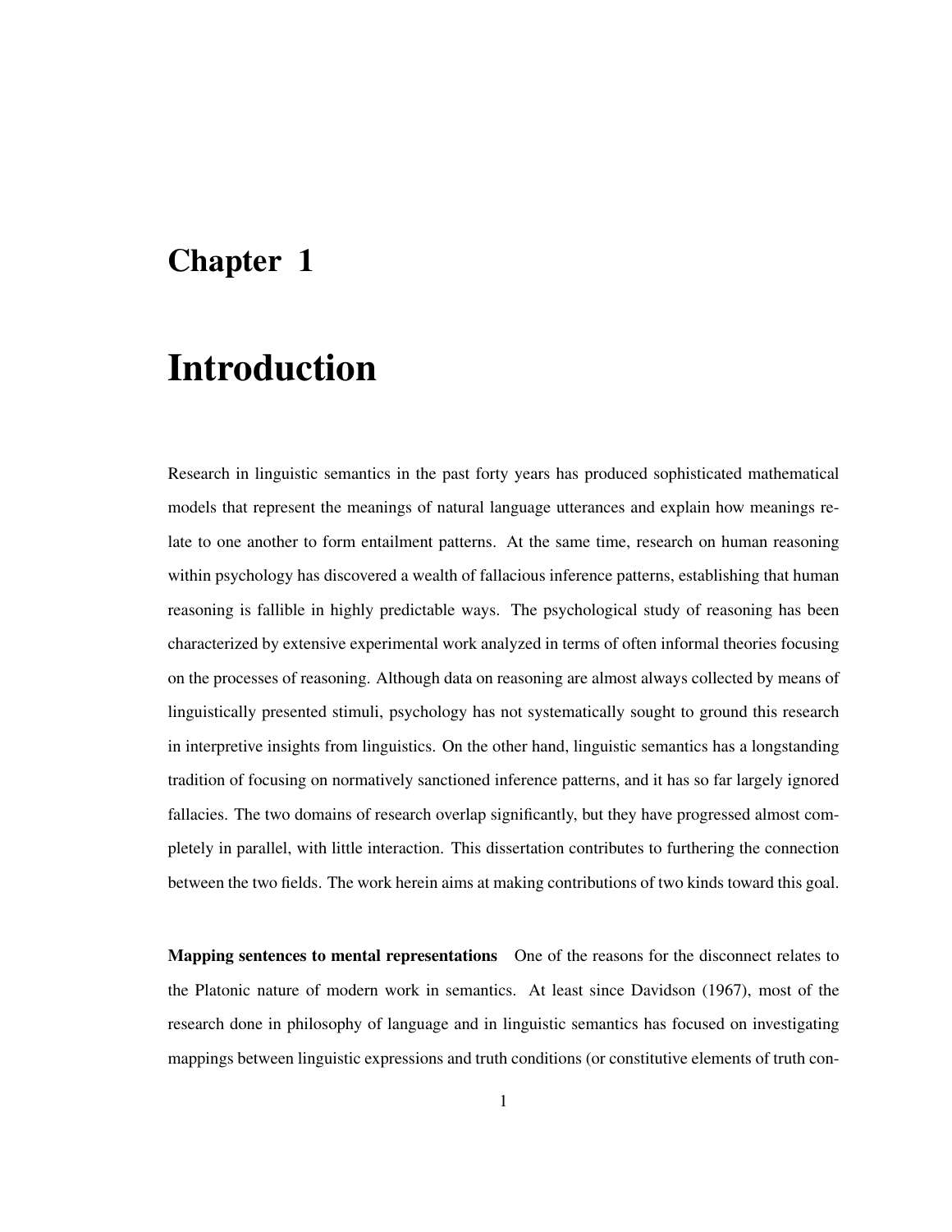# Chapter 1

# Introduction

Research in linguistic semantics in the past forty years has produced sophisticated mathematical models that represent the meanings of natural language utterances and explain how meanings relate to one another to form entailment patterns. At the same time, research on human reasoning within psychology has discovered a wealth of fallacious inference patterns, establishing that human reasoning is fallible in highly predictable ways. The psychological study of reasoning has been characterized by extensive experimental work analyzed in terms of often informal theories focusing on the processes of reasoning. Although data on reasoning are almost always collected by means of linguistically presented stimuli, psychology has not systematically sought to ground this research in interpretive insights from linguistics. On the other hand, linguistic semantics has a longstanding tradition of focusing on normatively sanctioned inference patterns, and it has so far largely ignored fallacies. The two domains of research overlap significantly, but they have progressed almost completely in parallel, with little interaction. This dissertation contributes to furthering the connection between the two fields. The work herein aims at making contributions of two kinds toward this goal.

**Mapping sentences to mental representations** One of the reasons for the disconnect relates to the Platonic nature of modern work in semantics. At least since Davidson (1967), most of the research done in philosophy of language and in linguistic semantics has focused on investigating mappings between linguistic expressions and truth conditions (or constitutive elements of truth con-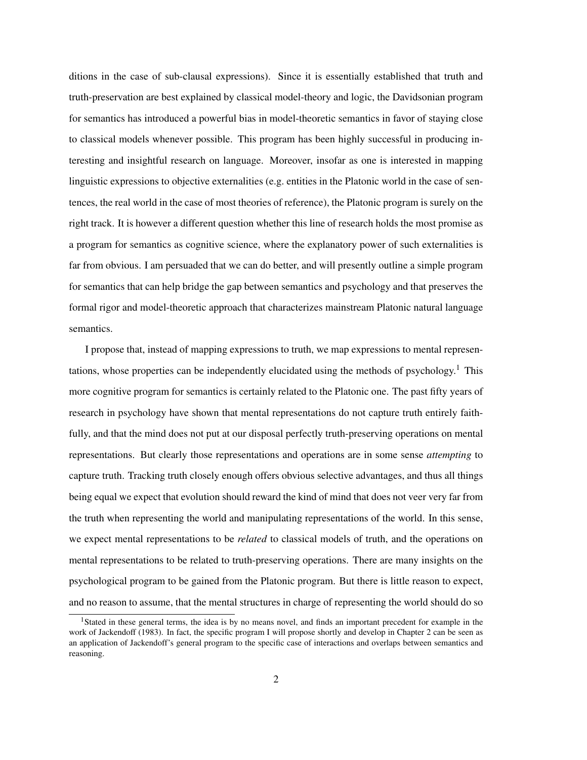ditions in the case of sub-clausal expressions). Since it is essentially established that truth and truth-preservation are best explained by classical model-theory and logic, the Davidsonian program for semantics has introduced a powerful bias in model-theoretic semantics in favor of staying close to classical models whenever possible. This program has been highly successful in producing interesting and insightful research on language. Moreover, insofar as one is interested in mapping linguistic expressions to objective externalities (e.g. entities in the Platonic world in the case of sentences, the real world in the case of most theories of reference), the Platonic program is surely on the right track. It is however a different question whether this line of research holds the most promise as a program for semantics as cognitive science, where the explanatory power of such externalities is far from obvious. I am persuaded that we can do better, and will presently outline a simple program for semantics that can help bridge the gap between semantics and psychology and that preserves the formal rigor and model-theoretic approach that characterizes mainstream Platonic natural language semantics.

I propose that, instead of mapping expressions to truth, we map expressions to mental representations, whose properties can be independently elucidated using the methods of psychology.[1] This more cognitive program for semantics is certainly related to the Platonic one. The past fifty years of research in psychology have shown that mental representations do not capture truth entirely faithfully, and that the mind does not put at our disposal perfectly truth-preserving operations on mental representations. But clearly those representations and operations are in some sense *attempting* to capture truth. Tracking truth closely enough offers obvious selective advantages, and thus all things being equal we expect that evolution should reward the kind of mind that does not veer very far from the truth when representing the world and manipulating representations of the world. In this sense, we expect mental representations to be *related* to classical models of truth, and the operations on mental representations to be related to truth-preserving operations. There are many insights on the psychological program to be gained from the Platonic program. But there is little reason to expect, and no reason to assume, that the mental structures in charge of representing the world should do so

[1] Stated in these general terms, the idea is by no means novel, and finds an important precedent for example in the work of Jackendoff (1983). In fact, the specific program I will propose shortly and develop in Chapter 2 can be seen as an application of Jackendoff's general program to the specific case of interactions and overlaps between semantics and reasoning.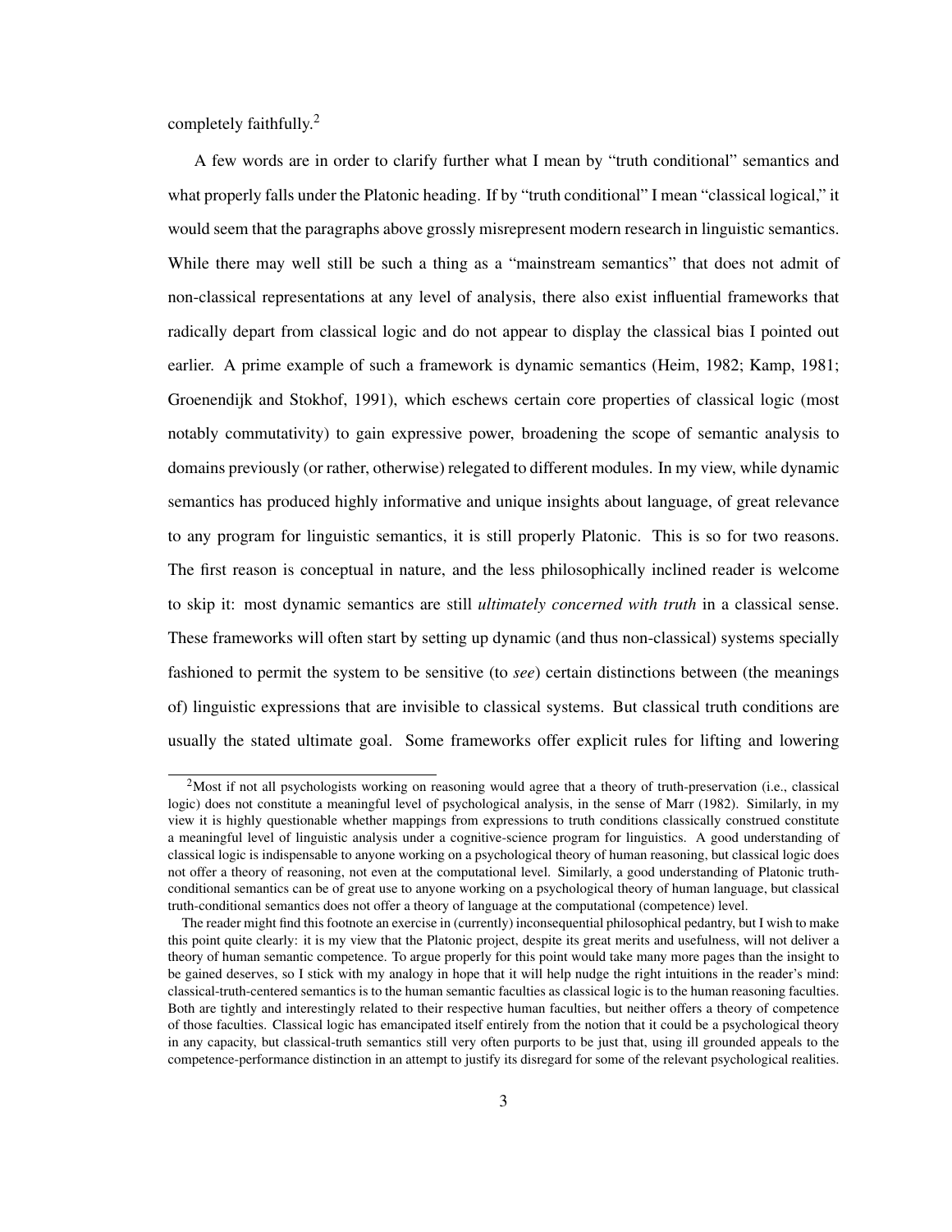completely faithfully.[2]

A few words are in order to clarify further what I mean by "truth conditional" semantics and what properly falls under the Platonic heading. If by "truth conditional" I mean "classical logical," it would seem that the paragraphs above grossly misrepresent modern research in linguistic semantics. While there may well still be such a thing as a "mainstream semantics" that does not admit of non-classical representations at any level of analysis, there also exist influential frameworks that radically depart from classical logic and do not appear to display the classical bias I pointed out earlier. A prime example of such a framework is dynamic semantics (Heim, 1982; Kamp, 1981; Groenendijk and Stokhof, 1991), which eschews certain core properties of classical logic (most notably commutativity) to gain expressive power, broadening the scope of semantic analysis to domains previously (or rather, otherwise) relegated to different modules. In my view, while dynamic semantics has produced highly informative and unique insights about language, of great relevance to any program for linguistic semantics, it is still properly Platonic. This is so for two reasons. The first reason is conceptual in nature, and the less philosophically inclined reader is welcome to skip it: most dynamic semantics are still *ultimately concerned with truth* in a classical sense. These frameworks will often start by setting up dynamic (and thus non-classical) systems specially fashioned to permit the system to be sensitive (to *see*) certain distinctions between (the meanings of) linguistic expressions that are invisible to classical systems. But classical truth conditions are usually the stated ultimate goal. Some frameworks offer explicit rules for lifting and lowering

[2] Most if not all psychologists working on reasoning would agree that a theory of truth-preservation (i.e., classical logic) does not constitute a meaningful level of psychological analysis, in the sense of Marr (1982). Similarly, in my view it is highly questionable whether mappings from expressions to truth conditions classically construed constitute a meaningful level of linguistic analysis under a cognitive-science program for linguistics. A good understanding of classical logic is indispensable to anyone working on a psychological theory of human reasoning, but classical logic does not offer a theory of reasoning, not even at the computational level. Similarly, a good understanding of Platonic truth-conditional semantics can be of great use to anyone working on a psychological theory of human language, but classical truth-conditional semantics does not offer a theory of language at the computational (competence) level.

The reader might find this footnote an exercise in (currently) inconsequential philosophical pedantry, but I wish to make this point quite clearly: it is my view that the Platonic project, despite its great merits and usefulness, will not deliver a theory of human semantic competence. To argue properly for this point would take many more pages than the insight to be gained deserves, so I stick with my analogy in hope that it will help nudge the right intuitions in the reader's mind: classical-truth-centered semantics is to the human semantic faculties as classical logic is to the human reasoning faculties. Both are tightly and interestingly related to their respective human faculties, but neither offers a theory of competence of those faculties. Classical logic has emancipated itself entirely from the notion that it could be a psychological theory in any capacity, but classical-truth semantics still very often purports to be just that, using ill grounded appeals to the competence-performance distinction in an attempt to justify its disregard for some of the relevant psychological realities.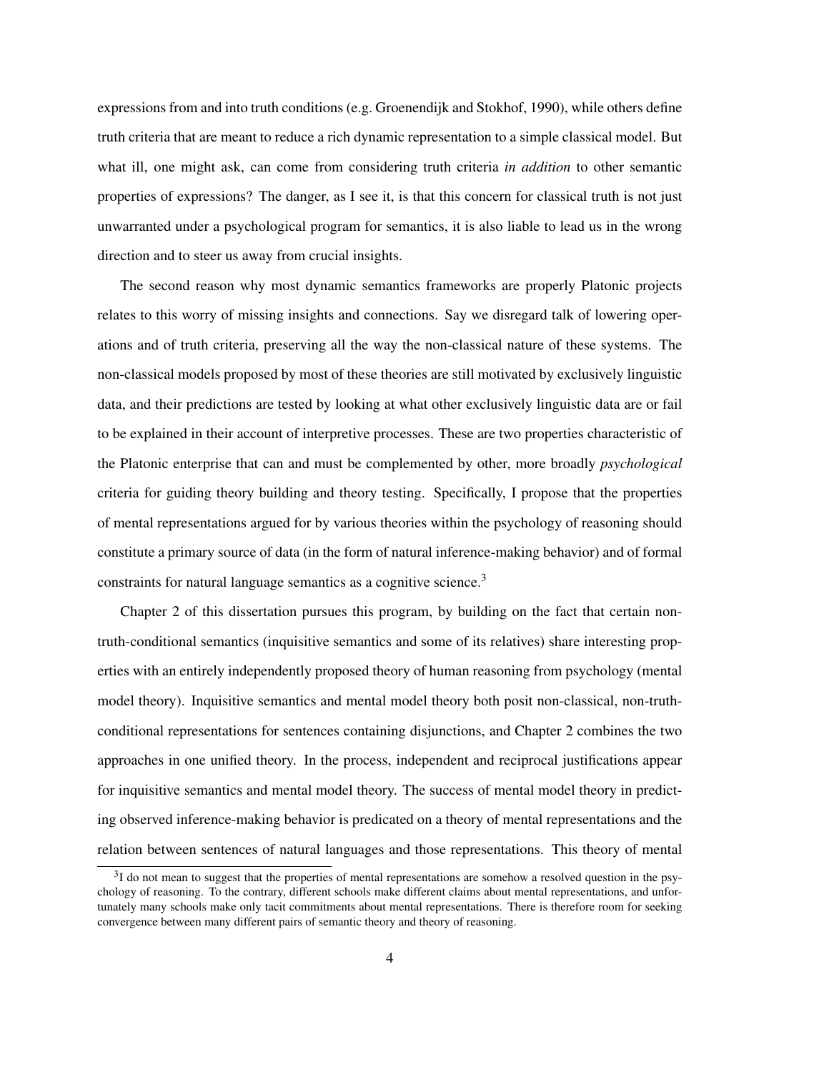expressions from and into truth conditions (e.g. Groenendijk and Stokhof, 1990), while others define truth criteria that are meant to reduce a rich dynamic representation to a simple classical model. But what ill, one might ask, can come from considering truth criteria *in addition* to other semantic properties of expressions? The danger, as I see it, is that this concern for classical truth is not just unwarranted under a psychological program for semantics, it is also liable to lead us in the wrong direction and to steer us away from crucial insights.

The second reason why most dynamic semantics frameworks are properly Platonic projects relates to this worry of missing insights and connections. Say we disregard talk of lowering operations and of truth criteria, preserving all the way the non-classical nature of these systems. The non-classical models proposed by most of these theories are still motivated by exclusively linguistic data, and their predictions are tested by looking at what other exclusively linguistic data are or fail to be explained in their account of interpretive processes. These are two properties characteristic of the Platonic enterprise that can and must be complemented by other, more broadly *psychological* criteria for guiding theory building and theory testing. Specifically, I propose that the properties of mental representations argued for by various theories within the psychology of reasoning should constitute a primary source of data (in the form of natural inference-making behavior) and of formal constraints for natural language semantics as a cognitive science.[3]

Chapter 2 of this dissertation pursues this program, by building on the fact that certain non-truth-conditional semantics (inquisitive semantics and some of its relatives) share interesting properties with an entirely independently proposed theory of human reasoning from psychology (mental model theory). Inquisitive semantics and mental model theory both posit non-classical, non-truth-conditional representations for sentences containing disjunctions, and Chapter 2 combines the two approaches in one unified theory. In the process, independent and reciprocal justifications appear for inquisitive semantics and mental model theory. The success of mental model theory in predicting observed inference-making behavior is predicated on a theory of mental representations and the relation between sentences of natural languages and those representations. This theory of mental

[3] I do not mean to suggest that the properties of mental representations are somehow a resolved question in the psychology of reasoning. To the contrary, different schools make different claims about mental representations, and unfortunately many schools make only tacit commitments about mental representations. There is therefore room for seeking convergence between many different pairs of semantic theory and theory of reasoning.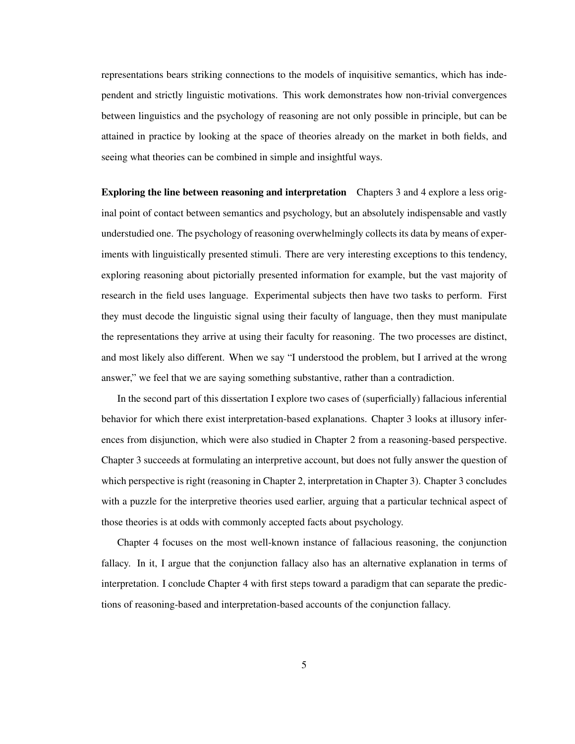representations bears striking connections to the models of inquisitive semantics, which has independent and strictly linguistic motivations. This work demonstrates how non-trivial convergences between linguistics and the psychology of reasoning are not only possible in principle, but can be attained in practice by looking at the space of theories already on the market in both fields, and seeing what theories can be combined in simple and insightful ways.

**Exploring the line between reasoning and interpretation** Chapters 3 and 4 explore a less original point of contact between semantics and psychology, but an absolutely indispensable and vastly understudied one. The psychology of reasoning overwhelmingly collects its data by means of experiments with linguistically presented stimuli. There are very interesting exceptions to this tendency, exploring reasoning about pictorially presented information for example, but the vast majority of research in the field uses language. Experimental subjects then have two tasks to perform. First they must decode the linguistic signal using their faculty of language, then they must manipulate the representations they arrive at using their faculty for reasoning. The two processes are distinct, and most likely also different. When we say "I understood the problem, but I arrived at the wrong answer," we feel that we are saying something substantive, rather than a contradiction.

In the second part of this dissertation I explore two cases of (superficially) fallacious inferential behavior for which there exist interpretation-based explanations. Chapter 3 looks at illusory inferences from disjunction, which were also studied in Chapter 2 from a reasoning-based perspective. Chapter 3 succeeds at formulating an interpretive account, but does not fully answer the question of which perspective is right (reasoning in Chapter 2, interpretation in Chapter 3). Chapter 3 concludes with a puzzle for the interpretive theories used earlier, arguing that a particular technical aspect of those theories is at odds with commonly accepted facts about psychology.

Chapter 4 focuses on the most well-known instance of fallacious reasoning, the conjunction fallacy. In it, I argue that the conjunction fallacy also has an alternative explanation in terms of interpretation. I conclude Chapter 4 with first steps toward a paradigm that can separate the predictions of reasoning-based and interpretation-based accounts of the conjunction fallacy.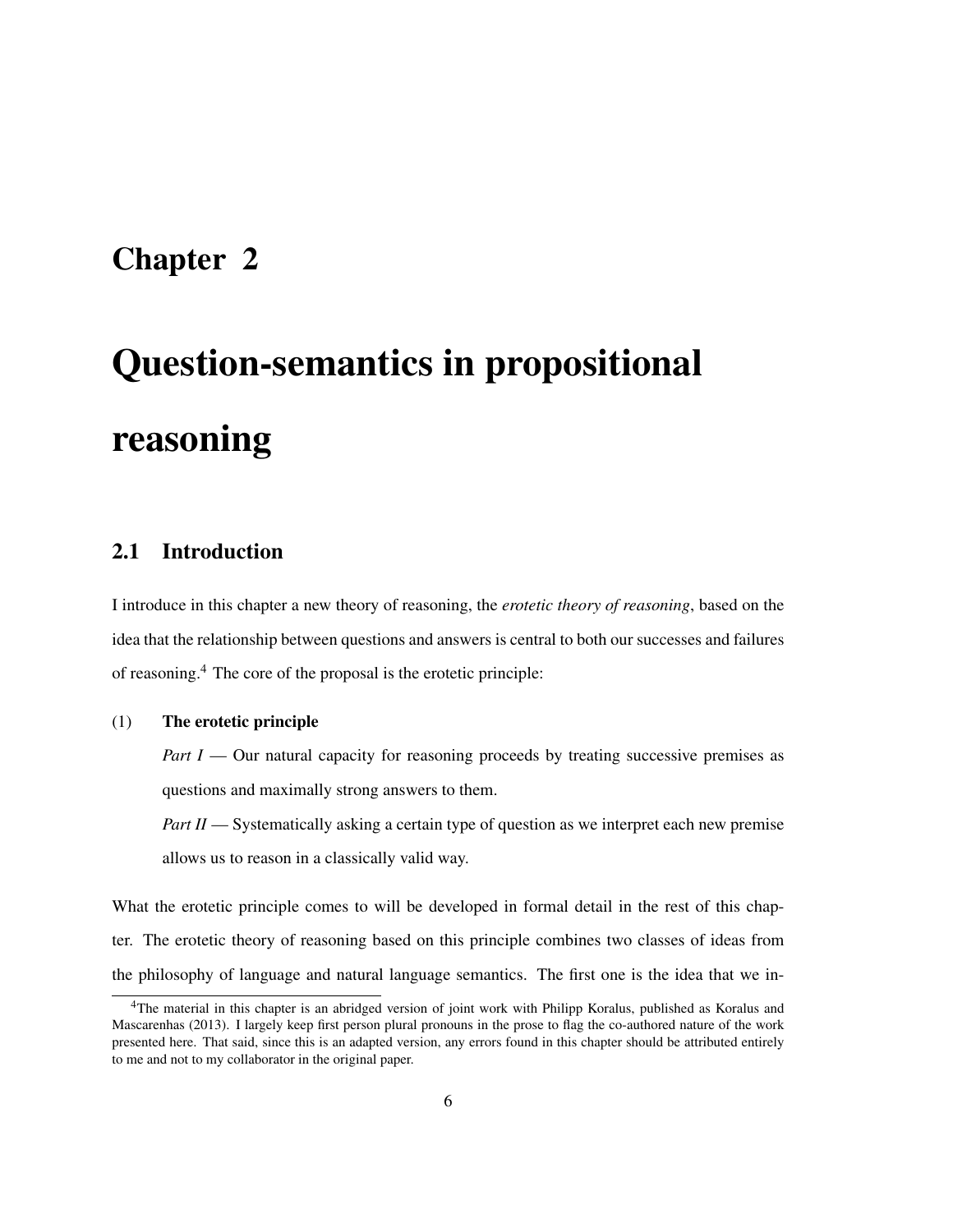# Chapter 2

# Question-semantics in propositional reasoning

## 2.1 Introduction

I introduce in this chapter a new theory of reasoning, the *erotetic theory of reasoning*, based on the idea that the relationship between questions and answers is central to both our successes and failures of reasoning.[4] The core of the proposal is the erotetic principle:

(1) **The erotetic principle**

*Part I* — Our natural capacity for reasoning proceeds by treating successive premises as questions and maximally strong answers to them.

*Part II* — Systematically asking a certain type of question as we interpret each new premise allows us to reason in a classically valid way.

What the erotetic principle comes to will be developed in formal detail in the rest of this chapter. The erotetic theory of reasoning based on this principle combines two classes of ideas from the philosophy of language and natural language semantics. The first one is the idea that we in-

[4]The material in this chapter is an abridged version of joint work with Philipp Koralus, published as Koralus and Mascarenhas (2013). I largely keep first person plural pronouns in the prose to flag the co-authored nature of the work presented here. That said, since this is an adapted version, any errors found in this chapter should be attributed entirely to me and not to my collaborator in the original paper.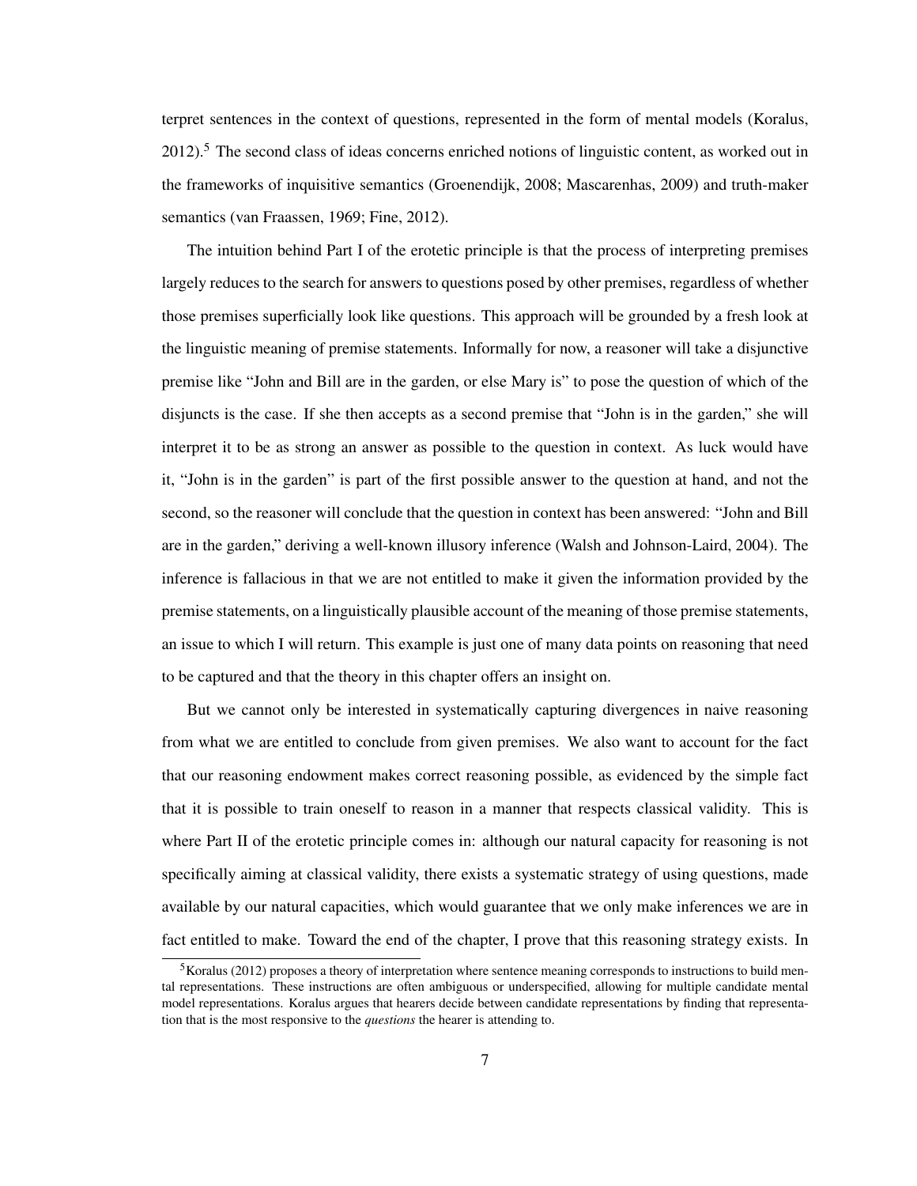terpret sentences in the context of questions, represented in the form of mental models (Koralus, 2012).[5] The second class of ideas concerns enriched notions of linguistic content, as worked out in the frameworks of inquisitive semantics (Groenendijk, 2008; Mascarenhas, 2009) and truth-maker semantics (van Fraassen, 1969; Fine, 2012).

The intuition behind Part I of the erotetic principle is that the process of interpreting premises largely reduces to the search for answers to questions posed by other premises, regardless of whether those premises superficially look like questions. This approach will be grounded by a fresh look at the linguistic meaning of premise statements. Informally for now, a reasoner will take a disjunctive premise like "John and Bill are in the garden, or else Mary is" to pose the question of which of the disjuncts is the case. If she then accepts as a second premise that "John is in the garden," she will interpret it to be as strong an answer as possible to the question in context. As luck would have it, "John is in the garden" is part of the first possible answer to the question at hand, and not the second, so the reasoner will conclude that the question in context has been answered: "John and Bill are in the garden," deriving a well-known illusory inference (Walsh and Johnson-Laird, 2004). The inference is fallacious in that we are not entitled to make it given the information provided by the premise statements, on a linguistically plausible account of the meaning of those premise statements, an issue to which I will return. This example is just one of many data points on reasoning that need to be captured and that the theory in this chapter offers an insight on.

But we cannot only be interested in systematically capturing divergences in naive reasoning from what we are entitled to conclude from given premises. We also want to account for the fact that our reasoning endowment makes correct reasoning possible, as evidenced by the simple fact that it is possible to train oneself to reason in a manner that respects classical validity. This is where Part II of the erotetic principle comes in: although our natural capacity for reasoning is not specifically aiming at classical validity, there exists a systematic strategy of using questions, made available by our natural capacities, which would guarantee that we only make inferences we are in fact entitled to make. Toward the end of the chapter, I prove that this reasoning strategy exists. In

[5] Koralus (2012) proposes a theory of interpretation where sentence meaning corresponds to instructions to build mental representations. These instructions are often ambiguous or underspecified, allowing for multiple candidate mental model representations. Koralus argues that hearers decide between candidate representations by finding that representation that is the most responsive to the *questions* the hearer is attending to.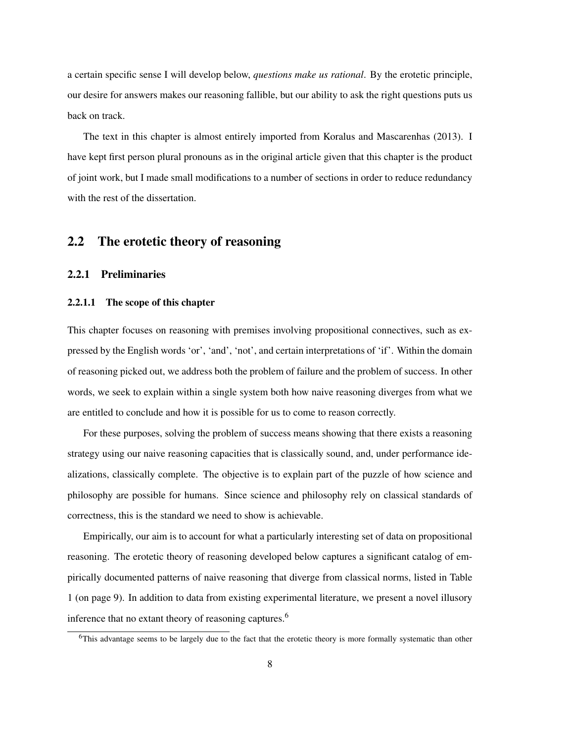a certain specific sense I will develop below, *questions make us rational*. By the erotetic principle, our desire for answers makes our reasoning fallible, but our ability to ask the right questions puts us back on track.

The text in this chapter is almost entirely imported from Koralus and Mascarenhas (2013). I have kept first person plural pronouns as in the original article given that this chapter is the product of joint work, but I made small modifications to a number of sections in order to reduce redundancy with the rest of the dissertation.

## 2.2 The erotetic theory of reasoning

### 2.2.1 Preliminaries

#### 2.2.1.1 The scope of this chapter

This chapter focuses on reasoning with premises involving propositional connectives, such as expressed by the English words 'or', 'and', 'not', and certain interpretations of 'if'. Within the domain of reasoning picked out, we address both the problem of failure and the problem of success. In other words, we seek to explain within a single system both how naive reasoning diverges from what we are entitled to conclude and how it is possible for us to come to reason correctly.

For these purposes, solving the problem of success means showing that there exists a reasoning strategy using our naive reasoning capacities that is classically sound, and, under performance idealizations, classically complete. The objective is to explain part of the puzzle of how science and philosophy are possible for humans. Since science and philosophy rely on classical standards of correctness, this is the standard we need to show is achievable.

Empirically, our aim is to account for what a particularly interesting set of data on propositional reasoning. The erotetic theory of reasoning developed below captures a significant catalog of empirically documented patterns of naive reasoning that diverge from classical norms, listed in Table 1 (on page 9). In addition to data from existing experimental literature, we present a novel illusory inference that no extant theory of reasoning captures.[6]

[6]This advantage seems to be largely due to the fact that the erotetic theory is more formally systematic than other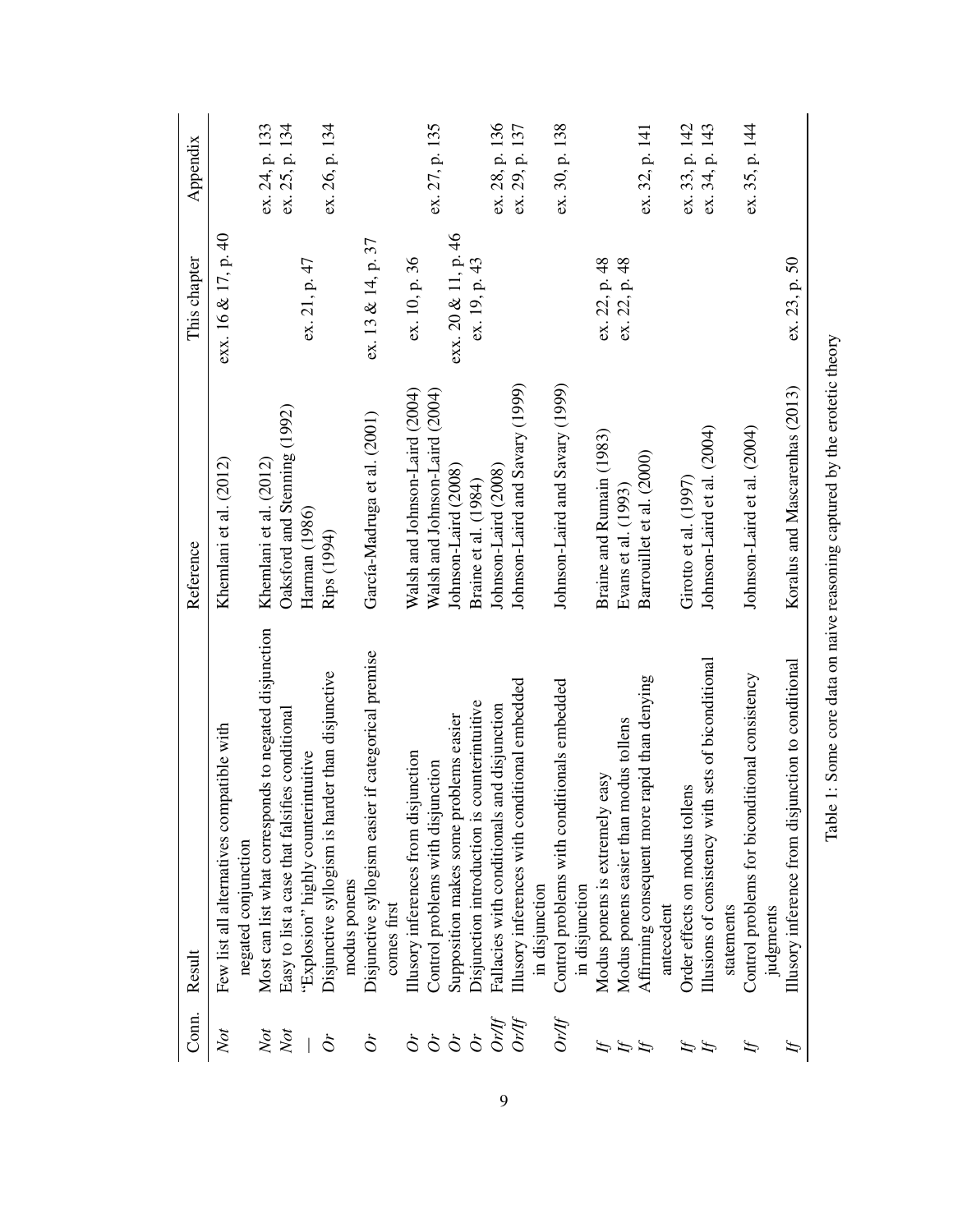| Conn. | Result | Reference | This chapter | Appendix |
|---|---|---|---|---|
| *Not* | Few list all alternatives compatible with negated conjunction | Khemlani et al. (2012) | exx. 16 & 17, p. 40 | |
| *Not* | Most can list what corresponds to negated disjunction | Khemlani et al. (2012) | | ex. 24, p. 133 |
| *Not* | Easy to list a case that falsifies conditional | Oaksford and Stenning (1992) | | ex. 25, p. 134 |
| — | "Explosion" highly counterintuitive | Harman (1986) | ex. 21, p. 47 | |
| *Or* | Disjunctive syllogism is harder than disjunctive modus ponens | Rips (1994) | | ex. 26, p. 134 |
| *Or* | Disjunctive syllogism easier if categorical premise comes first | García-Madruga et al. (2001) | ex. 13 & 14, p. 37 | |
| *Or* | Illusory inferences from disjunction | Walsh and Johnson-Laird (2004) | ex. 10, p. 36 | |
| *Or* | Control problems with disjunction | Walsh and Johnson-Laird (2004) | | ex. 27, p. 135 |
| *Or* | Supposition makes some problems easier | Johnson-Laird (2008) | exx. 20 & 11, p. 46 | |
| *Or* | Disjunction introduction is counterintuitive | Braine et al. (1984) | ex. 19, p. 43 | |
| *Or/If* | Fallacies with conditionals and disjunction | Johnson-Laird (2008) | | ex. 28, p. 136 |
| *Or/If* | Illusory inferences with conditional embedded in disjunction | Johnson-Laird and Savary (1999) | | ex. 29, p. 137 |
| *Or/If* | Control problems with conditionals embedded in disjunction | Johnson-Laird and Savary (1999) | | ex. 30, p. 138 |
| *If* | Modus ponens is extremely easy | Braine and Rumain (1983) | ex. 22, p. 48 | |
| *If* | Modus ponens easier than modus tollens | Evans et al. (1993) | ex. 22, p. 48 | |
| *If* | Affirming consequent more rapid than denying antecedent | Barrouillet et al. (2000) | | ex. 32, p. 141 |
| *If* | Order effects on modus tollens | Girotto et al. (1997) | | ex. 33, p. 142 |
| *If* | Illusions of consistency with sets of biconditional statements | Johnson-Laird et al. (2004) | | ex. 34, p. 143 |
| *If* | Control problems for biconditional consistency judgments | Johnson-Laird et al. (2004) | | ex. 35, p. 144 |
| *If* | Illusory inference from disjunction to conditional | Koralus and Mascarenhas (2013) | ex. 23, p. 50 | |

Table 1: Some core data on naive reasoning captured by the erotetic theory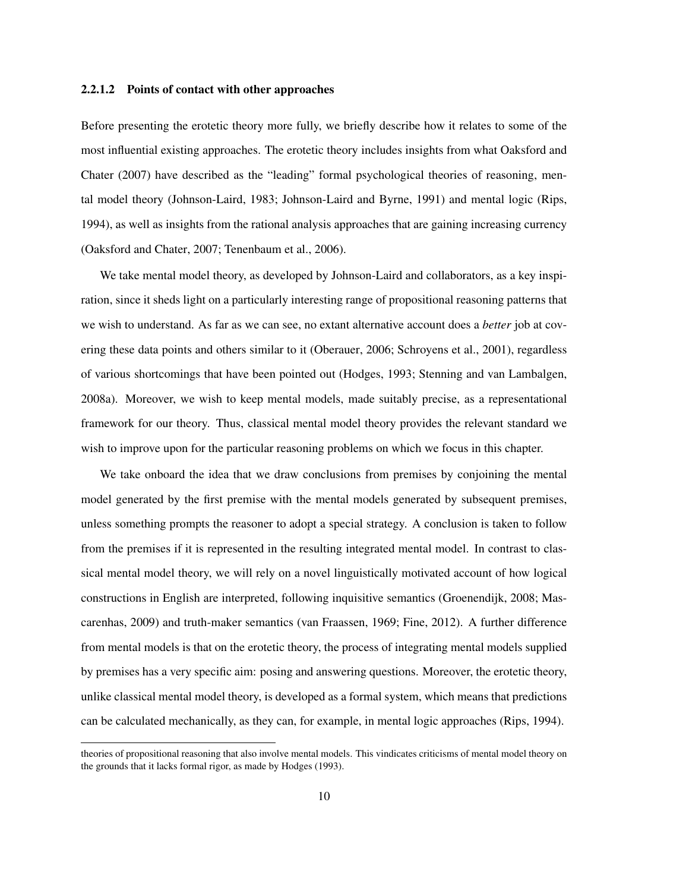#### 2.2.1.2 Points of contact with other approaches

Before presenting the erotetic theory more fully, we briefly describe how it relates to some of the most influential existing approaches. The erotetic theory includes insights from what Oaksford and Chater (2007) have described as the "leading" formal psychological theories of reasoning, mental model theory (Johnson-Laird, 1983; Johnson-Laird and Byrne, 1991) and mental logic (Rips, 1994), as well as insights from the rational analysis approaches that are gaining increasing currency (Oaksford and Chater, 2007; Tenenbaum et al., 2006).

We take mental model theory, as developed by Johnson-Laird and collaborators, as a key inspiration, since it sheds light on a particularly interesting range of propositional reasoning patterns that we wish to understand. As far as we can see, no extant alternative account does a *better* job at covering these data points and others similar to it (Oberauer, 2006; Schroyens et al., 2001), regardless of various shortcomings that have been pointed out (Hodges, 1993; Stenning and van Lambalgen, 2008a). Moreover, we wish to keep mental models, made suitably precise, as a representational framework for our theory. Thus, classical mental model theory provides the relevant standard we wish to improve upon for the particular reasoning problems on which we focus in this chapter.

We take onboard the idea that we draw conclusions from premises by conjoining the mental model generated by the first premise with the mental models generated by subsequent premises, unless something prompts the reasoner to adopt a special strategy. A conclusion is taken to follow from the premises if it is represented in the resulting integrated mental model. In contrast to classical mental model theory, we will rely on a novel linguistically motivated account of how logical constructions in English are interpreted, following inquisitive semantics (Groenendijk, 2008; Mascarenhas, 2009) and truth-maker semantics (van Fraassen, 1969; Fine, 2012). A further difference from mental models is that on the erotetic theory, the process of integrating mental models supplied by premises has a very specific aim: posing and answering questions. Moreover, the erotetic theory, unlike classical mental model theory, is developed as a formal system, which means that predictions can be calculated mechanically, as they can, for example, in mental logic approaches (Rips, 1994).

theories of propositional reasoning that also involve mental models. This vindicates criticisms of mental model theory on the grounds that it lacks formal rigor, as made by Hodges (1993).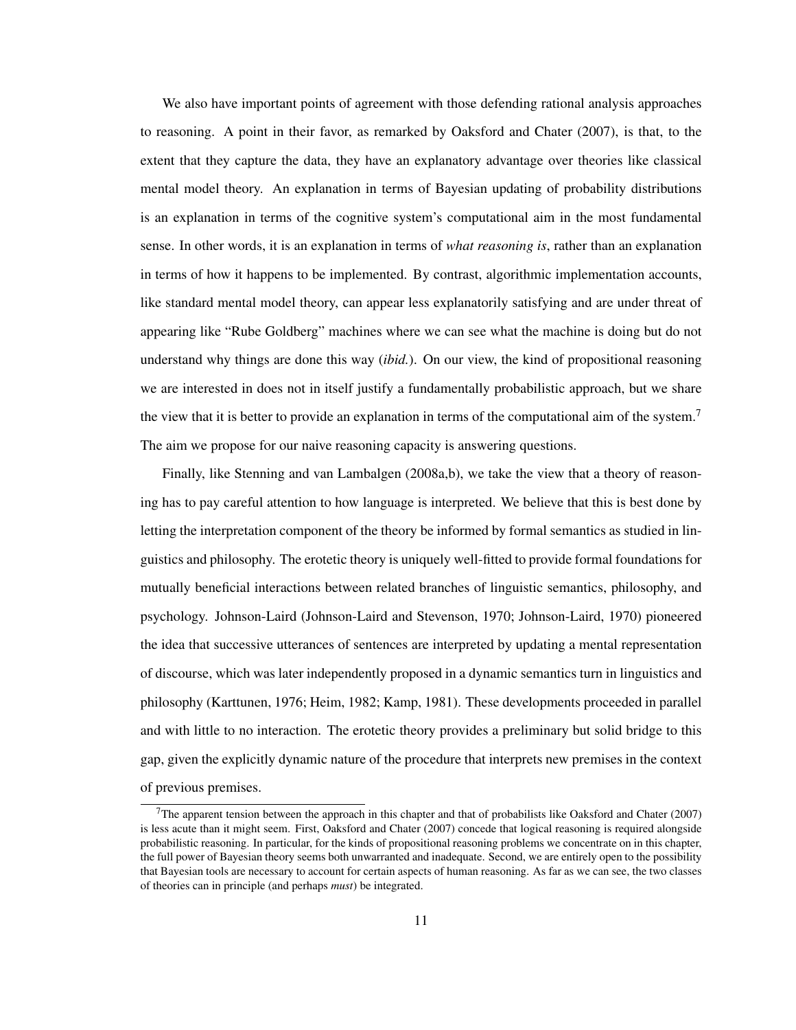We also have important points of agreement with those defending rational analysis approaches to reasoning. A point in their favor, as remarked by Oaksford and Chater (2007), is that, to the extent that they capture the data, they have an explanatory advantage over theories like classical mental model theory. An explanation in terms of Bayesian updating of probability distributions is an explanation in terms of the cognitive system's computational aim in the most fundamental sense. In other words, it is an explanation in terms of *what reasoning is*, rather than an explanation in terms of how it happens to be implemented. By contrast, algorithmic implementation accounts, like standard mental model theory, can appear less explanatorily satisfying and are under threat of appearing like "Rube Goldberg" machines where we can see what the machine is doing but do not understand why things are done this way (*ibid.*). On our view, the kind of propositional reasoning we are interested in does not in itself justify a fundamentally probabilistic approach, but we share the view that it is better to provide an explanation in terms of the computational aim of the system.[7] The aim we propose for our naive reasoning capacity is answering questions.

Finally, like Stenning and van Lambalgen (2008a,b), we take the view that a theory of reasoning has to pay careful attention to how language is interpreted. We believe that this is best done by letting the interpretation component of the theory be informed by formal semantics as studied in linguistics and philosophy. The erotetic theory is uniquely well-fitted to provide formal foundations for mutually beneficial interactions between related branches of linguistic semantics, philosophy, and psychology. Johnson-Laird (Johnson-Laird and Stevenson, 1970; Johnson-Laird, 1970) pioneered the idea that successive utterances of sentences are interpreted by updating a mental representation of discourse, which was later independently proposed in a dynamic semantics turn in linguistics and philosophy (Karttunen, 1976; Heim, 1982; Kamp, 1981). These developments proceeded in parallel and with little to no interaction. The erotetic theory provides a preliminary but solid bridge to this gap, given the explicitly dynamic nature of the procedure that interprets new premises in the context of previous premises.

[7] The apparent tension between the approach in this chapter and that of probabilists like Oaksford and Chater (2007) is less acute than it might seem. First, Oaksford and Chater (2007) concede that logical reasoning is required alongside probabilistic reasoning. In particular, for the kinds of propositional reasoning problems we concentrate on in this chapter, the full power of Bayesian theory seems both unwarranted and inadequate. Second, we are entirely open to the possibility that Bayesian tools are necessary to account for certain aspects of human reasoning. As far as we can see, the two classes of theories can in principle (and perhaps *must*) be integrated.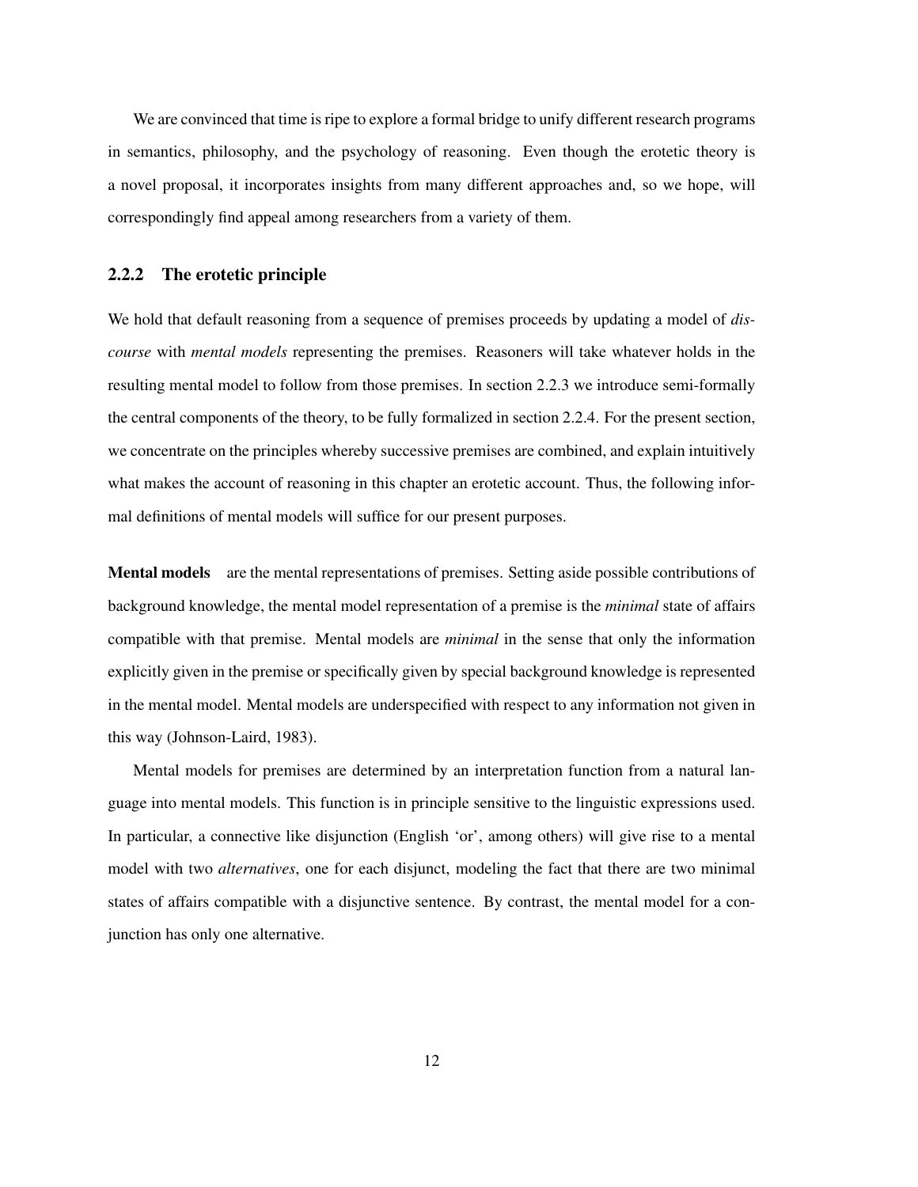We are convinced that time is ripe to explore a formal bridge to unify different research programs in semantics, philosophy, and the psychology of reasoning. Even though the erotetic theory is a novel proposal, it incorporates insights from many different approaches and, so we hope, will correspondingly find appeal among researchers from a variety of them.

### 2.2.2 The erotetic principle

We hold that default reasoning from a sequence of premises proceeds by updating a model of *discourse* with *mental models* representing the premises. Reasoners will take whatever holds in the resulting mental model to follow from those premises. In section 2.2.3 we introduce semi-formally the central components of the theory, to be fully formalized in section 2.2.4. For the present section, we concentrate on the principles whereby successive premises are combined, and explain intuitively what makes the account of reasoning in this chapter an erotetic account. Thus, the following informal definitions of mental models will suffice for our present purposes.

**Mental models** are the mental representations of premises. Setting aside possible contributions of background knowledge, the mental model representation of a premise is the *minimal* state of affairs compatible with that premise. Mental models are *minimal* in the sense that only the information explicitly given in the premise or specifically given by special background knowledge is represented in the mental model. Mental models are underspecified with respect to any information not given in this way (Johnson-Laird, 1983).

Mental models for premises are determined by an interpretation function from a natural language into mental models. This function is in principle sensitive to the linguistic expressions used. In particular, a connective like disjunction (English 'or', among others) will give rise to a mental model with two *alternatives*, one for each disjunct, modeling the fact that there are two minimal states of affairs compatible with a disjunctive sentence. By contrast, the mental model for a conjunction has only one alternative.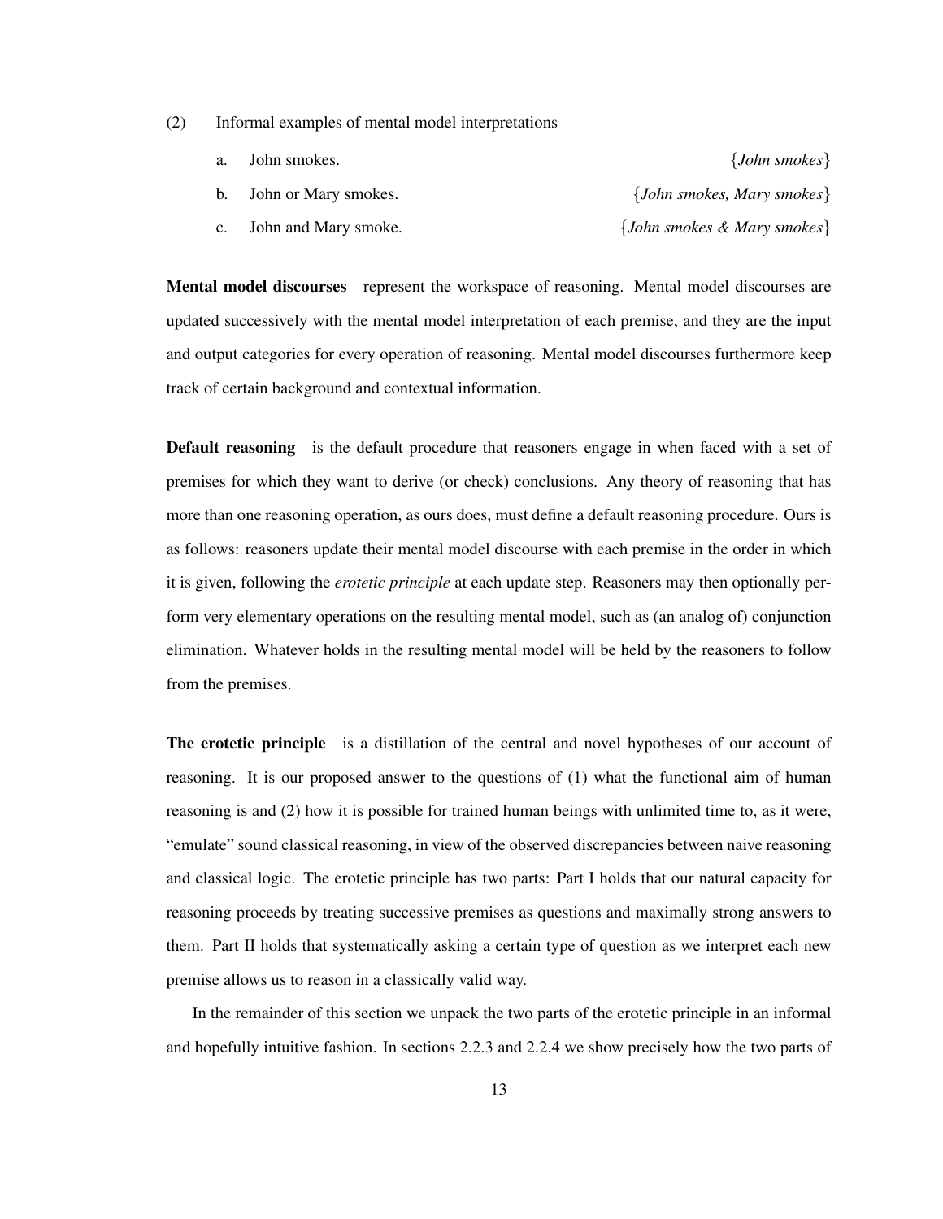(2) Informal examples of mental model interpretations

a. John smokes. $\{$*John smokes*$\}$

b. John or Mary smokes. $\{$*John smokes, Mary smokes*$\}$

c. John and Mary smoke. $\{$*John smokes & Mary smokes*$\}$

**Mental model discourses** represent the workspace of reasoning. Mental model discourses are updated successively with the mental model interpretation of each premise, and they are the input and output categories for every operation of reasoning. Mental model discourses furthermore keep track of certain background and contextual information.

**Default reasoning** is the default procedure that reasoners engage in when faced with a set of premises for which they want to derive (or check) conclusions. Any theory of reasoning that has more than one reasoning operation, as ours does, must define a default reasoning procedure. Ours is as follows: reasoners update their mental model discourse with each premise in the order in which it is given, following the *erotetic principle* at each update step. Reasoners may then optionally perform very elementary operations on the resulting mental model, such as (an analog of) conjunction elimination. Whatever holds in the resulting mental model will be held by the reasoners to follow from the premises.

**The erotetic principle** is a distillation of the central and novel hypotheses of our account of reasoning. It is our proposed answer to the questions of (1) what the functional aim of human reasoning is and (2) how it is possible for trained human beings with unlimited time to, as it were, "emulate" sound classical reasoning, in view of the observed discrepancies between naive reasoning and classical logic. The erotetic principle has two parts: Part I holds that our natural capacity for reasoning proceeds by treating successive premises as questions and maximally strong answers to them. Part II holds that systematically asking a certain type of question as we interpret each new premise allows us to reason in a classically valid way.

In the remainder of this section we unpack the two parts of the erotetic principle in an informal and hopefully intuitive fashion. In sections 2.2.3 and 2.2.4 we show precisely how the two parts of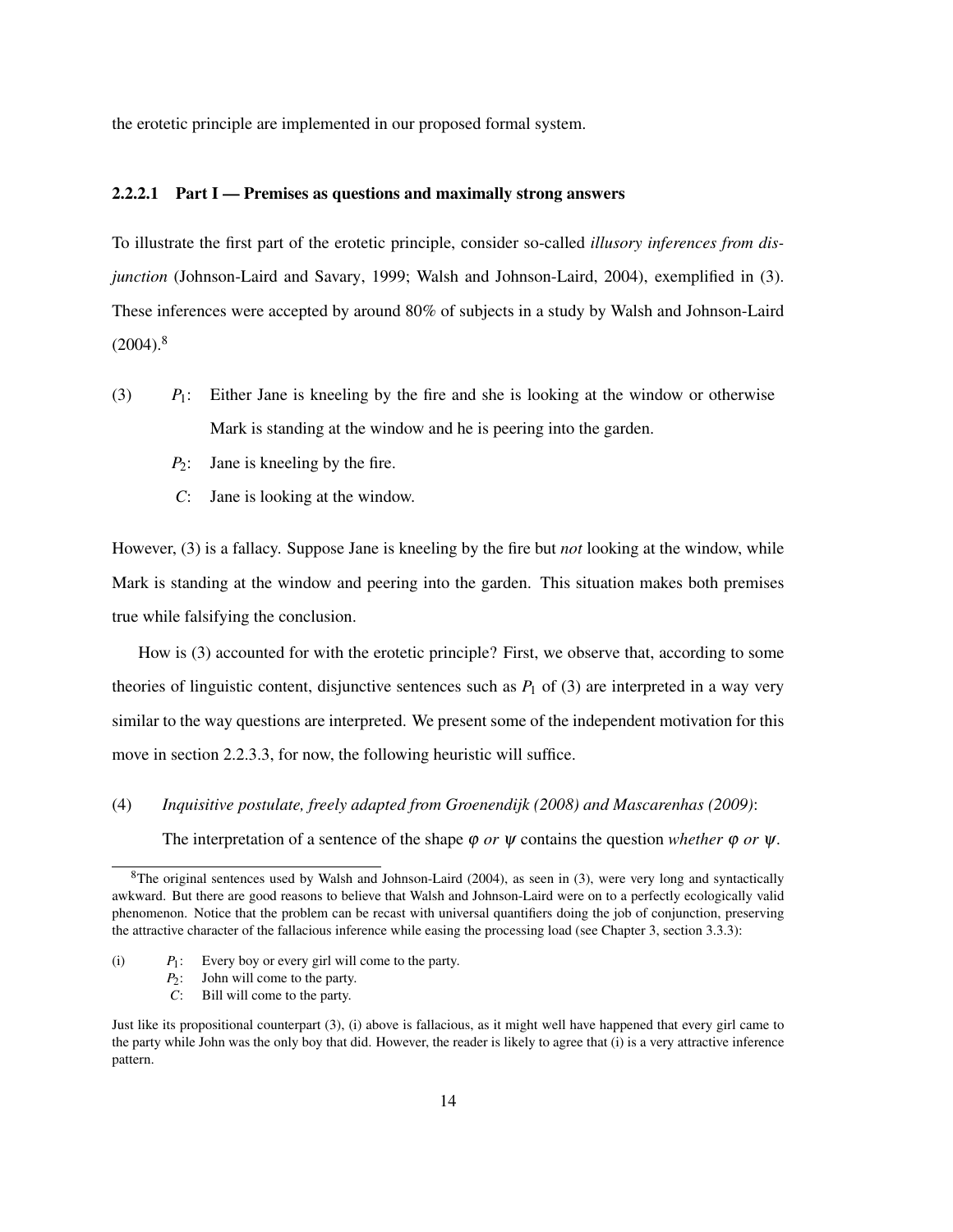the erotetic principle are implemented in our proposed formal system.

#### 2.2.2.1 Part I — Premises as questions and maximally strong answers

To illustrate the first part of the erotetic principle, consider so-called *illusory inferences from disjunction* (Johnson-Laird and Savary, 1999; Walsh and Johnson-Laird, 2004), exemplified in (3). These inferences were accepted by around 80% of subjects in a study by Walsh and Johnson-Laird (2004).[8]

(3) $P_1$: Either Jane is kneeling by the fire and she is looking at the window or otherwise Mark is standing at the window and he is peering into the garden.

$P_2$: Jane is kneeling by the fire.

$C$: Jane is looking at the window.

However, (3) is a fallacy. Suppose Jane is kneeling by the fire but *not* looking at the window, while Mark is standing at the window and peering into the garden. This situation makes both premises true while falsifying the conclusion.

How is (3) accounted for with the erotetic principle? First, we observe that, according to some theories of linguistic content, disjunctive sentences such as $P_1$ of (3) are interpreted in a way very similar to the way questions are interpreted. We present some of the independent motivation for this move in section 2.2.3.3, for now, the following heuristic will suffice.

(4) *Inquisitive postulate, freely adapted from Groenendijk (2008) and Mascarenhas (2009)*:

The interpretation of a sentence of the shape $\varphi$ *or* $\psi$ contains the question *whether* $\varphi$ *or* $\psi$.

---

[8] The original sentences used by Walsh and Johnson-Laird (2004), as seen in (3), were very long and syntactically awkward. But there are good reasons to believe that Walsh and Johnson-Laird were on to a perfectly ecologically valid phenomenon. Notice that the problem can be recast with universal quantifiers doing the job of conjunction, preserving the attractive character of the fallacious inference while easing the processing load (see Chapter 3, section 3.3.3):

(i) $P_1$: Every boy or every girl will come to the party.

$P_2$: John will come to the party.

$C$: Bill will come to the party.

Just like its propositional counterpart (3), (i) above is fallacious, as it might well have happened that every girl came to the party while John was the only boy that did. However, the reader is likely to agree that (i) is a very attractive inference pattern.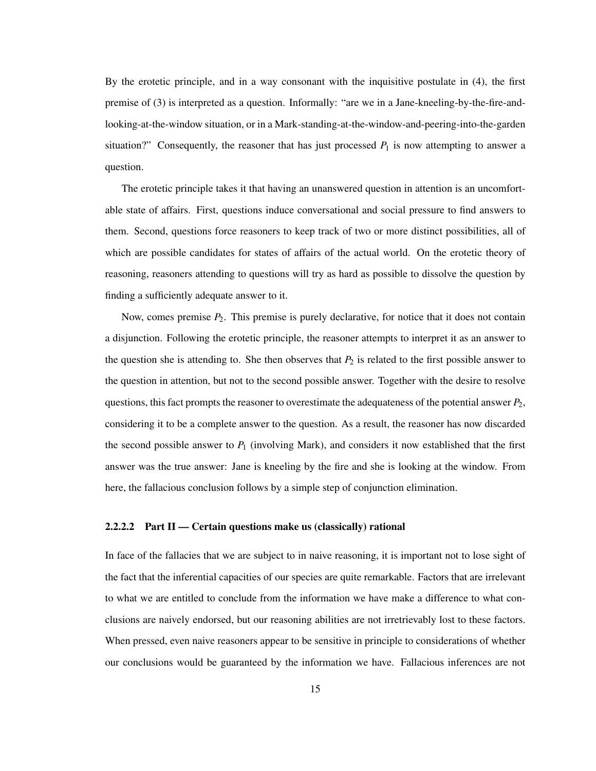By the erotetic principle, and in a way consonant with the inquisitive postulate in (4), the first premise of (3) is interpreted as a question. Informally: "are we in a Jane-kneeling-by-the-fire-and-looking-at-the-window situation, or in a Mark-standing-at-the-window-and-peering-into-the-garden situation?" Consequently, the reasoner that has just processed $P_1$ is now attempting to answer a question.

The erotetic principle takes it that having an unanswered question in attention is an uncomfortable state of affairs. First, questions induce conversational and social pressure to find answers to them. Second, questions force reasoners to keep track of two or more distinct possibilities, all of which are possible candidates for states of affairs of the actual world. On the erotetic theory of reasoning, reasoners attending to questions will try as hard as possible to dissolve the question by finding a sufficiently adequate answer to it.

Now, comes premise $P_2$. This premise is purely declarative, for notice that it does not contain a disjunction. Following the erotetic principle, the reasoner attempts to interpret it as an answer to the question she is attending to. She then observes that $P_2$ is related to the first possible answer to the question in attention, but not to the second possible answer. Together with the desire to resolve questions, this fact prompts the reasoner to overestimate the adequateness of the potential answer $P_2$, considering it to be a complete answer to the question. As a result, the reasoner has now discarded the second possible answer to $P_1$ (involving Mark), and considers it now established that the first answer was the true answer: Jane is kneeling by the fire and she is looking at the window. From here, the fallacious conclusion follows by a simple step of conjunction elimination.

#### 2.2.2.2 Part II — Certain questions make us (classically) rational

In face of the fallacies that we are subject to in naive reasoning, it is important not to lose sight of the fact that the inferential capacities of our species are quite remarkable. Factors that are irrelevant to what we are entitled to conclude from the information we have make a difference to what conclusions are naively endorsed, but our reasoning abilities are not irretrievably lost to these factors. When pressed, even naive reasoners appear to be sensitive in principle to considerations of whether our conclusions would be guaranteed by the information we have. Fallacious inferences are not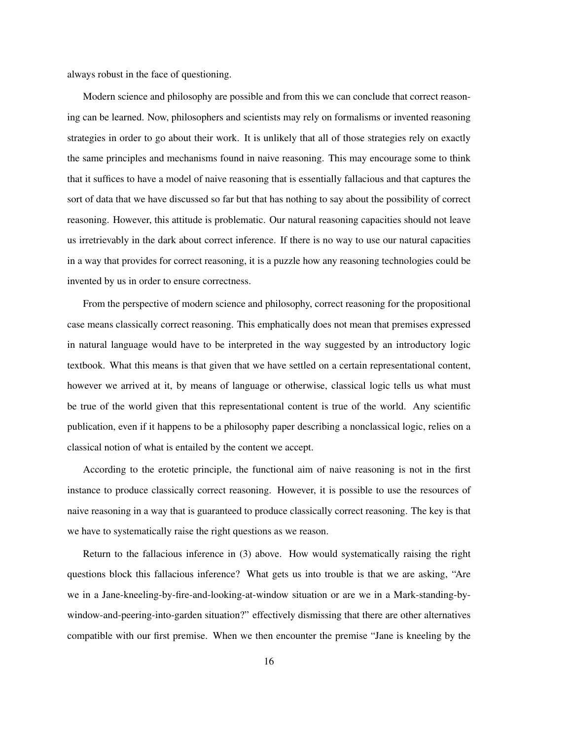always robust in the face of questioning.

Modern science and philosophy are possible and from this we can conclude that correct reasoning can be learned. Now, philosophers and scientists may rely on formalisms or invented reasoning strategies in order to go about their work. It is unlikely that all of those strategies rely on exactly the same principles and mechanisms found in naive reasoning. This may encourage some to think that it suffices to have a model of naive reasoning that is essentially fallacious and that captures the sort of data that we have discussed so far but that has nothing to say about the possibility of correct reasoning. However, this attitude is problematic. Our natural reasoning capacities should not leave us irretrievably in the dark about correct inference. If there is no way to use our natural capacities in a way that provides for correct reasoning, it is a puzzle how any reasoning technologies could be invented by us in order to ensure correctness.

From the perspective of modern science and philosophy, correct reasoning for the propositional case means classically correct reasoning. This emphatically does not mean that premises expressed in natural language would have to be interpreted in the way suggested by an introductory logic textbook. What this means is that given that we have settled on a certain representational content, however we arrived at it, by means of language or otherwise, classical logic tells us what must be true of the world given that this representational content is true of the world. Any scientific publication, even if it happens to be a philosophy paper describing a nonclassical logic, relies on a classical notion of what is entailed by the content we accept.

According to the erotetic principle, the functional aim of naive reasoning is not in the first instance to produce classically correct reasoning. However, it is possible to use the resources of naive reasoning in a way that is guaranteed to produce classically correct reasoning. The key is that we have to systematically raise the right questions as we reason.

Return to the fallacious inference in (3) above. How would systematically raising the right questions block this fallacious inference? What gets us into trouble is that we are asking, "Are we in a Jane-kneeling-by-fire-and-looking-at-window situation or are we in a Mark-standing-by-window-and-peering-into-garden situation?" effectively dismissing that there are other alternatives compatible with our first premise. When we then encounter the premise "Jane is kneeling by the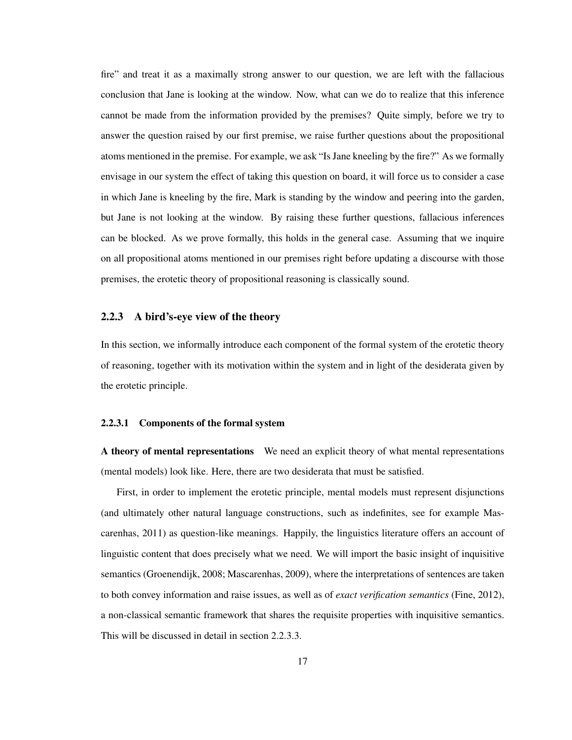fire" and treat it as a maximally strong answer to our question, we are left with the fallacious conclusion that Jane is looking at the window. Now, what can we do to realize that this inference cannot be made from the information provided by the premises? Quite simply, before we try to answer the question raised by our first premise, we raise further questions about the propositional atoms mentioned in the premise. For example, we ask "Is Jane kneeling by the fire?" As we formally envisage in our system the effect of taking this question on board, it will force us to consider a case in which Jane is kneeling by the fire, Mark is standing by the window and peering into the garden, but Jane is not looking at the window. By raising these further questions, fallacious inferences can be blocked. As we prove formally, this holds in the general case. Assuming that we inquire on all propositional atoms mentioned in our premises right before updating a discourse with those premises, the erotetic theory of propositional reasoning is classically sound.

### 2.2.3 A bird's-eye view of the theory

In this section, we informally introduce each component of the formal system of the erotetic theory of reasoning, together with its motivation within the system and in light of the desiderata given by the erotetic principle.

#### 2.2.3.1 Components of the formal system

**A theory of mental representations** We need an explicit theory of what mental representations (mental models) look like. Here, there are two desiderata that must be satisfied.

First, in order to implement the erotetic principle, mental models must represent disjunctions (and ultimately other natural language constructions, such as indefinites, see for example Mascarenhas, 2011) as question-like meanings. Happily, the linguistics literature offers an account of linguistic content that does precisely what we need. We will import the basic insight of inquisitive semantics (Groenendijk, 2008; Mascarenhas, 2009), where the interpretations of sentences are taken to both convey information and raise issues, as well as of *exact verification semantics* (Fine, 2012), a non-classical semantic framework that shares the requisite properties with inquisitive semantics. This will be discussed in detail in section 2.2.3.3.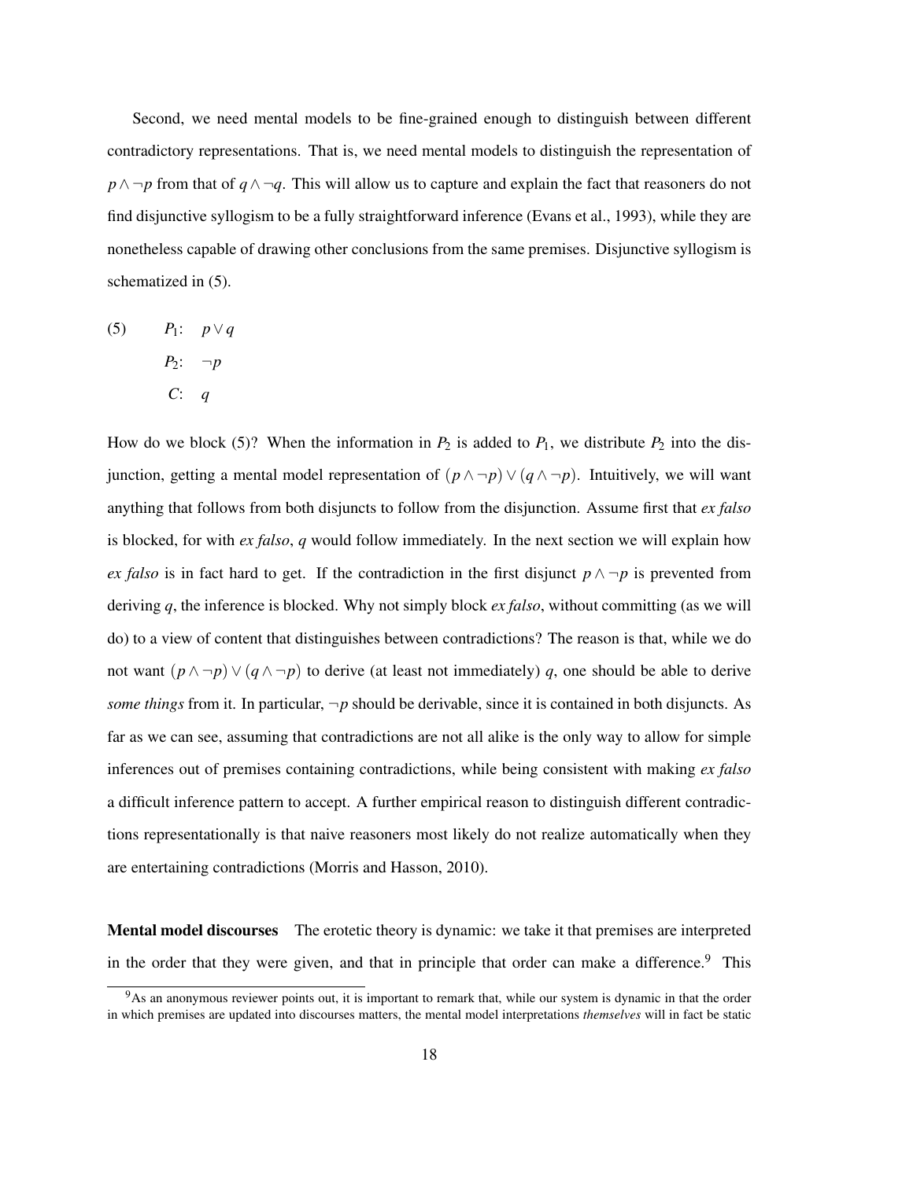Second, we need mental models to be fine-grained enough to distinguish between different contradictory representations. That is, we need mental models to distinguish the representation of $p \wedge \neg p$ from that of $q \wedge \neg q$. This will allow us to capture and explain the fact that reasoners do not find disjunctive syllogism to be a fully straightforward inference (Evans et al., 1993), while they are nonetheless capable of drawing other conclusions from the same premises. Disjunctive syllogism is schematized in (5).

(5) $P_1$: $p \vee q$

$P_2$: $\neg p$

$C$: $q$

How do we block (5)? When the information in $P_2$ is added to $P_1$, we distribute $P_2$ into the disjunction, getting a mental model representation of $(p \wedge \neg p) \vee (q \wedge \neg p)$. Intuitively, we will want anything that follows from both disjuncts to follow from the disjunction. Assume first that *ex falso* is blocked, for with *ex falso*, $q$ would follow immediately. In the next section we will explain how *ex falso* is in fact hard to get. If the contradiction in the first disjunct $p \wedge \neg p$ is prevented from deriving $q$, the inference is blocked. Why not simply block *ex falso*, without committing (as we will do) to a view of content that distinguishes between contradictions? The reason is that, while we do not want $(p \wedge \neg p) \vee (q \wedge \neg p)$ to derive (at least not immediately) $q$, one should be able to derive *some things* from it. In particular, $\neg p$ should be derivable, since it is contained in both disjuncts. As far as we can see, assuming that contradictions are not all alike is the only way to allow for simple inferences out of premises containing contradictions, while being consistent with making *ex falso* a difficult inference pattern to accept. A further empirical reason to distinguish different contradictions representationally is that naive reasoners most likely do not realize automatically when they are entertaining contradictions (Morris and Hasson, 2010).

**Mental model discourses** The erotetic theory is dynamic: we take it that premises are interpreted in the order that they were given, and that in principle that order can make a difference.[9] This

[9] As an anonymous reviewer points out, it is important to remark that, while our system is dynamic in that the order in which premises are updated into discourses matters, the mental model interpretations *themselves* will in fact be static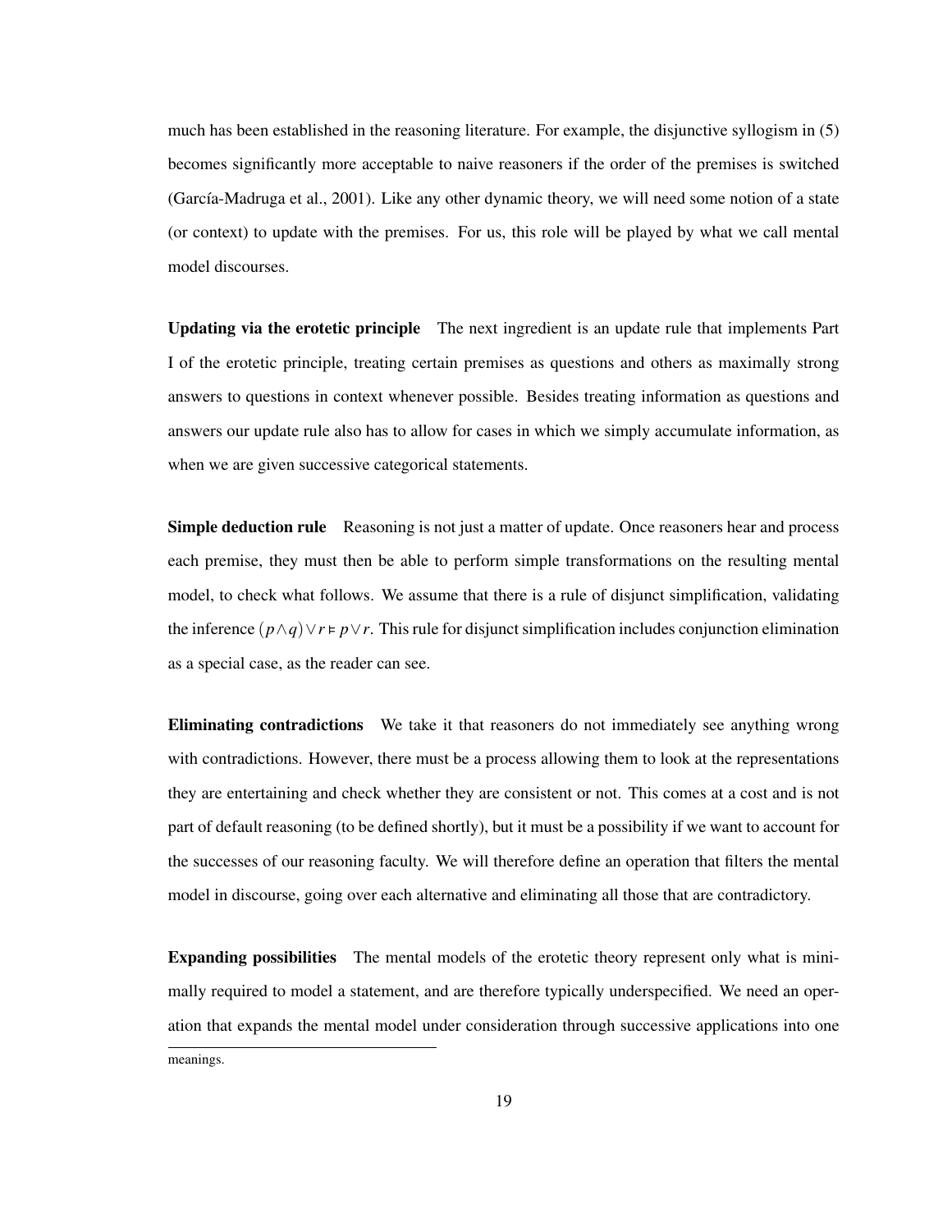much has been established in the reasoning literature. For example, the disjunctive syllogism in (5) becomes significantly more acceptable to naive reasoners if the order of the premises is switched (García-Madruga et al., 2001). Like any other dynamic theory, we will need some notion of a state (or context) to update with the premises. For us, this role will be played by what we call mental model discourses.

**Updating via the erotetic principle** The next ingredient is an update rule that implements Part I of the erotetic principle, treating certain premises as questions and others as maximally strong answers to questions in context whenever possible. Besides treating information as questions and answers our update rule also has to allow for cases in which we simply accumulate information, as when we are given successive categorical statements.

**Simple deduction rule** Reasoning is not just a matter of update. Once reasoners hear and process each premise, they must then be able to perform simple transformations on the resulting mental model, to check what follows. We assume that there is a rule of disjunct simplification, validating the inference $(p \wedge q) \vee r \vDash p \vee r$. This rule for disjunct simplification includes conjunction elimination as a special case, as the reader can see.

**Eliminating contradictions** We take it that reasoners do not immediately see anything wrong with contradictions. However, there must be a process allowing them to look at the representations they are entertaining and check whether they are consistent or not. This comes at a cost and is not part of default reasoning (to be defined shortly), but it must be a possibility if we want to account for the successes of our reasoning faculty. We will therefore define an operation that filters the mental model in discourse, going over each alternative and eliminating all those that are contradictory.

**Expanding possibilities** The mental models of the erotetic theory represent only what is minimally required to model a statement, and are therefore typically underspecified. We need an operation that expands the mental model under consideration through successive applications into one

meanings.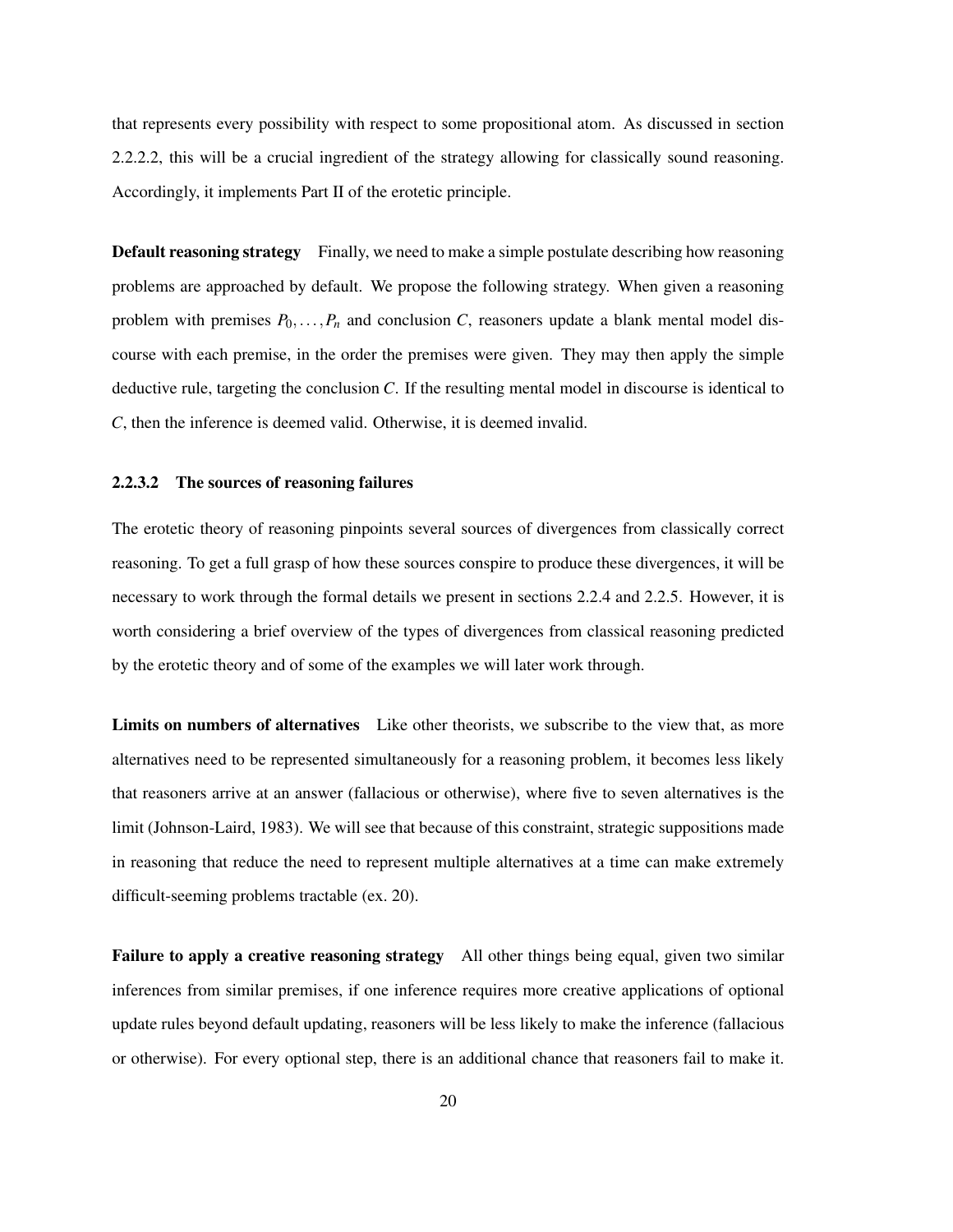that represents every possibility with respect to some propositional atom. As discussed in section 2.2.2.2, this will be a crucial ingredient of the strategy allowing for classically sound reasoning. Accordingly, it implements Part II of the erotetic principle.

**Default reasoning strategy** Finally, we need to make a simple postulate describing how reasoning problems are approached by default. We propose the following strategy. When given a reasoning problem with premises $P_0, \ldots, P_n$ and conclusion $C$, reasoners update a blank mental model discourse with each premise, in the order the premises were given. They may then apply the simple deductive rule, targeting the conclusion $C$. If the resulting mental model in discourse is identical to $C$, then the inference is deemed valid. Otherwise, it is deemed invalid.

#### 2.2.3.2 The sources of reasoning failures

The erotetic theory of reasoning pinpoints several sources of divergences from classically correct reasoning. To get a full grasp of how these sources conspire to produce these divergences, it will be necessary to work through the formal details we present in sections 2.2.4 and 2.2.5. However, it is worth considering a brief overview of the types of divergences from classical reasoning predicted by the erotetic theory and of some of the examples we will later work through.

**Limits on numbers of alternatives** Like other theorists, we subscribe to the view that, as more alternatives need to be represented simultaneously for a reasoning problem, it becomes less likely that reasoners arrive at an answer (fallacious or otherwise), where five to seven alternatives is the limit (Johnson-Laird, 1983). We will see that because of this constraint, strategic suppositions made in reasoning that reduce the need to represent multiple alternatives at a time can make extremely difficult-seeming problems tractable (ex. 20).

**Failure to apply a creative reasoning strategy** All other things being equal, given two similar inferences from similar premises, if one inference requires more creative applications of optional update rules beyond default updating, reasoners will be less likely to make the inference (fallacious or otherwise). For every optional step, there is an additional chance that reasoners fail to make it.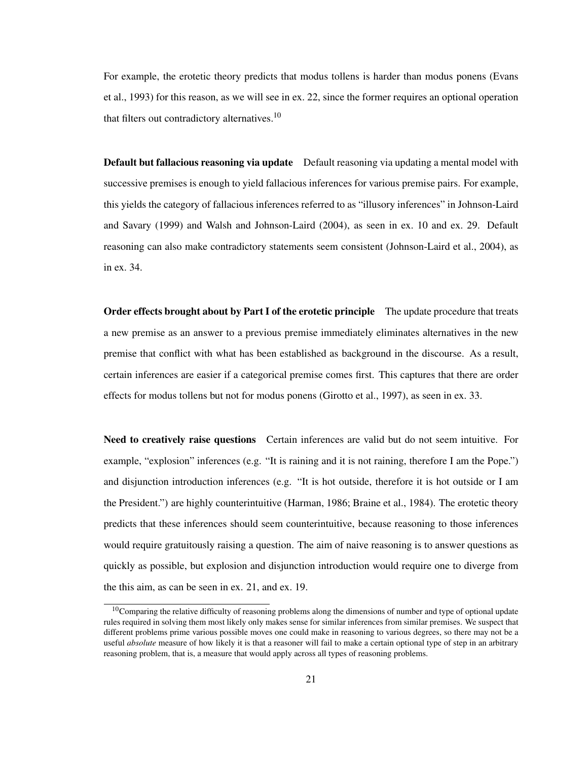For example, the erotetic theory predicts that modus tollens is harder than modus ponens (Evans et al., 1993) for this reason, as we will see in ex. 22, since the former requires an optional operation that filters out contradictory alternatives.[10]

**Default but fallacious reasoning via update** Default reasoning via updating a mental model with successive premises is enough to yield fallacious inferences for various premise pairs. For example, this yields the category of fallacious inferences referred to as "illusory inferences" in Johnson-Laird and Savary (1999) and Walsh and Johnson-Laird (2004), as seen in ex. 10 and ex. 29. Default reasoning can also make contradictory statements seem consistent (Johnson-Laird et al., 2004), as in ex. 34.

**Order effects brought about by Part I of the erotetic principle** The update procedure that treats a new premise as an answer to a previous premise immediately eliminates alternatives in the new premise that conflict with what has been established as background in the discourse. As a result, certain inferences are easier if a categorical premise comes first. This captures that there are order effects for modus tollens but not for modus ponens (Girotto et al., 1997), as seen in ex. 33.

**Need to creatively raise questions** Certain inferences are valid but do not seem intuitive. For example, "explosion" inferences (e.g. "It is raining and it is not raining, therefore I am the Pope.") and disjunction introduction inferences (e.g. "It is hot outside, therefore it is hot outside or I am the President.") are highly counterintuitive (Harman, 1986; Braine et al., 1984). The erotetic theory predicts that these inferences should seem counterintuitive, because reasoning to those inferences would require gratuitously raising a question. The aim of naive reasoning is to answer questions as quickly as possible, but explosion and disjunction introduction would require one to diverge from the this aim, as can be seen in ex. 21, and ex. 19.

[10] Comparing the relative difficulty of reasoning problems along the dimensions of number and type of optional update rules required in solving them most likely only makes sense for similar inferences from similar premises. We suspect that different problems prime various possible moves one could make in reasoning to various degrees, so there may not be a useful *absolute* measure of how likely it is that a reasoner will fail to make a certain optional type of step in an arbitrary reasoning problem, that is, a measure that would apply across all types of reasoning problems.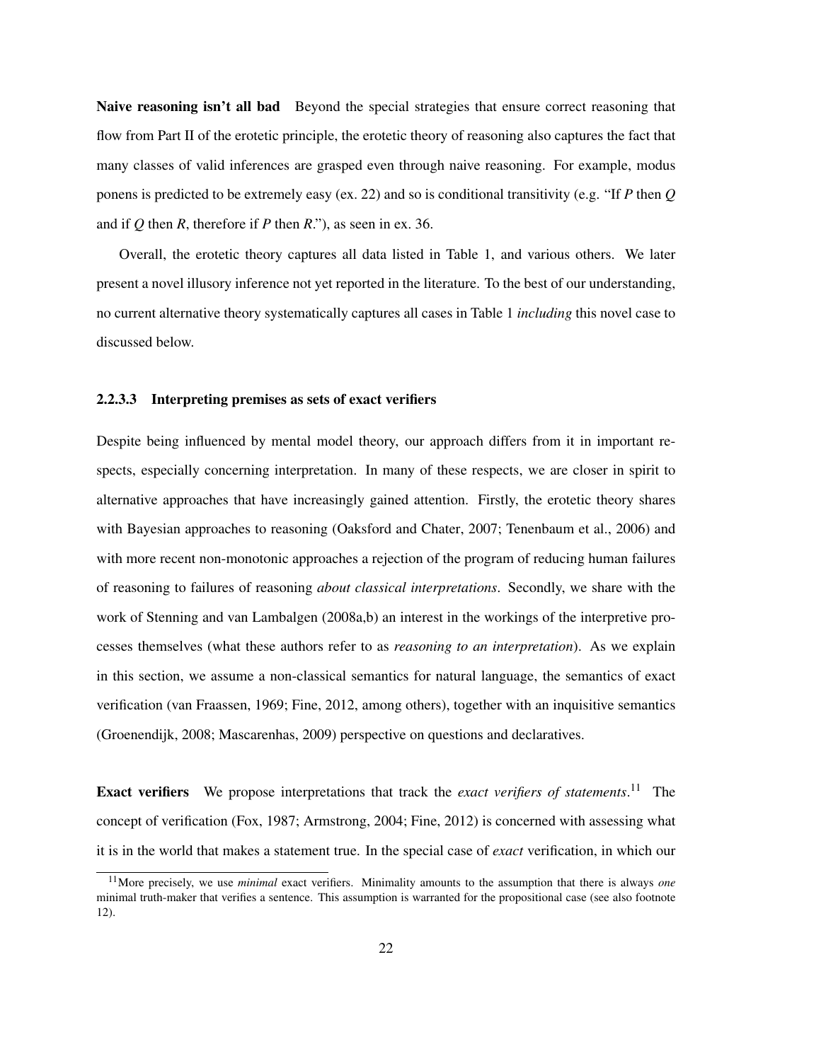**Naive reasoning isn't all bad** Beyond the special strategies that ensure correct reasoning that flow from Part II of the erotetic principle, the erotetic theory of reasoning also captures the fact that many classes of valid inferences are grasped even through naive reasoning. For example, modus ponens is predicted to be extremely easy (ex. 22) and so is conditional transitivity (e.g. "If *P* then *Q* and if *Q* then *R*, therefore if *P* then *R*."), as seen in ex. 36.

Overall, the erotetic theory captures all data listed in Table 1, and various others. We later present a novel illusory inference not yet reported in the literature. To the best of our understanding, no current alternative theory systematically captures all cases in Table 1 *including* this novel case to discussed below.

#### 2.2.3.3 Interpreting premises as sets of exact verifiers

Despite being influenced by mental model theory, our approach differs from it in important respects, especially concerning interpretation. In many of these respects, we are closer in spirit to alternative approaches that have increasingly gained attention. Firstly, the erotetic theory shares with Bayesian approaches to reasoning (Oaksford and Chater, 2007; Tenenbaum et al., 2006) and with more recent non-monotonic approaches a rejection of the program of reducing human failures of reasoning to failures of reasoning *about classical interpretations*. Secondly, we share with the work of Stenning and van Lambalgen (2008a,b) an interest in the workings of the interpretive processes themselves (what these authors refer to as *reasoning to an interpretation*). As we explain in this section, we assume a non-classical semantics for natural language, the semantics of exact verification (van Fraassen, 1969; Fine, 2012, among others), together with an inquisitive semantics (Groenendijk, 2008; Mascarenhas, 2009) perspective on questions and declaratives.

**Exact verifiers** We propose interpretations that track the *exact verifiers of statements*.[11] The concept of verification (Fox, 1987; Armstrong, 2004; Fine, 2012) is concerned with assessing what it is in the world that makes a statement true. In the special case of *exact* verification, in which our

[11] More precisely, we use *minimal* exact verifiers. Minimality amounts to the assumption that there is always *one* minimal truth-maker that verifies a sentence. This assumption is warranted for the propositional case (see also footnote 12).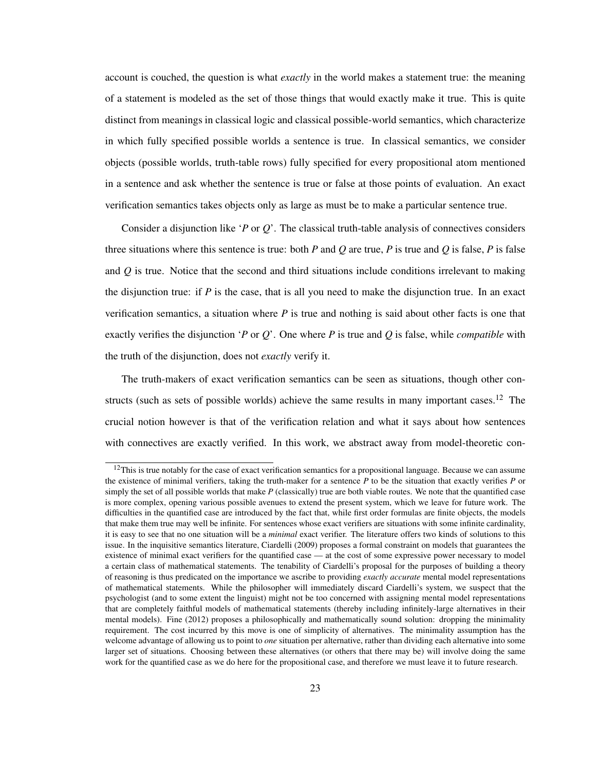account is couched, the question is what *exactly* in the world makes a statement true: the meaning of a statement is modeled as the set of those things that would exactly make it true. This is quite distinct from meanings in classical logic and classical possible-world semantics, which characterize in which fully specified possible worlds a sentence is true. In classical semantics, we consider objects (possible worlds, truth-table rows) fully specified for every propositional atom mentioned in a sentence and ask whether the sentence is true or false at those points of evaluation. An exact verification semantics takes objects only as large as must be to make a particular sentence true.

Consider a disjunction like '*P* or *Q*'. The classical truth-table analysis of connectives considers three situations where this sentence is true: both *P* and *Q* are true, *P* is true and *Q* is false, *P* is false and *Q* is true. Notice that the second and third situations include conditions irrelevant to making the disjunction true: if *P* is the case, that is all you need to make the disjunction true. In an exact verification semantics, a situation where *P* is true and nothing is said about other facts is one that exactly verifies the disjunction '*P* or *Q*'. One where *P* is true and *Q* is false, while *compatible* with the truth of the disjunction, does not *exactly* verify it.

The truth-makers of exact verification semantics can be seen as situations, though other constructs (such as sets of possible worlds) achieve the same results in many important cases.[12] The crucial notion however is that of the verification relation and what it says about how sentences with connectives are exactly verified. In this work, we abstract away from model-theoretic con-

[12]This is true notably for the case of exact verification semantics for a propositional language. Because we can assume the existence of minimal verifiers, taking the truth-maker for a sentence *P* to be the situation that exactly verifies *P* or simply the set of all possible worlds that make *P* (classically) true are both viable routes. We note that the quantified case is more complex, opening various possible avenues to extend the present system, which we leave for future work. The difficulties in the quantified case are introduced by the fact that, while first order formulas are finite objects, the models that make them true may well be infinite. For sentences whose exact verifiers are situations with some infinite cardinality, it is easy to see that no one situation will be a *minimal* exact verifier. The literature offers two kinds of solutions to this issue. In the inquisitive semantics literature, Ciardelli (2009) proposes a formal constraint on models that guarantees the existence of minimal exact verifiers for the quantified case — at the cost of some expressive power necessary to model a certain class of mathematical statements. The tenability of Ciardelli's proposal for the purposes of building a theory of reasoning is thus predicated on the importance we ascribe to providing *exactly accurate* mental model representations of mathematical statements. While the philosopher will immediately discard Ciardelli's system, we suspect that the psychologist (and to some extent the linguist) might not be too concerned with assigning mental model representations that are completely faithful models of mathematical statements (thereby including infinitely-large alternatives in their mental models). Fine (2012) proposes a philosophically and mathematically sound solution: dropping the minimality requirement. The cost incurred by this move is one of simplicity of alternatives. The minimality assumption has the welcome advantage of allowing us to point to *one* situation per alternative, rather than dividing each alternative into some larger set of situations. Choosing between these alternatives (or others that there may be) will involve doing the same work for the quantified case as we do here for the propositional case, and therefore we must leave it to future research.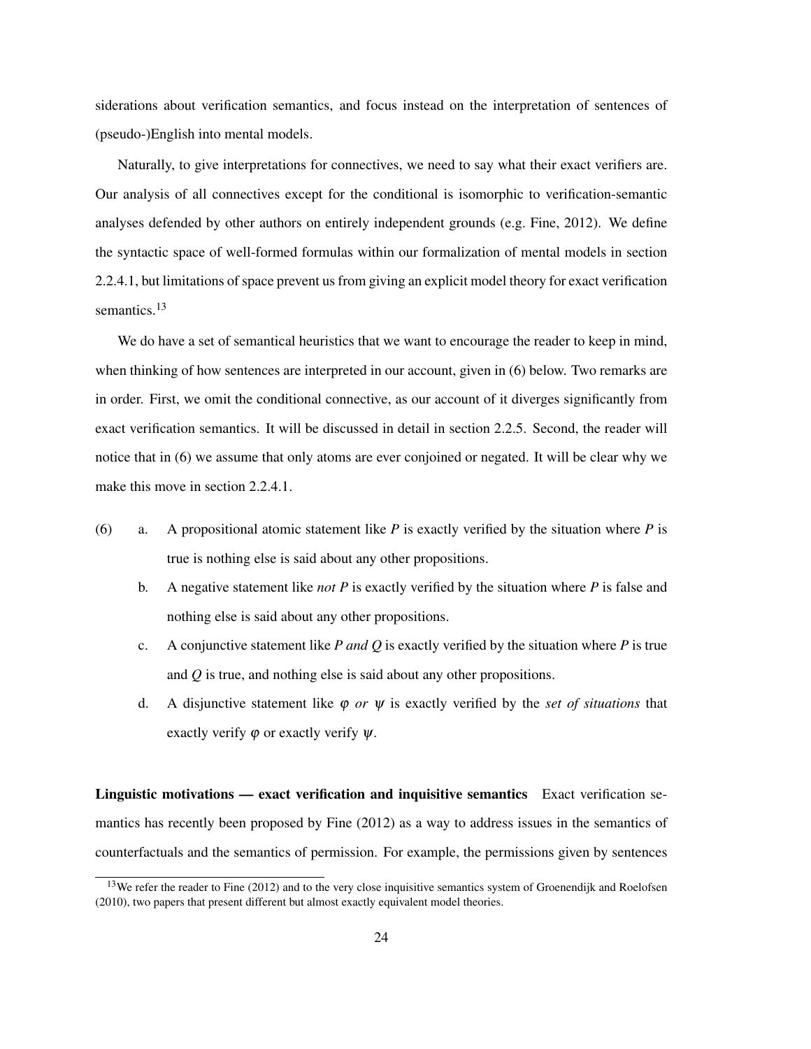siderations about verification semantics, and focus instead on the interpretation of sentences of (pseudo-)English into mental models.

Naturally, to give interpretations for connectives, we need to say what their exact verifiers are. Our analysis of all connectives except for the conditional is isomorphic to verification-semantic analyses defended by other authors on entirely independent grounds (e.g. Fine, 2012). We define the syntactic space of well-formed formulas within our formalization of mental models in section 2.2.4.1, but limitations of space prevent us from giving an explicit model theory for exact verification semantics.[13]

We do have a set of semantical heuristics that we want to encourage the reader to keep in mind, when thinking of how sentences are interpreted in our account, given in (6) below. Two remarks are in order. First, we omit the conditional connective, as our account of it diverges significantly from exact verification semantics. It will be discussed in detail in section 2.2.5. Second, the reader will notice that in (6) we assume that only atoms are ever conjoined or negated. It will be clear why we make this move in section 2.2.4.1.

(6)
  a. A propositional atomic statement like *P* is exactly verified by the situation where *P* is true is nothing else is said about any other propositions.
  b. A negative statement like *not P* is exactly verified by the situation where *P* is false and nothing else is said about any other propositions.
  c. A conjunctive statement like *P and Q* is exactly verified by the situation where *P* is true and *Q* is true, and nothing else is said about any other propositions.
  d. A disjunctive statement like $\varphi$ *or* $\psi$ is exactly verified by the *set of situations* that exactly verify $\varphi$ or exactly verify $\psi$.

**Linguistic motivations — exact verification and inquisitive semantics** Exact verification semantics has recently been proposed by Fine (2012) as a way to address issues in the semantics of counterfactuals and the semantics of permission. For example, the permissions given by sentences

[13] We refer the reader to Fine (2012) and to the very close inquisitive semantics system of Groenendijk and Roelofsen (2010), two papers that present different but almost exactly equivalent model theories.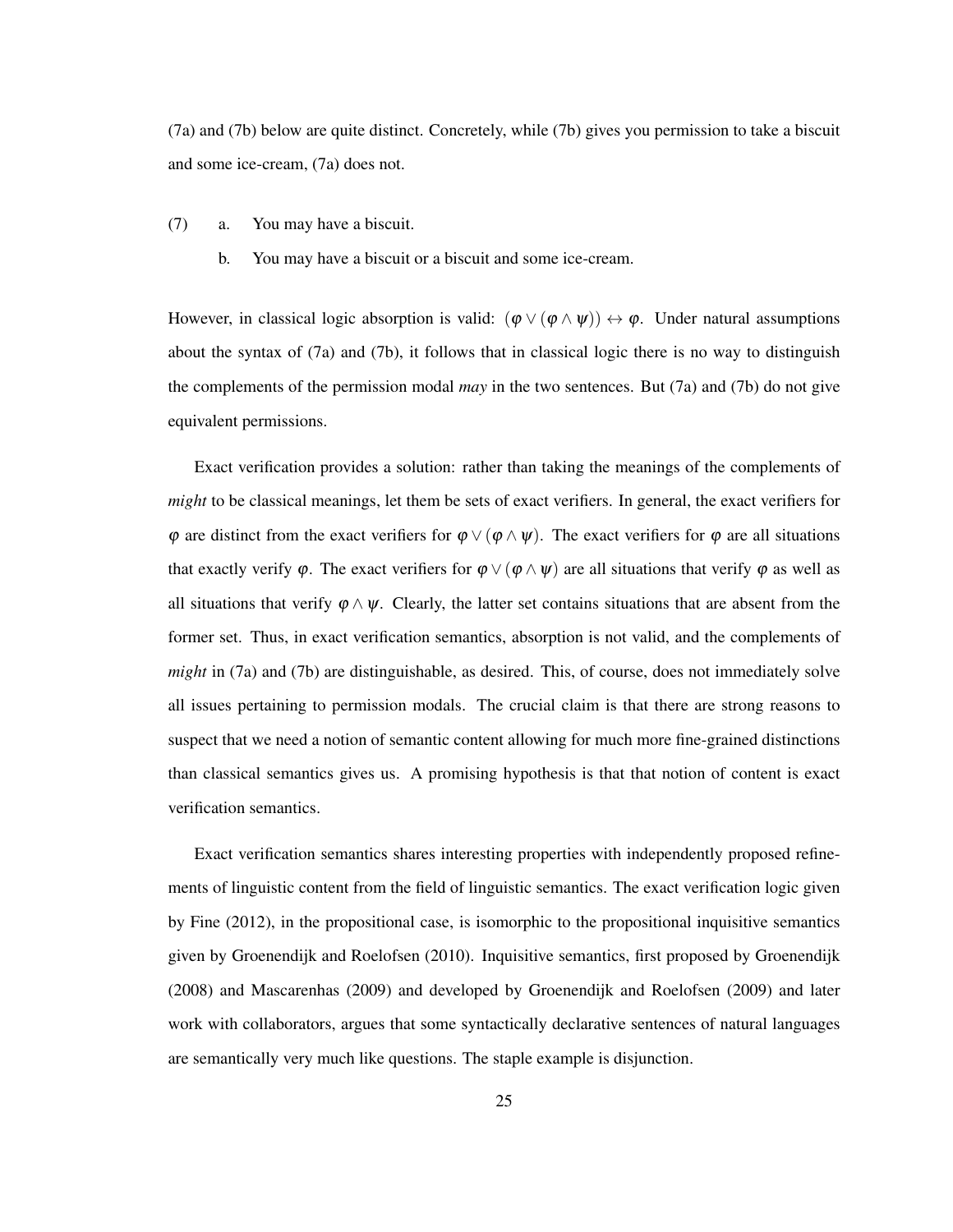(7a) and (7b) below are quite distinct. Concretely, while (7b) gives you permission to take a biscuit and some ice-cream, (7a) does not.

(7) a. You may have a biscuit.

b. You may have a biscuit or a biscuit and some ice-cream.

However, in classical logic absorption is valid: $(\varphi \vee (\varphi \wedge \psi)) \leftrightarrow \varphi$. Under natural assumptions about the syntax of (7a) and (7b), it follows that in classical logic there is no way to distinguish the complements of the permission modal *may* in the two sentences. But (7a) and (7b) do not give equivalent permissions.

Exact verification provides a solution: rather than taking the meanings of the complements of *might* to be classical meanings, let them be sets of exact verifiers. In general, the exact verifiers for $\varphi$ are distinct from the exact verifiers for $\varphi \vee (\varphi \wedge \psi)$. The exact verifiers for $\varphi$ are all situations that exactly verify $\varphi$. The exact verifiers for $\varphi \vee (\varphi \wedge \psi)$ are all situations that verify $\varphi$ as well as all situations that verify $\varphi \wedge \psi$. Clearly, the latter set contains situations that are absent from the former set. Thus, in exact verification semantics, absorption is not valid, and the complements of *might* in (7a) and (7b) are distinguishable, as desired. This, of course, does not immediately solve all issues pertaining to permission modals. The crucial claim is that there are strong reasons to suspect that we need a notion of semantic content allowing for much more fine-grained distinctions than classical semantics gives us. A promising hypothesis is that that notion of content is exact verification semantics.

Exact verification semantics shares interesting properties with independently proposed refinements of linguistic content from the field of linguistic semantics. The exact verification logic given by Fine (2012), in the propositional case, is isomorphic to the propositional inquisitive semantics given by Groenendijk and Roelofsen (2010). Inquisitive semantics, first proposed by Groenendijk (2008) and Mascarenhas (2009) and developed by Groenendijk and Roelofsen (2009) and later work with collaborators, argues that some syntactically declarative sentences of natural languages are semantically very much like questions. The staple example is disjunction.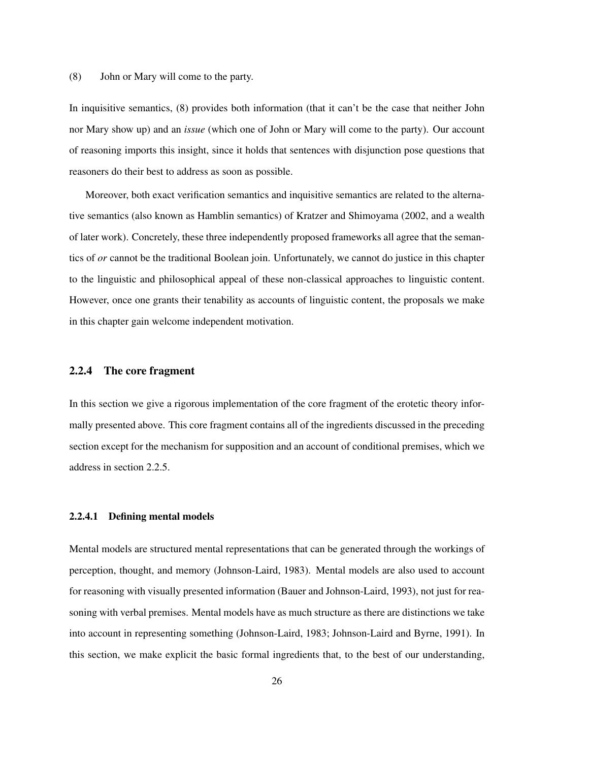(8) John or Mary will come to the party.

In inquisitive semantics, (8) provides both information (that it can't be the case that neither John nor Mary show up) and an *issue* (which one of John or Mary will come to the party). Our account of reasoning imports this insight, since it holds that sentences with disjunction pose questions that reasoners do their best to address as soon as possible.

Moreover, both exact verification semantics and inquisitive semantics are related to the alternative semantics (also known as Hamblin semantics) of Kratzer and Shimoyama (2002, and a wealth of later work). Concretely, these three independently proposed frameworks all agree that the semantics of *or* cannot be the traditional Boolean join. Unfortunately, we cannot do justice in this chapter to the linguistic and philosophical appeal of these non-classical approaches to linguistic content. However, once one grants their tenability as accounts of linguistic content, the proposals we make in this chapter gain welcome independent motivation.

### 2.2.4 The core fragment

In this section we give a rigorous implementation of the core fragment of the erotetic theory informally presented above. This core fragment contains all of the ingredients discussed in the preceding section except for the mechanism for supposition and an account of conditional premises, which we address in section 2.2.5.

#### 2.2.4.1 Defining mental models

Mental models are structured mental representations that can be generated through the workings of perception, thought, and memory (Johnson-Laird, 1983). Mental models are also used to account for reasoning with visually presented information (Bauer and Johnson-Laird, 1993), not just for reasoning with verbal premises. Mental models have as much structure as there are distinctions we take into account in representing something (Johnson-Laird, 1983; Johnson-Laird and Byrne, 1991). In this section, we make explicit the basic formal ingredients that, to the best of our understanding,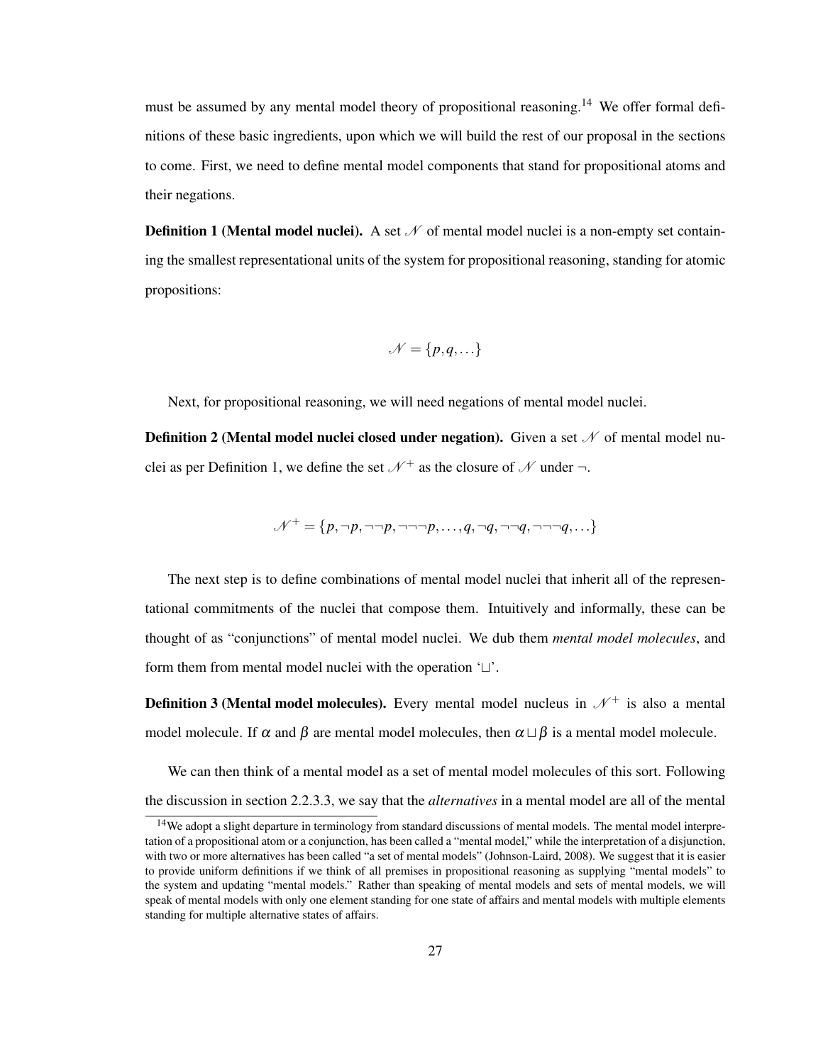must be assumed by any mental model theory of propositional reasoning.[14] We offer formal definitions of these basic ingredients, upon which we will build the rest of our proposal in the sections to come. First, we need to define mental model components that stand for propositional atoms and their negations.

**Definition 1 (Mental model nuclei).** A set $\mathscr{N}$ of mental model nuclei is a non-empty set containing the smallest representational units of the system for propositional reasoning, standing for atomic propositions:

$$\mathscr{N} = \{p, q, \ldots\}$$

Next, for propositional reasoning, we will need negations of mental model nuclei.

**Definition 2 (Mental model nuclei closed under negation).** Given a set $\mathscr{N}$ of mental model nuclei as per Definition 1, we define the set $\mathscr{N}^+$ as the closure of $\mathscr{N}$ under $\neg$.

$$\mathscr{N}^+ = \{p, \neg p, \neg\neg p, \neg\neg\neg p, \ldots, q, \neg q, \neg\neg q, \neg\neg\neg q, \ldots\}$$

The next step is to define combinations of mental model nuclei that inherit all of the representational commitments of the nuclei that compose them. Intuitively and informally, these can be thought of as "conjunctions" of mental model nuclei. We dub them *mental model molecules*, and form them from mental model nuclei with the operation '$\sqcup$'.

**Definition 3 (Mental model molecules).** Every mental model nucleus in $\mathscr{N}^+$ is also a mental model molecule. If $\alpha$ and $\beta$ are mental model molecules, then $\alpha \sqcup \beta$ is a mental model molecule.

We can then think of a mental model as a set of mental model molecules of this sort. Following the discussion in section 2.2.3.3, we say that the *alternatives* in a mental model are all of the mental

[14] We adopt a slight departure in terminology from standard discussions of mental models. The mental model interpretation of a propositional atom or a conjunction, has been called a "mental model," while the interpretation of a disjunction, with two or more alternatives has been called "a set of mental models" (Johnson-Laird, 2008). We suggest that it is easier to provide uniform definitions if we think of all premises in propositional reasoning as supplying "mental models" to the system and updating "mental models." Rather than speaking of mental models and sets of mental models, we will speak of mental models with only one element standing for one state of affairs and mental models with multiple elements standing for multiple alternative states of affairs.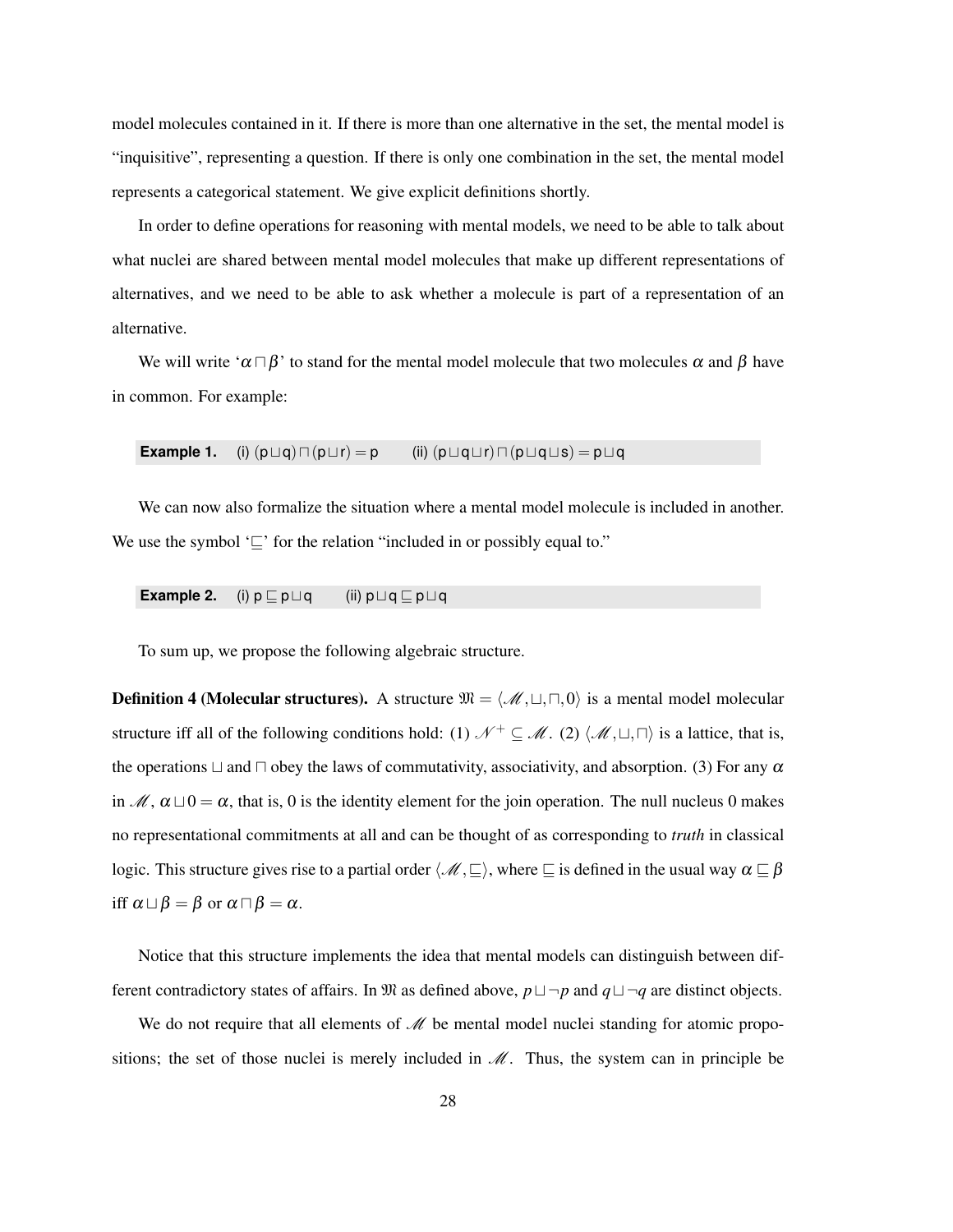model molecules contained in it. If there is more than one alternative in the set, the mental model is "inquisitive", representing a question. If there is only one combination in the set, the mental model represents a categorical statement. We give explicit definitions shortly.

In order to define operations for reasoning with mental models, we need to be able to talk about what nuclei are shared between mental model molecules that make up different representations of alternatives, and we need to be able to ask whether a molecule is part of a representation of an alternative.

We will write '$\alpha \sqcap \beta$' to stand for the mental model molecule that two molecules $\alpha$ and $\beta$ have in common. For example:

**Example 1.** (i) $(\mathsf{p} \sqcup \mathsf{q}) \sqcap (\mathsf{p} \sqcup \mathsf{r}) = \mathsf{p}$ (ii) $(\mathsf{p} \sqcup \mathsf{q} \sqcup \mathsf{r}) \sqcap (\mathsf{p} \sqcup \mathsf{q} \sqcup \mathsf{s}) = \mathsf{p} \sqcup \mathsf{q}$

We can now also formalize the situation where a mental model molecule is included in another. We use the symbol '$\sqsubseteq$' for the relation "included in or possibly equal to."

**Example 2.** (i) $\mathsf{p} \sqsubseteq \mathsf{p} \sqcup \mathsf{q}$ (ii) $\mathsf{p} \sqcup \mathsf{q} \sqsubseteq \mathsf{p} \sqcup \mathsf{q}$

To sum up, we propose the following algebraic structure.

**Definition 4 (Molecular structures).** A structure $\mathfrak{M} = \langle \mathscr{M}, \sqcup, \sqcap, 0 \rangle$ is a mental model molecular structure iff all of the following conditions hold: (1) $\mathscr{N}^+ \subseteq \mathscr{M}$. (2) $\langle \mathscr{M}, \sqcup, \sqcap \rangle$ is a lattice, that is, the operations $\sqcup$ and $\sqcap$ obey the laws of commutativity, associativity, and absorption. (3) For any $\alpha$ in $\mathscr{M}$, $\alpha \sqcup 0 = \alpha$, that is, 0 is the identity element for the join operation. The null nucleus 0 makes no representational commitments at all and can be thought of as corresponding to *truth* in classical logic. This structure gives rise to a partial order $\langle \mathscr{M}, \sqsubseteq \rangle$, where $\sqsubseteq$ is defined in the usual way $\alpha \sqsubseteq \beta$ iff $\alpha \sqcup \beta = \beta$ or $\alpha \sqcap \beta = \alpha$.

Notice that this structure implements the idea that mental models can distinguish between different contradictory states of affairs. In $\mathfrak{M}$ as defined above, $p \sqcup \neg p$ and $q \sqcup \neg q$ are distinct objects.

We do not require that all elements of $\mathscr{M}$ be mental model nuclei standing for atomic propositions; the set of those nuclei is merely included in $\mathscr{M}$. Thus, the system can in principle be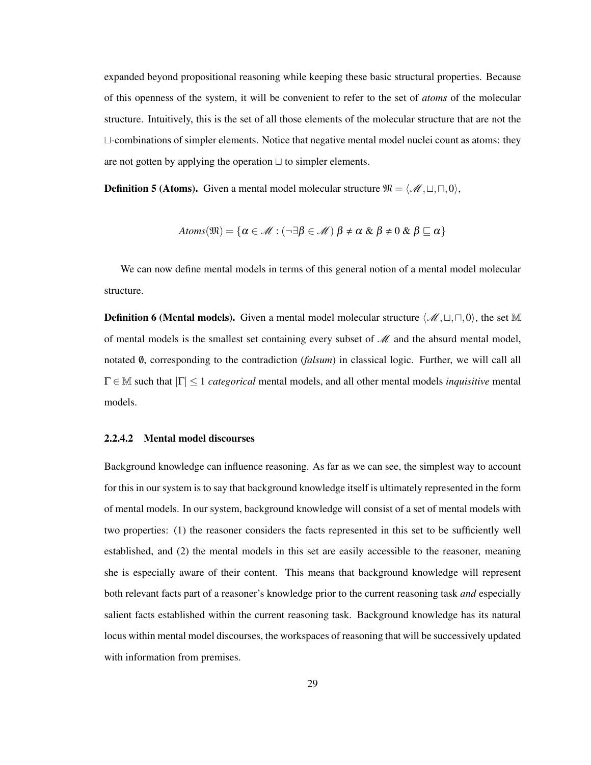expanded beyond propositional reasoning while keeping these basic structural properties. Because of this openness of the system, it will be convenient to refer to the set of *atoms* of the molecular structure. Intuitively, this is the set of all those elements of the molecular structure that are not the $\sqcup$-combinations of simpler elements. Notice that negative mental model nuclei count as atoms: they are not gotten by applying the operation $\sqcup$ to simpler elements.

**Definition 5 (Atoms).** Given a mental model molecular structure $\mathfrak{M} = \langle \mathscr{M}, \sqcup, \sqcap, 0 \rangle$,

$$Atoms(\mathfrak{M}) = \{\alpha \in \mathscr{M} : (\neg \exists \beta \in \mathscr{M})\ \beta \neq \alpha \ \&\ \beta \neq 0 \ \&\ \beta \sqsubseteq \alpha\}$$

We can now define mental models in terms of this general notion of a mental model molecular structure.

**Definition 6 (Mental models).** Given a mental model molecular structure $\langle \mathscr{M}, \sqcup, \sqcap, 0 \rangle$, the set $\mathbb{M}$ of mental models is the smallest set containing every subset of $\mathscr{M}$ and the absurd mental model, notated $\emptyset$, corresponding to the contradiction (*falsum*) in classical logic. Further, we will call all $\Gamma \in \mathbb{M}$ such that $|\Gamma| \leq 1$ *categorical* mental models, and all other mental models *inquisitive* mental models.

#### 2.2.4.2 Mental model discourses

Background knowledge can influence reasoning. As far as we can see, the simplest way to account for this in our system is to say that background knowledge itself is ultimately represented in the form of mental models. In our system, background knowledge will consist of a set of mental models with two properties: (1) the reasoner considers the facts represented in this set to be sufficiently well established, and (2) the mental models in this set are easily accessible to the reasoner, meaning she is especially aware of their content. This means that background knowledge will represent both relevant facts part of a reasoner's knowledge prior to the current reasoning task *and* especially salient facts established within the current reasoning task. Background knowledge has its natural locus within mental model discourses, the workspaces of reasoning that will be successively updated with information from premises.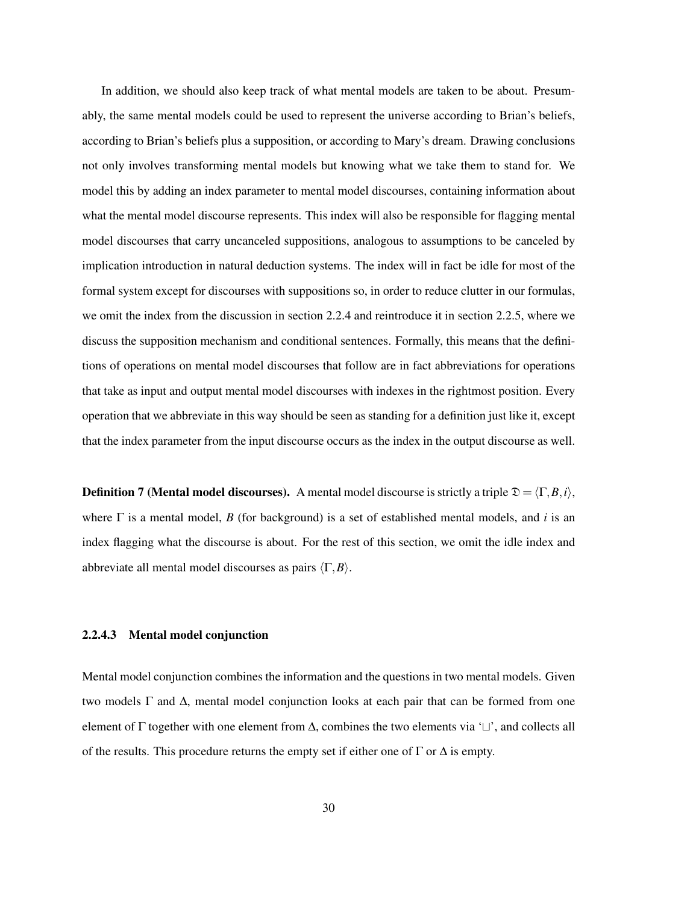In addition, we should also keep track of what mental models are taken to be about. Presumably, the same mental models could be used to represent the universe according to Brian's beliefs, according to Brian's beliefs plus a supposition, or according to Mary's dream. Drawing conclusions not only involves transforming mental models but knowing what we take them to stand for. We model this by adding an index parameter to mental model discourses, containing information about what the mental model discourse represents. This index will also be responsible for flagging mental model discourses that carry uncanceled suppositions, analogous to assumptions to be canceled by implication introduction in natural deduction systems. The index will in fact be idle for most of the formal system except for discourses with suppositions so, in order to reduce clutter in our formulas, we omit the index from the discussion in section 2.2.4 and reintroduce it in section 2.2.5, where we discuss the supposition mechanism and conditional sentences. Formally, this means that the definitions of operations on mental model discourses that follow are in fact abbreviations for operations that take as input and output mental model discourses with indexes in the rightmost position. Every operation that we abbreviate in this way should be seen as standing for a definition just like it, except that the index parameter from the input discourse occurs as the index in the output discourse as well.

**Definition 7 (Mental model discourses).** A mental model discourse is strictly a triple $\mathfrak{D} = \langle \Gamma, B, i \rangle$, where $\Gamma$ is a mental model, $B$ (for background) is a set of established mental models, and $i$ is an index flagging what the discourse is about. For the rest of this section, we omit the idle index and abbreviate all mental model discourses as pairs $\langle \Gamma, B \rangle$.

#### 2.2.4.3 Mental model conjunction

Mental model conjunction combines the information and the questions in two mental models. Given two models $\Gamma$ and $\Delta$, mental model conjunction looks at each pair that can be formed from one element of $\Gamma$ together with one element from $\Delta$, combines the two elements via '$\sqcup$', and collects all of the results. This procedure returns the empty set if either one of $\Gamma$ or $\Delta$ is empty.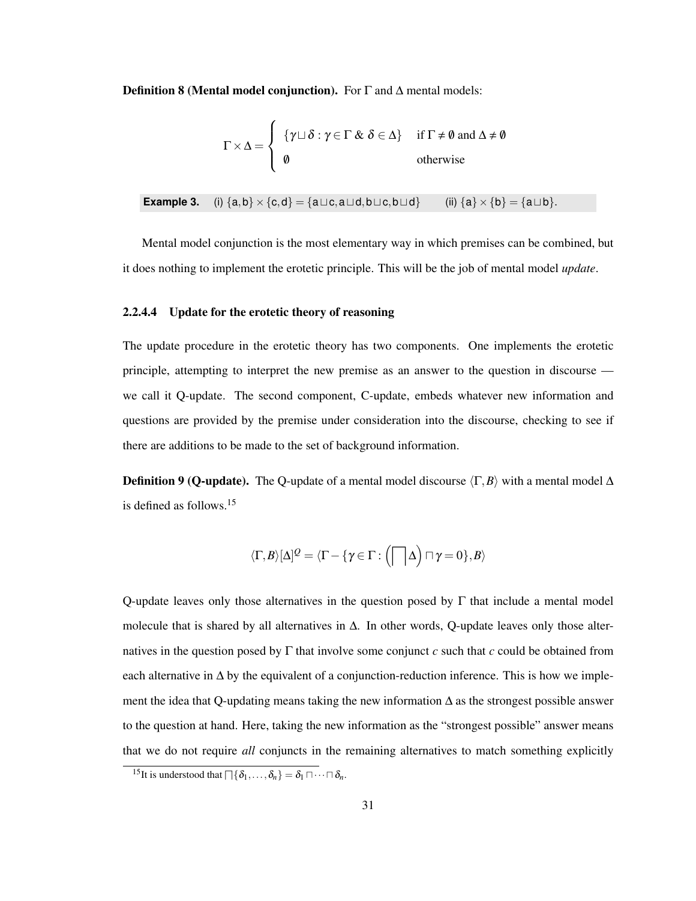**Definition 8 (Mental model conjunction).** For $\Gamma$ and $\Delta$ mental models:

$$\Gamma \times \Delta = \begin{cases} \{\gamma \sqcup \delta : \gamma \in \Gamma \ \& \ \delta \in \Delta\} & \text{if } \Gamma \neq \emptyset \text{ and } \Delta \neq \emptyset \\ \emptyset & \text{otherwise} \end{cases}$$

**Example 3.** (i) $\{\mathsf{a}, \mathsf{b}\} \times \{\mathsf{c}, \mathsf{d}\} = \{\mathsf{a} \sqcup \mathsf{c}, \mathsf{a} \sqcup \mathsf{d}, \mathsf{b} \sqcup \mathsf{c}, \mathsf{b} \sqcup \mathsf{d}\}$ (ii) $\{\mathsf{a}\} \times \{\mathsf{b}\} = \{\mathsf{a} \sqcup \mathsf{b}\}$.

Mental model conjunction is the most elementary way in which premises can be combined, but it does nothing to implement the erotetic principle. This will be the job of mental model *update*.

#### 2.2.4.4 Update for the erotetic theory of reasoning

The update procedure in the erotetic theory has two components. One implements the erotetic principle, attempting to interpret the new premise as an answer to the question in discourse — we call it Q-update. The second component, C-update, embeds whatever new information and questions are provided by the premise under consideration into the discourse, checking to see if there are additions to be made to the set of background information.

**Definition 9 (Q-update).** The Q-update of a mental model discourse $\langle \Gamma, B \rangle$ with a mental model $\Delta$ is defined as follows.[15]

$$\langle \Gamma, B \rangle [\Delta]^{Q} = \langle \Gamma - \{\gamma \in \Gamma : \left(\bigsqcap \Delta\right) \sqcap \gamma = 0\}, B \rangle$$

Q-update leaves only those alternatives in the question posed by $\Gamma$ that include a mental model molecule that is shared by all alternatives in $\Delta$. In other words, Q-update leaves only those alternatives in the question posed by $\Gamma$ that involve some conjunct $c$ such that $c$ could be obtained from each alternative in $\Delta$ by the equivalent of a conjunction-reduction inference. This is how we implement the idea that Q-updating means taking the new information $\Delta$ as the strongest possible answer to the question at hand. Here, taking the new information as the "strongest possible" answer means that we do not require *all* conjuncts in the remaining alternatives to match something explicitly

[15] It is understood that $\bigsqcap\{\delta_1, \ldots, \delta_n\} = \delta_1 \sqcap \cdots \sqcap \delta_n$.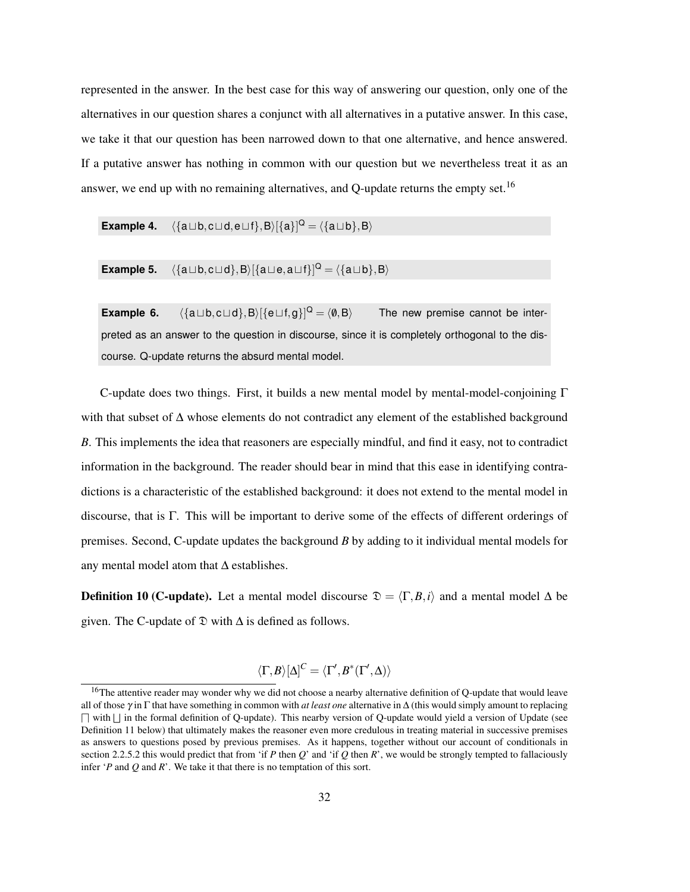represented in the answer. In the best case for this way of answering our question, only one of the alternatives in our question shares a conjunct with all alternatives in a putative answer. In this case, we take it that our question has been narrowed down to that one alternative, and hence answered. If a putative answer has nothing in common with our question but we nevertheless treat it as an answer, we end up with no remaining alternatives, and Q-update returns the empty set.[16]

**Example 4.** $\langle\{a \sqcup b, c \sqcup d, e \sqcup f\}, B\rangle[\{a\}]^Q = \langle\{a \sqcup b\}, B\rangle$

**Example 5.** $\langle\{a \sqcup b, c \sqcup d\}, B\rangle[\{a \sqcup e, a \sqcup f\}]^Q = \langle\{a \sqcup b\}, B\rangle$

**Example 6.** $\langle\{a \sqcup b, c \sqcup d\}, B\rangle[\{e \sqcup f, g\}]^Q = \langle\emptyset, B\rangle$ The new premise cannot be interpreted as an answer to the question in discourse, since it is completely orthogonal to the discourse. Q-update returns the absurd mental model.

C-update does two things. First, it builds a new mental model by mental-model-conjoining $\Gamma$ with that subset of $\Delta$ whose elements do not contradict any element of the established background $B$. This implements the idea that reasoners are especially mindful, and find it easy, not to contradict information in the background. The reader should bear in mind that this ease in identifying contradictions is a characteristic of the established background: it does not extend to the mental model in discourse, that is $\Gamma$. This will be important to derive some of the effects of different orderings of premises. Second, C-update updates the background $B$ by adding to it individual mental models for any mental model atom that $\Delta$ establishes.

**Definition 10 (C-update).** Let a mental model discourse $\mathfrak{D} = \langle\Gamma, B, i\rangle$ and a mental model $\Delta$ be given. The C-update of $\mathfrak{D}$ with $\Delta$ is defined as follows.

$$\langle\Gamma, B\rangle[\Delta]^C = \langle\Gamma', B^*(\Gamma', \Delta)\rangle$$

[16] The attentive reader may wonder why we did not choose a nearby alternative definition of Q-update that would leave all of those $\gamma$ in $\Gamma$ that have something in common with *at least one* alternative in $\Delta$ (this would simply amount to replacing $\bigsqcap$ with $\bigsqcup$ in the formal definition of Q-update). This nearby version of Q-update would yield a version of Update (see Definition 11 below) that ultimately makes the reasoner even more credulous in treating material in successive premises as answers to questions posed by previous premises. As it happens, together without our account of conditionals in section 2.2.5.2 this would predict that from 'if $P$ then $Q$' and 'if $Q$ then $R$', we would be strongly tempted to fallaciously infer '$P$ and $Q$ and $R$'. We take it that there is no temptation of this sort.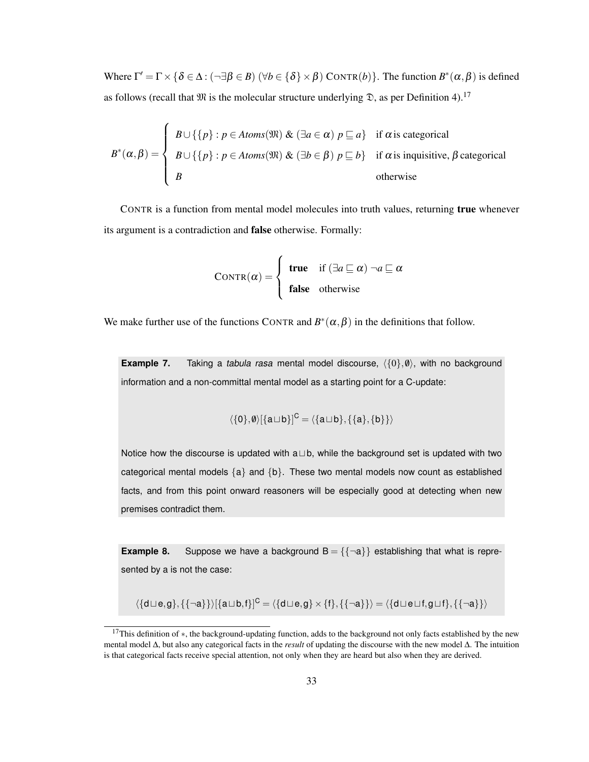Where $\Gamma' = \Gamma \times \{\delta \in \Delta : (\neg\exists \beta \in B)\ (\forall b \in \{\delta\} \times \beta)\ \textsc{Contr}(b)\}$. The function $B^*(\alpha, \beta)$ is defined as follows (recall that $\mathfrak{M}$ is the molecular structure underlying $\mathfrak{D}$, as per Definition 4).[17]

$$B^*(\alpha,\beta) = \begin{cases} B \cup \{\{p\} : p \in Atoms(\mathfrak{M})\ \&\ (\exists a \in \alpha)\ p \sqsubseteq a\} & \text{if } \alpha \text{ is categorical} \\ B \cup \{\{p\} : p \in Atoms(\mathfrak{M})\ \&\ (\exists b \in \beta)\ p \sqsubseteq b\} & \text{if } \alpha \text{ is inquisitive, } \beta \text{ categorical} \\ B & \text{otherwise} \end{cases}$$

$\textsc{Contr}$ is a function from mental model molecules into truth values, returning **true** whenever its argument is a contradiction and **false** otherwise. Formally:

$$\textsc{Contr}(\alpha) = \begin{cases} \textbf{true} & \text{if } (\exists a \sqsubseteq \alpha)\ \neg a \sqsubseteq \alpha \\ \textbf{false} & \text{otherwise} \end{cases}$$

We make further use of the functions $\textsc{Contr}$ and $B^*(\alpha, \beta)$ in the definitions that follow.

**Example 7.** Taking a *tabula rasa* mental model discourse, $\langle\{0\}, \emptyset\rangle$, with no background information and a non-committal mental model as a starting point for a C-update:

$$\langle\{0\}, \emptyset\rangle[\{\mathsf{a} \sqcup \mathsf{b}\}]^{\mathsf{C}} = \langle\{\mathsf{a} \sqcup \mathsf{b}\}, \{\{\mathsf{a}\}, \{\mathsf{b}\}\}\rangle$$

Notice how the discourse is updated with $\mathsf{a} \sqcup \mathsf{b}$, while the background set is updated with two categorical mental models $\{\mathsf{a}\}$ and $\{\mathsf{b}\}$. These two mental models now count as established facts, and from this point onward reasoners will be especially good at detecting when new premises contradict them.

**Example 8.** Suppose we have a background $\mathsf{B} = \{\{\neg\mathsf{a}\}\}$ establishing that what is represented by a is not the case:

$$\langle\{\mathsf{d} \sqcup \mathsf{e}, \mathsf{g}\}, \{\{\neg\mathsf{a}\}\}\rangle[\{\mathsf{a} \sqcup \mathsf{b}, \mathsf{f}\}]^{\mathsf{C}} = \langle\{\mathsf{d} \sqcup \mathsf{e}, \mathsf{g}\} \times \{\mathsf{f}\}, \{\{\neg\mathsf{a}\}\}\rangle = \langle\{\mathsf{d} \sqcup \mathsf{e} \sqcup \mathsf{f}, \mathsf{g} \sqcup \mathsf{f}\}, \{\{\neg\mathsf{a}\}\}\rangle$$

[17] This definition of $*$, the background-updating function, adds to the background not only facts established by the new mental model $\Delta$, but also any categorical facts in the *result* of updating the discourse with the new model $\Delta$. The intuition is that categorical facts receive special attention, not only when they are heard but also when they are derived.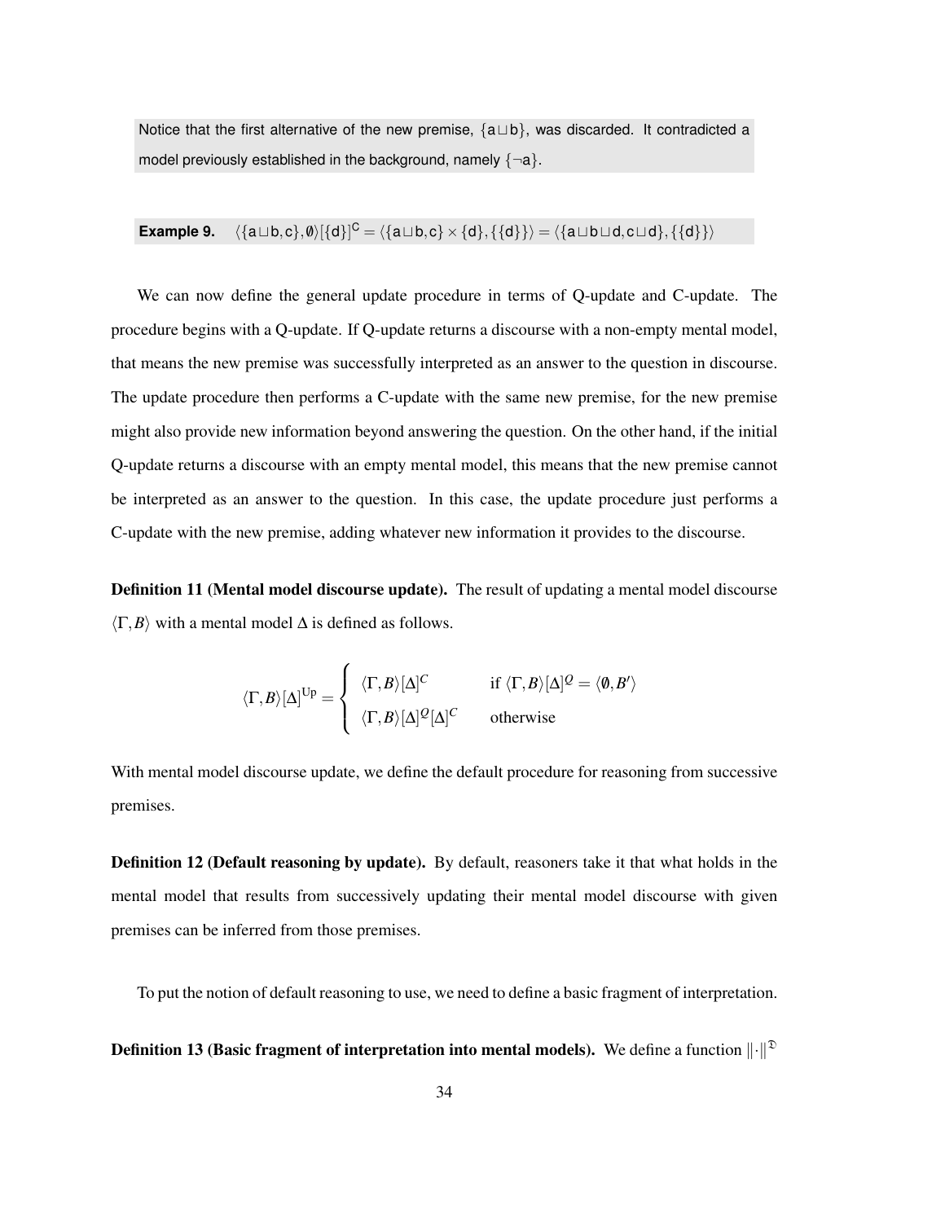Notice that the first alternative of the new premise, $\{a \sqcup b\}$, was discarded. It contradicted a model previously established in the background, namely $\{\neg a\}$.

**Example 9.** $\langle \{a \sqcup b, c\}, \emptyset \rangle [\{d\}]^{C} = \langle \{a \sqcup b, c\} \times \{d\}, \{\{d\}\} \rangle = \langle \{a \sqcup b \sqcup d, c \sqcup d\}, \{\{d\}\} \rangle$

We can now define the general update procedure in terms of Q-update and C-update. The procedure begins with a Q-update. If Q-update returns a discourse with a non-empty mental model, that means the new premise was successfully interpreted as an answer to the question in discourse. The update procedure then performs a C-update with the same new premise, for the new premise might also provide new information beyond answering the question. On the other hand, if the initial Q-update returns a discourse with an empty mental model, this means that the new premise cannot be interpreted as an answer to the question. In this case, the update procedure just performs a C-update with the new premise, adding whatever new information it provides to the discourse.

**Definition 11 (Mental model discourse update).** The result of updating a mental model discourse $\langle \Gamma, B \rangle$ with a mental model $\Delta$ is defined as follows.

$$\langle \Gamma, B \rangle [\Delta]^{\mathrm{Up}} = \begin{cases} \langle \Gamma, B \rangle [\Delta]^{C} & \text{if } \langle \Gamma, B \rangle [\Delta]^{Q} = \langle \emptyset, B' \rangle \\ \langle \Gamma, B \rangle [\Delta]^{Q} [\Delta]^{C} & \text{otherwise} \end{cases}$$

With mental model discourse update, we define the default procedure for reasoning from successive premises.

**Definition 12 (Default reasoning by update).** By default, reasoners take it that what holds in the mental model that results from successively updating their mental model discourse with given premises can be inferred from those premises.

To put the notion of default reasoning to use, we need to define a basic fragment of interpretation.

**Definition 13 (Basic fragment of interpretation into mental models).** We define a function $\|\cdot\|^{\mathfrak{D}}$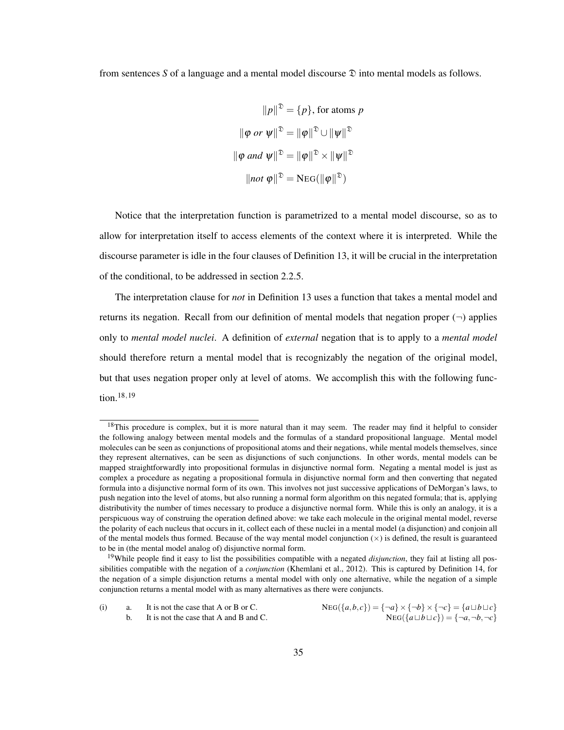from sentences $S$ of a language and a mental model discourse $\mathfrak{D}$ into mental models as follows.

$$\|p\|^{\mathfrak{D}} = \{p\}, \text{ for atoms } p$$

$$\|\varphi \textit{ or } \psi\|^{\mathfrak{D}} = \|\varphi\|^{\mathfrak{D}} \cup \|\psi\|^{\mathfrak{D}}$$

$$\|\varphi \textit{ and } \psi\|^{\mathfrak{D}} = \|\varphi\|^{\mathfrak{D}} \times \|\psi\|^{\mathfrak{D}}$$

$$\|\textit{not } \varphi\|^{\mathfrak{D}} = \text{NEG}(\|\varphi\|^{\mathfrak{D}})$$

Notice that the interpretation function is parametrized to a mental model discourse, so as to allow for interpretation itself to access elements of the context where it is interpreted. While the discourse parameter is idle in the four clauses of Definition 13, it will be crucial in the interpretation of the conditional, to be addressed in section 2.2.5.

The interpretation clause for *not* in Definition 13 uses a function that takes a mental model and returns its negation. Recall from our definition of mental models that negation proper ($\neg$) applies only to *mental model nuclei*. A definition of *external* negation that is to apply to a *mental model* should therefore return a mental model that is recognizably the negation of the original model, but that uses negation proper only at level of atoms. We accomplish this with the following function.[18,19]

[18]This procedure is complex, but it is more natural than it may seem. The reader may find it helpful to consider the following analogy between mental models and the formulas of a standard propositional language. Mental model molecules can be seen as conjunctions of propositional atoms and their negations, while mental models themselves, since they represent alternatives, can be seen as disjunctions of such conjunctions. In other words, mental models can be mapped straightforwardly into propositional formulas in disjunctive normal form. Negating a mental model is just as complex a procedure as negating a propositional formula in disjunctive normal form and then converting that negated formula into a disjunctive normal form of its own. This involves not just successive applications of DeMorgan's laws, to push negation into the level of atoms, but also running a normal form algorithm on this negated formula; that is, applying distributivity the number of times necessary to produce a disjunctive normal form. While this is only an analogy, it is a perspicuous way of construing the operation defined above: we take each molecule in the original mental model, reverse the polarity of each nucleus that occurs in it, collect each of these nuclei in a mental model (a disjunction) and conjoin all of the mental models thus formed. Because of the way mental model conjunction ($\times$) is defined, the result is guaranteed to be in (the mental model analog of) disjunctive normal form.

[19]While people find it easy to list the possibilities compatible with a negated *disjunction*, they fail at listing all possibilities compatible with the negation of a *conjunction* (Khemlani et al., 2012). This is captured by Definition 14, for the negation of a simple disjunction returns a mental model with only one alternative, while the negation of a simple conjunction returns a mental model with as many alternatives as there were conjuncts.

(i) a. It is not the case that A or B or C. $\text{NEG}(\{a,b,c\}) = \{\neg a\} \times \{\neg b\} \times \{\neg c\} = \{a \sqcup b \sqcup c\}$

b. It is not the case that A and B and C. $\text{NEG}(\{a \sqcup b \sqcup c\}) = \{\neg a, \neg b, \neg c\}$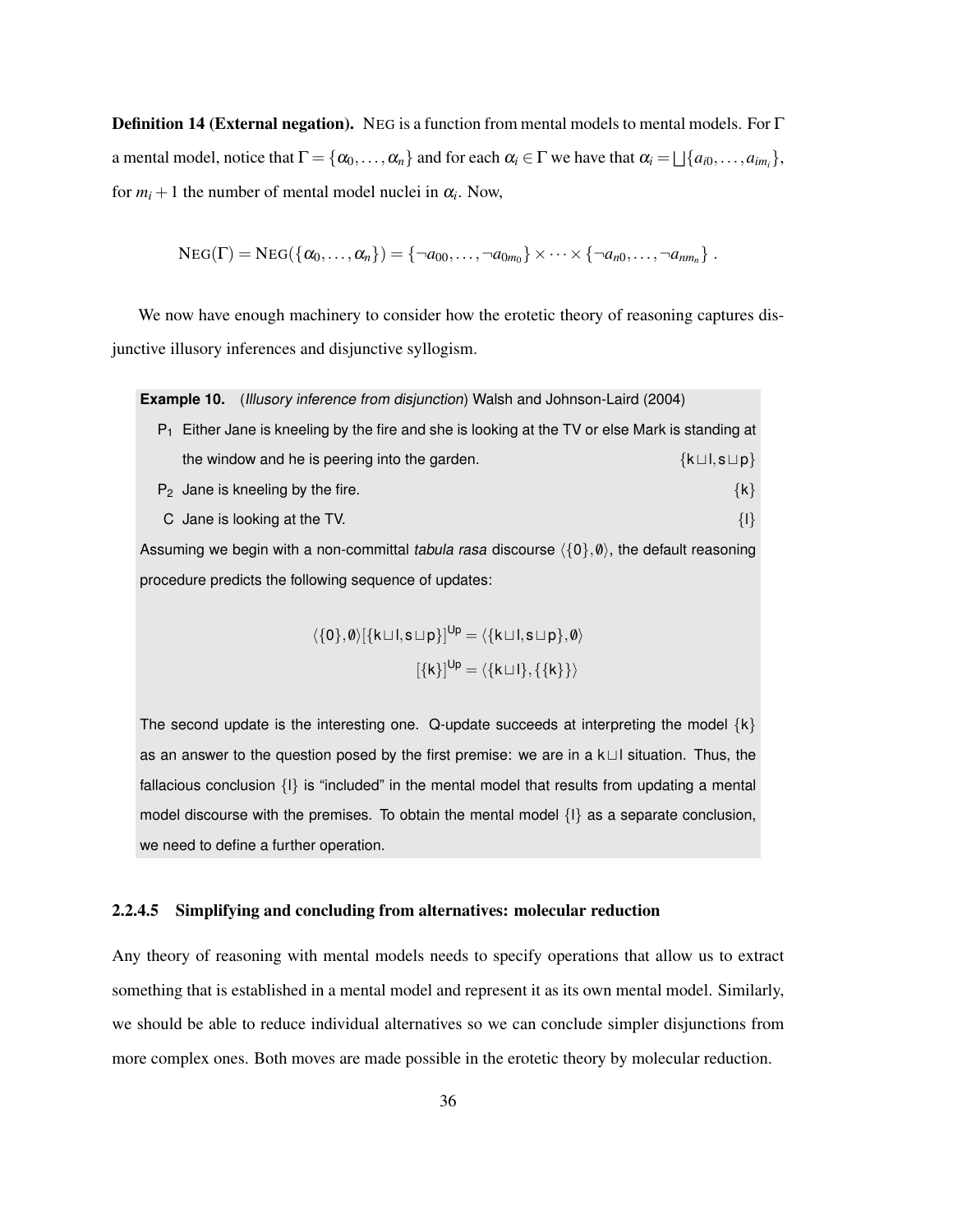**Definition 14 (External negation).** NEG is a function from mental models to mental models. For $\Gamma$ a mental model, notice that $\Gamma = \{\alpha_0, \ldots, \alpha_n\}$ and for each $\alpha_i \in \Gamma$ we have that $\alpha_i = \bigsqcup\{a_{i0}, \ldots, a_{im_i}\}$, for $m_i + 1$ the number of mental model nuclei in $\alpha_i$. Now,

$$\text{NEG}(\Gamma) = \text{NEG}(\{\alpha_0, \ldots, \alpha_n\}) = \{\neg a_{00}, \ldots, \neg a_{0m_0}\} \times \cdots \times \{\neg a_{n0}, \ldots, \neg a_{nm_n}\}\ .$$

We now have enough machinery to consider how the erotetic theory of reasoning captures disjunctive illusory inferences and disjunctive syllogism.

**Example 10.** (*Illusory inference from disjunction*) Walsh and Johnson-Laird (2004)

- $\text{P}_1$ Either Jane is kneeling by the fire and she is looking at the TV or else Mark is standing at the window and he is peering into the garden. $\{\mathsf{k}\sqcup\mathsf{l}, \mathsf{s}\sqcup\mathsf{p}\}$
- $\text{P}_2$ Jane is kneeling by the fire. $\{\mathsf{k}\}$
- C Jane is looking at the TV. $\{\mathsf{l}\}$

Assuming we begin with a non-committal *tabula rasa* discourse $\langle\{0\}, \emptyset\rangle$, the default reasoning procedure predicts the following sequence of updates:

$$\langle\{0\}, \emptyset\rangle[\{\mathsf{k}\sqcup\mathsf{l}, \mathsf{s}\sqcup\mathsf{p}\}]^{\mathsf{Up}} = \langle\{\mathsf{k}\sqcup\mathsf{l}, \mathsf{s}\sqcup\mathsf{p}\}, \emptyset\rangle$$

$$[\{\mathsf{k}\}]^{\mathsf{Up}} = \langle\{\mathsf{k}\sqcup\mathsf{l}\}, \{\{\mathsf{k}\}\}\rangle$$

The second update is the interesting one. Q-update succeeds at interpreting the model $\{\mathsf{k}\}$ as an answer to the question posed by the first premise: we are in a $\mathsf{k}\sqcup\mathsf{l}$ situation. Thus, the fallacious conclusion $\{\mathsf{l}\}$ is "included" in the mental model that results from updating a mental model discourse with the premises. To obtain the mental model $\{\mathsf{l}\}$ as a separate conclusion, we need to define a further operation.

#### 2.2.4.5 Simplifying and concluding from alternatives: molecular reduction

Any theory of reasoning with mental models needs to specify operations that allow us to extract something that is established in a mental model and represent it as its own mental model. Similarly, we should be able to reduce individual alternatives so we can conclude simpler disjunctions from more complex ones. Both moves are made possible in the erotetic theory by molecular reduction.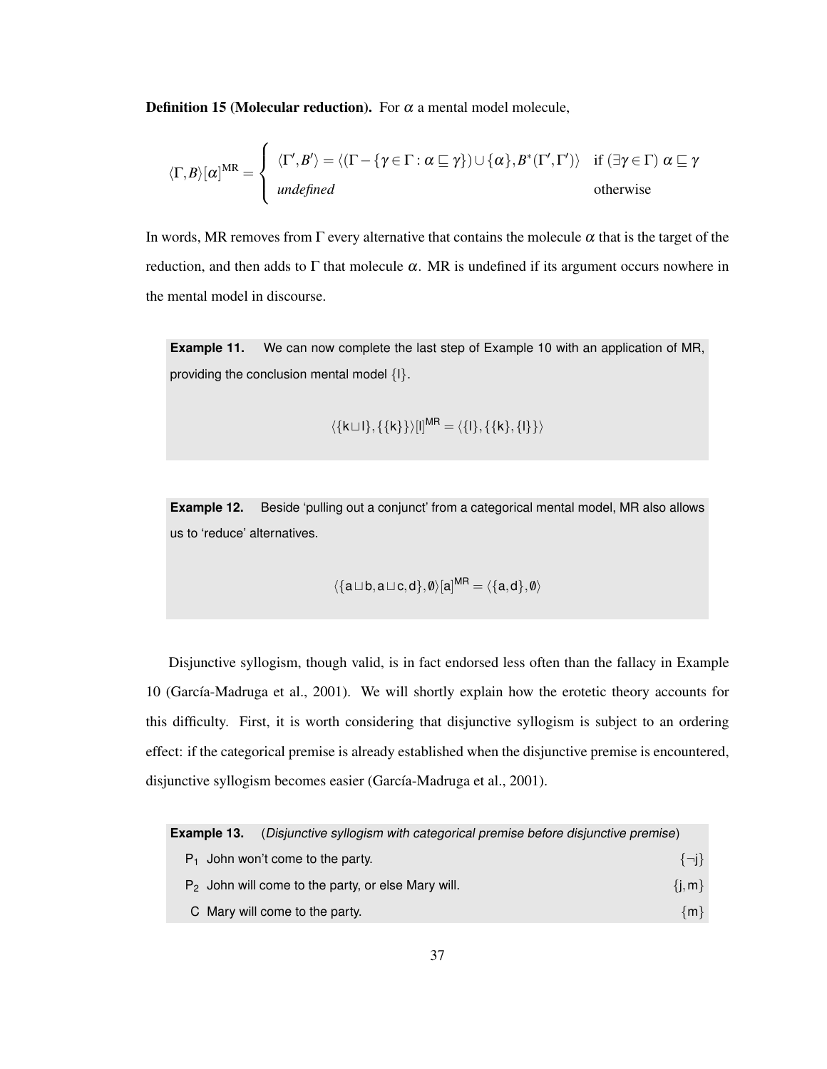**Definition 15 (Molecular reduction).** For $\alpha$ a mental model molecule,

$$\langle \Gamma, B \rangle [\alpha]^{\text{MR}} = \begin{cases} \langle \Gamma', B' \rangle = \langle (\Gamma - \{\gamma \in \Gamma : \alpha \sqsubseteq \gamma\}) \cup \{\alpha\}, B^*(\Gamma', \Gamma') \rangle & \text{if } (\exists \gamma \in \Gamma)\ \alpha \sqsubseteq \gamma \\ \textit{undefined} & \text{otherwise} \end{cases}$$

In words, MR removes from $\Gamma$ every alternative that contains the molecule $\alpha$ that is the target of the reduction, and then adds to $\Gamma$ that molecule $\alpha$. MR is undefined if its argument occurs nowhere in the mental model in discourse.

**Example 11.** We can now complete the last step of Example 10 with an application of MR, providing the conclusion mental model $\{\mathsf{l}\}$.

$$\langle \{\mathsf{k} \sqcup \mathsf{l}\}, \{\{\mathsf{k}\}\} \rangle [\mathsf{l}]^{\mathsf{MR}} = \langle \{\mathsf{l}\}, \{\{\mathsf{k}\}, \{\mathsf{l}\}\} \rangle$$

**Example 12.** Beside 'pulling out a conjunct' from a categorical mental model, MR also allows us to 'reduce' alternatives.

$$\langle \{\mathsf{a} \sqcup \mathsf{b}, \mathsf{a} \sqcup \mathsf{c}, \mathsf{d}\}, \emptyset \rangle [\mathsf{a}]^{\mathsf{MR}} = \langle \{\mathsf{a}, \mathsf{d}\}, \emptyset \rangle$$

Disjunctive syllogism, though valid, is in fact endorsed less often than the fallacy in Example 10 (García-Madruga et al., 2001). We will shortly explain how the erotetic theory accounts for this difficulty. First, it is worth considering that disjunctive syllogism is subject to an ordering effect: if the categorical premise is already established when the disjunctive premise is encountered, disjunctive syllogism becomes easier (García-Madruga et al., 2001).

**Example 13.** (*Disjunctive syllogism with categorical premise before disjunctive premise*)

| | | |
|---|---|---|
| $\mathsf{P}_1$ | John won't come to the party. | $\{\neg\mathsf{j}\}$ |
| $\mathsf{P}_2$ | John will come to the party, or else Mary will. | $\{\mathsf{j}, \mathsf{m}\}$ |
| C | Mary will come to the party. | $\{\mathsf{m}\}$ |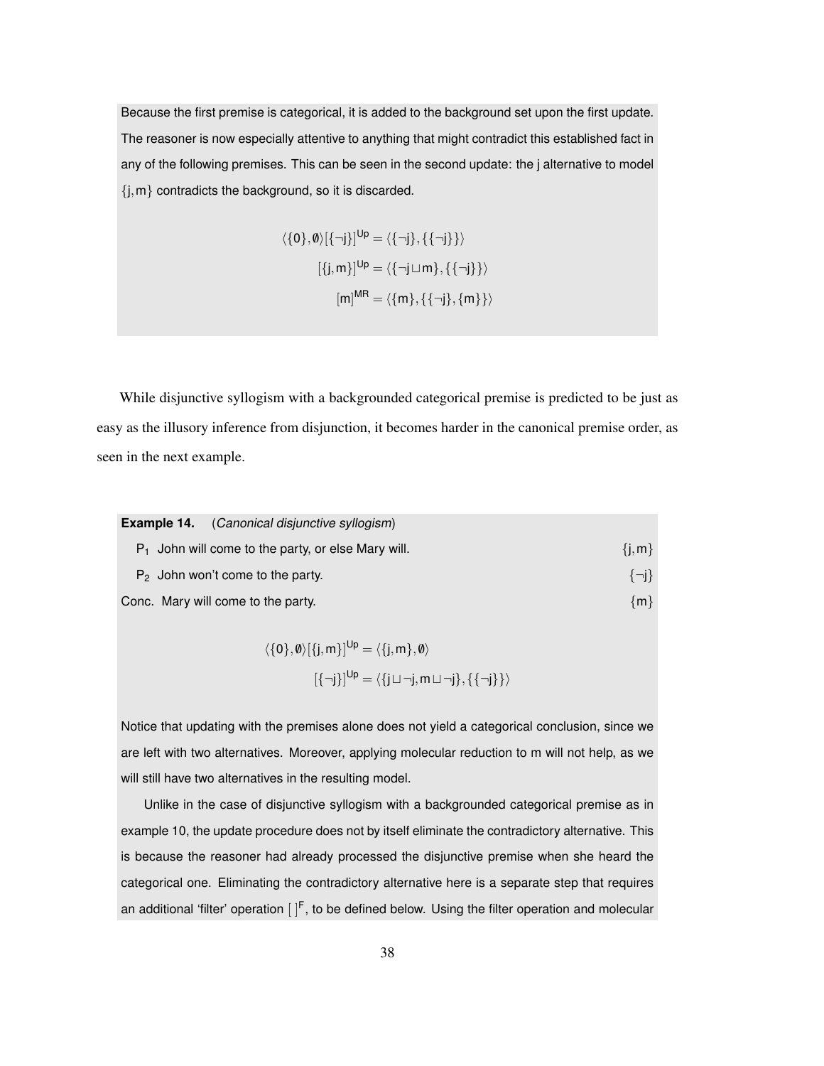Because the first premise is categorical, it is added to the background set upon the first update. The reasoner is now especially attentive to anything that might contradict this established fact in any of the following premises. This can be seen in the second update: the j alternative to model $\{j, m\}$ contradicts the background, so it is discarded.

$$\langle\{0\},\emptyset\rangle[\{\neg j\}]^{Up} = \langle\{\neg j\},\{\{\neg j\}\}\rangle$$

$$[\{j,m\}]^{Up} = \langle\{\neg j \sqcup m\},\{\{\neg j\}\}\rangle$$

$$[m]^{MR} = \langle\{m\},\{\{\neg j\},\{m\}\}\rangle$$

While disjunctive syllogism with a backgrounded categorical premise is predicted to be just as easy as the illusory inference from disjunction, it becomes harder in the canonical premise order, as seen in the next example.

**Example 14.** (*Canonical disjunctive syllogism*)

| | | |
|---|---|---|
| $P_1$ | John will come to the party, or else Mary will. | $\{j,m\}$ |
| $P_2$ | John won't come to the party. | $\{\neg j\}$ |
| Conc. | Mary will come to the party. | $\{m\}$ |

$$\langle\{0\},\emptyset\rangle[\{j,m\}]^{Up} = \langle\{j,m\},\emptyset\rangle$$

$$[\{\neg j\}]^{Up} = \langle\{j \sqcup \neg j, m \sqcup \neg j\},\{\{\neg j\}\}\rangle$$

Notice that updating with the premises alone does not yield a categorical conclusion, since we are left with two alternatives. Moreover, applying molecular reduction to m will not help, as we will still have two alternatives in the resulting model.

Unlike in the case of disjunctive syllogism with a backgrounded categorical premise as in example 10, the update procedure does not by itself eliminate the contradictory alternative. This is because the reasoner had already processed the disjunctive premise when she heard the categorical one. Eliminating the contradictory alternative here is a separate step that requires an additional 'filter' operation $[\,]^F$, to be defined below. Using the filter operation and molecular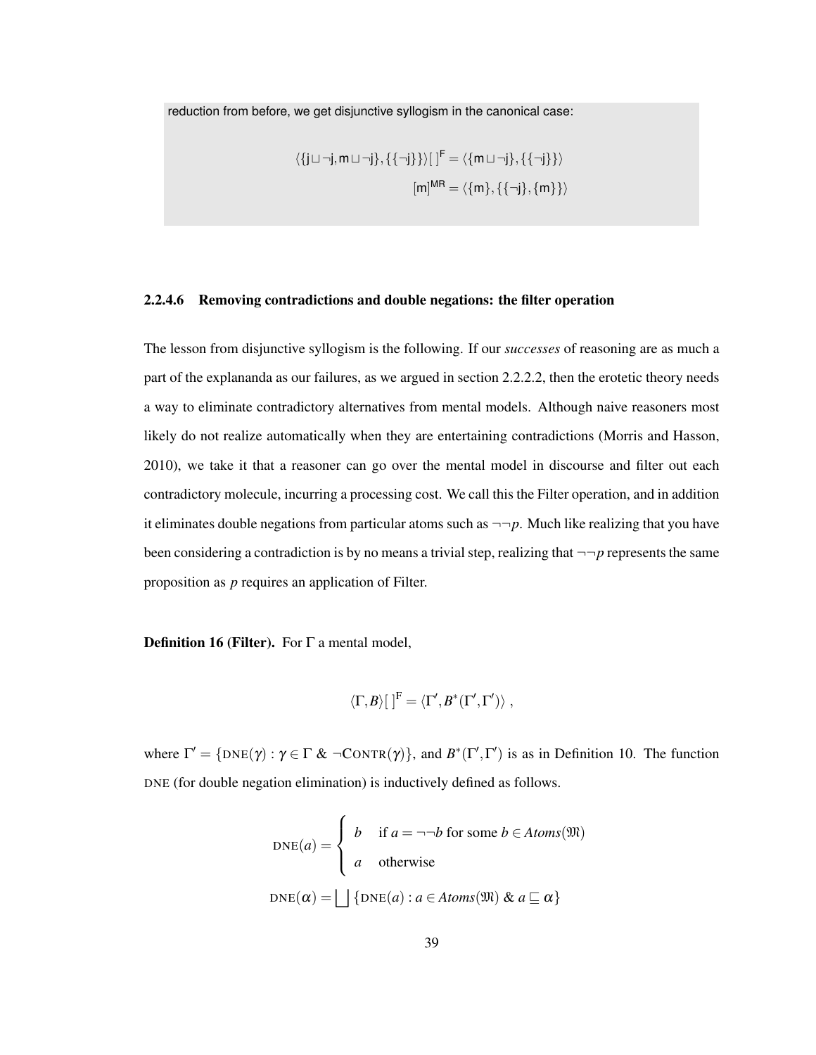reduction from before, we get disjunctive syllogism in the canonical case:

$$\langle\{\mathsf{j}\sqcup\neg\mathsf{j},\mathsf{m}\sqcup\neg\mathsf{j}\},\{\{\neg\mathsf{j}\}\}\rangle[\,]^{\mathsf{F}} = \langle\{\mathsf{m}\sqcup\neg\mathsf{j}\},\{\{\neg\mathsf{j}\}\}\rangle$$

$$[\mathsf{m}]^{\mathsf{MR}} = \langle\{\mathsf{m}\},\{\{\neg\mathsf{j}\},\{\mathsf{m}\}\}\rangle$$

#### 2.2.4.6 Removing contradictions and double negations: the filter operation

The lesson from disjunctive syllogism is the following. If our *successes* of reasoning are as much a part of the explananda as our failures, as we argued in section 2.2.2.2, then the erotetic theory needs a way to eliminate contradictory alternatives from mental models. Although naive reasoners most likely do not realize automatically when they are entertaining contradictions (Morris and Hasson, 2010), we take it that a reasoner can go over the mental model in discourse and filter out each contradictory molecule, incurring a processing cost. We call this the Filter operation, and in addition it eliminates double negations from particular atoms such as $\neg\neg p$. Much like realizing that you have been considering a contradiction is by no means a trivial step, realizing that $\neg\neg p$ represents the same proposition as $p$ requires an application of Filter.

**Definition 16 (Filter).** For $\Gamma$ a mental model,

$$\langle\Gamma,B\rangle[\,]^{\mathrm{F}} = \langle\Gamma',B^*(\Gamma',\Gamma')\rangle\ ,$$

where $\Gamma' = \{\mathrm{DNE}(\gamma) : \gamma\in\Gamma\ \&\ \neg\mathrm{CONTR}(\gamma)\}$, and $B^*(\Gamma',\Gamma')$ is as in Definition 10. The function DNE (for double negation elimination) is inductively defined as follows.

$$\mathrm{DNE}(a) = \begin{cases} b & \text{if } a = \neg\neg b \text{ for some } b\in Atoms(\mathfrak{M}) \\ a & \text{otherwise} \end{cases}$$

$$\mathrm{DNE}(\alpha) = \bigsqcup\{\mathrm{DNE}(a) : a\in Atoms(\mathfrak{M})\ \&\ a\sqsubseteq\alpha\}$$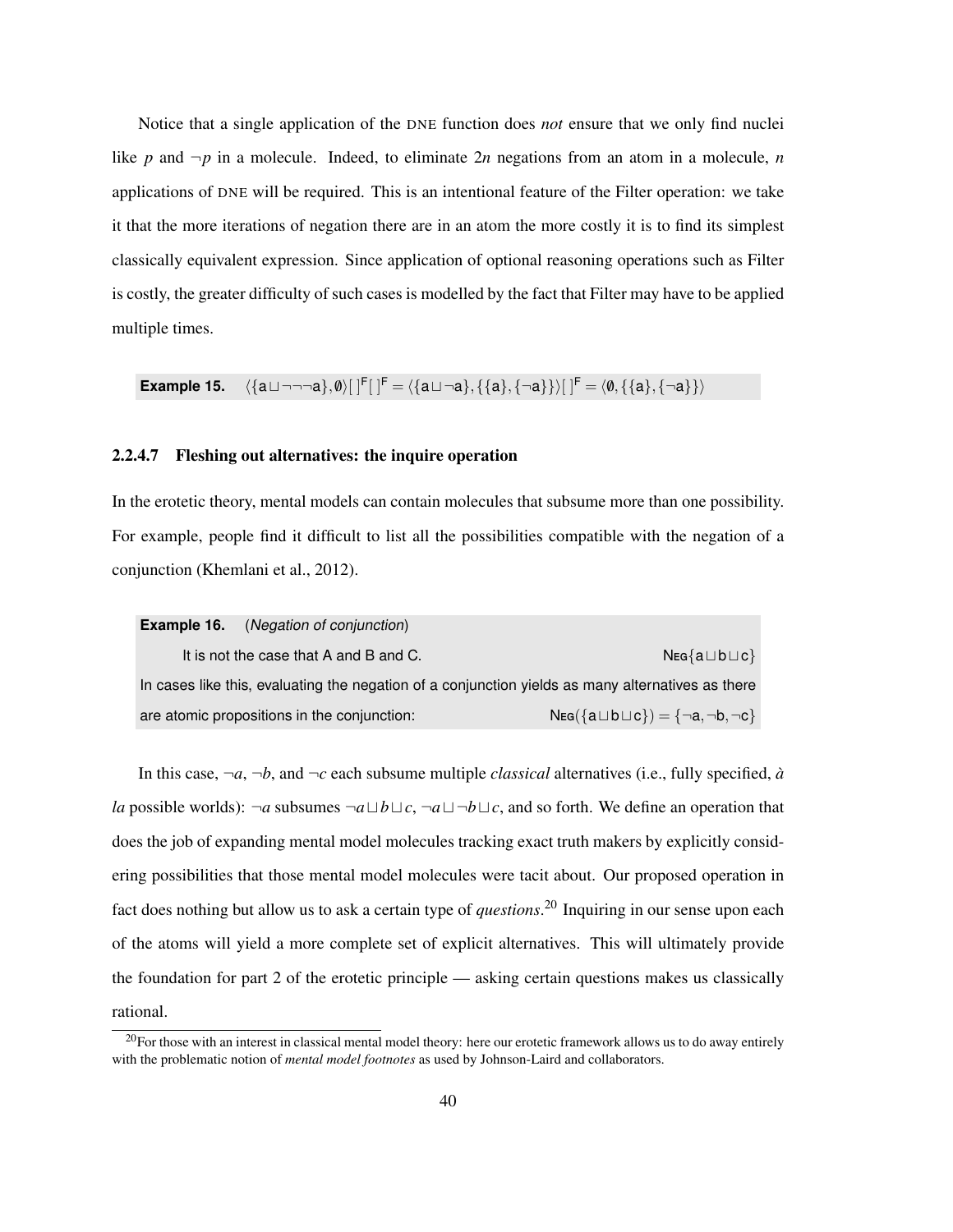Notice that a single application of the DNE function does *not* ensure that we only find nuclei like $p$ and $\neg p$ in a molecule. Indeed, to eliminate $2n$ negations from an atom in a molecule, $n$ applications of DNE will be required. This is an intentional feature of the Filter operation: we take it that the more iterations of negation there are in an atom the more costly it is to find its simplest classically equivalent expression. Since application of optional reasoning operations such as Filter is costly, the greater difficulty of such cases is modelled by the fact that Filter may have to be applied multiple times.

**Example 15.** $\langle\{a \sqcup \neg\neg\neg a\}, \emptyset\rangle[\,]^{F}[\,]^{F} = \langle\{a \sqcup \neg a\}, \{\{a\}, \{\neg a\}\}\rangle[\,]^{F} = \langle\emptyset, \{\{a\}, \{\neg a\}\}\rangle$

#### 2.2.4.7 Fleshing out alternatives: the inquire operation

In the erotetic theory, mental models can contain molecules that subsume more than one possibility. For example, people find it difficult to list all the possibilities compatible with the negation of a conjunction (Khemlani et al., 2012).

**Example 16.** (*Negation of conjunction*)

It is not the case that A and B and C. $\quad$ $\text{NEG}\{a \sqcup b \sqcup c\}$

In cases like this, evaluating the negation of a conjunction yields as many alternatives as there are atomic propositions in the conjunction: $\quad$ $\text{NEG}(\{a \sqcup b \sqcup c\}) = \{\neg a, \neg b, \neg c\}$

In this case, $\neg a$, $\neg b$, and $\neg c$ each subsume multiple *classical* alternatives (i.e., fully specified, *à la* possible worlds): $\neg a$ subsumes $\neg a \sqcup b \sqcup c$, $\neg a \sqcup \neg b \sqcup c$, and so forth. We define an operation that does the job of expanding mental model molecules tracking exact truth makers by explicitly considering possibilities that those mental model molecules were tacit about. Our proposed operation in fact does nothing but allow us to ask a certain type of *questions*.[20] Inquiring in our sense upon each of the atoms will yield a more complete set of explicit alternatives. This will ultimately provide the foundation for part 2 of the erotetic principle — asking certain questions makes us classically rational.

[20] For those with an interest in classical mental model theory: here our erotetic framework allows us to do away entirely with the problematic notion of *mental model footnotes* as used by Johnson-Laird and collaborators.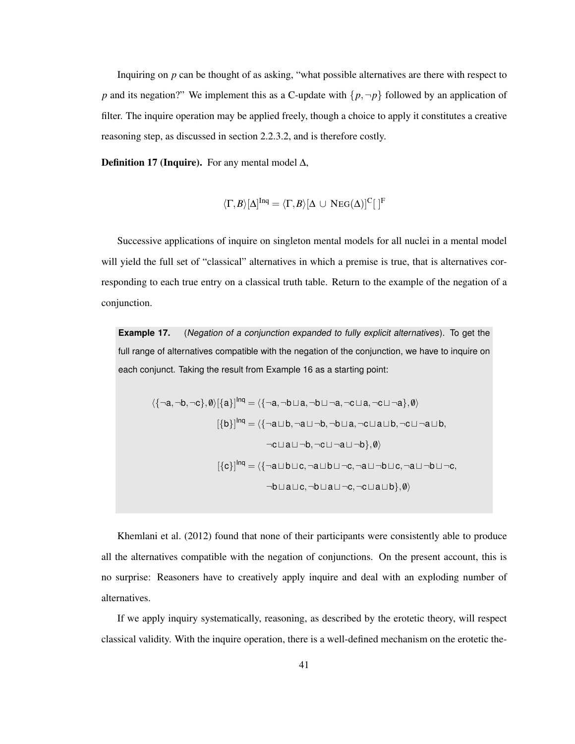Inquiring on $p$ can be thought of as asking, "what possible alternatives are there with respect to $p$ and its negation?" We implement this as a C-update with $\{p, \neg p\}$ followed by an application of filter. The inquire operation may be applied freely, though a choice to apply it constitutes a creative reasoning step, as discussed in section 2.2.3.2, and is therefore costly.

**Definition 17 (Inquire).** For any mental model $\Delta$,

$$\langle \Gamma, B \rangle [\Delta]^{\text{Inq}} = \langle \Gamma, B \rangle [\Delta \cup \text{NEG}(\Delta)]^{\text{C}}[\,]^{\text{F}}$$

Successive applications of inquire on singleton mental models for all nuclei in a mental model will yield the full set of "classical" alternatives in which a premise is true, that is alternatives corresponding to each true entry on a classical truth table. Return to the example of the negation of a conjunction.

**Example 17.** (*Negation of a conjunction expanded to fully explicit alternatives*). To get the full range of alternatives compatible with the negation of the conjunction, we have to inquire on each conjunct. Taking the result from Example 16 as a starting point:

$$\begin{aligned}
\langle \{\neg a, \neg b, \neg c\}, \emptyset \rangle [\{a\}]^{\text{Inq}} &= \langle \{\neg a, \neg b \sqcup a, \neg b \sqcup \neg a, \neg c \sqcup a, \neg c \sqcup \neg a\}, \emptyset \rangle \\
[\{b\}]^{\text{Inq}} &= \langle \{\neg a \sqcup b, \neg a \sqcup \neg b, \neg b \sqcup a, \neg c \sqcup a \sqcup b, \neg c \sqcup \neg a \sqcup b, \\
&\qquad \neg c \sqcup a \sqcup \neg b, \neg c \sqcup \neg a \sqcup \neg b\}, \emptyset \rangle \\
[\{c\}]^{\text{Inq}} &= \langle \{\neg a \sqcup b \sqcup c, \neg a \sqcup b \sqcup \neg c, \neg a \sqcup \neg b \sqcup c, \neg a \sqcup \neg b \sqcup \neg c, \\
&\qquad \neg b \sqcup a \sqcup c, \neg b \sqcup a \sqcup \neg c, \neg c \sqcup a \sqcup b\}, \emptyset \rangle
\end{aligned}$$

Khemlani et al. (2012) found that none of their participants were consistently able to produce all the alternatives compatible with the negation of conjunctions. On the present account, this is no surprise: Reasoners have to creatively apply inquire and deal with an exploding number of alternatives.

If we apply inquiry systematically, reasoning, as described by the erotetic theory, will respect classical validity. With the inquire operation, there is a well-defined mechanism on the erotetic the-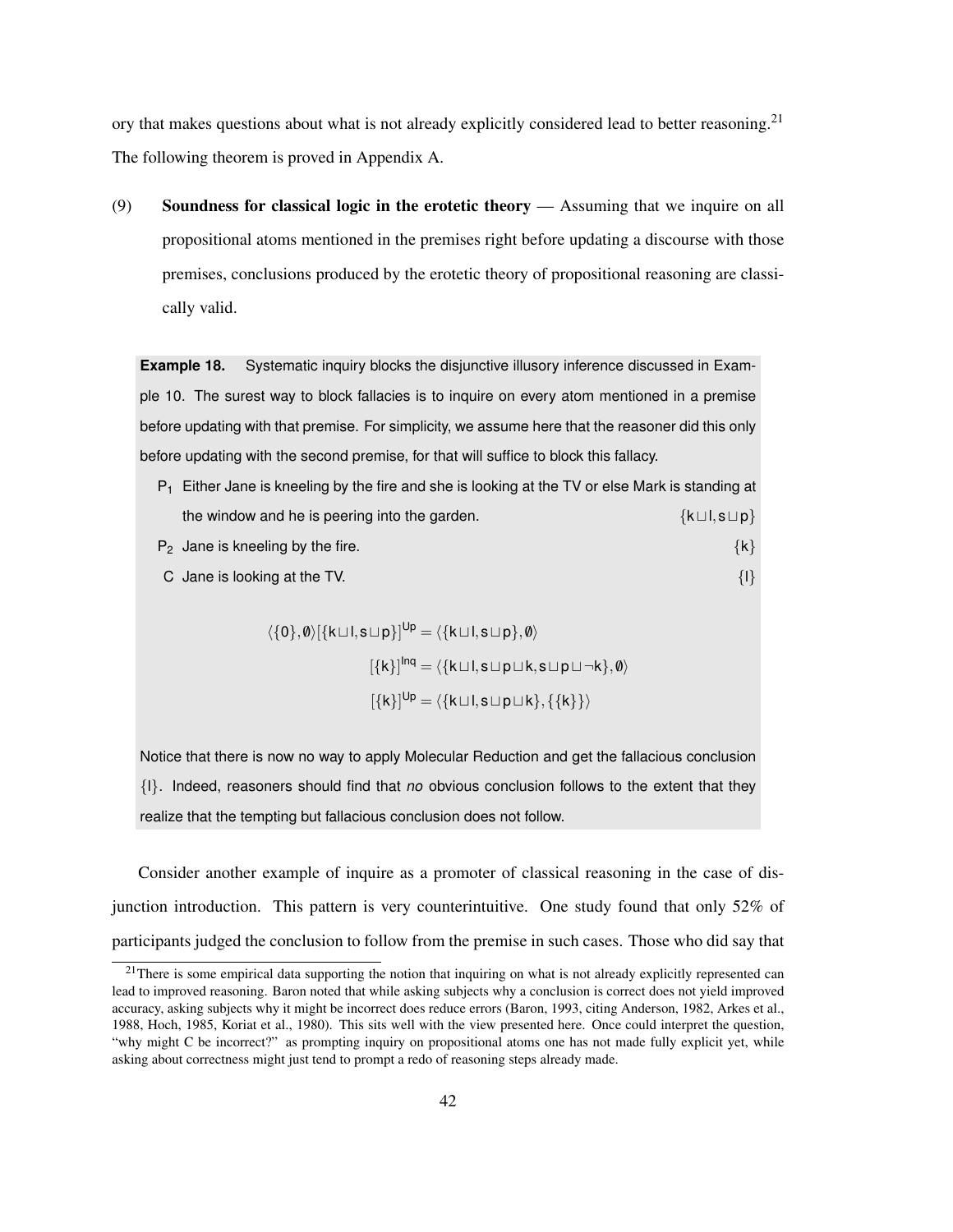ory that makes questions about what is not already explicitly considered lead to better reasoning.[21] The following theorem is proved in Appendix A.

(9) **Soundness for classical logic in the erotetic theory** — Assuming that we inquire on all propositional atoms mentioned in the premises right before updating a discourse with those premises, conclusions produced by the erotetic theory of propositional reasoning are classically valid.

> **Example 18.** Systematic inquiry blocks the disjunctive illusory inference discussed in Example 10. The surest way to block fallacies is to inquire on every atom mentioned in a premise before updating with that premise. For simplicity, we assume here that the reasoner did this only before updating with the second premise, for that will suffice to block this fallacy.
>
> $P_1$ Either Jane is kneeling by the fire and she is looking at the TV or else Mark is standing at the window and he is peering into the garden. $\{k \sqcup l, s \sqcup p\}$
>
> $P_2$ Jane is kneeling by the fire. $\{k\}$
>
> C Jane is looking at the TV. $\{l\}$
>
> $$\langle \{0\}, \emptyset \rangle [\{k \sqcup l, s \sqcup p\}]^{\mathsf{Up}} = \langle \{k \sqcup l, s \sqcup p\}, \emptyset \rangle$$
> $$[\{k\}]^{\mathsf{Inq}} = \langle \{k \sqcup l, s \sqcup p \sqcup k, s \sqcup p \sqcup \neg k\}, \emptyset \rangle$$
> $$[\{k\}]^{\mathsf{Up}} = \langle \{k \sqcup l, s \sqcup p \sqcup k\}, \{\{k\}\} \rangle$$
>
> Notice that there is now no way to apply Molecular Reduction and get the fallacious conclusion $\{l\}$. Indeed, reasoners should find that *no* obvious conclusion follows to the extent that they realize that the tempting but fallacious conclusion does not follow.

Consider another example of inquire as a promoter of classical reasoning in the case of disjunction introduction. This pattern is very counterintuitive. One study found that only 52% of participants judged the conclusion to follow from the premise in such cases. Those who did say that

[21] There is some empirical data supporting the notion that inquiring on what is not already explicitly represented can lead to improved reasoning. Baron noted that while asking subjects why a conclusion is correct does not yield improved accuracy, asking subjects why it might be incorrect does reduce errors (Baron, 1993, citing Anderson, 1982, Arkes et al., 1988, Hoch, 1985, Koriat et al., 1980). This sits well with the view presented here. Once could interpret the question, "why might C be incorrect?" as prompting inquiry on propositional atoms one has not made fully explicit yet, while asking about correctness might just tend to prompt a redo of reasoning steps already made.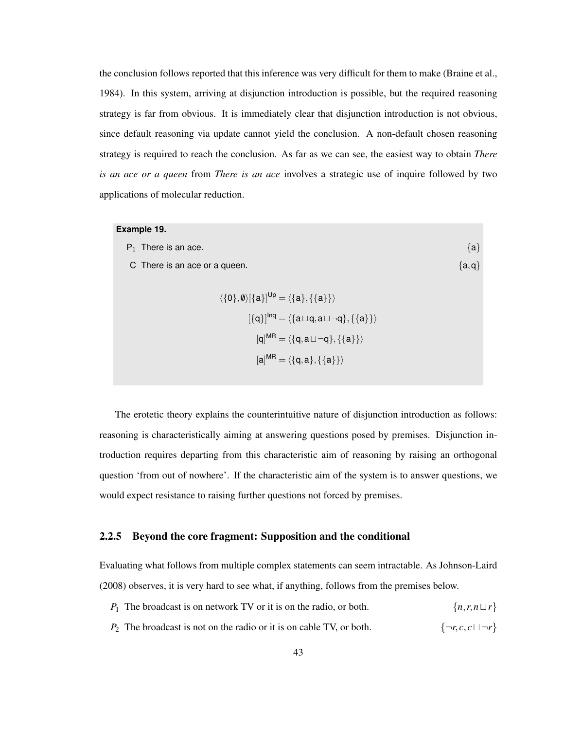the conclusion follows reported that this inference was very difficult for them to make (Braine et al., 1984). In this system, arriving at disjunction introduction is possible, but the required reasoning strategy is far from obvious. It is immediately clear that disjunction introduction is not obvious, since default reasoning via update cannot yield the conclusion. A non-default chosen reasoning strategy is required to reach the conclusion. As far as we can see, the easiest way to obtain *There is an ace or a queen* from *There is an ace* involves a strategic use of inquire followed by two applications of molecular reduction.

**Example 19.**

P$_1$ There is an ace. $\{\mathsf{a}\}$

C There is an ace or a queen. $\{\mathsf{a},\mathsf{q}\}$

$$\langle\{0\},\emptyset\rangle[\{\mathsf{a}\}]^{\mathsf{Up}} = \langle\{\mathsf{a}\},\{\{\mathsf{a}\}\}\rangle$$

$$[\{\mathsf{q}\}]^{\mathsf{Inq}} = \langle\{\mathsf{a}\sqcup\mathsf{q},\mathsf{a}\sqcup\neg\mathsf{q}\},\{\{\mathsf{a}\}\}\rangle$$

$$[\mathsf{q}]^{\mathsf{MR}} = \langle\{\mathsf{q},\mathsf{a}\sqcup\neg\mathsf{q}\},\{\{\mathsf{a}\}\}\rangle$$

$$[\mathsf{a}]^{\mathsf{MR}} = \langle\{\mathsf{q},\mathsf{a}\},\{\{\mathsf{a}\}\}\rangle$$

The erotetic theory explains the counterintuitive nature of disjunction introduction as follows: reasoning is characteristically aiming at answering questions posed by premises. Disjunction introduction requires departing from this characteristic aim of reasoning by raising an orthogonal question 'from out of nowhere'. If the characteristic aim of the system is to answer questions, we would expect resistance to raising further questions not forced by premises.

### 2.2.5 Beyond the core fragment: Supposition and the conditional

Evaluating what follows from multiple complex statements can seem intractable. As Johnson-Laird (2008) observes, it is very hard to see what, if anything, follows from the premises below.

$P_1$ The broadcast is on network TV or it is on the radio, or both. $\{n, r, n\sqcup r\}$

$P_2$ The broadcast is not on the radio or it is on cable TV, or both. $\{\neg r, c, c\sqcup\neg r\}$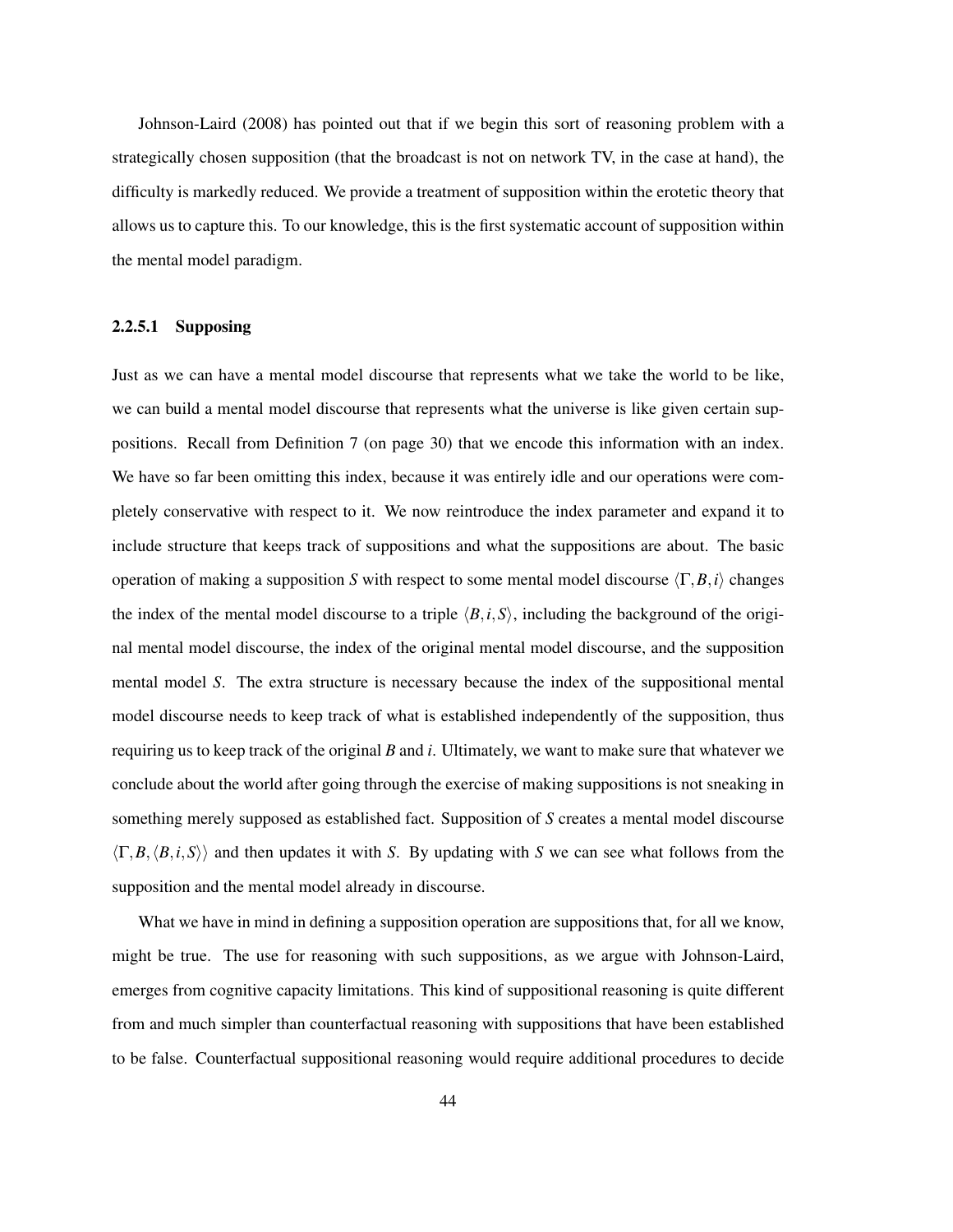Johnson-Laird (2008) has pointed out that if we begin this sort of reasoning problem with a strategically chosen supposition (that the broadcast is not on network TV, in the case at hand), the difficulty is markedly reduced. We provide a treatment of supposition within the erotetic theory that allows us to capture this. To our knowledge, this is the first systematic account of supposition within the mental model paradigm.

#### 2.2.5.1 Supposing

Just as we can have a mental model discourse that represents what we take the world to be like, we can build a mental model discourse that represents what the universe is like given certain suppositions. Recall from Definition 7 (on page 30) that we encode this information with an index. We have so far been omitting this index, because it was entirely idle and our operations were completely conservative with respect to it. We now reintroduce the index parameter and expand it to include structure that keeps track of suppositions and what the suppositions are about. The basic operation of making a supposition $S$ with respect to some mental model discourse $\langle \Gamma, B, i \rangle$ changes the index of the mental model discourse to a triple $\langle B, i, S \rangle$, including the background of the original mental model discourse, the index of the original mental model discourse, and the supposition mental model $S$. The extra structure is necessary because the index of the suppositional mental model discourse needs to keep track of what is established independently of the supposition, thus requiring us to keep track of the original $B$ and $i$. Ultimately, we want to make sure that whatever we conclude about the world after going through the exercise of making suppositions is not sneaking in something merely supposed as established fact. Supposition of $S$ creates a mental model discourse $\langle \Gamma, B, \langle B, i, S \rangle \rangle$ and then updates it with $S$. By updating with $S$ we can see what follows from the supposition and the mental model already in discourse.

What we have in mind in defining a supposition operation are suppositions that, for all we know, might be true. The use for reasoning with such suppositions, as we argue with Johnson-Laird, emerges from cognitive capacity limitations. This kind of suppositional reasoning is quite different from and much simpler than counterfactual reasoning with suppositions that have been established to be false. Counterfactual suppositional reasoning would require additional procedures to decide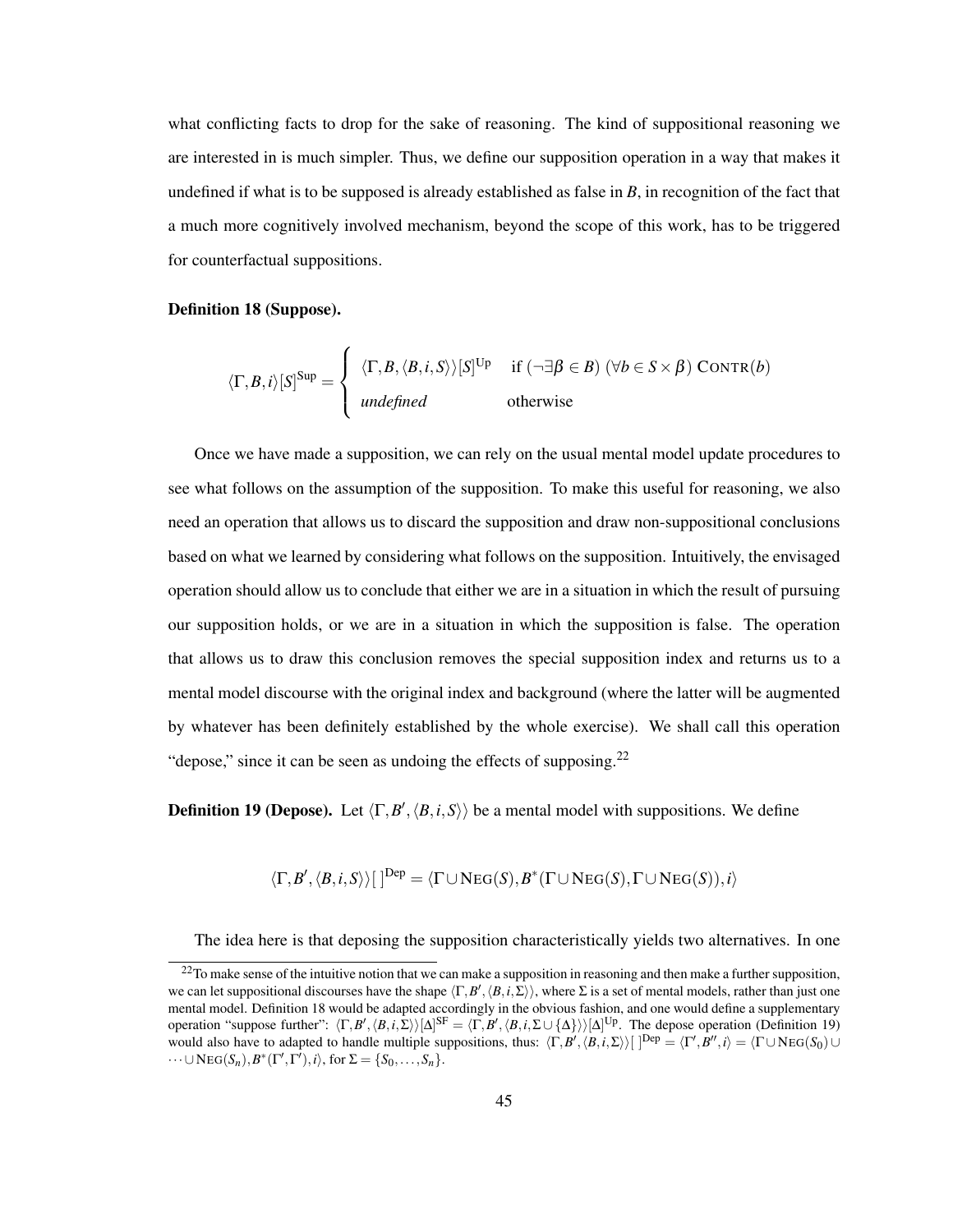what conflicting facts to drop for the sake of reasoning. The kind of suppositional reasoning we are interested in is much simpler. Thus, we define our supposition operation in a way that makes it undefined if what is to be supposed is already established as false in $B$, in recognition of the fact that a much more cognitively involved mechanism, beyond the scope of this work, has to be triggered for counterfactual suppositions.

**Definition 18 (Suppose).**

$$\langle \Gamma, B, i \rangle [S]^{\mathrm{Sup}} = \begin{cases} \langle \Gamma, B, \langle B, i, S \rangle \rangle [S]^{\mathrm{Up}} & \text{if } (\neg \exists \beta \in B)\ (\forall b \in S \times \beta)\ \textsc{Contr}(b) \\ \textit{undefined} & \text{otherwise} \end{cases}$$

Once we have made a supposition, we can rely on the usual mental model update procedures to see what follows on the assumption of the supposition. To make this useful for reasoning, we also need an operation that allows us to discard the supposition and draw non-suppositional conclusions based on what we learned by considering what follows on the supposition. Intuitively, the envisaged operation should allow us to conclude that either we are in a situation in which the result of pursuing our supposition holds, or we are in a situation in which the supposition is false. The operation that allows us to draw this conclusion removes the special supposition index and returns us to a mental model discourse with the original index and background (where the latter will be augmented by whatever has been definitely established by the whole exercise). We shall call this operation "depose," since it can be seen as undoing the effects of supposing.[22]

**Definition 19 (Depose).** Let $\langle \Gamma, B', \langle B, i, S \rangle \rangle$ be a mental model with suppositions. We define

$$\langle \Gamma, B', \langle B, i, S \rangle \rangle [\,]^{\mathrm{Dep}} = \langle \Gamma \cup \textsc{Neg}(S), B^*(\Gamma \cup \textsc{Neg}(S), \Gamma \cup \textsc{Neg}(S)), i \rangle$$

The idea here is that deposing the supposition characteristically yields two alternatives. In one

[22] To make sense of the intuitive notion that we can make a supposition in reasoning and then make a further supposition, we can let suppositional discourses have the shape $\langle \Gamma, B', \langle B, i, \Sigma \rangle \rangle$, where $\Sigma$ is a set of mental models, rather than just one mental model. Definition 18 would be adapted accordingly in the obvious fashion, and one would define a supplementary operation "suppose further": $\langle \Gamma, B', \langle B, i, \Sigma \rangle \rangle [\Delta]^{\mathrm{SF}} = \langle \Gamma, B', \langle B, i, \Sigma \cup \{\Delta\} \rangle \rangle [\Delta]^{\mathrm{Up}}$. The depose operation (Definition 19) would also have to adapted to handle multiple suppositions, thus: $\langle \Gamma, B', \langle B, i, \Sigma \rangle \rangle [\,]^{\mathrm{Dep}} = \langle \Gamma', B'', i \rangle = \langle \Gamma \cup \textsc{Neg}(S_0) \cup \cdots \cup \textsc{Neg}(S_n), B^*(\Gamma', \Gamma'), i \rangle$, for $\Sigma = \{S_0, \ldots, S_n\}$.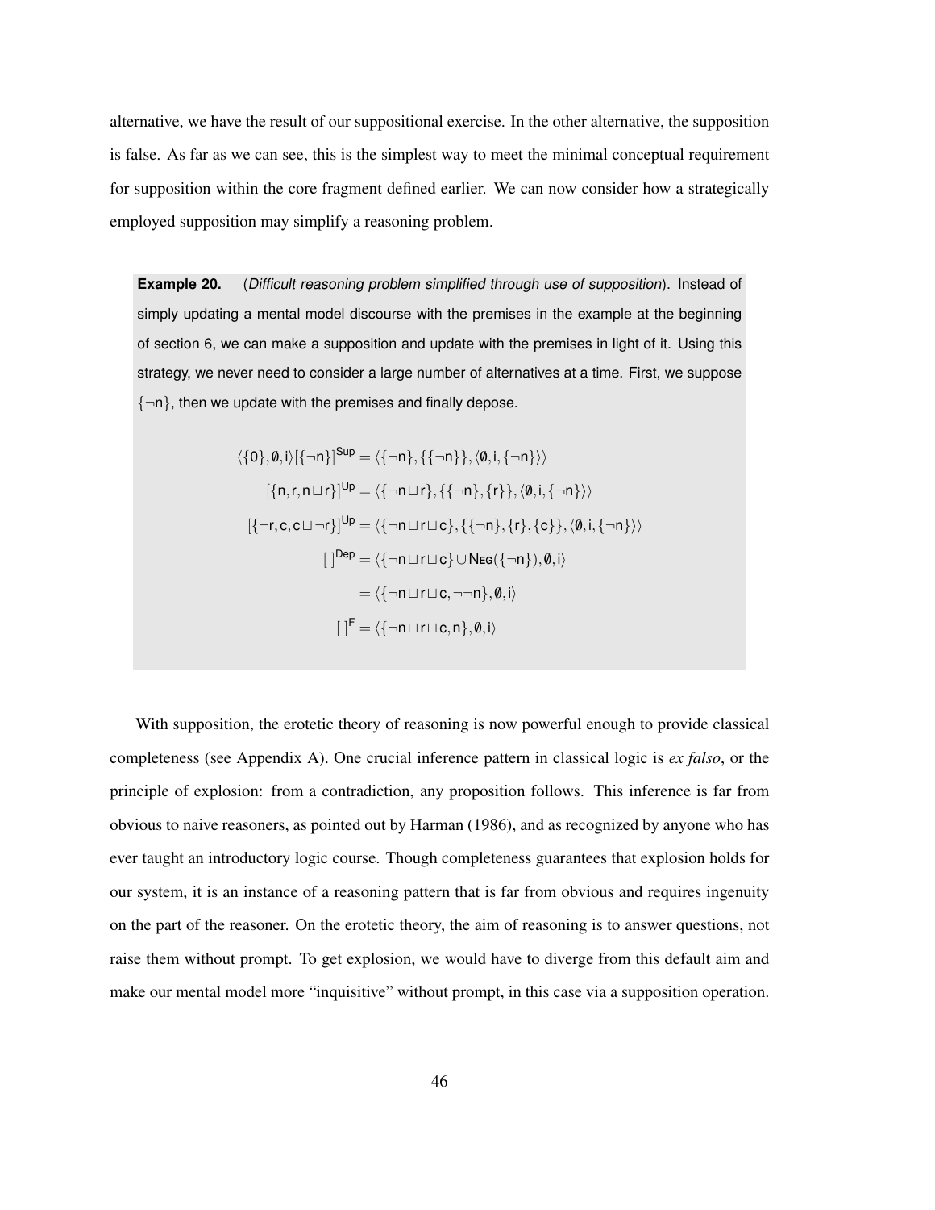alternative, we have the result of our suppositional exercise. In the other alternative, the supposition is false. As far as we can see, this is the simplest way to meet the minimal conceptual requirement for supposition within the core fragment defined earlier. We can now consider how a strategically employed supposition may simplify a reasoning problem.

**Example 20.** (*Difficult reasoning problem simplified through use of supposition*). Instead of simply updating a mental model discourse with the premises in the example at the beginning of section 6, we can make a supposition and update with the premises in light of it. Using this strategy, we never need to consider a large number of alternatives at a time. First, we suppose $\{\neg \mathsf{n}\}$, then we update with the premises and finally depose.

$$\langle\{0\}, \emptyset, \mathsf{i}\rangle[\{\neg \mathsf{n}\}]^{\mathsf{Sup}} = \langle\{\neg \mathsf{n}\}, \{\{\neg \mathsf{n}\}\}, \langle\emptyset, \mathsf{i}, \{\neg \mathsf{n}\}\rangle\rangle$$

$$[\{\mathsf{n}, \mathsf{r}, \mathsf{n} \sqcup \mathsf{r}\}]^{\mathsf{Up}} = \langle\{\neg \mathsf{n} \sqcup \mathsf{r}\}, \{\{\neg \mathsf{n}\}, \{\mathsf{r}\}\}, \langle\emptyset, \mathsf{i}, \{\neg \mathsf{n}\}\rangle\rangle$$

$$[\{\neg \mathsf{r}, \mathsf{c}, \mathsf{c} \sqcup \neg \mathsf{r}\}]^{\mathsf{Up}} = \langle\{\neg \mathsf{n} \sqcup \mathsf{r} \sqcup \mathsf{c}\}, \{\{\neg \mathsf{n}\}, \{\mathsf{r}\}, \{\mathsf{c}\}\}, \langle\emptyset, \mathsf{i}, \{\neg \mathsf{n}\}\rangle\rangle$$

$$[\,]^{\mathsf{Dep}} = \langle\{\neg \mathsf{n} \sqcup \mathsf{r} \sqcup \mathsf{c}\} \cup \textsc{Neg}(\{\neg \mathsf{n}\}), \emptyset, \mathsf{i}\rangle$$

$$= \langle\{\neg \mathsf{n} \sqcup \mathsf{r} \sqcup \mathsf{c}, \neg\neg \mathsf{n}\}, \emptyset, \mathsf{i}\rangle$$

$$[\,]^{\mathsf{F}} = \langle\{\neg \mathsf{n} \sqcup \mathsf{r} \sqcup \mathsf{c}, \mathsf{n}\}, \emptyset, \mathsf{i}\rangle$$

With supposition, the erotetic theory of reasoning is now powerful enough to provide classical completeness (see Appendix A). One crucial inference pattern in classical logic is *ex falso*, or the principle of explosion: from a contradiction, any proposition follows. This inference is far from obvious to naive reasoners, as pointed out by Harman (1986), and as recognized by anyone who has ever taught an introductory logic course. Though completeness guarantees that explosion holds for our system, it is an instance of a reasoning pattern that is far from obvious and requires ingenuity on the part of the reasoner. On the erotetic theory, the aim of reasoning is to answer questions, not raise them without prompt. To get explosion, we would have to diverge from this default aim and make our mental model more "inquisitive" without prompt, in this case via a supposition operation.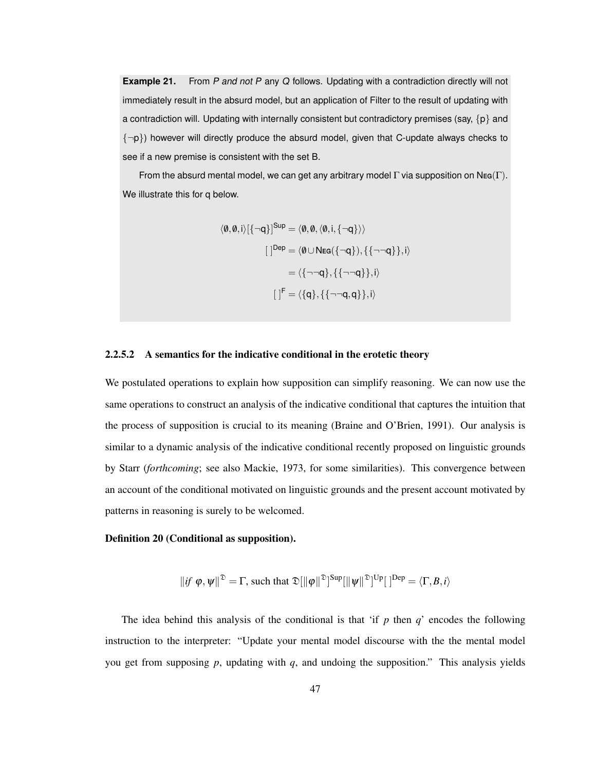**Example 21.** From *P and not P* any *Q* follows. Updating with a contradiction directly will not immediately result in the absurd model, but an application of Filter to the result of updating with a contradiction will. Updating with internally consistent but contradictory premises (say, $\{\mathsf{p}\}$ and $\{\neg\mathsf{p}\}$) however will directly produce the absurd model, given that C-update always checks to see if a new premise is consistent with the set B.

From the absurd mental model, we can get any arbitrary model $\Gamma$ via supposition on $\textsc{Neg}(\Gamma)$. We illustrate this for q below.

$$
\begin{aligned}
\langle\emptyset,\emptyset,\mathsf{i}\rangle[\{\neg\mathsf{q}\}]^{\mathsf{Sup}} &= \langle\emptyset,\emptyset,\langle\emptyset,\mathsf{i},\{\neg\mathsf{q}\}\rangle\rangle \\
[\;]^{\mathsf{Dep}} &= \langle\emptyset\cup\textsc{Neg}(\{\neg\mathsf{q}\}),\{\{\neg\neg\mathsf{q}\}\},\mathsf{i}\rangle \\
&= \langle\{\neg\neg\mathsf{q}\},\{\{\neg\neg\mathsf{q}\}\},\mathsf{i}\rangle \\
[\;]^{\mathsf{F}} &= \langle\{\mathsf{q}\},\{\{\neg\neg\mathsf{q},\mathsf{q}\}\},\mathsf{i}\rangle
\end{aligned}
$$

#### 2.2.5.2 A semantics for the indicative conditional in the erotetic theory

We postulated operations to explain how supposition can simplify reasoning. We can now use the same operations to construct an analysis of the indicative conditional that captures the intuition that the process of supposition is crucial to its meaning (Braine and O'Brien, 1991). Our analysis is similar to a dynamic analysis of the indicative conditional recently proposed on linguistic grounds by Starr (*forthcoming*; see also Mackie, 1973, for some similarities). This convergence between an account of the conditional motivated on linguistic grounds and the present account motivated by patterns in reasoning is surely to be welcomed.

**Definition 20 (Conditional as supposition).**

$$
\|\textit{if}\ \varphi,\psi\|^{\mathfrak{D}} = \Gamma\text{, such that } \mathfrak{D}[\|\varphi\|^{\mathfrak{D}}]^{\mathrm{Sup}}[\|\psi\|^{\mathfrak{D}}]^{\mathrm{Up}}[\;]^{\mathrm{Dep}} = \langle\Gamma,B,i\rangle
$$

The idea behind this analysis of the conditional is that 'if $p$ then $q$' encodes the following instruction to the interpreter: "Update your mental model discourse with the the mental model you get from supposing $p$, updating with $q$, and undoing the supposition." This analysis yields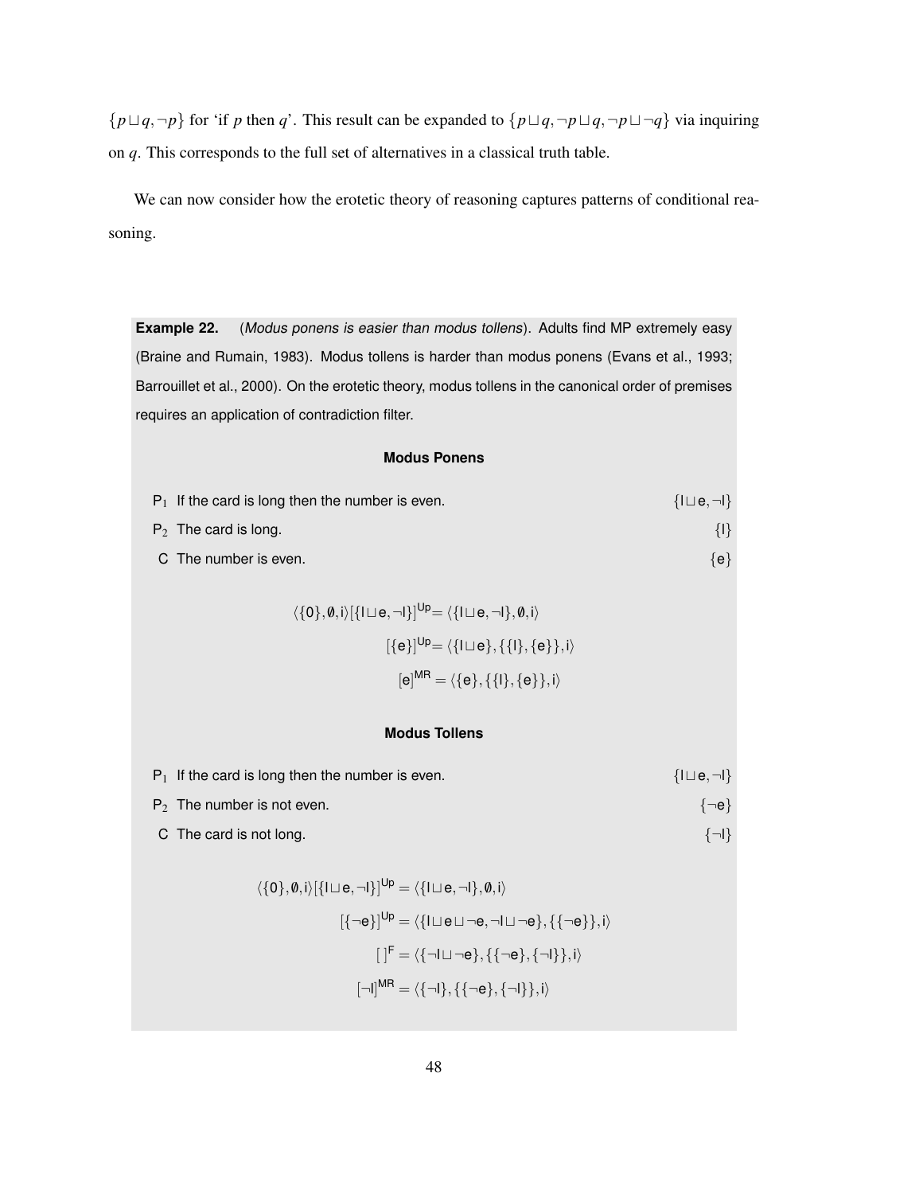$\{p \sqcup q, \neg p\}$ for 'if $p$ then $q$'. This result can be expanded to $\{p \sqcup q, \neg p \sqcup q, \neg p \sqcup \neg q\}$ via inquiring on $q$. This corresponds to the full set of alternatives in a classical truth table.

We can now consider how the erotetic theory of reasoning captures patterns of conditional reasoning.

**Example 22.** (*Modus ponens is easier than modus tollens*). Adults find MP extremely easy (Braine and Rumain, 1983). Modus tollens is harder than modus ponens (Evans et al., 1993; Barrouillet et al., 2000). On the erotetic theory, modus tollens in the canonical order of premises requires an application of contradiction filter.

**Modus Ponens**

P$_1$ If the card is long then the number is even. $\{\mathsf{l} \sqcup \mathsf{e}, \neg \mathsf{l}\}$

P$_2$ The card is long. $\{\mathsf{l}\}$

C The number is even. $\{\mathsf{e}\}$

$$\langle \{0\}, \emptyset, \mathsf{i}\rangle [\{\mathsf{l} \sqcup \mathsf{e}, \neg \mathsf{l}\}]^{\mathsf{Up}} = \langle \{\mathsf{l} \sqcup \mathsf{e}, \neg \mathsf{l}\}, \emptyset, \mathsf{i}\rangle$$

$$[\{\mathsf{e}\}]^{\mathsf{Up}} = \langle \{\mathsf{l} \sqcup \mathsf{e}\}, \{\{\mathsf{l}\}, \{\mathsf{e}\}\}, \mathsf{i}\rangle$$

$$[\mathsf{e}]^{\mathsf{MR}} = \langle \{\mathsf{e}\}, \{\{\mathsf{l}\}, \{\mathsf{e}\}\}, \mathsf{i}\rangle$$

**Modus Tollens**

P$_1$ If the card is long then the number is even. $\{\mathsf{l} \sqcup \mathsf{e}, \neg \mathsf{l}\}$

P$_2$ The number is not even. $\{\neg \mathsf{e}\}$

C The card is not long. $\{\neg \mathsf{l}\}$

$$\langle \{0\}, \emptyset, \mathsf{i}\rangle [\{\mathsf{l} \sqcup \mathsf{e}, \neg \mathsf{l}\}]^{\mathsf{Up}} = \langle \{\mathsf{l} \sqcup \mathsf{e}, \neg \mathsf{l}\}, \emptyset, \mathsf{i}\rangle$$

$$[\{\neg \mathsf{e}\}]^{\mathsf{Up}} = \langle \{\mathsf{l} \sqcup \mathsf{e} \sqcup \neg \mathsf{e}, \neg \mathsf{l} \sqcup \neg \mathsf{e}\}, \{\{\neg \mathsf{e}\}\}, \mathsf{i}\rangle$$

$$[\,]^{\mathsf{F}} = \langle \{\neg \mathsf{l} \sqcup \neg \mathsf{e}\}, \{\{\neg \mathsf{e}\}, \{\neg \mathsf{l}\}\}, \mathsf{i}\rangle$$

$$[\neg \mathsf{l}]^{\mathsf{MR}} = \langle \{\neg \mathsf{l}\}, \{\{\neg \mathsf{e}\}, \{\neg \mathsf{l}\}\}, \mathsf{i}\rangle$$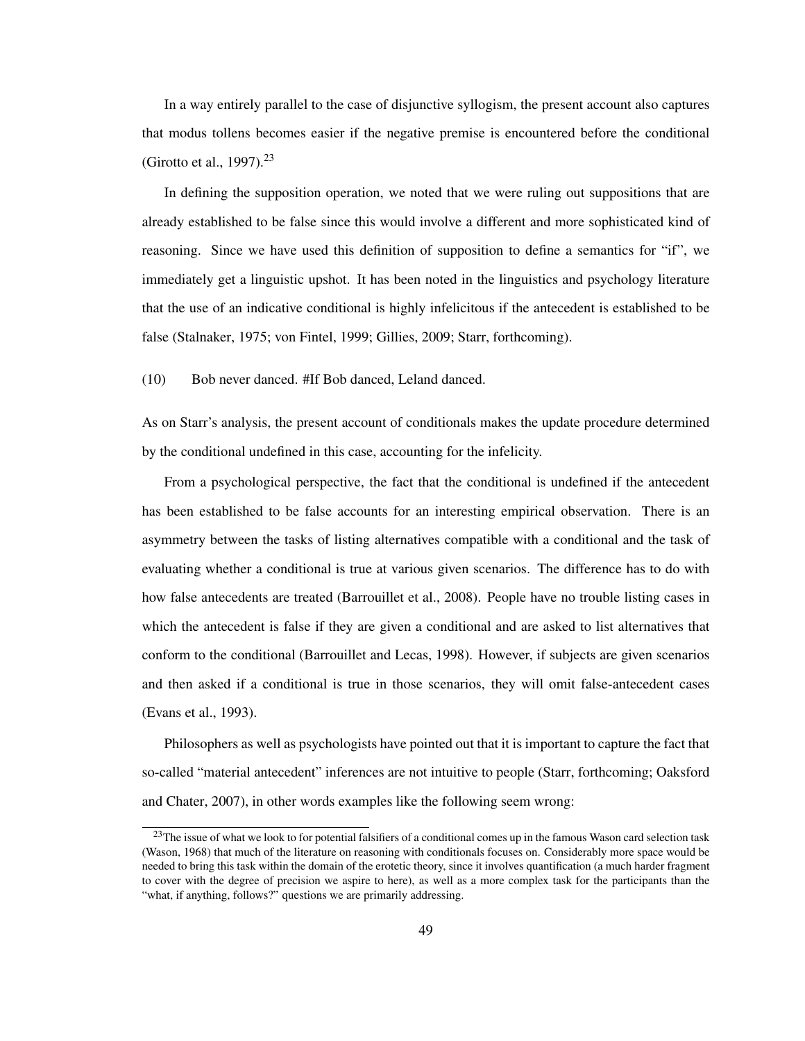In a way entirely parallel to the case of disjunctive syllogism, the present account also captures that modus tollens becomes easier if the negative premise is encountered before the conditional (Girotto et al., 1997).[23]

In defining the supposition operation, we noted that we were ruling out suppositions that are already established to be false since this would involve a different and more sophisticated kind of reasoning. Since we have used this definition of supposition to define a semantics for "if", we immediately get a linguistic upshot. It has been noted in the linguistics and psychology literature that the use of an indicative conditional is highly infelicitous if the antecedent is established to be false (Stalnaker, 1975; von Fintel, 1999; Gillies, 2009; Starr, forthcoming).

(10) Bob never danced. #If Bob danced, Leland danced.

As on Starr's analysis, the present account of conditionals makes the update procedure determined by the conditional undefined in this case, accounting for the infelicity.

From a psychological perspective, the fact that the conditional is undefined if the antecedent has been established to be false accounts for an interesting empirical observation. There is an asymmetry between the tasks of listing alternatives compatible with a conditional and the task of evaluating whether a conditional is true at various given scenarios. The difference has to do with how false antecedents are treated (Barrouillet et al., 2008). People have no trouble listing cases in which the antecedent is false if they are given a conditional and are asked to list alternatives that conform to the conditional (Barrouillet and Lecas, 1998). However, if subjects are given scenarios and then asked if a conditional is true in those scenarios, they will omit false-antecedent cases (Evans et al., 1993).

Philosophers as well as psychologists have pointed out that it is important to capture the fact that so-called "material antecedent" inferences are not intuitive to people (Starr, forthcoming; Oaksford and Chater, 2007), in other words examples like the following seem wrong:

[23] The issue of what we look to for potential falsifiers of a conditional comes up in the famous Wason card selection task (Wason, 1968) that much of the literature on reasoning with conditionals focuses on. Considerably more space would be needed to bring this task within the domain of the erotetic theory, since it involves quantification (a much harder fragment to cover with the degree of precision we aspire to here), as well as a more complex task for the participants than the "what, if anything, follows?" questions we are primarily addressing.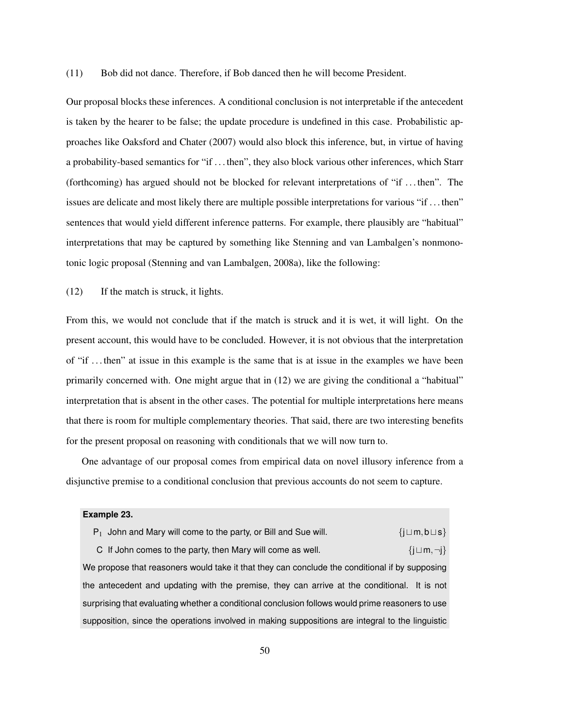(11) Bob did not dance. Therefore, if Bob danced then he will become President.

Our proposal blocks these inferences. A conditional conclusion is not interpretable if the antecedent is taken by the hearer to be false; the update procedure is undefined in this case. Probabilistic approaches like Oaksford and Chater (2007) would also block this inference, but, in virtue of having a probability-based semantics for "if . . . then", they also block various other inferences, which Starr (forthcoming) has argued should not be blocked for relevant interpretations of "if . . . then". The issues are delicate and most likely there are multiple possible interpretations for various "if . . . then" sentences that would yield different inference patterns. For example, there plausibly are "habitual" interpretations that may be captured by something like Stenning and van Lambalgen's nonmonotonic logic proposal (Stenning and van Lambalgen, 2008a), like the following:

(12) If the match is struck, it lights.

From this, we would not conclude that if the match is struck and it is wet, it will light. On the present account, this would have to be concluded. However, it is not obvious that the interpretation of "if . . . then" at issue in this example is the same that is at issue in the examples we have been primarily concerned with. One might argue that in (12) we are giving the conditional a "habitual" interpretation that is absent in the other cases. The potential for multiple interpretations here means that there is room for multiple complementary theories. That said, there are two interesting benefits for the present proposal on reasoning with conditionals that we will now turn to.

One advantage of our proposal comes from empirical data on novel illusory inference from a disjunctive premise to a conditional conclusion that previous accounts do not seem to capture.

**Example 23.**

$P_1$ John and Mary will come to the party, or Bill and Sue will. $\{j \sqcup m, b \sqcup s\}$

C If John comes to the party, then Mary will come as well. $\{j \sqcup m, \neg j\}$

We propose that reasoners would take it that they can conclude the conditional if by supposing the antecedent and updating with the premise, they can arrive at the conditional. It is not surprising that evaluating whether a conditional conclusion follows would prime reasoners to use supposition, since the operations involved in making suppositions are integral to the linguistic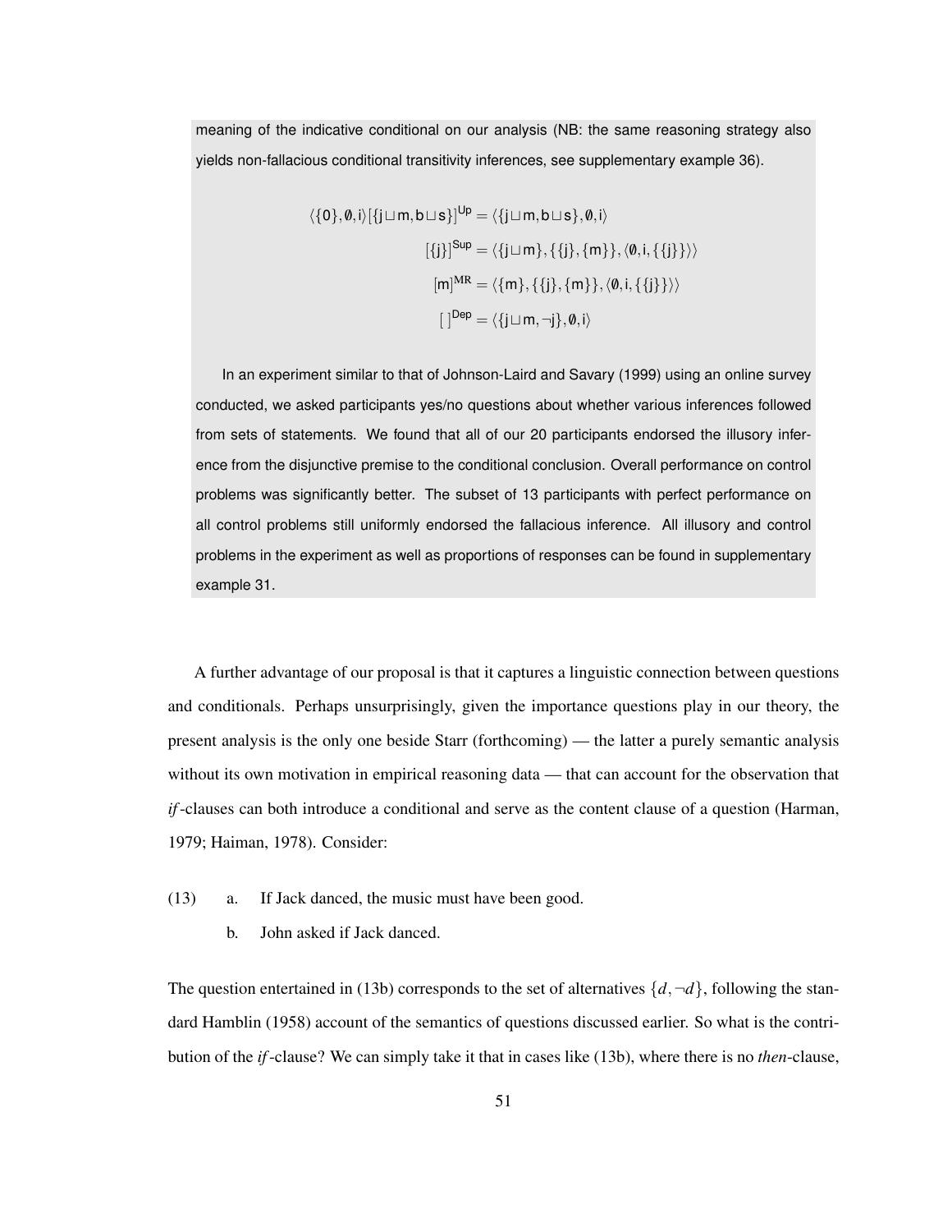meaning of the indicative conditional on our analysis (NB: the same reasoning strategy also yields non-fallacious conditional transitivity inferences, see supplementary example 36).

$$\langle\{0\},\emptyset,\mathsf{i}\rangle[\{\mathsf{j}\sqcup\mathsf{m},\mathsf{b}\sqcup\mathsf{s}\}]^{\mathsf{Up}} = \langle\{\mathsf{j}\sqcup\mathsf{m},\mathsf{b}\sqcup\mathsf{s}\},\emptyset,\mathsf{i}\rangle$$

$$[\{\mathsf{j}\}]^{\mathsf{Sup}} = \langle\{\mathsf{j}\sqcup\mathsf{m}\},\{\{\mathsf{j}\},\{\mathsf{m}\}\},\langle\emptyset,\mathsf{i},\{\{\mathsf{j}\}\}\rangle\rangle$$

$$[\mathsf{m}]^{\mathrm{MR}} = \langle\{\mathsf{m}\},\{\{\mathsf{j}\},\{\mathsf{m}\}\},\langle\emptyset,\mathsf{i},\{\{\mathsf{j}\}\}\rangle\rangle$$

$$[\,]^{\mathsf{Dep}} = \langle\{\mathsf{j}\sqcup\mathsf{m},\neg\mathsf{j}\},\emptyset,\mathsf{i}\rangle$$

In an experiment similar to that of Johnson-Laird and Savary (1999) using an online survey conducted, we asked participants yes/no questions about whether various inferences followed from sets of statements. We found that all of our 20 participants endorsed the illusory inference from the disjunctive premise to the conditional conclusion. Overall performance on control problems was significantly better. The subset of 13 participants with perfect performance on all control problems still uniformly endorsed the fallacious inference. All illusory and control problems in the experiment as well as proportions of responses can be found in supplementary example 31.

A further advantage of our proposal is that it captures a linguistic connection between questions and conditionals. Perhaps unsurprisingly, given the importance questions play in our theory, the present analysis is the only one beside Starr (forthcoming) — the latter a purely semantic analysis without its own motivation in empirical reasoning data — that can account for the observation that *if*-clauses can both introduce a conditional and serve as the content clause of a question (Harman, 1979; Haiman, 1978). Consider:

(13) a. If Jack danced, the music must have been good.

b. John asked if Jack danced.

The question entertained in (13b) corresponds to the set of alternatives $\{d,\neg d\}$, following the standard Hamblin (1958) account of the semantics of questions discussed earlier. So what is the contribution of the *if*-clause? We can simply take it that in cases like (13b), where there is no *then*-clause,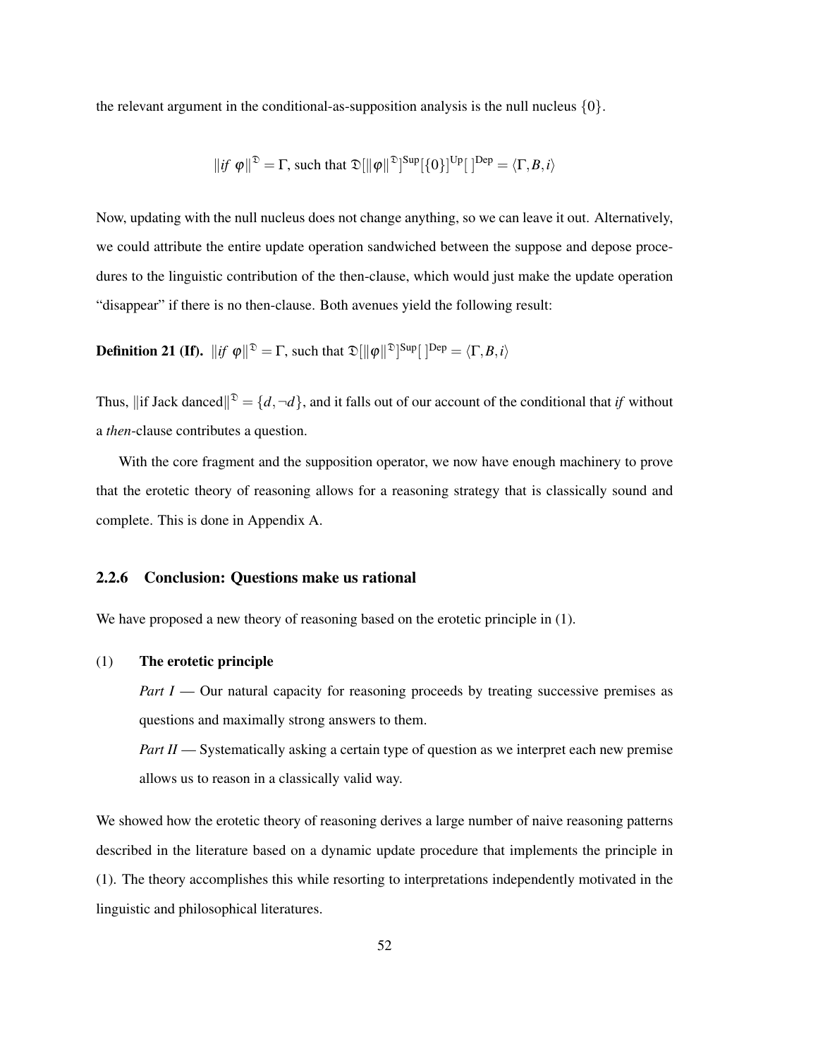the relevant argument in the conditional-as-supposition analysis is the null nucleus $\{0\}$.

$$\|if\ \varphi\|^{\mathfrak{D}} = \Gamma, \text{ such that } \mathfrak{D}[\|\varphi\|^{\mathfrak{D}}]^{\text{Sup}}[\{0\}]^{\text{Up}}[\,]^{\text{Dep}} = \langle \Gamma, B, i \rangle$$

Now, updating with the null nucleus does not change anything, so we can leave it out. Alternatively, we could attribute the entire update operation sandwiched between the suppose and depose procedures to the linguistic contribution of the then-clause, which would just make the update operation "disappear" if there is no then-clause. Both avenues yield the following result:

**Definition 21 (If).** $\|if\ \varphi\|^{\mathfrak{D}} = \Gamma$, such that $\mathfrak{D}[\|\varphi\|^{\mathfrak{D}}]^{\text{Sup}}[\,]^{\text{Dep}} = \langle \Gamma, B, i \rangle$

Thus, $\|\text{if Jack danced}\|^{\mathfrak{D}} = \{d, \neg d\}$, and it falls out of our account of the conditional that *if* without a *then*-clause contributes a question.

With the core fragment and the supposition operator, we now have enough machinery to prove that the erotetic theory of reasoning allows for a reasoning strategy that is classically sound and complete. This is done in Appendix A.

### 2.2.6 Conclusion: Questions make us rational

We have proposed a new theory of reasoning based on the erotetic principle in (1).

(1) **The erotetic principle**

*Part I* — Our natural capacity for reasoning proceeds by treating successive premises as questions and maximally strong answers to them.

*Part II* — Systematically asking a certain type of question as we interpret each new premise allows us to reason in a classically valid way.

We showed how the erotetic theory of reasoning derives a large number of naive reasoning patterns described in the literature based on a dynamic update procedure that implements the principle in (1). The theory accomplishes this while resorting to interpretations independently motivated in the linguistic and philosophical literatures.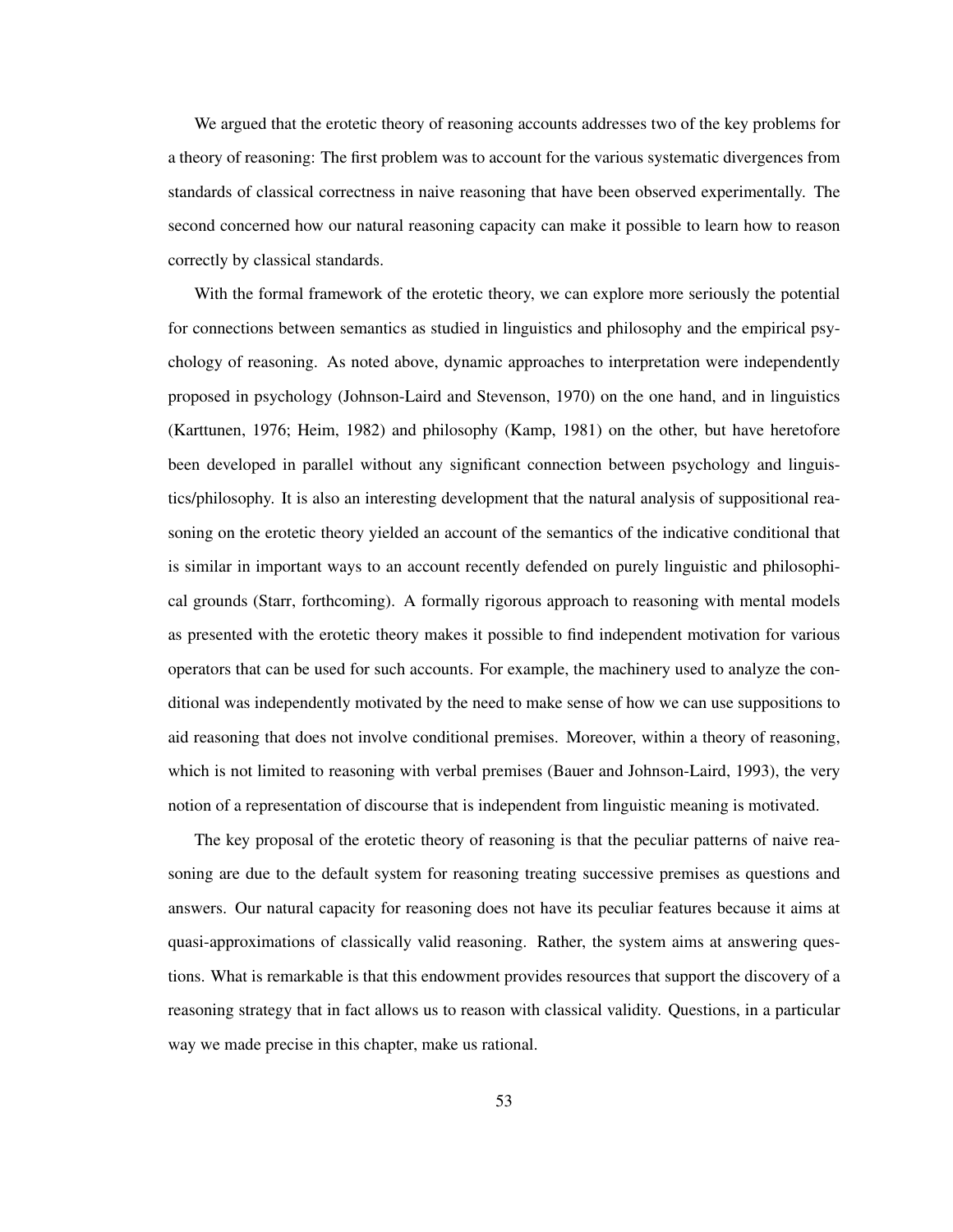We argued that the erotetic theory of reasoning accounts addresses two of the key problems for a theory of reasoning: The first problem was to account for the various systematic divergences from standards of classical correctness in naive reasoning that have been observed experimentally. The second concerned how our natural reasoning capacity can make it possible to learn how to reason correctly by classical standards.

With the formal framework of the erotetic theory, we can explore more seriously the potential for connections between semantics as studied in linguistics and philosophy and the empirical psychology of reasoning. As noted above, dynamic approaches to interpretation were independently proposed in psychology (Johnson-Laird and Stevenson, 1970) on the one hand, and in linguistics (Karttunen, 1976; Heim, 1982) and philosophy (Kamp, 1981) on the other, but have heretofore been developed in parallel without any significant connection between psychology and linguistics/philosophy. It is also an interesting development that the natural analysis of suppositional reasoning on the erotetic theory yielded an account of the semantics of the indicative conditional that is similar in important ways to an account recently defended on purely linguistic and philosophical grounds (Starr, forthcoming). A formally rigorous approach to reasoning with mental models as presented with the erotetic theory makes it possible to find independent motivation for various operators that can be used for such accounts. For example, the machinery used to analyze the conditional was independently motivated by the need to make sense of how we can use suppositions to aid reasoning that does not involve conditional premises. Moreover, within a theory of reasoning, which is not limited to reasoning with verbal premises (Bauer and Johnson-Laird, 1993), the very notion of a representation of discourse that is independent from linguistic meaning is motivated.

The key proposal of the erotetic theory of reasoning is that the peculiar patterns of naive reasoning are due to the default system for reasoning treating successive premises as questions and answers. Our natural capacity for reasoning does not have its peculiar features because it aims at quasi-approximations of classically valid reasoning. Rather, the system aims at answering questions. What is remarkable is that this endowment provides resources that support the discovery of a reasoning strategy that in fact allows us to reason with classical validity. Questions, in a particular way we made precise in this chapter, make us rational.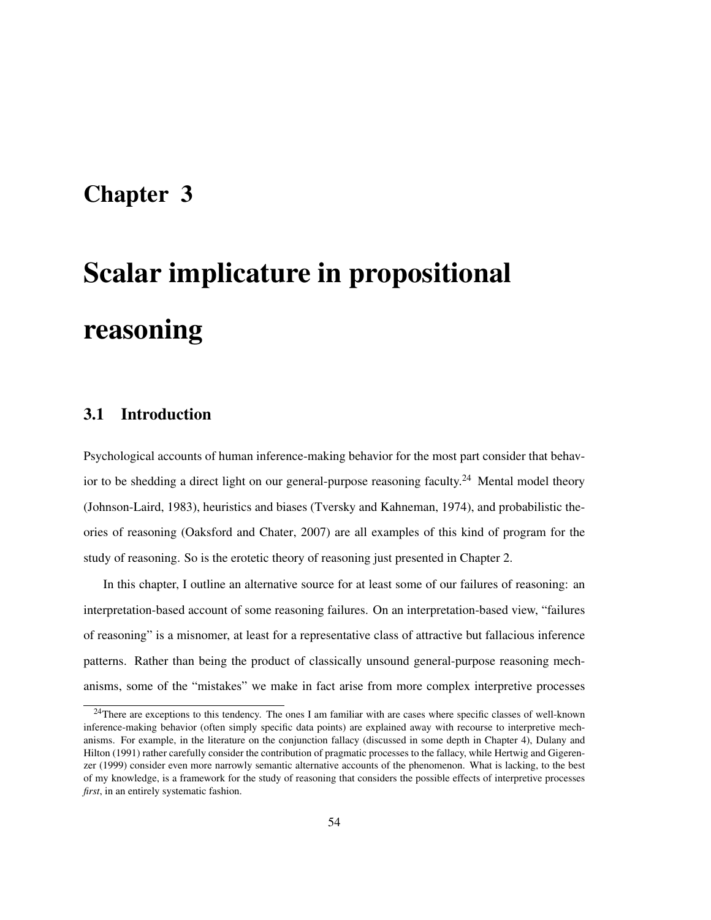# Chapter 3

# Scalar implicature in propositional reasoning

## 3.1 Introduction

Psychological accounts of human inference-making behavior for the most part consider that behavior to be shedding a direct light on our general-purpose reasoning faculty.[24] Mental model theory (Johnson-Laird, 1983), heuristics and biases (Tversky and Kahneman, 1974), and probabilistic theories of reasoning (Oaksford and Chater, 2007) are all examples of this kind of program for the study of reasoning. So is the erotetic theory of reasoning just presented in Chapter 2.

In this chapter, I outline an alternative source for at least some of our failures of reasoning: an interpretation-based account of some reasoning failures. On an interpretation-based view, "failures of reasoning" is a misnomer, at least for a representative class of attractive but fallacious inference patterns. Rather than being the product of classically unsound general-purpose reasoning mechanisms, some of the "mistakes" we make in fact arise from more complex interpretive processes

[24] There are exceptions to this tendency. The ones I am familiar with are cases where specific classes of well-known inference-making behavior (often simply specific data points) are explained away with recourse to interpretive mechanisms. For example, in the literature on the conjunction fallacy (discussed in some depth in Chapter 4), Dulany and Hilton (1991) rather carefully consider the contribution of pragmatic processes to the fallacy, while Hertwig and Gigerenzer (1999) consider even more narrowly semantic alternative accounts of the phenomenon. What is lacking, to the best of my knowledge, is a framework for the study of reasoning that considers the possible effects of interpretive processes *first*, in an entirely systematic fashion.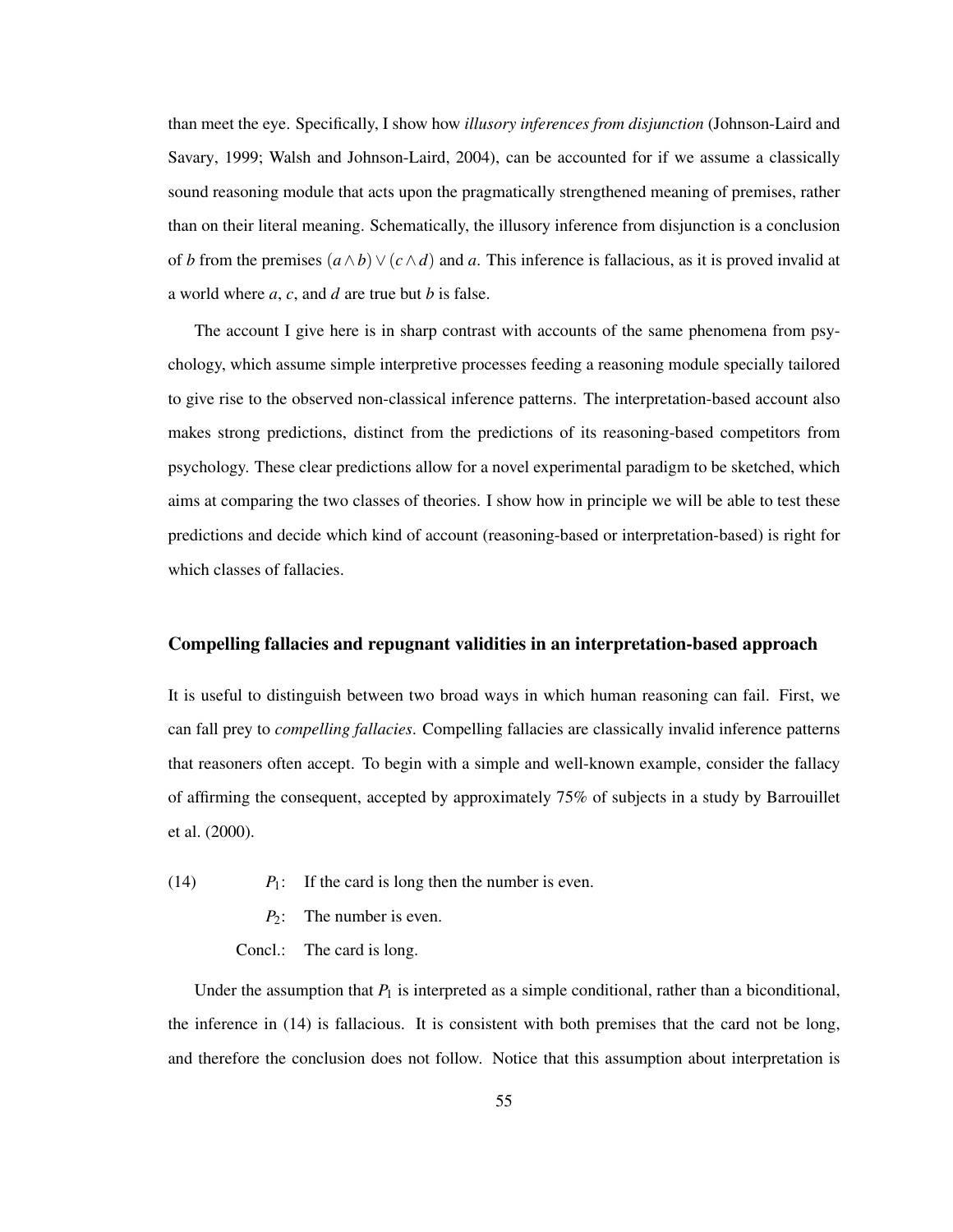than meet the eye. Specifically, I show how *illusory inferences from disjunction* (Johnson-Laird and Savary, 1999; Walsh and Johnson-Laird, 2004), can be accounted for if we assume a classically sound reasoning module that acts upon the pragmatically strengthened meaning of premises, rather than on their literal meaning. Schematically, the illusory inference from disjunction is a conclusion of $b$ from the premises $(a \wedge b) \vee (c \wedge d)$ and $a$. This inference is fallacious, as it is proved invalid at a world where $a$, $c$, and $d$ are true but $b$ is false.

The account I give here is in sharp contrast with accounts of the same phenomena from psychology, which assume simple interpretive processes feeding a reasoning module specially tailored to give rise to the observed non-classical inference patterns. The interpretation-based account also makes strong predictions, distinct from the predictions of its reasoning-based competitors from psychology. These clear predictions allow for a novel experimental paradigm to be sketched, which aims at comparing the two classes of theories. I show how in principle we will be able to test these predictions and decide which kind of account (reasoning-based or interpretation-based) is right for which classes of fallacies.

### Compelling fallacies and repugnant validities in an interpretation-based approach

It is useful to distinguish between two broad ways in which human reasoning can fail. First, we can fall prey to *compelling fallacies*. Compelling fallacies are classically invalid inference patterns that reasoners often accept. To begin with a simple and well-known example, consider the fallacy of affirming the consequent, accepted by approximately 75% of subjects in a study by Barrouillet et al. (2000).

(14)
$P_1$: If the card is long then the number is even.
$P_2$: The number is even.
Concl.: The card is long.

Under the assumption that $P_1$ is interpreted as a simple conditional, rather than a biconditional, the inference in (14) is fallacious. It is consistent with both premises that the card not be long, and therefore the conclusion does not follow. Notice that this assumption about interpretation is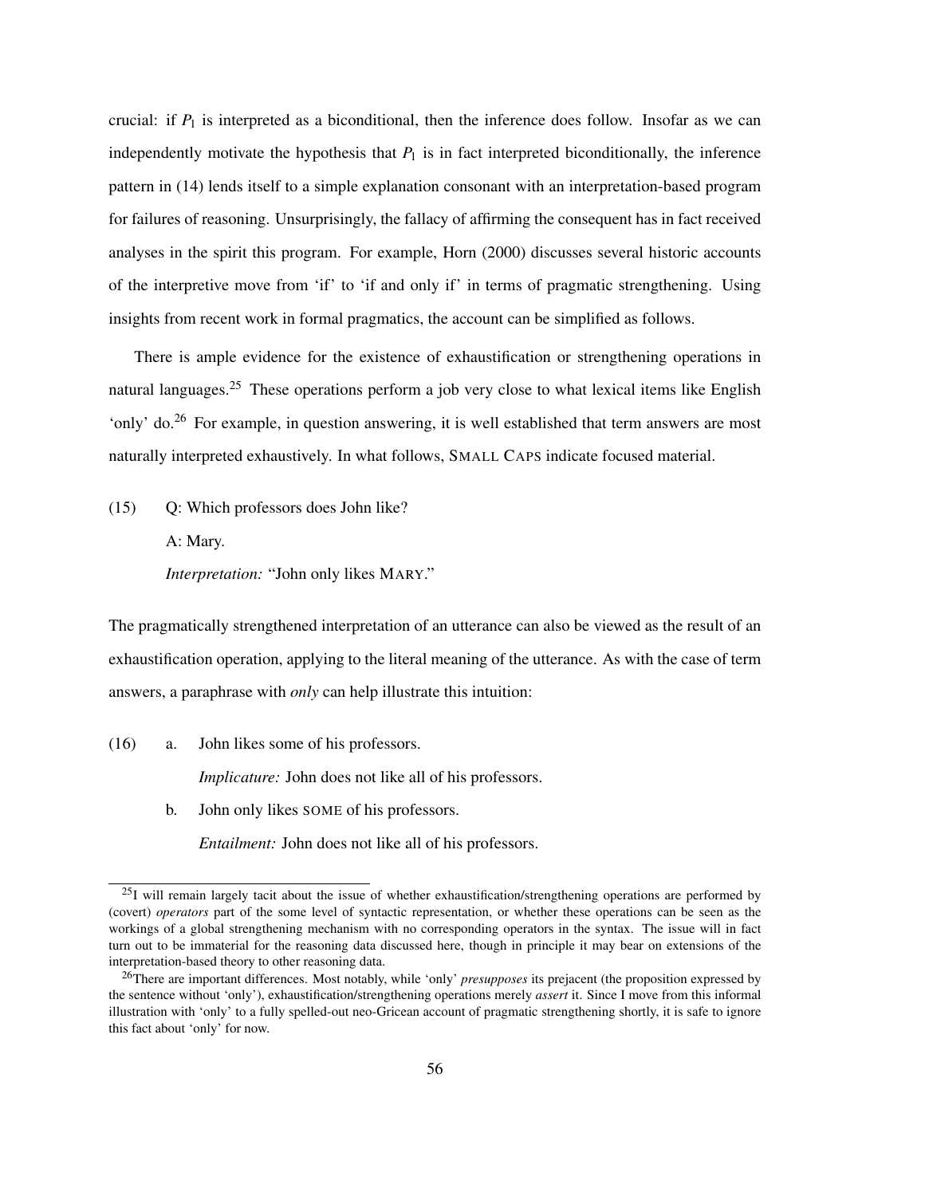crucial: if $P_1$ is interpreted as a biconditional, then the inference does follow. Insofar as we can independently motivate the hypothesis that $P_1$ is in fact interpreted biconditionally, the inference pattern in (14) lends itself to a simple explanation consonant with an interpretation-based program for failures of reasoning. Unsurprisingly, the fallacy of affirming the consequent has in fact received analyses in the spirit this program. For example, Horn (2000) discusses several historic accounts of the interpretive move from 'if' to 'if and only if' in terms of pragmatic strengthening. Using insights from recent work in formal pragmatics, the account can be simplified as follows.

There is ample evidence for the existence of exhaustification or strengthening operations in natural languages.[25] These operations perform a job very close to what lexical items like English 'only' do.[26] For example, in question answering, it is well established that term answers are most naturally interpreted exhaustively. In what follows, SMALL CAPS indicate focused material.

(15) Q: Which professors does John like?

A: Mary.

*Interpretation:* "John only likes MARY."

The pragmatically strengthened interpretation of an utterance can also be viewed as the result of an exhaustification operation, applying to the literal meaning of the utterance. As with the case of term answers, a paraphrase with *only* can help illustrate this intuition:

(16) a. John likes some of his professors.

*Implicature:* John does not like all of his professors.

b. John only likes SOME of his professors.

*Entailment:* John does not like all of his professors.

---

[25] I will remain largely tacit about the issue of whether exhaustification/strengthening operations are performed by (covert) *operators* part of the some level of syntactic representation, or whether these operations can be seen as the workings of a global strengthening mechanism with no corresponding operators in the syntax. The issue will in fact turn out to be immaterial for the reasoning data discussed here, though in principle it may bear on extensions of the interpretation-based theory to other reasoning data.

[26] There are important differences. Most notably, while 'only' *presupposes* its prejacent (the proposition expressed by the sentence without 'only'), exhaustification/strengthening operations merely *assert* it. Since I move from this informal illustration with 'only' to a fully spelled-out neo-Gricean account of pragmatic strengthening shortly, it is safe to ignore this fact about 'only' for now.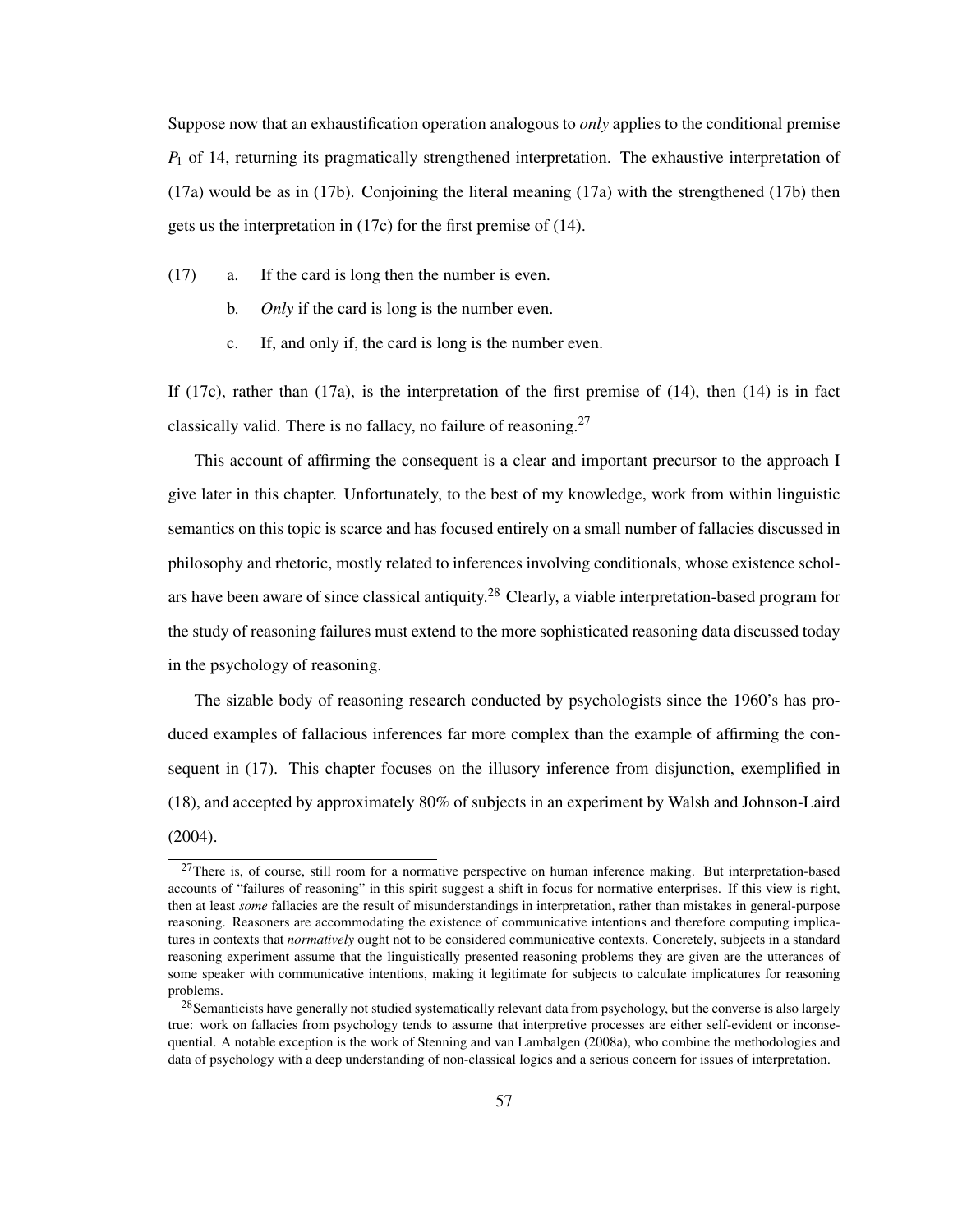Suppose now that an exhaustification operation analogous to *only* applies to the conditional premise $P_1$ of 14, returning its pragmatically strengthened interpretation. The exhaustive interpretation of (17a) would be as in (17b). Conjoining the literal meaning (17a) with the strengthened (17b) then gets us the interpretation in (17c) for the first premise of (14).

(17) a. If the card is long then the number is even.

b. *Only* if the card is long is the number even.

c. If, and only if, the card is long is the number even.

If (17c), rather than (17a), is the interpretation of the first premise of (14), then (14) is in fact classically valid. There is no fallacy, no failure of reasoning.[27]

This account of affirming the consequent is a clear and important precursor to the approach I give later in this chapter. Unfortunately, to the best of my knowledge, work from within linguistic semantics on this topic is scarce and has focused entirely on a small number of fallacies discussed in philosophy and rhetoric, mostly related to inferences involving conditionals, whose existence scholars have been aware of since classical antiquity.[28] Clearly, a viable interpretation-based program for the study of reasoning failures must extend to the more sophisticated reasoning data discussed today in the psychology of reasoning.

The sizable body of reasoning research conducted by psychologists since the 1960's has produced examples of fallacious inferences far more complex than the example of affirming the consequent in (17). This chapter focuses on the illusory inference from disjunction, exemplified in (18), and accepted by approximately 80% of subjects in an experiment by Walsh and Johnson-Laird (2004).

[27] There is, of course, still room for a normative perspective on human inference making. But interpretation-based accounts of "failures of reasoning" in this spirit suggest a shift in focus for normative enterprises. If this view is right, then at least *some* fallacies are the result of misunderstandings in interpretation, rather than mistakes in general-purpose reasoning. Reasoners are accommodating the existence of communicative intentions and therefore computing implicatures in contexts that *normatively* ought not to be considered communicative contexts. Concretely, subjects in a standard reasoning experiment assume that the linguistically presented reasoning problems they are given are the utterances of some speaker with communicative intentions, making it legitimate for subjects to calculate implicatures for reasoning problems.

[28] Semanticists have generally not studied systematically relevant data from psychology, but the converse is also largely true: work on fallacies from psychology tends to assume that interpretive processes are either self-evident or inconsequential. A notable exception is the work of Stenning and van Lambalgen (2008a), who combine the methodologies and data of psychology with a deep understanding of non-classical logics and a serious concern for issues of interpretation.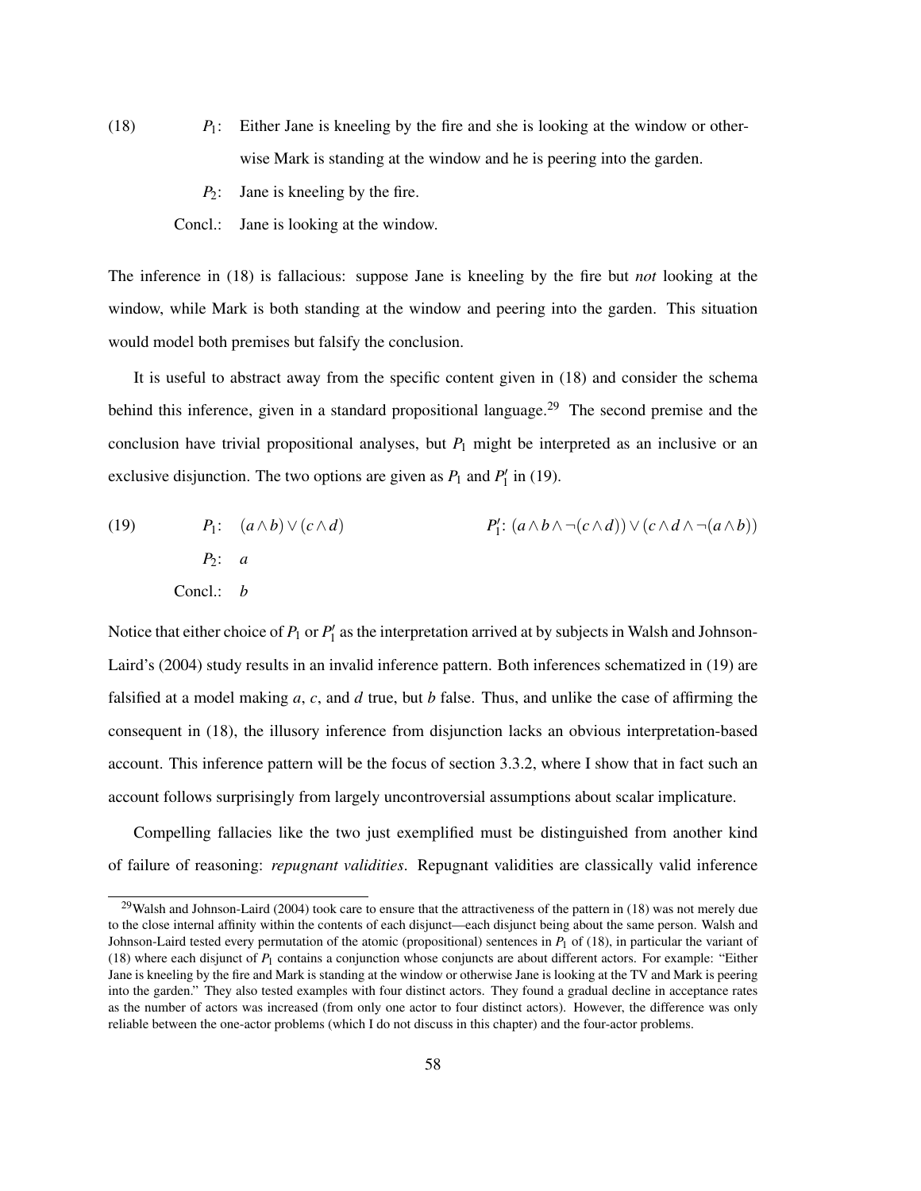(18) $P_1$: Either Jane is kneeling by the fire and she is looking at the window or otherwise Mark is standing at the window and he is peering into the garden.

$P_2$: Jane is kneeling by the fire.

Concl.: Jane is looking at the window.

The inference in (18) is fallacious: suppose Jane is kneeling by the fire but *not* looking at the window, while Mark is both standing at the window and peering into the garden. This situation would model both premises but falsify the conclusion.

It is useful to abstract away from the specific content given in (18) and consider the schema behind this inference, given in a standard propositional language.[29] The second premise and the conclusion have trivial propositional analyses, but $P_1$ might be interpreted as an inclusive or an exclusive disjunction. The two options are given as $P_1$ and $P_1'$ in (19).

(19) $P_1$: $(a \wedge b) \vee (c \wedge d)$ $\qquad$ $P_1'$: $(a \wedge b \wedge \neg(c \wedge d)) \vee (c \wedge d \wedge \neg(a \wedge b))$

$P_2$: $a$

Concl.: $b$

Notice that either choice of $P_1$ or $P_1'$ as the interpretation arrived at by subjects in Walsh and Johnson-Laird's (2004) study results in an invalid inference pattern. Both inferences schematized in (19) are falsified at a model making $a$, $c$, and $d$ true, but $b$ false. Thus, and unlike the case of affirming the consequent in (18), the illusory inference from disjunction lacks an obvious interpretation-based account. This inference pattern will be the focus of section 3.3.2, where I show that in fact such an account follows surprisingly from largely uncontroversial assumptions about scalar implicature.

Compelling fallacies like the two just exemplified must be distinguished from another kind of failure of reasoning: *repugnant validities*. Repugnant validities are classically valid inference

[29] Walsh and Johnson-Laird (2004) took care to ensure that the attractiveness of the pattern in (18) was not merely due to the close internal affinity within the contents of each disjunct—each disjunct being about the same person. Walsh and Johnson-Laird tested every permutation of the atomic (propositional) sentences in $P_1$ of (18), in particular the variant of (18) where each disjunct of $P_1$ contains a conjunction whose conjuncts are about different actors. For example: "Either Jane is kneeling by the fire and Mark is standing at the window or otherwise Jane is looking at the TV and Mark is peering into the garden." They also tested examples with four distinct actors. They found a gradual decline in acceptance rates as the number of actors was increased (from only one actor to four distinct actors). However, the difference was only reliable between the one-actor problems (which I do not discuss in this chapter) and the four-actor problems.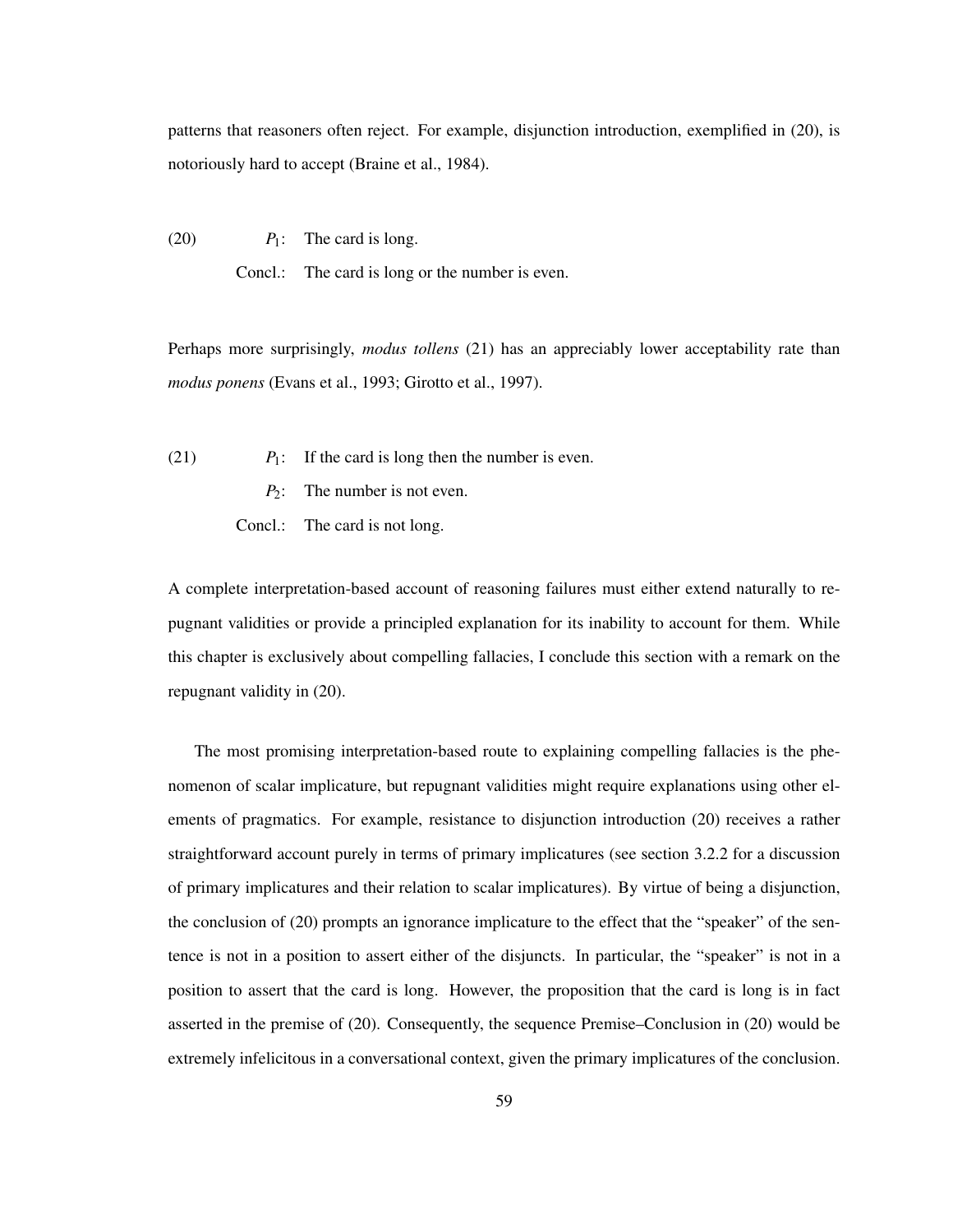patterns that reasoners often reject. For example, disjunction introduction, exemplified in (20), is notoriously hard to accept (Braine et al., 1984).

(20) $P_1$: The card is long.

Concl.: The card is long or the number is even.

Perhaps more surprisingly, *modus tollens* (21) has an appreciably lower acceptability rate than *modus ponens* (Evans et al., 1993; Girotto et al., 1997).

(21) $P_1$: If the card is long then the number is even.

$P_2$: The number is not even.

Concl.: The card is not long.

A complete interpretation-based account of reasoning failures must either extend naturally to repugnant validities or provide a principled explanation for its inability to account for them. While this chapter is exclusively about compelling fallacies, I conclude this section with a remark on the repugnant validity in (20).

The most promising interpretation-based route to explaining compelling fallacies is the phenomenon of scalar implicature, but repugnant validities might require explanations using other elements of pragmatics. For example, resistance to disjunction introduction (20) receives a rather straightforward account purely in terms of primary implicatures (see section 3.2.2 for a discussion of primary implicatures and their relation to scalar implicatures). By virtue of being a disjunction, the conclusion of (20) prompts an ignorance implicature to the effect that the "speaker" of the sentence is not in a position to assert either of the disjuncts. In particular, the "speaker" is not in a position to assert that the card is long. However, the proposition that the card is long is in fact asserted in the premise of (20). Consequently, the sequence Premise–Conclusion in (20) would be extremely infelicitous in a conversational context, given the primary implicatures of the conclusion.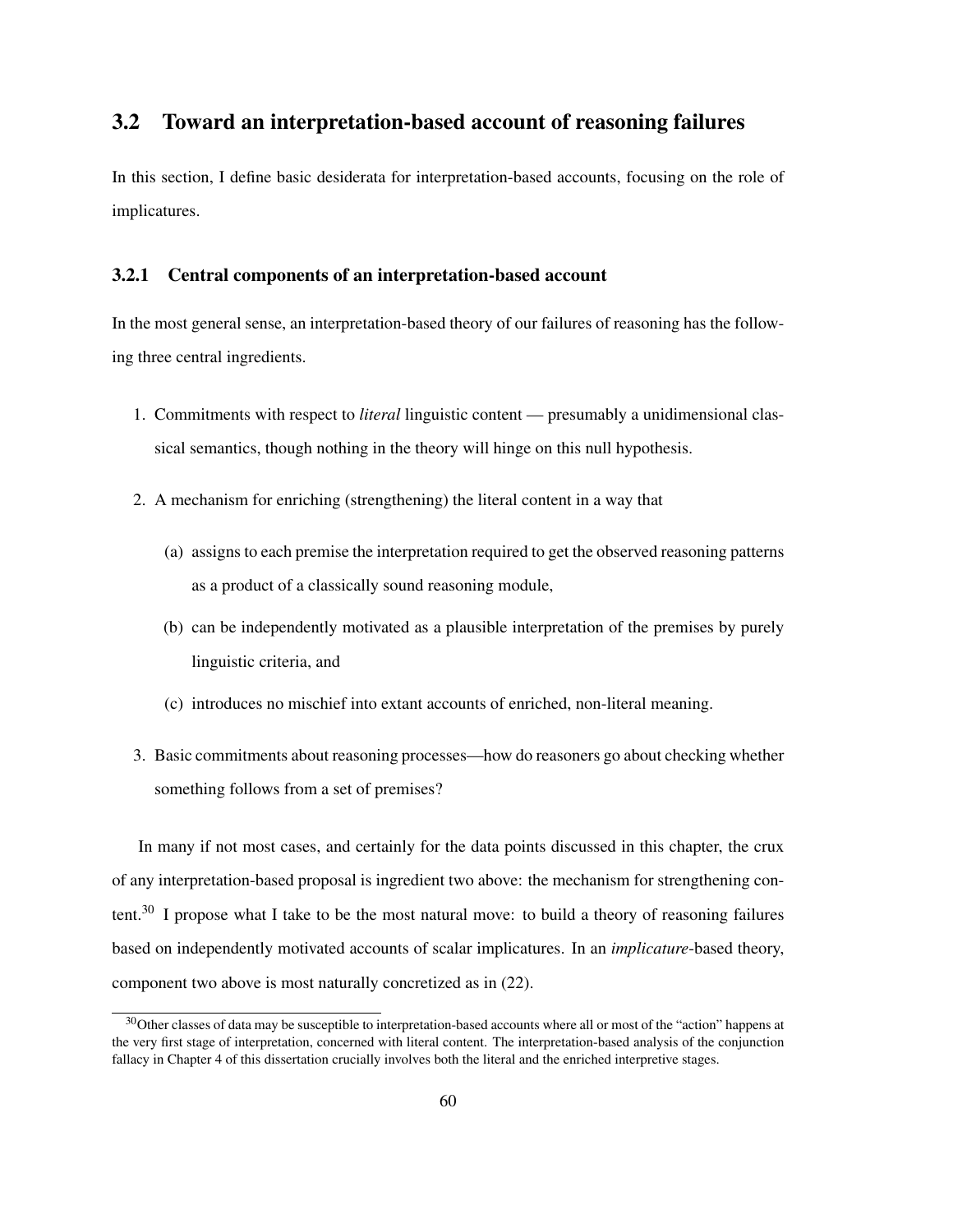## 3.2 Toward an interpretation-based account of reasoning failures

In this section, I define basic desiderata for interpretation-based accounts, focusing on the role of implicatures.

### 3.2.1 Central components of an interpretation-based account

In the most general sense, an interpretation-based theory of our failures of reasoning has the following three central ingredients.

1. Commitments with respect to *literal* linguistic content — presumably a unidimensional classical semantics, though nothing in the theory will hinge on this null hypothesis.
2. A mechanism for enriching (strengthening) the literal content in a way that
   (a) assigns to each premise the interpretation required to get the observed reasoning patterns as a product of a classically sound reasoning module,
   (b) can be independently motivated as a plausible interpretation of the premises by purely linguistic criteria, and
   (c) introduces no mischief into extant accounts of enriched, non-literal meaning.
3. Basic commitments about reasoning processes—how do reasoners go about checking whether something follows from a set of premises?

In many if not most cases, and certainly for the data points discussed in this chapter, the crux of any interpretation-based proposal is ingredient two above: the mechanism for strengthening content.[30] I propose what I take to be the most natural move: to build a theory of reasoning failures based on independently motivated accounts of scalar implicatures. In an *implicature*-based theory, component two above is most naturally concretized as in (22).

[30] Other classes of data may be susceptible to interpretation-based accounts where all or most of the "action" happens at the very first stage of interpretation, concerned with literal content. The interpretation-based analysis of the conjunction fallacy in Chapter 4 of this dissertation crucially involves both the literal and the enriched interpretive stages.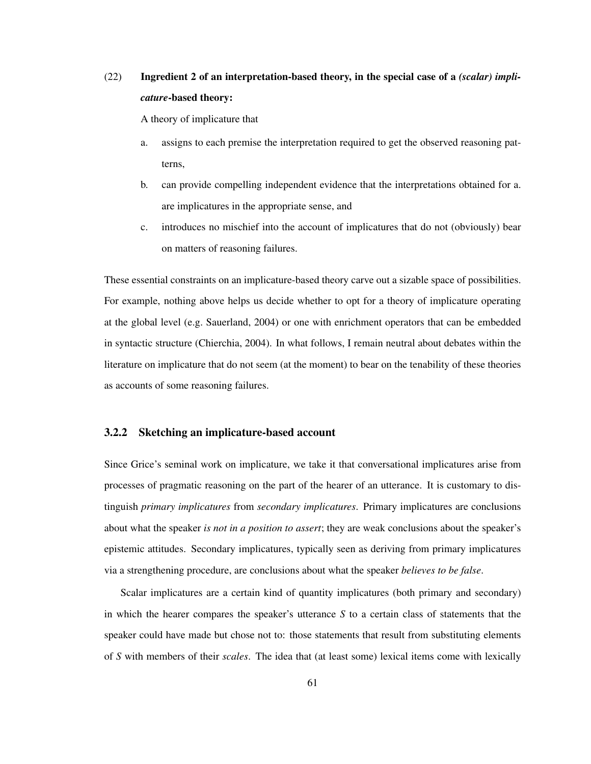(22) **Ingredient 2 of an interpretation-based theory, in the special case of a *(scalar) implicature*-based theory:**

A theory of implicature that

a. assigns to each premise the interpretation required to get the observed reasoning patterns,

b. can provide compelling independent evidence that the interpretations obtained for a. are implicatures in the appropriate sense, and

c. introduces no mischief into the account of implicatures that do not (obviously) bear on matters of reasoning failures.

These essential constraints on an implicature-based theory carve out a sizable space of possibilities. For example, nothing above helps us decide whether to opt for a theory of implicature operating at the global level (e.g. Sauerland, 2004) or one with enrichment operators that can be embedded in syntactic structure (Chierchia, 2004). In what follows, I remain neutral about debates within the literature on implicature that do not seem (at the moment) to bear on the tenability of these theories as accounts of some reasoning failures.

### 3.2.2 Sketching an implicature-based account

Since Grice's seminal work on implicature, we take it that conversational implicatures arise from processes of pragmatic reasoning on the part of the hearer of an utterance. It is customary to distinguish *primary implicatures* from *secondary implicatures*. Primary implicatures are conclusions about what the speaker *is not in a position to assert*; they are weak conclusions about the speaker's epistemic attitudes. Secondary implicatures, typically seen as deriving from primary implicatures via a strengthening procedure, are conclusions about what the speaker *believes to be false*.

Scalar implicatures are a certain kind of quantity implicatures (both primary and secondary) in which the hearer compares the speaker's utterance *S* to a certain class of statements that the speaker could have made but chose not to: those statements that result from substituting elements of *S* with members of their *scales*. The idea that (at least some) lexical items come with lexically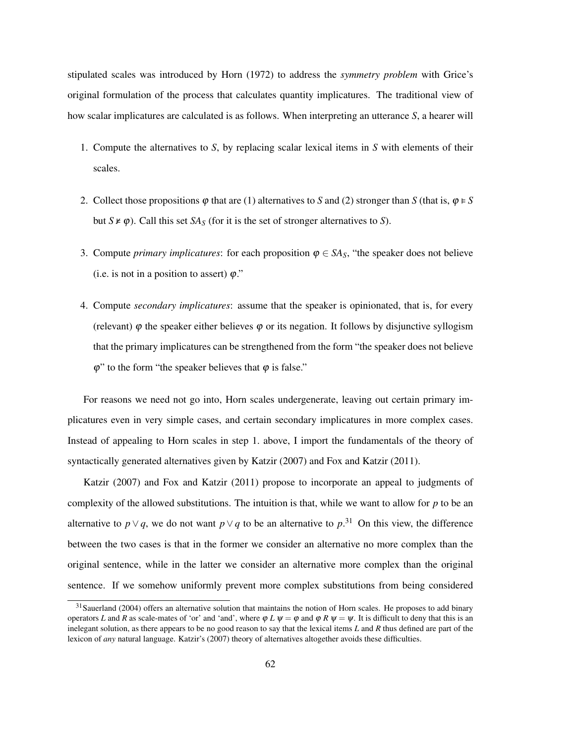stipulated scales was introduced by Horn (1972) to address the *symmetry problem* with Grice's original formulation of the process that calculates quantity implicatures. The traditional view of how scalar implicatures are calculated is as follows. When interpreting an utterance *S*, a hearer will

1. Compute the alternatives to *S*, by replacing scalar lexical items in *S* with elements of their scales.

2. Collect those propositions $\varphi$ that are (1) alternatives to *S* and (2) stronger than *S* (that is, $\varphi \vDash S$ but $S \nvDash \varphi$). Call this set $SA_S$ (for it is the set of stronger alternatives to *S*).

3. Compute *primary implicatures*: for each proposition $\varphi \in SA_S$, "the speaker does not believe (i.e. is not in a position to assert) $\varphi$."

4. Compute *secondary implicatures*: assume that the speaker is opinionated, that is, for every (relevant) $\varphi$ the speaker either believes $\varphi$ or its negation. It follows by disjunctive syllogism that the primary implicatures can be strengthened from the form "the speaker does not believe $\varphi$" to the form "the speaker believes that $\varphi$ is false."

For reasons we need not go into, Horn scales undergenerate, leaving out certain primary implicatures even in very simple cases, and certain secondary implicatures in more complex cases. Instead of appealing to Horn scales in step 1. above, I import the fundamentals of the theory of syntactically generated alternatives given by Katzir (2007) and Fox and Katzir (2011).

Katzir (2007) and Fox and Katzir (2011) propose to incorporate an appeal to judgments of complexity of the allowed substitutions. The intuition is that, while we want to allow for $p$ to be an alternative to $p \vee q$, we do not want $p \vee q$ to be an alternative to $p$.[31] On this view, the difference between the two cases is that in the former we consider an alternative no more complex than the original sentence, while in the latter we consider an alternative more complex than the original sentence. If we somehow uniformly prevent more complex substitutions from being considered

[31] Sauerland (2004) offers an alternative solution that maintains the notion of Horn scales. He proposes to add binary operators $L$ and $R$ as scale-mates of 'or' and 'and', where $\varphi \; L \; \psi = \varphi$ and $\varphi \; R \; \psi = \psi$. It is difficult to deny that this is an inelegant solution, as there appears to be no good reason to say that the lexical items $L$ and $R$ thus defined are part of the lexicon of *any* natural language. Katzir's (2007) theory of alternatives altogether avoids these difficulties.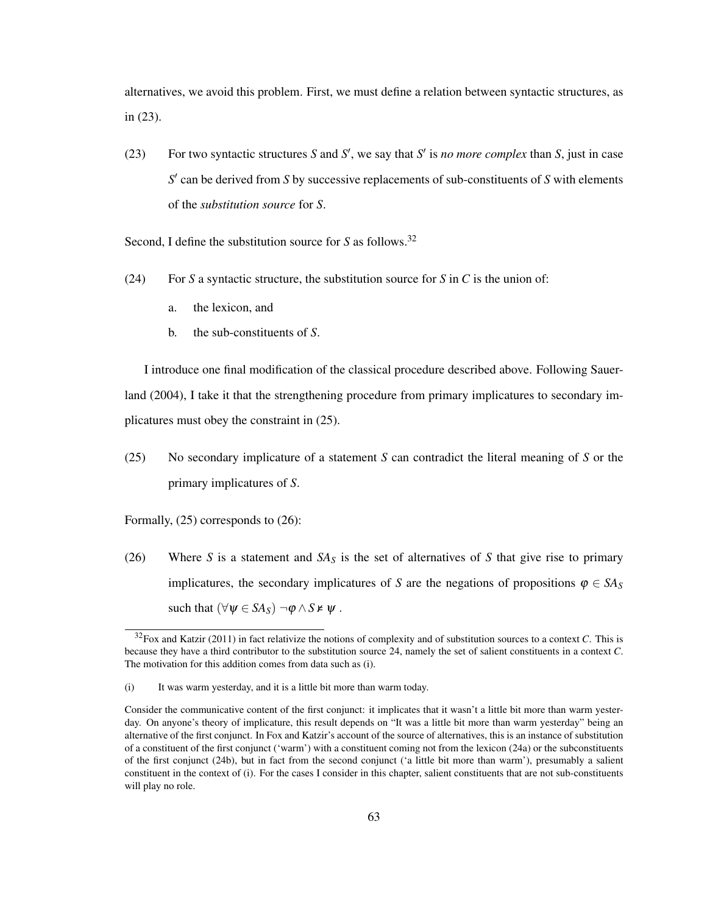alternatives, we avoid this problem. First, we must define a relation between syntactic structures, as in (23).

(23) For two syntactic structures $S$ and $S'$, we say that $S'$ is *no more complex* than $S$, just in case $S'$ can be derived from $S$ by successive replacements of sub-constituents of $S$ with elements of the *substitution source* for $S$.

Second, I define the substitution source for $S$ as follows.[32]

(24) For $S$ a syntactic structure, the substitution source for $S$ in $C$ is the union of:

a. the lexicon, and

b. the sub-constituents of $S$.

I introduce one final modification of the classical procedure described above. Following Sauerland (2004), I take it that the strengthening procedure from primary implicatures to secondary implicatures must obey the constraint in (25).

(25) No secondary implicature of a statement $S$ can contradict the literal meaning of $S$ or the primary implicatures of $S$.

Formally, (25) corresponds to (26):

(26) Where $S$ is a statement and $SA_S$ is the set of alternatives of $S$ that give rise to primary implicatures, the secondary implicatures of $S$ are the negations of propositions $\varphi \in SA_S$ such that $(\forall \psi \in SA_S)\ \neg\varphi \wedge S \nvDash \psi$ .

---

[32] Fox and Katzir (2011) in fact relativize the notions of complexity and of substitution sources to a context $C$. This is because they have a third contributor to the substitution source 24, namely the set of salient constituents in a context $C$. The motivation for this addition comes from data such as (i).

(i) It was warm yesterday, and it is a little bit more than warm today.

Consider the communicative content of the first conjunct: it implicates that it wasn't a little bit more than warm yesterday. On anyone's theory of implicature, this result depends on "It was a little bit more than warm yesterday" being an alternative of the first conjunct. In Fox and Katzir's account of the source of alternatives, this is an instance of substitution of a constituent of the first conjunct ('warm') with a constituent coming not from the lexicon (24a) or the subconstituents of the first conjunct (24b), but in fact from the second conjunct ('a little bit more than warm'), presumably a salient constituent in the context of (i). For the cases I consider in this chapter, salient constituents that are not sub-constituents will play no role.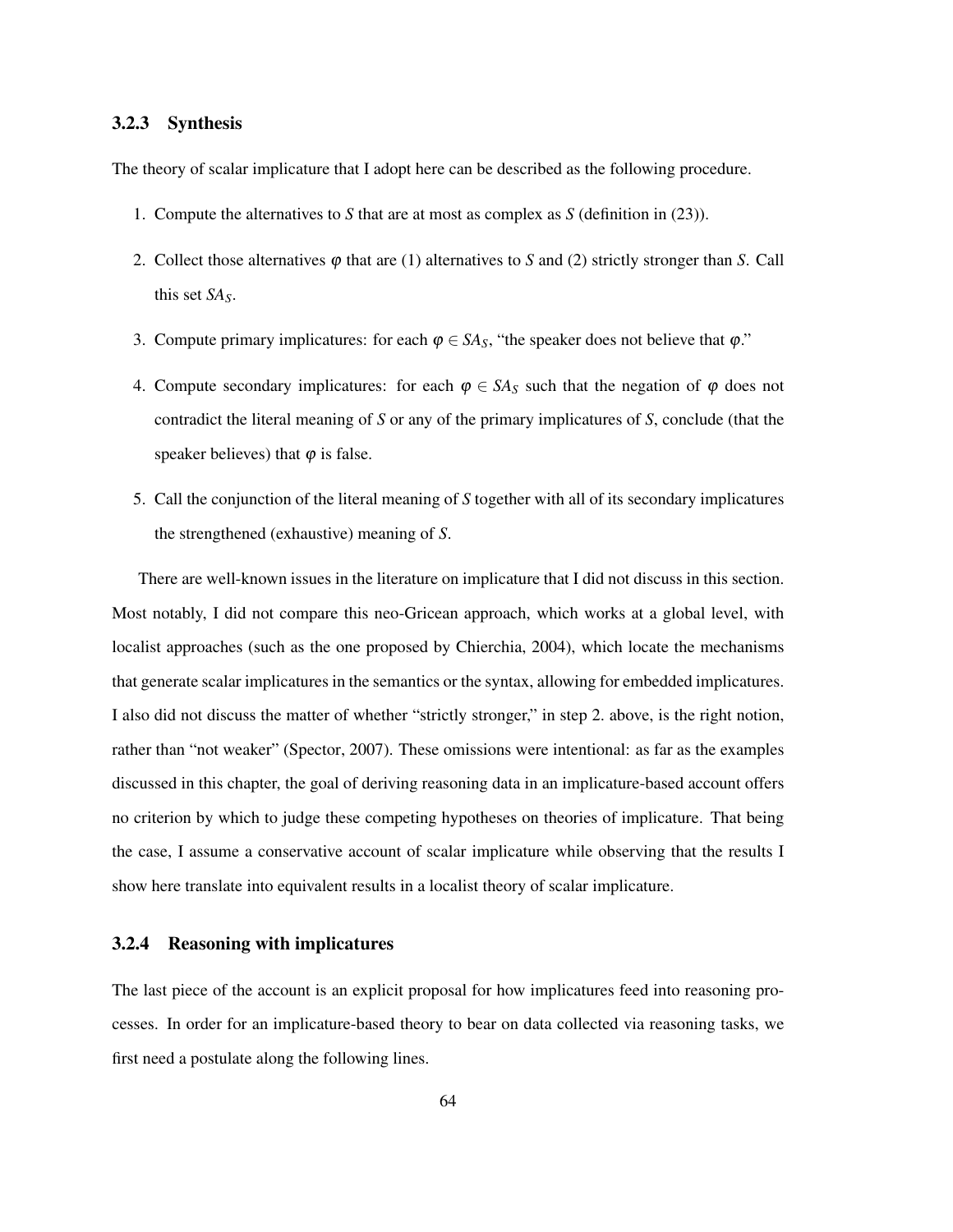### 3.2.3 Synthesis

The theory of scalar implicature that I adopt here can be described as the following procedure.

1. Compute the alternatives to *S* that are at most as complex as *S* (definition in (23)).
2. Collect those alternatives $\varphi$ that are (1) alternatives to *S* and (2) strictly stronger than *S*. Call this set $SA_S$.
3. Compute primary implicatures: for each $\varphi \in SA_S$, "the speaker does not believe that $\varphi$."
4. Compute secondary implicatures: for each $\varphi \in SA_S$ such that the negation of $\varphi$ does not contradict the literal meaning of *S* or any of the primary implicatures of *S*, conclude (that the speaker believes) that $\varphi$ is false.
5. Call the conjunction of the literal meaning of *S* together with all of its secondary implicatures the strengthened (exhaustive) meaning of *S*.

There are well-known issues in the literature on implicature that I did not discuss in this section. Most notably, I did not compare this neo-Gricean approach, which works at a global level, with localist approaches (such as the one proposed by Chierchia, 2004), which locate the mechanisms that generate scalar implicatures in the semantics or the syntax, allowing for embedded implicatures. I also did not discuss the matter of whether "strictly stronger," in step 2. above, is the right notion, rather than "not weaker" (Spector, 2007). These omissions were intentional: as far as the examples discussed in this chapter, the goal of deriving reasoning data in an implicature-based account offers no criterion by which to judge these competing hypotheses on theories of implicature. That being the case, I assume a conservative account of scalar implicature while observing that the results I show here translate into equivalent results in a localist theory of scalar implicature.

### 3.2.4 Reasoning with implicatures

The last piece of the account is an explicit proposal for how implicatures feed into reasoning processes. In order for an implicature-based theory to bear on data collected via reasoning tasks, we first need a postulate along the following lines.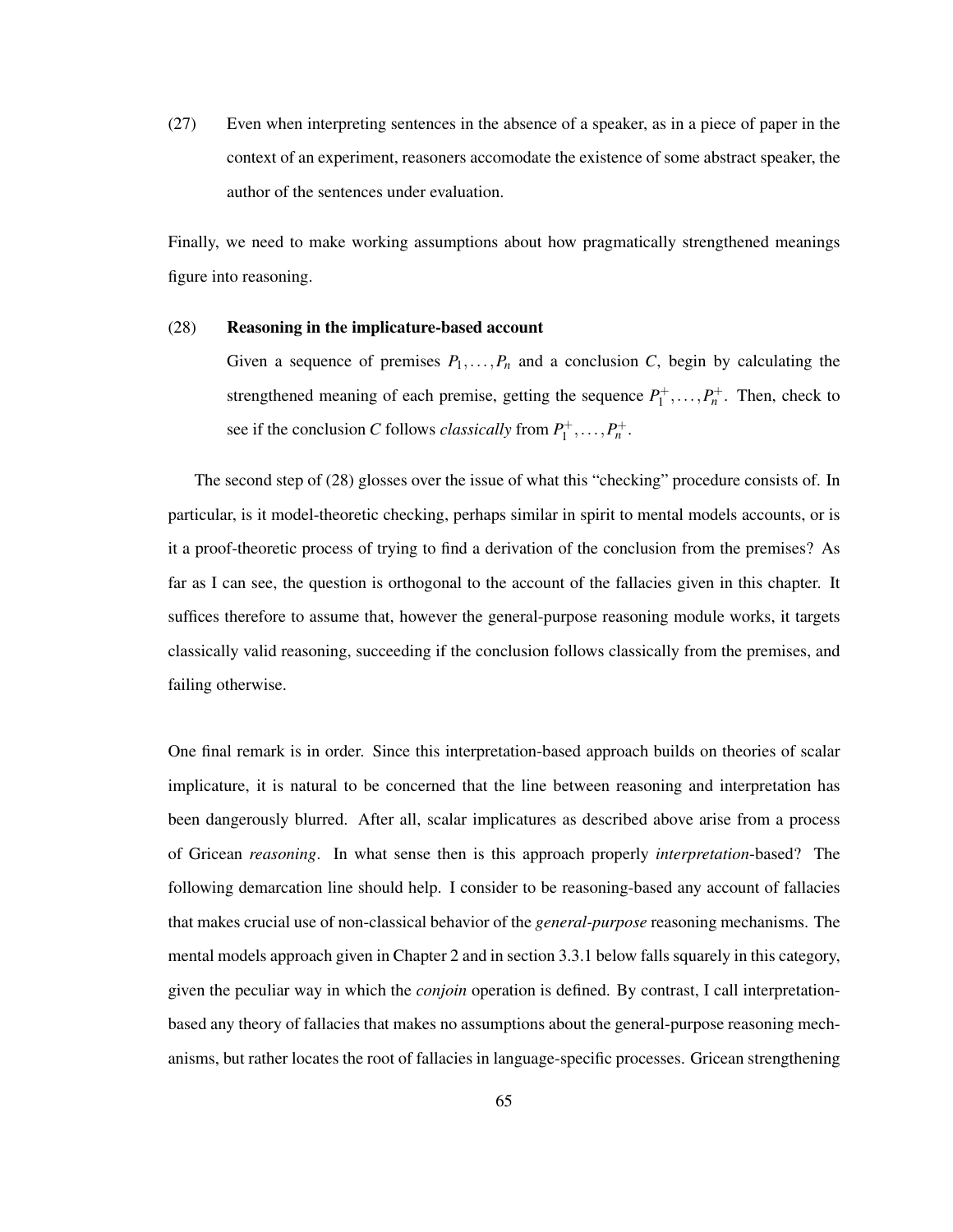(27) Even when interpreting sentences in the absence of a speaker, as in a piece of paper in the context of an experiment, reasoners accomodate the existence of some abstract speaker, the author of the sentences under evaluation.

Finally, we need to make working assumptions about how pragmatically strengthened meanings figure into reasoning.

(28) **Reasoning in the implicature-based account**

Given a sequence of premises $P_1, \ldots, P_n$ and a conclusion $C$, begin by calculating the strengthened meaning of each premise, getting the sequence $P_1^+, \ldots, P_n^+$. Then, check to see if the conclusion $C$ follows *classically* from $P_1^+, \ldots, P_n^+$.

The second step of (28) glosses over the issue of what this "checking" procedure consists of. In particular, is it model-theoretic checking, perhaps similar in spirit to mental models accounts, or is it a proof-theoretic process of trying to find a derivation of the conclusion from the premises? As far as I can see, the question is orthogonal to the account of the fallacies given in this chapter. It suffices therefore to assume that, however the general-purpose reasoning module works, it targets classically valid reasoning, succeeding if the conclusion follows classically from the premises, and failing otherwise.

One final remark is in order. Since this interpretation-based approach builds on theories of scalar implicature, it is natural to be concerned that the line between reasoning and interpretation has been dangerously blurred. After all, scalar implicatures as described above arise from a process of Gricean *reasoning*. In what sense then is this approach properly *interpretation*-based? The following demarcation line should help. I consider to be reasoning-based any account of fallacies that makes crucial use of non-classical behavior of the *general-purpose* reasoning mechanisms. The mental models approach given in Chapter 2 and in section 3.3.1 below falls squarely in this category, given the peculiar way in which the *conjoin* operation is defined. By contrast, I call interpretation-based any theory of fallacies that makes no assumptions about the general-purpose reasoning mechanisms, but rather locates the root of fallacies in language-specific processes. Gricean strengthening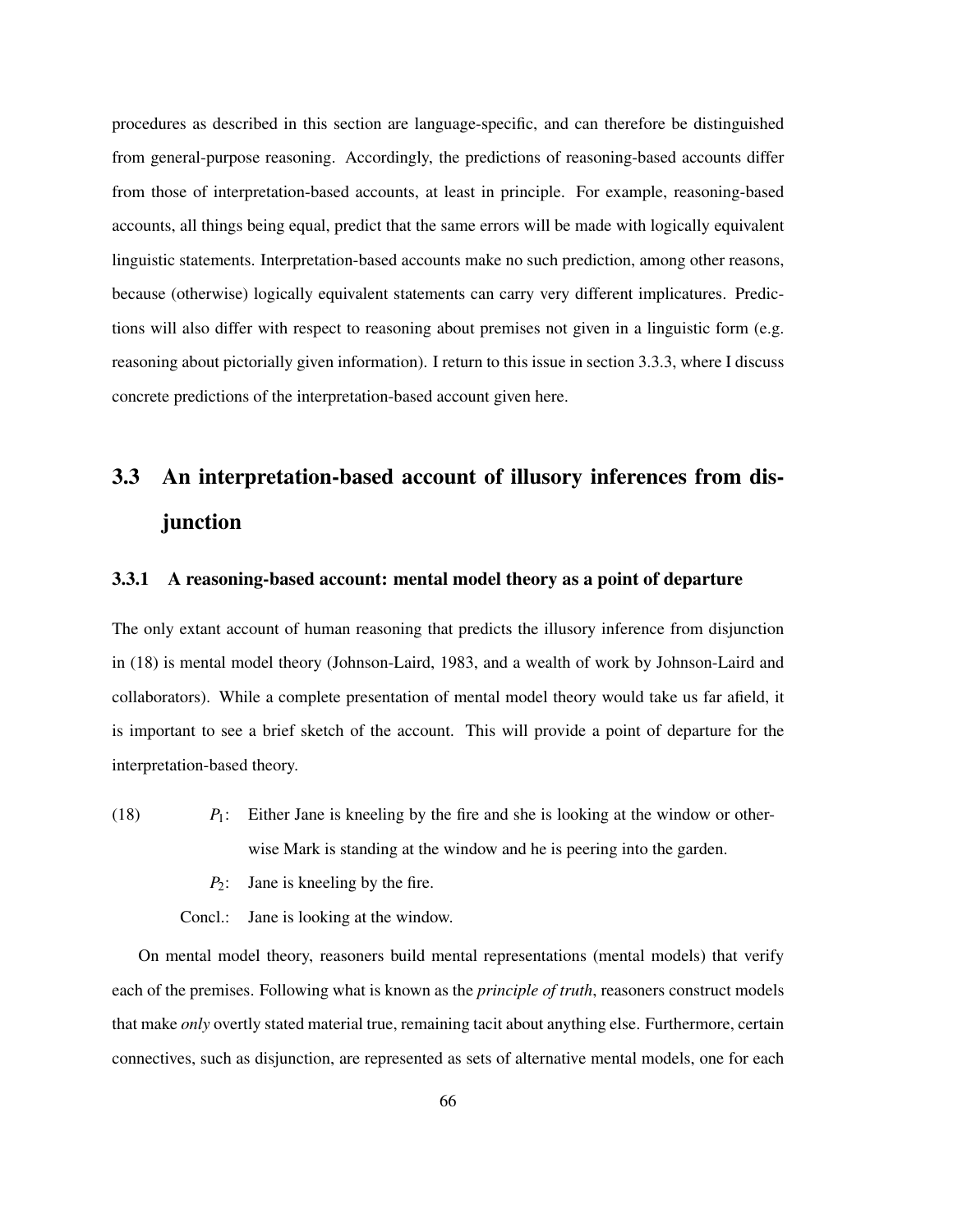procedures as described in this section are language-specific, and can therefore be distinguished from general-purpose reasoning. Accordingly, the predictions of reasoning-based accounts differ from those of interpretation-based accounts, at least in principle. For example, reasoning-based accounts, all things being equal, predict that the same errors will be made with logically equivalent linguistic statements. Interpretation-based accounts make no such prediction, among other reasons, because (otherwise) logically equivalent statements can carry very different implicatures. Predictions will also differ with respect to reasoning about premises not given in a linguistic form (e.g. reasoning about pictorially given information). I return to this issue in section 3.3.3, where I discuss concrete predictions of the interpretation-based account given here.

## 3.3 An interpretation-based account of illusory inferences from disjunction

### 3.3.1 A reasoning-based account: mental model theory as a point of departure

The only extant account of human reasoning that predicts the illusory inference from disjunction in (18) is mental model theory (Johnson-Laird, 1983, and a wealth of work by Johnson-Laird and collaborators). While a complete presentation of mental model theory would take us far afield, it is important to see a brief sketch of the account. This will provide a point of departure for the interpretation-based theory.

(18)
- $P_1$: Either Jane is kneeling by the fire and she is looking at the window or otherwise Mark is standing at the window and he is peering into the garden.
- $P_2$: Jane is kneeling by the fire.
- Concl.: Jane is looking at the window.

On mental model theory, reasoners build mental representations (mental models) that verify each of the premises. Following what is known as the *principle of truth*, reasoners construct models that make *only* overtly stated material true, remaining tacit about anything else. Furthermore, certain connectives, such as disjunction, are represented as sets of alternative mental models, one for each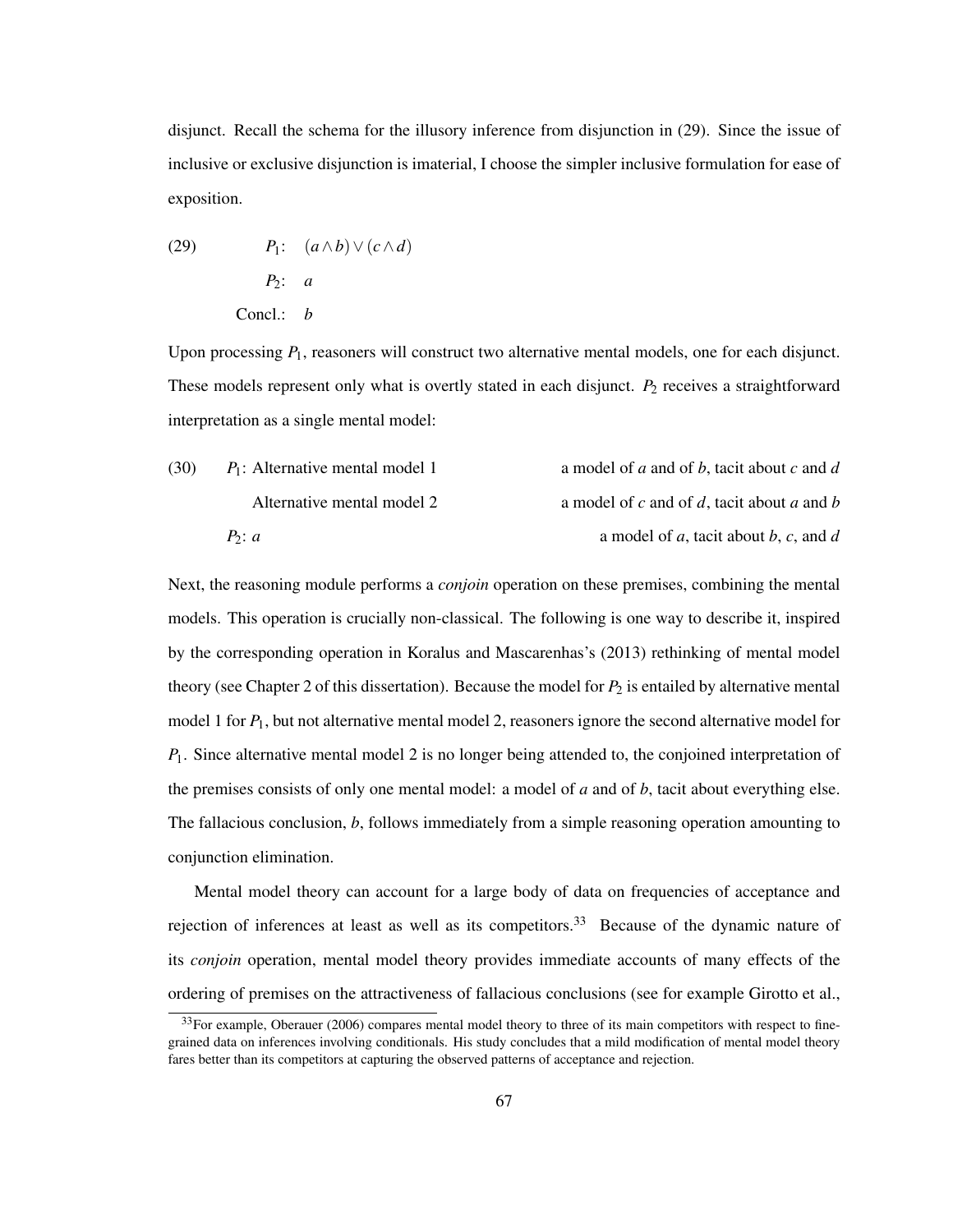disjunct. Recall the schema for the illusory inference from disjunction in (29). Since the issue of inclusive or exclusive disjunction is imaterial, I choose the simpler inclusive formulation for ease of exposition.

(29) $P_1$: $(a \wedge b) \vee (c \wedge d)$
$P_2$: $a$
Concl.: $b$

Upon processing $P_1$, reasoners will construct two alternative mental models, one for each disjunct. These models represent only what is overtly stated in each disjunct. $P_2$ receives a straightforward interpretation as a single mental model:

(30) $P_1$: Alternative mental model 1 — a model of $a$ and of $b$, tacit about $c$ and $d$
Alternative mental model 2 — a model of $c$ and of $d$, tacit about $a$ and $b$
$P_2$: $a$ — a model of $a$, tacit about $b$, $c$, and $d$

Next, the reasoning module performs a *conjoin* operation on these premises, combining the mental models. This operation is crucially non-classical. The following is one way to describe it, inspired by the corresponding operation in Koralus and Mascarenhas's (2013) rethinking of mental model theory (see Chapter 2 of this dissertation). Because the model for $P_2$ is entailed by alternative mental model 1 for $P_1$, but not alternative mental model 2, reasoners ignore the second alternative model for $P_1$. Since alternative mental model 2 is no longer being attended to, the conjoined interpretation of the premises consists of only one mental model: a model of $a$ and of $b$, tacit about everything else. The fallacious conclusion, $b$, follows immediately from a simple reasoning operation amounting to conjunction elimination.

Mental model theory can account for a large body of data on frequencies of acceptance and rejection of inferences at least as well as its competitors.[33] Because of the dynamic nature of its *conjoin* operation, mental model theory provides immediate accounts of many effects of the ordering of premises on the attractiveness of fallacious conclusions (see for example Girotto et al.,

[33]For example, Oberauer (2006) compares mental model theory to three of its main competitors with respect to fine-grained data on inferences involving conditionals. His study concludes that a mild modification of mental model theory fares better than its competitors at capturing the observed patterns of acceptance and rejection.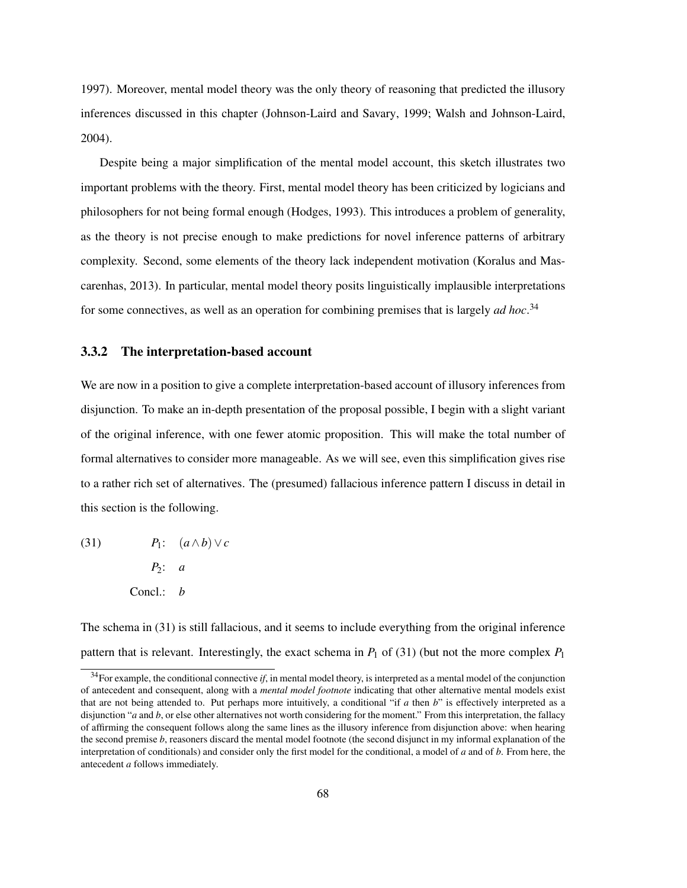1997). Moreover, mental model theory was the only theory of reasoning that predicted the illusory inferences discussed in this chapter (Johnson-Laird and Savary, 1999; Walsh and Johnson-Laird, 2004).

Despite being a major simplification of the mental model account, this sketch illustrates two important problems with the theory. First, mental model theory has been criticized by logicians and philosophers for not being formal enough (Hodges, 1993). This introduces a problem of generality, as the theory is not precise enough to make predictions for novel inference patterns of arbitrary complexity. Second, some elements of the theory lack independent motivation (Koralus and Mascarenhas, 2013). In particular, mental model theory posits linguistically implausible interpretations for some connectives, as well as an operation for combining premises that is largely *ad hoc*.[34]

### 3.3.2 The interpretation-based account

We are now in a position to give a complete interpretation-based account of illusory inferences from disjunction. To make an in-depth presentation of the proposal possible, I begin with a slight variant of the original inference, with one fewer atomic proposition. This will make the total number of formal alternatives to consider more manageable. As we will see, even this simplification gives rise to a rather rich set of alternatives. The (presumed) fallacious inference pattern I discuss in detail in this section is the following.

(31)
$P_1$: $(a \wedge b) \vee c$
$P_2$: $a$
Concl.: $b$

The schema in (31) is still fallacious, and it seems to include everything from the original inference pattern that is relevant. Interestingly, the exact schema in $P_1$ of (31) (but not the more complex $P_1$

[34]For example, the conditional connective *if*, in mental model theory, is interpreted as a mental model of the conjunction of antecedent and consequent, along with a *mental model footnote* indicating that other alternative mental models exist that are not being attended to. Put perhaps more intuitively, a conditional "if $a$ then $b$" is effectively interpreted as a disjunction "$a$ and $b$, or else other alternatives not worth considering for the moment." From this interpretation, the fallacy of affirming the consequent follows along the same lines as the illusory inference from disjunction above: when hearing the second premise $b$, reasoners discard the mental model footnote (the second disjunct in my informal explanation of the interpretation of conditionals) and consider only the first model for the conditional, a model of $a$ and of $b$. From here, the antecedent $a$ follows immediately.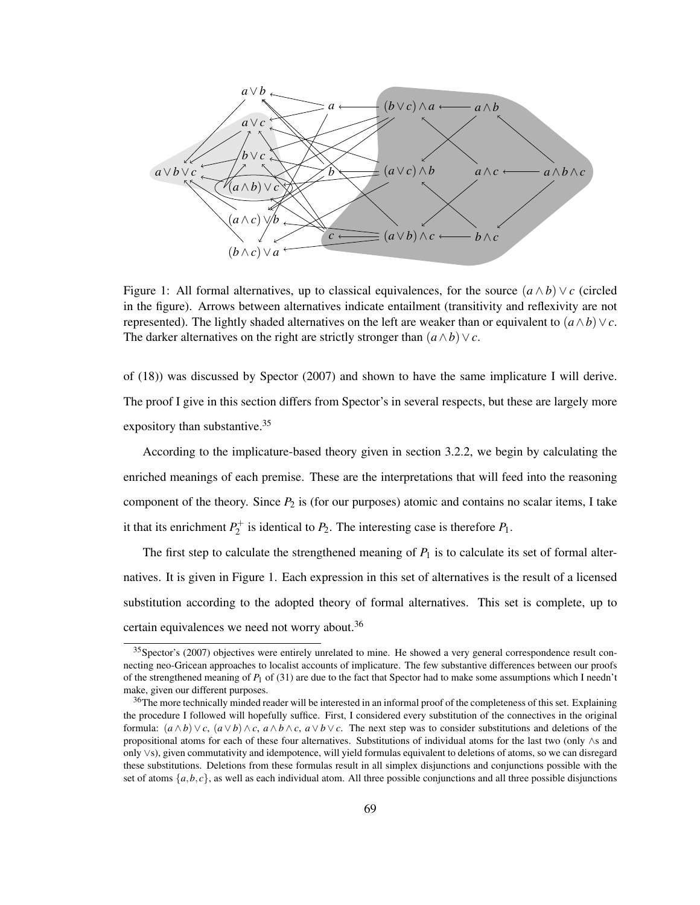Figure 1: All formal alternatives, up to classical equivalences, for the source $(a \wedge b) \vee c$ (circled in the figure). Arrows between alternatives indicate entailment (transitivity and reflexivity are not represented). The lightly shaded alternatives on the left are weaker than or equivalent to $(a \wedge b) \vee c$. The darker alternatives on the right are strictly stronger than $(a \wedge b) \vee c$.

of (18)) was discussed by Spector (2007) and shown to have the same implicature I will derive. The proof I give in this section differs from Spector's in several respects, but these are largely more expository than substantive.[35]

According to the implicature-based theory given in section 3.2.2, we begin by calculating the enriched meanings of each premise. These are the interpretations that will feed into the reasoning component of the theory. Since $P_2$ is (for our purposes) atomic and contains no scalar items, I take it that its enrichment $P_2^+$ is identical to $P_2$. The interesting case is therefore $P_1$.

The first step to calculate the strengthened meaning of $P_1$ is to calculate its set of formal alternatives. It is given in Figure 1. Each expression in this set of alternatives is the result of a licensed substitution according to the adopted theory of formal alternatives. This set is complete, up to certain equivalences we need not worry about.[36]

[35] Spector's (2007) objectives were entirely unrelated to mine. He showed a very general correspondence result connecting neo-Gricean approaches to localist accounts of implicature. The few substantive differences between our proofs of the strengthened meaning of $P_1$ of (31) are due to the fact that Spector had to make some assumptions which I needn't make, given our different purposes.

[36] The more technically minded reader will be interested in an informal proof of the completeness of this set. Explaining the procedure I followed will hopefully suffice. First, I considered every substitution of the connectives in the original formula: $(a \wedge b) \vee c$, $(a \vee b) \wedge c$, $a \wedge b \wedge c$, $a \vee b \vee c$. The next step was to consider substitutions and deletions of the propositional atoms for each of these four alternatives. Substitutions of individual atoms for the last two (only $\wedge$s and only $\vee$s), given commutativity and idempotence, will yield formulas equivalent to deletions of atoms, so we can disregard these substitutions. Deletions from these formulas result in all simplex disjunctions and conjunctions possible with the set of atoms $\{a, b, c\}$, as well as each individual atom. All three possible conjunctions and all three possible disjunctions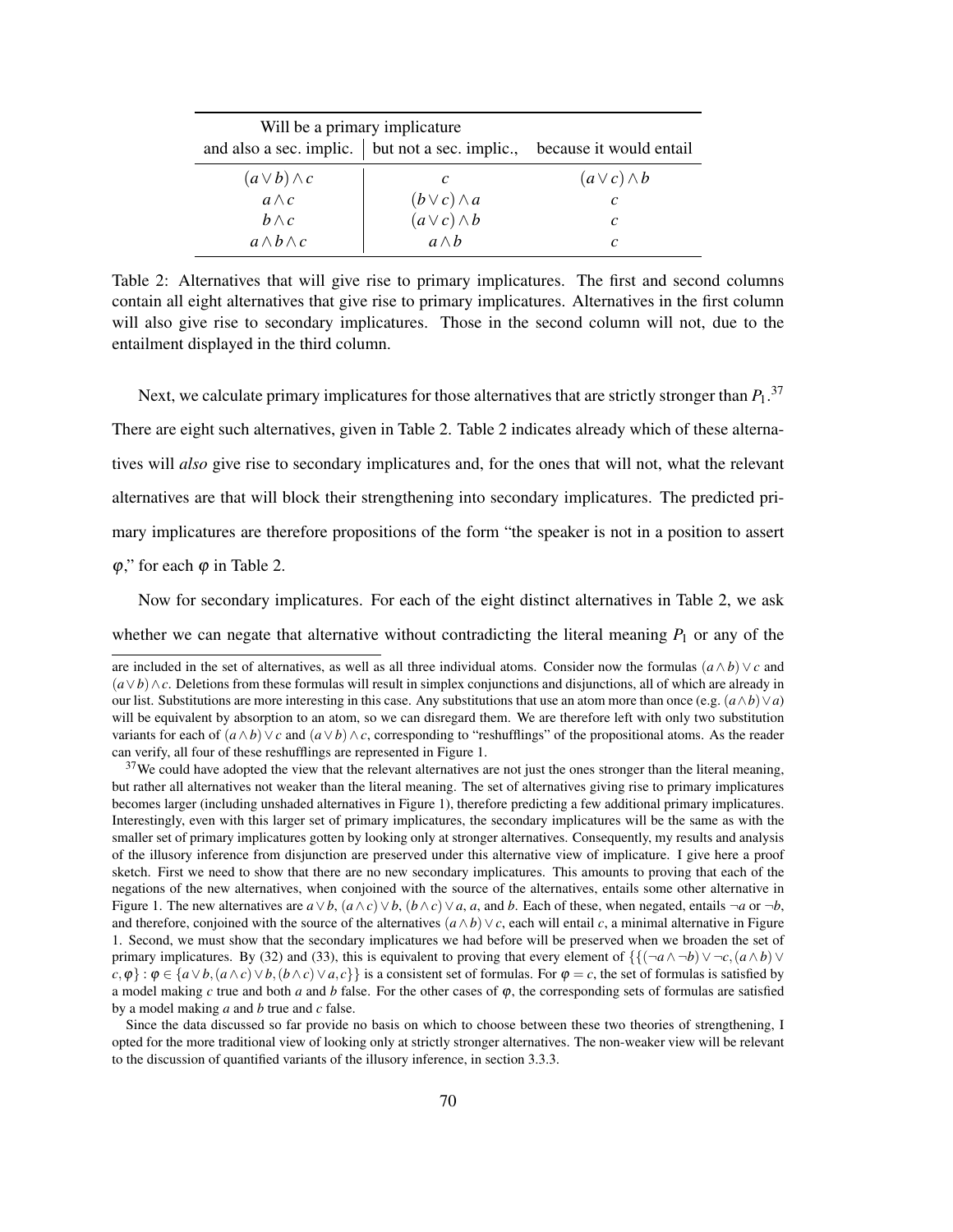| Will be a primary implicature | | |
|---|---|---|
| and also a sec. implic. | but not a sec. implic., | because it would entail |
| $(a \vee b) \wedge c$ | $c$ | $(a \vee c) \wedge b$ |
| $a \wedge c$ | $(b \vee c) \wedge a$ | $c$ |
| $b \wedge c$ | $(a \vee c) \wedge b$ | $c$ |
| $a \wedge b \wedge c$ | $a \wedge b$ | $c$ |

Table 2: Alternatives that will give rise to primary implicatures. The first and second columns contain all eight alternatives that give rise to primary implicatures. Alternatives in the first column will also give rise to secondary implicatures. Those in the second column will not, due to the entailment displayed in the third column.

Next, we calculate primary implicatures for those alternatives that are strictly stronger than $P_1$.[37] There are eight such alternatives, given in Table 2. Table 2 indicates already which of these alternatives will *also* give rise to secondary implicatures and, for the ones that will not, what the relevant alternatives are that will block their strengthening into secondary implicatures. The predicted primary implicatures are therefore propositions of the form "the speaker is not in a position to assert $\varphi$," for each $\varphi$ in Table 2.

Now for secondary implicatures. For each of the eight distinct alternatives in Table 2, we ask whether we can negate that alternative without contradicting the literal meaning $P_1$ or any of the

---

are included in the set of alternatives, as well as all three individual atoms. Consider now the formulas $(a \wedge b) \vee c$ and $(a \vee b) \wedge c$. Deletions from these formulas will result in simplex conjunctions and disjunctions, all of which are already in our list. Substitutions are more interesting in this case. Any substitutions that use an atom more than once (e.g. $(a \wedge b) \vee a$) will be equivalent by absorption to an atom, so we can disregard them. We are therefore left with only two substitution variants for each of $(a \wedge b) \vee c$ and $(a \vee b) \wedge c$, corresponding to "reshufflings" of the propositional atoms. As the reader can verify, all four of these reshufflings are represented in Figure 1.

[37] We could have adopted the view that the relevant alternatives are not just the ones stronger than the literal meaning, but rather all alternatives not weaker than the literal meaning. The set of alternatives giving rise to primary implicatures becomes larger (including unshaded alternatives in Figure 1), therefore predicting a few additional primary implicatures. Interestingly, even with this larger set of primary implicatures, the secondary implicatures will be the same as with the smaller set of primary implicatures gotten by looking only at stronger alternatives. Consequently, my results and analysis of the illusory inference from disjunction are preserved under this alternative view of implicature. I give here a proof sketch. First we need to show that there are no new secondary implicatures. This amounts to proving that each of the negations of the new alternatives, when conjoined with the source of the alternatives, entails some other alternative in Figure 1. The new alternatives are $a \vee b$, $(a \wedge c) \vee b$, $(b \wedge c) \vee a$, $a$, and $b$. Each of these, when negated, entails $\neg a$ or $\neg b$, and therefore, conjoined with the source of the alternatives $(a \wedge b) \vee c$, each will entail $c$, a minimal alternative in Figure 1. Second, we must show that the secondary implicatures we had before will be preserved when we broaden the set of primary implicatures. By (32) and (33), this is equivalent to proving that every element of $\{\{(\neg a \wedge \neg b) \vee \neg c, (a \wedge b) \vee c, \varphi\} : \varphi \in \{a \vee b, (a \wedge c) \vee b, (b \wedge c) \vee a, c\}\}$ is a consistent set of formulas. For $\varphi = c$, the set of formulas is satisfied by a model making $c$ true and both $a$ and $b$ false. For the other cases of $\varphi$, the corresponding sets of formulas are satisfied by a model making $a$ and $b$ true and $c$ false.

Since the data discussed so far provide no basis on which to choose between these two theories of strengthening, I opted for the more traditional view of looking only at strictly stronger alternatives. The non-weaker view will be relevant to the discussion of quantified variants of the illusory inference, in section 3.3.3.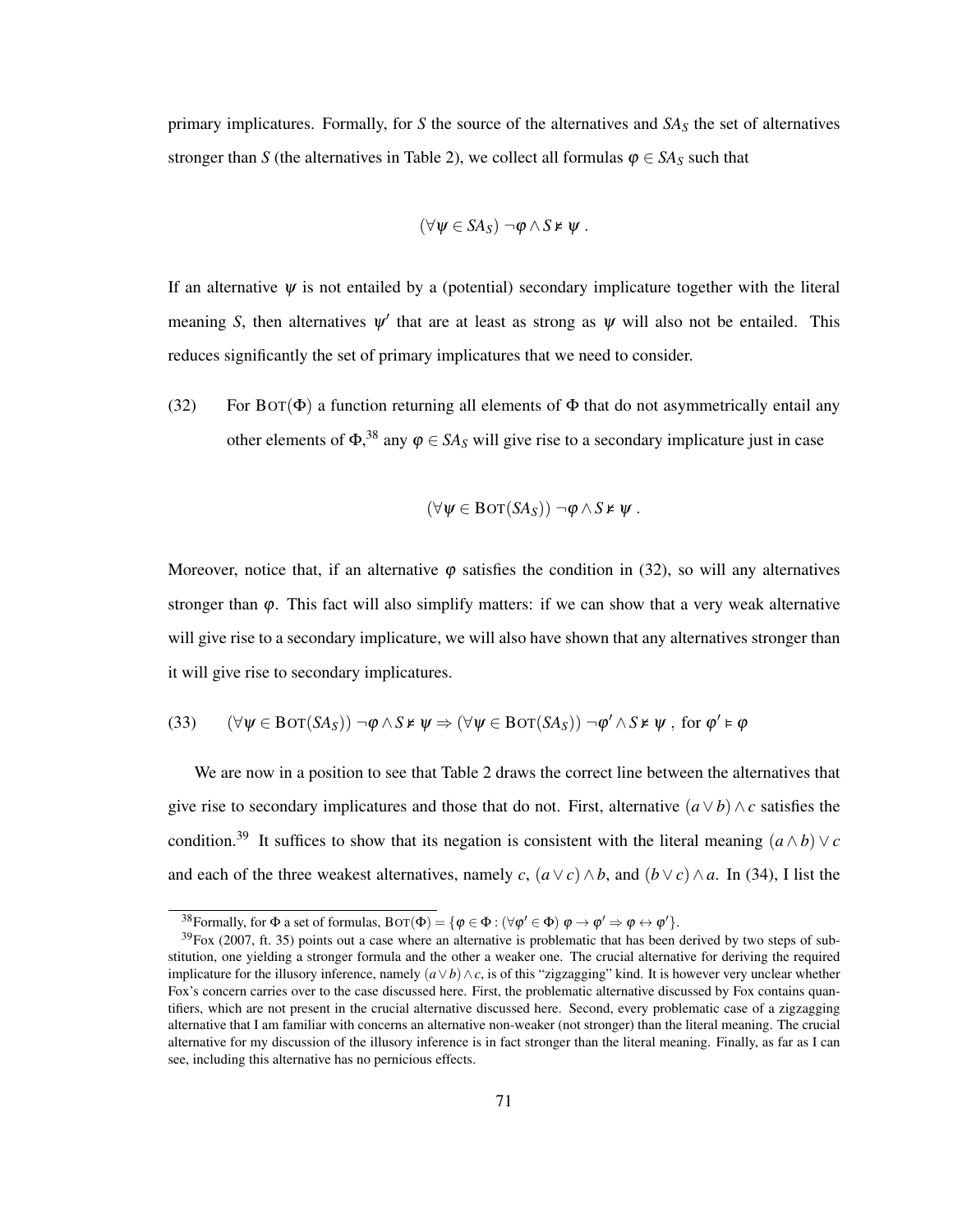primary implicatures. Formally, for $S$ the source of the alternatives and $SA_S$ the set of alternatives stronger than $S$ (the alternatives in Table 2), we collect all formulas $\varphi \in SA_S$ such that

$$(\forall \psi \in SA_S)\ \neg\varphi \wedge S \nvDash \psi \ .$$

If an alternative $\psi$ is not entailed by a (potential) secondary implicature together with the literal meaning $S$, then alternatives $\psi'$ that are at least as strong as $\psi$ will also not be entailed. This reduces significantly the set of primary implicatures that we need to consider.

(32) For $\text{Bot}(\Phi)$ a function returning all elements of $\Phi$ that do not asymmetrically entail any other elements of $\Phi$,[38] any $\varphi \in SA_S$ will give rise to a secondary implicature just in case

$$(\forall \psi \in \text{Bot}(SA_S))\ \neg\varphi \wedge S \nvDash \psi \ .$$

Moreover, notice that, if an alternative $\varphi$ satisfies the condition in (32), so will any alternatives stronger than $\varphi$. This fact will also simplify matters: if we can show that a very weak alternative will give rise to a secondary implicature, we will also have shown that any alternatives stronger than it will give rise to secondary implicatures.

(33) $$(\forall \psi \in \text{Bot}(SA_S))\ \neg\varphi \wedge S \nvDash \psi \Rightarrow (\forall \psi \in \text{Bot}(SA_S))\ \neg\varphi' \wedge S \nvDash \psi \ , \text{ for } \varphi' \vDash \varphi$$

We are now in a position to see that Table 2 draws the correct line between the alternatives that give rise to secondary implicatures and those that do not. First, alternative $(a \vee b) \wedge c$ satisfies the condition.[39] It suffices to show that its negation is consistent with the literal meaning $(a \wedge b) \vee c$ and each of the three weakest alternatives, namely $c$, $(a \vee c) \wedge b$, and $(b \vee c) \wedge a$. In (34), I list the

[38] Formally, for $\Phi$ a set of formulas, $\text{Bot}(\Phi) = \{\varphi \in \Phi : (\forall \varphi' \in \Phi)\ \varphi \rightarrow \varphi' \Rightarrow \varphi \leftrightarrow \varphi'\}$.

[39] Fox (2007, ft. 35) points out a case where an alternative is problematic that has been derived by two steps of substitution, one yielding a stronger formula and the other a weaker one. The crucial alternative for deriving the required implicature for the illusory inference, namely $(a \vee b) \wedge c$, is of this "zigzagging" kind. It is however very unclear whether Fox's concern carries over to the case discussed here. First, the problematic alternative discussed by Fox contains quantifiers, which are not present in the crucial alternative discussed here. Second, every problematic case of a zigzagging alternative that I am familiar with concerns an alternative non-weaker (not stronger) than the literal meaning. The crucial alternative for my discussion of the illusory inference is in fact stronger than the literal meaning. Finally, as far as I can see, including this alternative has no pernicious effects.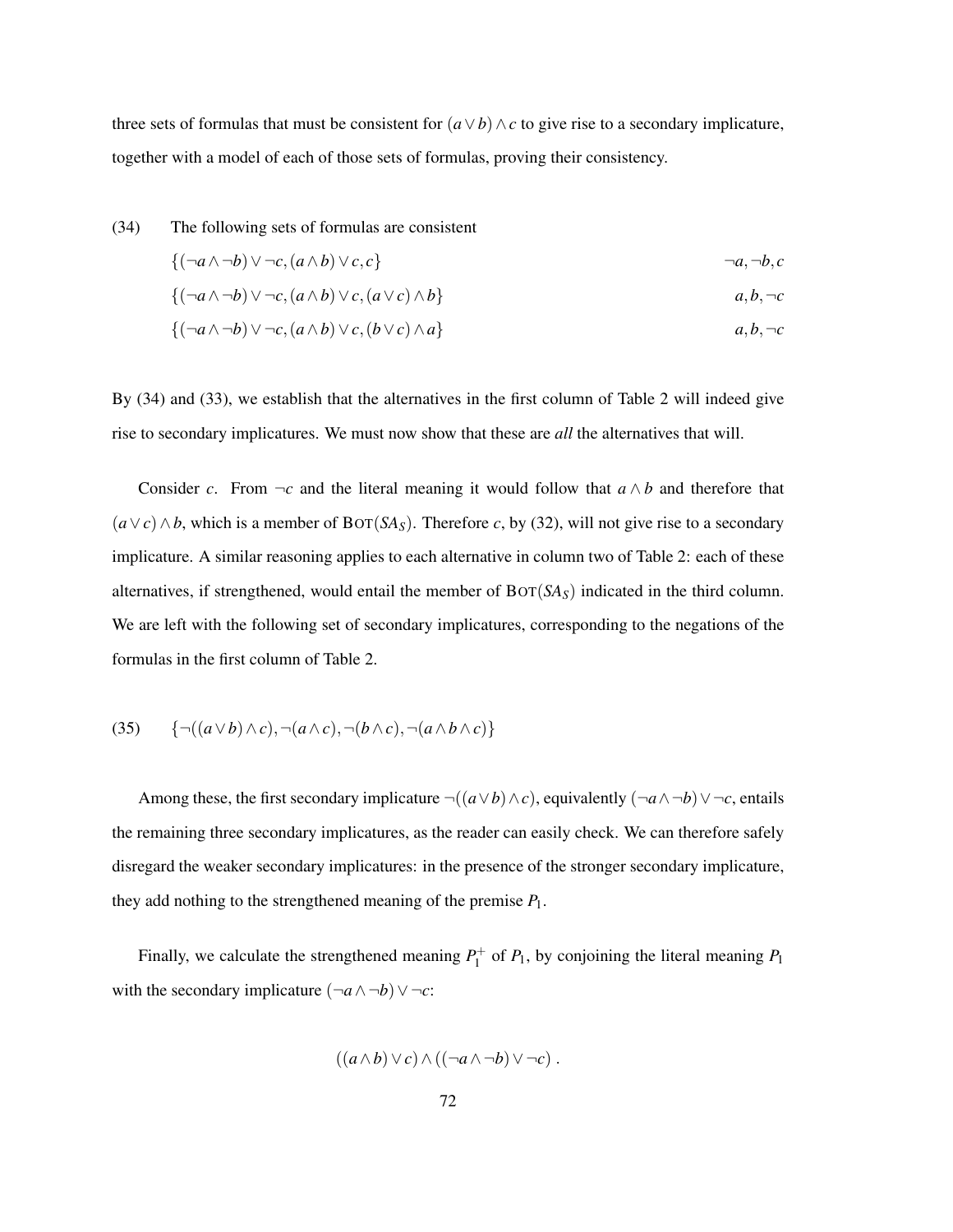three sets of formulas that must be consistent for $(a \vee b) \wedge c$ to give rise to a secondary implicature, together with a model of each of those sets of formulas, proving their consistency.

(34) The following sets of formulas are consistent

$\{(\neg a \wedge \neg b) \vee \neg c, (a \wedge b) \vee c, c\}$ $\qquad \neg a, \neg b, c$

$\{(\neg a \wedge \neg b) \vee \neg c, (a \wedge b) \vee c, (a \vee c) \wedge b\}$ $\qquad a, b, \neg c$

$\{(\neg a \wedge \neg b) \vee \neg c, (a \wedge b) \vee c, (b \vee c) \wedge a\}$ $\qquad a, b, \neg c$

By (34) and (33), we establish that the alternatives in the first column of Table 2 will indeed give rise to secondary implicatures. We must now show that these are *all* the alternatives that will.

Consider $c$. From $\neg c$ and the literal meaning it would follow that $a \wedge b$ and therefore that $(a \vee c) \wedge b$, which is a member of $\text{BOT}(SA_S)$. Therefore $c$, by (32), will not give rise to a secondary implicature. A similar reasoning applies to each alternative in column two of Table 2: each of these alternatives, if strengthened, would entail the member of $\text{BOT}(SA_S)$ indicated in the third column. We are left with the following set of secondary implicatures, corresponding to the negations of the formulas in the first column of Table 2.

(35) $\{\neg((a \vee b) \wedge c), \neg(a \wedge c), \neg(b \wedge c), \neg(a \wedge b \wedge c)\}$

Among these, the first secondary implicature $\neg((a \vee b) \wedge c)$, equivalently $(\neg a \wedge \neg b) \vee \neg c$, entails the remaining three secondary implicatures, as the reader can easily check. We can therefore safely disregard the weaker secondary implicatures: in the presence of the stronger secondary implicature, they add nothing to the strengthened meaning of the premise $P_1$.

Finally, we calculate the strengthened meaning $P_1^+$ of $P_1$, by conjoining the literal meaning $P_1$ with the secondary implicature $(\neg a \wedge \neg b) \vee \neg c$:

$$((a \wedge b) \vee c) \wedge ((\neg a \wedge \neg b) \vee \neg c) \, .$$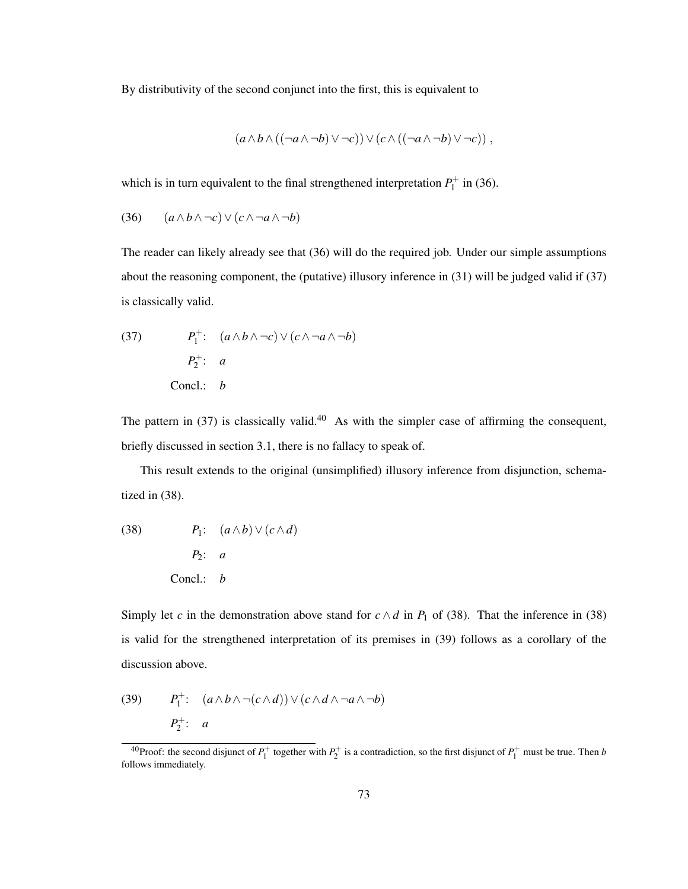By distributivity of the second conjunct into the first, this is equivalent to

$$(a \wedge b \wedge ((\neg a \wedge \neg b) \vee \neg c)) \vee (c \wedge ((\neg a \wedge \neg b) \vee \neg c)),$$

which is in turn equivalent to the final strengthened interpretation $P_1^+$ in (36).

(36) $(a \wedge b \wedge \neg c) \vee (c \wedge \neg a \wedge \neg b)$

The reader can likely already see that (36) will do the required job. Under our simple assumptions about the reasoning component, the (putative) illusory inference in (31) will be judged valid if (37) is classically valid.

(37)
$P_1^+$: $(a \wedge b \wedge \neg c) \vee (c \wedge \neg a \wedge \neg b)$
$P_2^+$: $a$
Concl.: $b$

The pattern in (37) is classically valid.[40] As with the simpler case of affirming the consequent, briefly discussed in section 3.1, there is no fallacy to speak of.

This result extends to the original (unsimplified) illusory inference from disjunction, schematized in (38).

(38)
$P_1$: $(a \wedge b) \vee (c \wedge d)$
$P_2$: $a$
Concl.: $b$

Simply let $c$ in the demonstration above stand for $c \wedge d$ in $P_1$ of (38). That the inference in (38) is valid for the strengthened interpretation of its premises in (39) follows as a corollary of the discussion above.

(39)
$P_1^+$: $(a \wedge b \wedge \neg(c \wedge d)) \vee (c \wedge d \wedge \neg a \wedge \neg b)$
$P_2^+$: $a$

[40] Proof: the second disjunct of $P_1^+$ together with $P_2^+$ is a contradiction, so the first disjunct of $P_1^+$ must be true. Then $b$ follows immediately.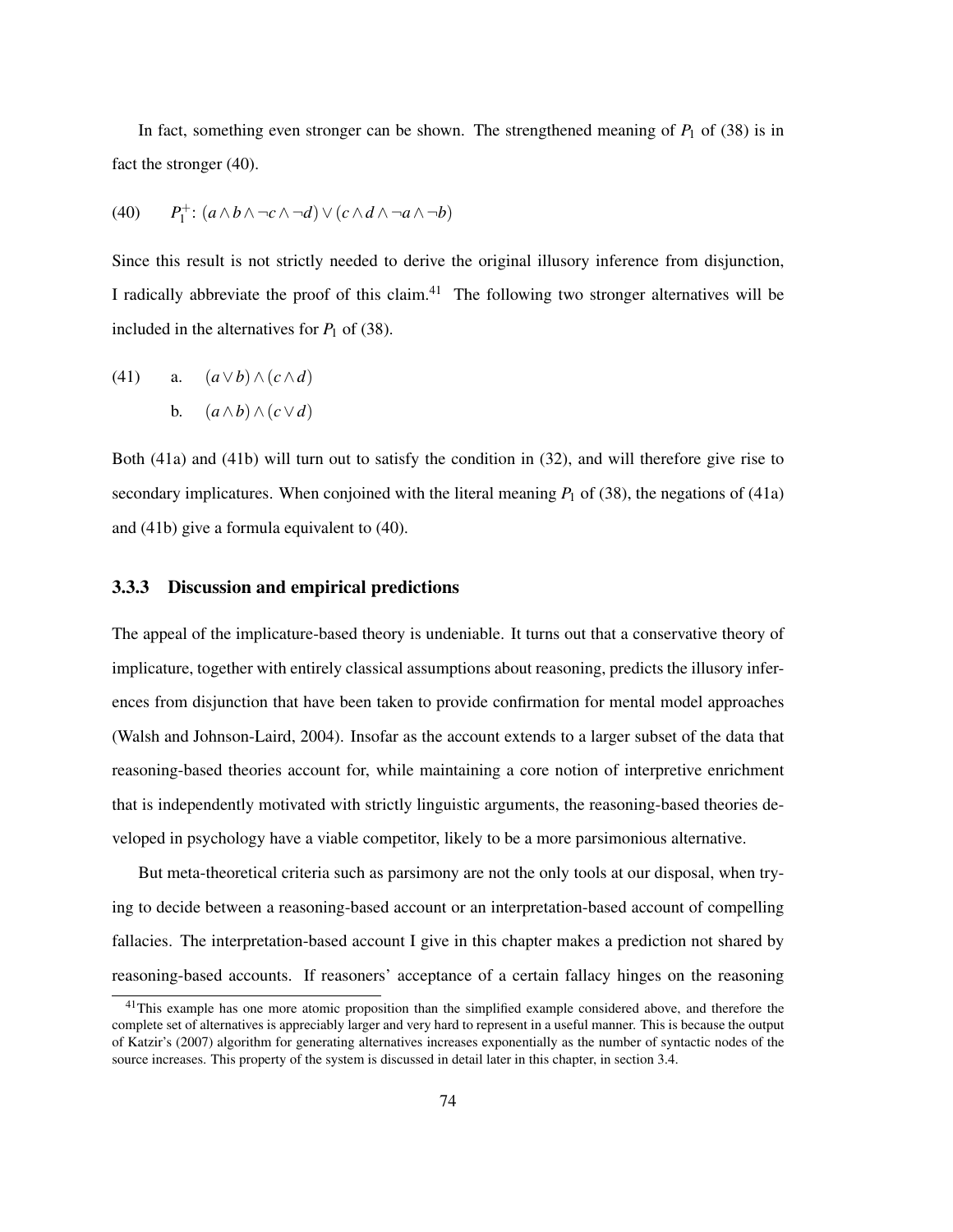In fact, something even stronger can be shown. The strengthened meaning of $P_1$ of (38) is in fact the stronger (40).

(40) $P_1^+$: $(a \wedge b \wedge \neg c \wedge \neg d) \vee (c \wedge d \wedge \neg a \wedge \neg b)$

Since this result is not strictly needed to derive the original illusory inference from disjunction, I radically abbreviate the proof of this claim.[41] The following two stronger alternatives will be included in the alternatives for $P_1$ of (38).

(41) a. $(a \vee b) \wedge (c \wedge d)$

b. $(a \wedge b) \wedge (c \vee d)$

Both (41a) and (41b) will turn out to satisfy the condition in (32), and will therefore give rise to secondary implicatures. When conjoined with the literal meaning $P_1$ of (38), the negations of (41a) and (41b) give a formula equivalent to (40).

### 3.3.3 Discussion and empirical predictions

The appeal of the implicature-based theory is undeniable. It turns out that a conservative theory of implicature, together with entirely classical assumptions about reasoning, predicts the illusory inferences from disjunction that have been taken to provide confirmation for mental model approaches (Walsh and Johnson-Laird, 2004). Insofar as the account extends to a larger subset of the data that reasoning-based theories account for, while maintaining a core notion of interpretive enrichment that is independently motivated with strictly linguistic arguments, the reasoning-based theories developed in psychology have a viable competitor, likely to be a more parsimonious alternative.

But meta-theoretical criteria such as parsimony are not the only tools at our disposal, when trying to decide between a reasoning-based account or an interpretation-based account of compelling fallacies. The interpretation-based account I give in this chapter makes a prediction not shared by reasoning-based accounts. If reasoners' acceptance of a certain fallacy hinges on the reasoning

[41] This example has one more atomic proposition than the simplified example considered above, and therefore the complete set of alternatives is appreciably larger and very hard to represent in a useful manner. This is because the output of Katzir's (2007) algorithm for generating alternatives increases exponentially as the number of syntactic nodes of the source increases. This property of the system is discussed in detail later in this chapter, in section 3.4.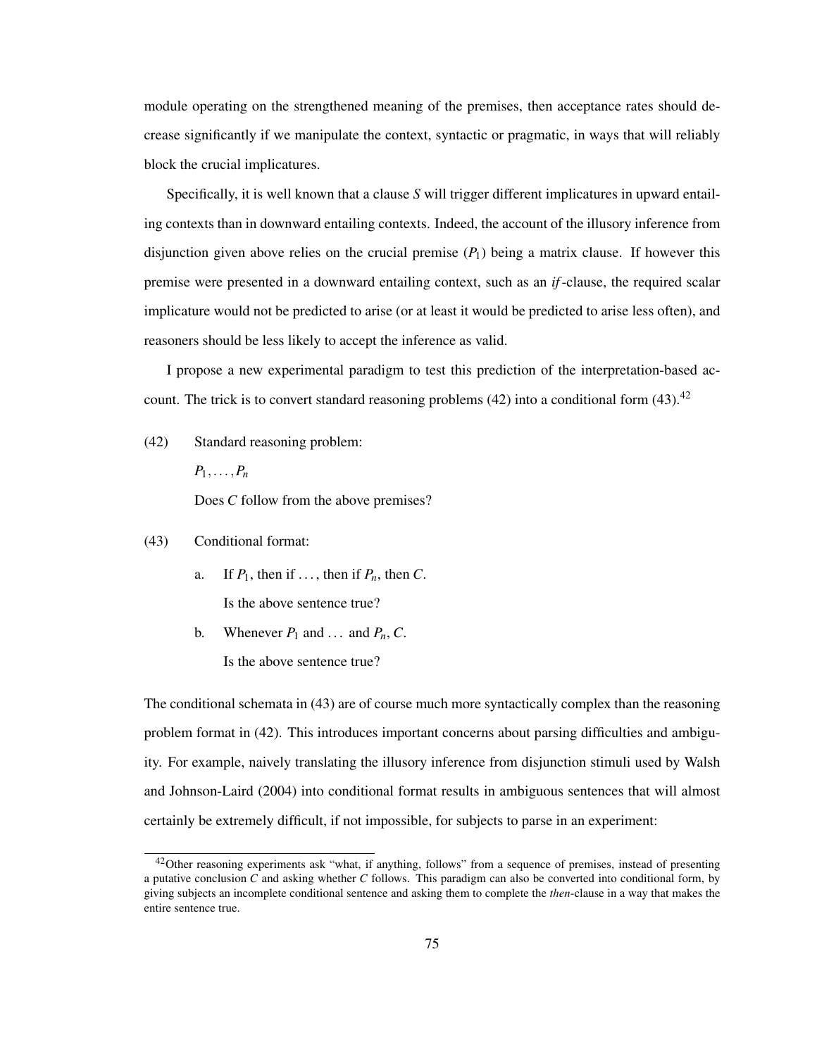module operating on the strengthened meaning of the premises, then acceptance rates should decrease significantly if we manipulate the context, syntactic or pragmatic, in ways that will reliably block the crucial implicatures.

Specifically, it is well known that a clause *S* will trigger different implicatures in upward entailing contexts than in downward entailing contexts. Indeed, the account of the illusory inference from disjunction given above relies on the crucial premise ($P_1$) being a matrix clause. If however this premise were presented in a downward entailing context, such as an *if*-clause, the required scalar implicature would not be predicted to arise (or at least it would be predicted to arise less often), and reasoners should be less likely to accept the inference as valid.

I propose a new experimental paradigm to test this prediction of the interpretation-based account. The trick is to convert standard reasoning problems (42) into a conditional form (43).[42]

(42) Standard reasoning problem:

$P_1, \ldots, P_n$

Does *C* follow from the above premises?

(43) Conditional format:

a. If $P_1$, then if ..., then if $P_n$, then *C*.

Is the above sentence true?

b. Whenever $P_1$ and ... and $P_n$, *C*.

Is the above sentence true?

The conditional schemata in (43) are of course much more syntactically complex than the reasoning problem format in (42). This introduces important concerns about parsing difficulties and ambiguity. For example, naively translating the illusory inference from disjunction stimuli used by Walsh and Johnson-Laird (2004) into conditional format results in ambiguous sentences that will almost certainly be extremely difficult, if not impossible, for subjects to parse in an experiment:

[42] Other reasoning experiments ask "what, if anything, follows" from a sequence of premises, instead of presenting a putative conclusion *C* and asking whether *C* follows. This paradigm can also be converted into conditional form, by giving subjects an incomplete conditional sentence and asking them to complete the *then*-clause in a way that makes the entire sentence true.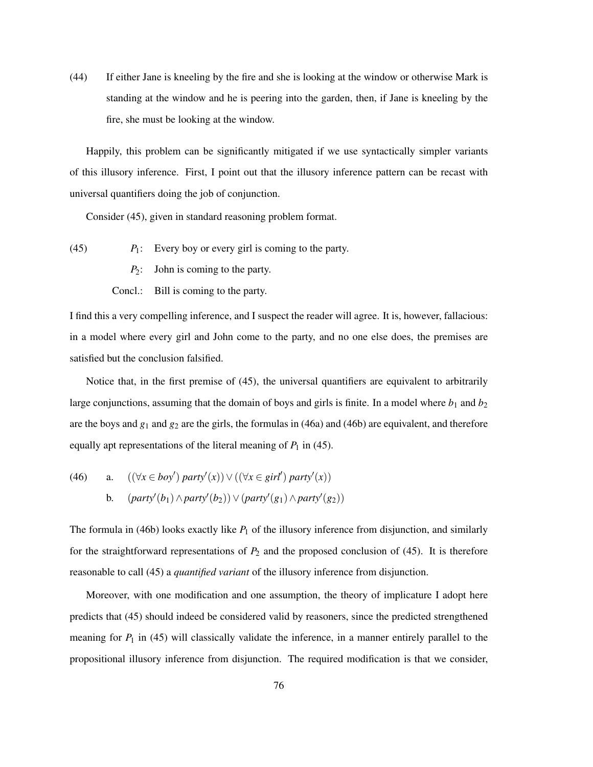(44) If either Jane is kneeling by the fire and she is looking at the window or otherwise Mark is standing at the window and he is peering into the garden, then, if Jane is kneeling by the fire, she must be looking at the window.

Happily, this problem can be significantly mitigated if we use syntactically simpler variants of this illusory inference. First, I point out that the illusory inference pattern can be recast with universal quantifiers doing the job of conjunction.

Consider (45), given in standard reasoning problem format.

(45) $P_1$: Every boy or every girl is coming to the party.
$P_2$: John is coming to the party.
Concl.: Bill is coming to the party.

I find this a very compelling inference, and I suspect the reader will agree. It is, however, fallacious: in a model where every girl and John come to the party, and no one else does, the premises are satisfied but the conclusion falsified.

Notice that, in the first premise of (45), the universal quantifiers are equivalent to arbitrarily large conjunctions, assuming that the domain of boys and girls is finite. In a model where $b_1$ and $b_2$ are the boys and $g_1$ and $g_2$ are the girls, the formulas in (46a) and (46b) are equivalent, and therefore equally apt representations of the literal meaning of $P_1$ in (45).

(46) a. $((\forall x \in boy')\ party'(x)) \vee ((\forall x \in girl')\ party'(x))$
b. $(party'(b_1) \wedge party'(b_2)) \vee (party'(g_1) \wedge party'(g_2))$

The formula in (46b) looks exactly like $P_1$ of the illusory inference from disjunction, and similarly for the straightforward representations of $P_2$ and the proposed conclusion of (45). It is therefore reasonable to call (45) a *quantified variant* of the illusory inference from disjunction.

Moreover, with one modification and one assumption, the theory of implicature I adopt here predicts that (45) should indeed be considered valid by reasoners, since the predicted strengthened meaning for $P_1$ in (45) will classically validate the inference, in a manner entirely parallel to the propositional illusory inference from disjunction. The required modification is that we consider,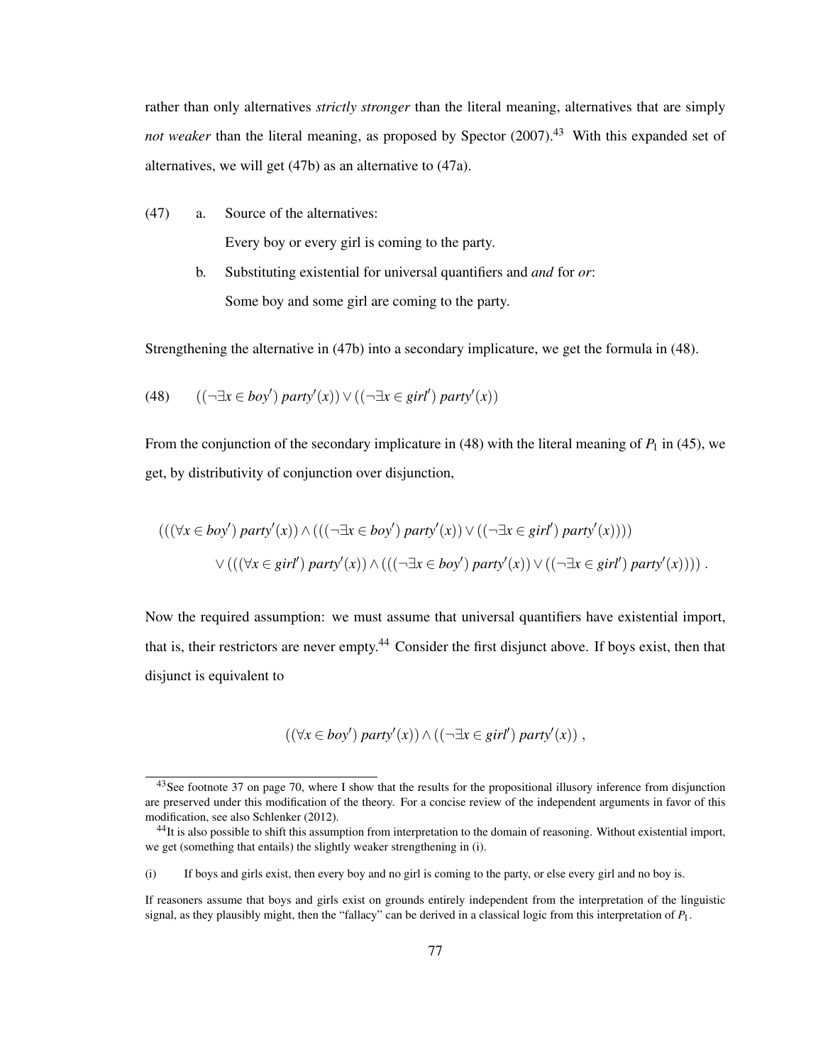rather than only alternatives *strictly stronger* than the literal meaning, alternatives that are simply *not weaker* than the literal meaning, as proposed by Spector (2007).[43] With this expanded set of alternatives, we will get (47b) as an alternative to (47a).

(47) a. Source of the alternatives:
Every boy or every girl is coming to the party.

b. Substituting existential for universal quantifiers and *and* for *or*:
Some boy and some girl are coming to the party.

Strengthening the alternative in (47b) into a secondary implicature, we get the formula in (48).

(48) $((\neg\exists x \in boy')\ party'(x)) \vee ((\neg\exists x \in girl')\ party'(x))$

From the conjunction of the secondary implicature in (48) with the literal meaning of $P_1$ in (45), we get, by distributivity of conjunction over disjunction,

$$(((\forall x \in boy')\ party'(x)) \wedge (((\neg\exists x \in boy')\ party'(x)) \vee ((\neg\exists x \in girl')\ party'(x))))$$
$$\vee\ (((\forall x \in girl')\ party'(x)) \wedge (((\neg\exists x \in boy')\ party'(x)) \vee ((\neg\exists x \in girl')\ party'(x))))\ .$$

Now the required assumption: we must assume that universal quantifiers have existential import, that is, their restrictors are never empty.[44] Consider the first disjunct above. If boys exist, then that disjunct is equivalent to

$$((\forall x \in boy')\ party'(x)) \wedge ((\neg\exists x \in girl')\ party'(x))\ ,$$

[43] See footnote 37 on page 70, where I show that the results for the propositional illusory inference from disjunction are preserved under this modification of the theory. For a concise review of the independent arguments in favor of this modification, see also Schlenker (2012).

[44] It is also possible to shift this assumption from interpretation to the domain of reasoning. Without existential import, we get (something that entails) the slightly weaker strengthening in (i).

(i) If boys and girls exist, then every boy and no girl is coming to the party, or else every girl and no boy is.

If reasoners assume that boys and girls exist on grounds entirely independent from the interpretation of the linguistic signal, as they plausibly might, then the "fallacy" can be derived in a classical logic from this interpretation of $P_1$.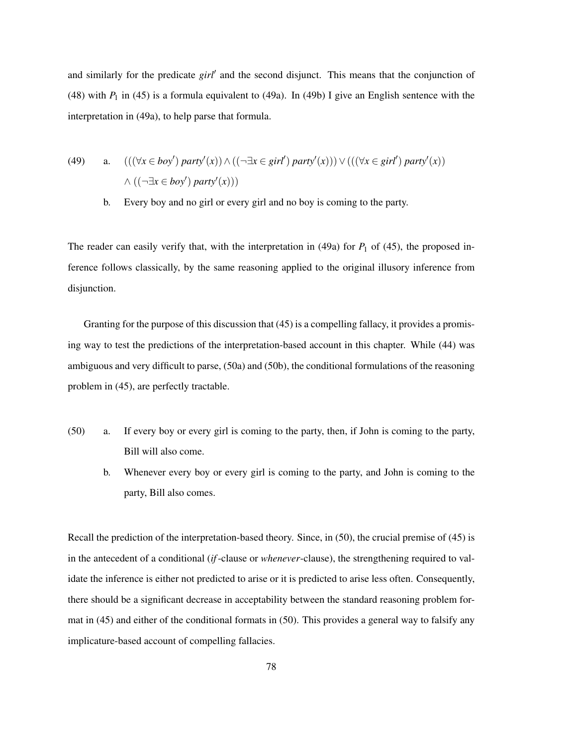and similarly for the predicate $girl'$ and the second disjunct. This means that the conjunction of (48) with $P_1$ in (45) is a formula equivalent to (49a). In (49b) I give an English sentence with the interpretation in (49a), to help parse that formula.

(49) a. $(((\forall x \in boy')\, party'(x)) \wedge ((\neg\exists x \in girl')\, party'(x))) \vee (((\forall x \in girl')\, party'(x))$
$\wedge\, ((\neg\exists x \in boy')\, party'(x)))$

b. Every boy and no girl or every girl and no boy is coming to the party.

The reader can easily verify that, with the interpretation in (49a) for $P_1$ of (45), the proposed inference follows classically, by the same reasoning applied to the original illusory inference from disjunction.

Granting for the purpose of this discussion that (45) is a compelling fallacy, it provides a promising way to test the predictions of the interpretation-based account in this chapter. While (44) was ambiguous and very difficult to parse, (50a) and (50b), the conditional formulations of the reasoning problem in (45), are perfectly tractable.

(50) a. If every boy or every girl is coming to the party, then, if John is coming to the party, Bill will also come.

b. Whenever every boy or every girl is coming to the party, and John is coming to the party, Bill also comes.

Recall the prediction of the interpretation-based theory. Since, in (50), the crucial premise of (45) is in the antecedent of a conditional (*if*-clause or *whenever*-clause), the strengthening required to validate the inference is either not predicted to arise or it is predicted to arise less often. Consequently, there should be a significant decrease in acceptability between the standard reasoning problem format in (45) and either of the conditional formats in (50). This provides a general way to falsify any implicature-based account of compelling fallacies.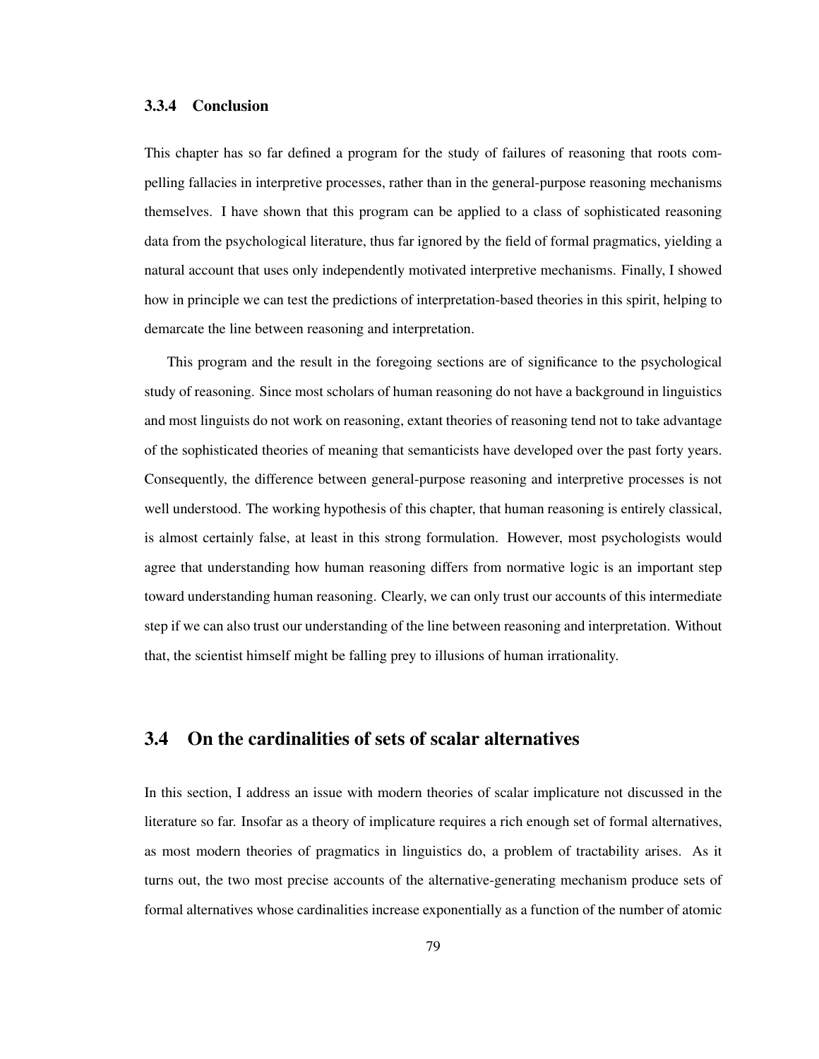### 3.3.4 Conclusion

This chapter has so far defined a program for the study of failures of reasoning that roots compelling fallacies in interpretive processes, rather than in the general-purpose reasoning mechanisms themselves. I have shown that this program can be applied to a class of sophisticated reasoning data from the psychological literature, thus far ignored by the field of formal pragmatics, yielding a natural account that uses only independently motivated interpretive mechanisms. Finally, I showed how in principle we can test the predictions of interpretation-based theories in this spirit, helping to demarcate the line between reasoning and interpretation.

This program and the result in the foregoing sections are of significance to the psychological study of reasoning. Since most scholars of human reasoning do not have a background in linguistics and most linguists do not work on reasoning, extant theories of reasoning tend not to take advantage of the sophisticated theories of meaning that semanticists have developed over the past forty years. Consequently, the difference between general-purpose reasoning and interpretive processes is not well understood. The working hypothesis of this chapter, that human reasoning is entirely classical, is almost certainly false, at least in this strong formulation. However, most psychologists would agree that understanding how human reasoning differs from normative logic is an important step toward understanding human reasoning. Clearly, we can only trust our accounts of this intermediate step if we can also trust our understanding of the line between reasoning and interpretation. Without that, the scientist himself might be falling prey to illusions of human irrationality.

## 3.4 On the cardinalities of sets of scalar alternatives

In this section, I address an issue with modern theories of scalar implicature not discussed in the literature so far. Insofar as a theory of implicature requires a rich enough set of formal alternatives, as most modern theories of pragmatics in linguistics do, a problem of tractability arises. As it turns out, the two most precise accounts of the alternative-generating mechanism produce sets of formal alternatives whose cardinalities increase exponentially as a function of the number of atomic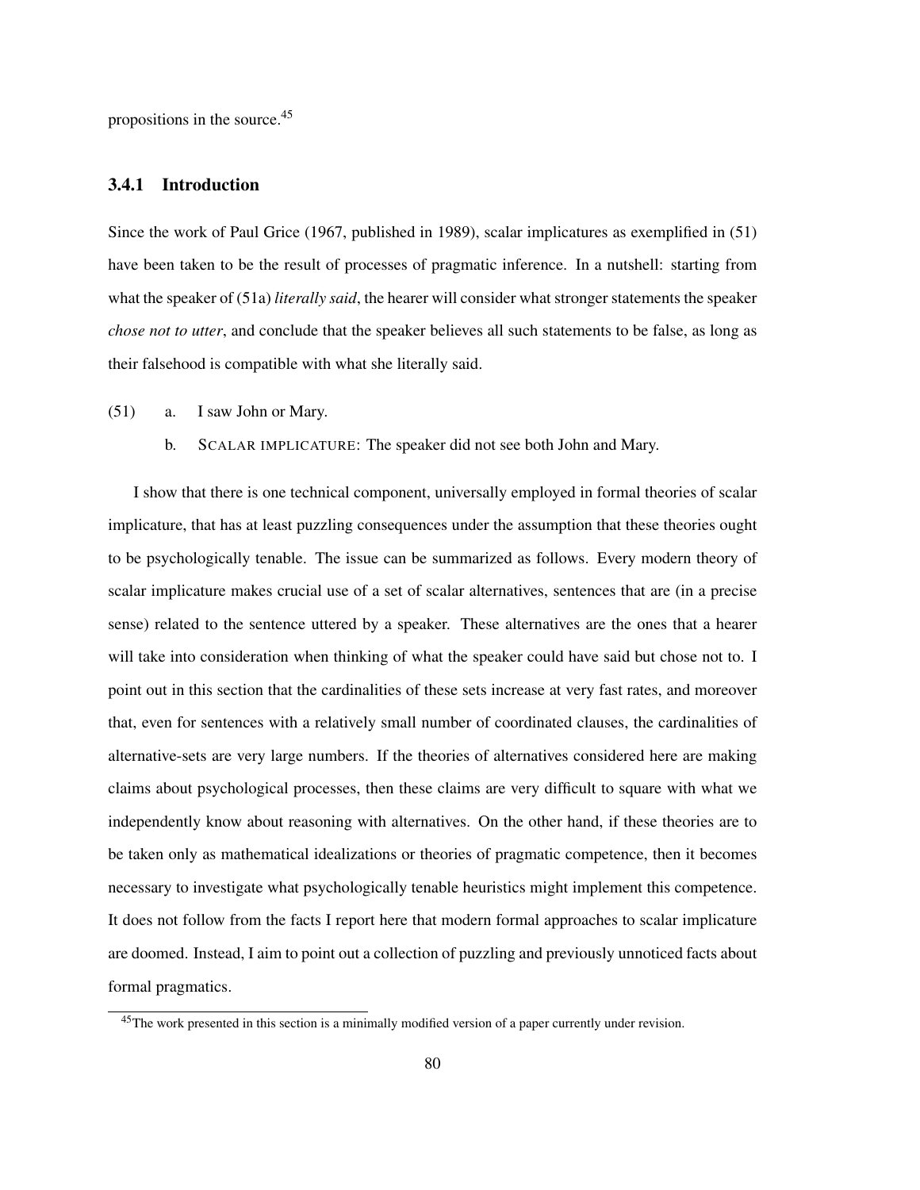propositions in the source.[45]

### 3.4.1 Introduction

Since the work of Paul Grice (1967, published in 1989), scalar implicatures as exemplified in (51) have been taken to be the result of processes of pragmatic inference. In a nutshell: starting from what the speaker of (51a) *literally said*, the hearer will consider what stronger statements the speaker *chose not to utter*, and conclude that the speaker believes all such statements to be false, as long as their falsehood is compatible with what she literally said.

(51) a. I saw John or Mary.

b. SCALAR IMPLICATURE: The speaker did not see both John and Mary.

I show that there is one technical component, universally employed in formal theories of scalar implicature, that has at least puzzling consequences under the assumption that these theories ought to be psychologically tenable. The issue can be summarized as follows. Every modern theory of scalar implicature makes crucial use of a set of scalar alternatives, sentences that are (in a precise sense) related to the sentence uttered by a speaker. These alternatives are the ones that a hearer will take into consideration when thinking of what the speaker could have said but chose not to. I point out in this section that the cardinalities of these sets increase at very fast rates, and moreover that, even for sentences with a relatively small number of coordinated clauses, the cardinalities of alternative-sets are very large numbers. If the theories of alternatives considered here are making claims about psychological processes, then these claims are very difficult to square with what we independently know about reasoning with alternatives. On the other hand, if these theories are to be taken only as mathematical idealizations or theories of pragmatic competence, then it becomes necessary to investigate what psychologically tenable heuristics might implement this competence. It does not follow from the facts I report here that modern formal approaches to scalar implicature are doomed. Instead, I aim to point out a collection of puzzling and previously unnoticed facts about formal pragmatics.

[45] The work presented in this section is a minimally modified version of a paper currently under revision.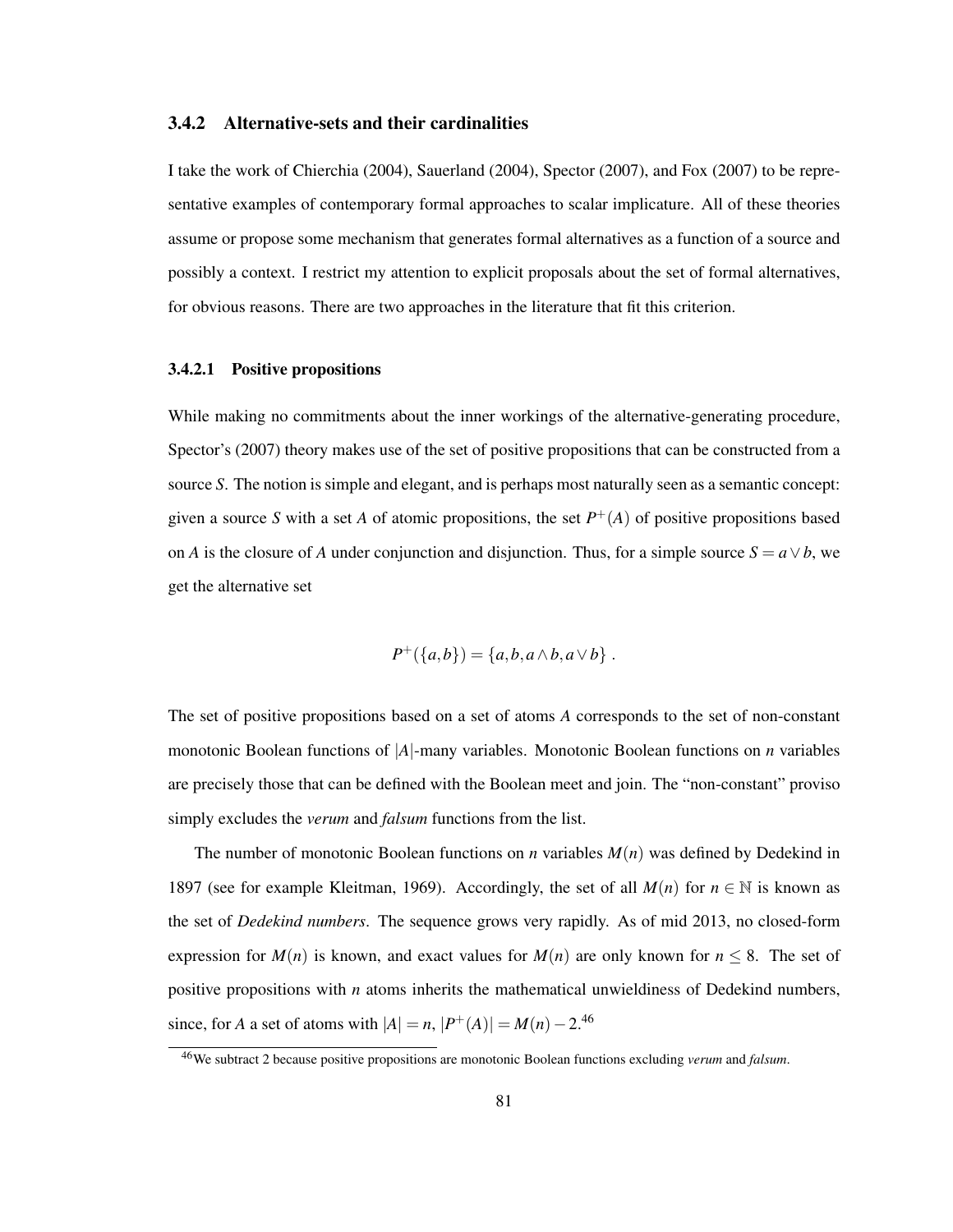### 3.4.2 Alternative-sets and their cardinalities

I take the work of Chierchia (2004), Sauerland (2004), Spector (2007), and Fox (2007) to be representative examples of contemporary formal approaches to scalar implicature. All of these theories assume or propose some mechanism that generates formal alternatives as a function of a source and possibly a context. I restrict my attention to explicit proposals about the set of formal alternatives, for obvious reasons. There are two approaches in the literature that fit this criterion.

#### 3.4.2.1 Positive propositions

While making no commitments about the inner workings of the alternative-generating procedure, Spector's (2007) theory makes use of the set of positive propositions that can be constructed from a source $S$. The notion is simple and elegant, and is perhaps most naturally seen as a semantic concept: given a source $S$ with a set $A$ of atomic propositions, the set $P^+(A)$ of positive propositions based on $A$ is the closure of $A$ under conjunction and disjunction. Thus, for a simple source $S = a \vee b$, we get the alternative set

$$P^+(\{a,b\}) = \{a, b, a \wedge b, a \vee b\}\ .$$

The set of positive propositions based on a set of atoms $A$ corresponds to the set of non-constant monotonic Boolean functions of $|A|$-many variables. Monotonic Boolean functions on $n$ variables are precisely those that can be defined with the Boolean meet and join. The "non-constant" proviso simply excludes the *verum* and *falsum* functions from the list.

The number of monotonic Boolean functions on $n$ variables $M(n)$ was defined by Dedekind in 1897 (see for example Kleitman, 1969). Accordingly, the set of all $M(n)$ for $n \in \mathbb{N}$ is known as the set of *Dedekind numbers*. The sequence grows very rapidly. As of mid 2013, no closed-form expression for $M(n)$ is known, and exact values for $M(n)$ are only known for $n \leq 8$. The set of positive propositions with $n$ atoms inherits the mathematical unwieldiness of Dedekind numbers, since, for $A$ a set of atoms with $|A| = n$, $|P^+(A)| = M(n) - 2$.[46]

[46] We subtract 2 because positive propositions are monotonic Boolean functions excluding *verum* and *falsum*.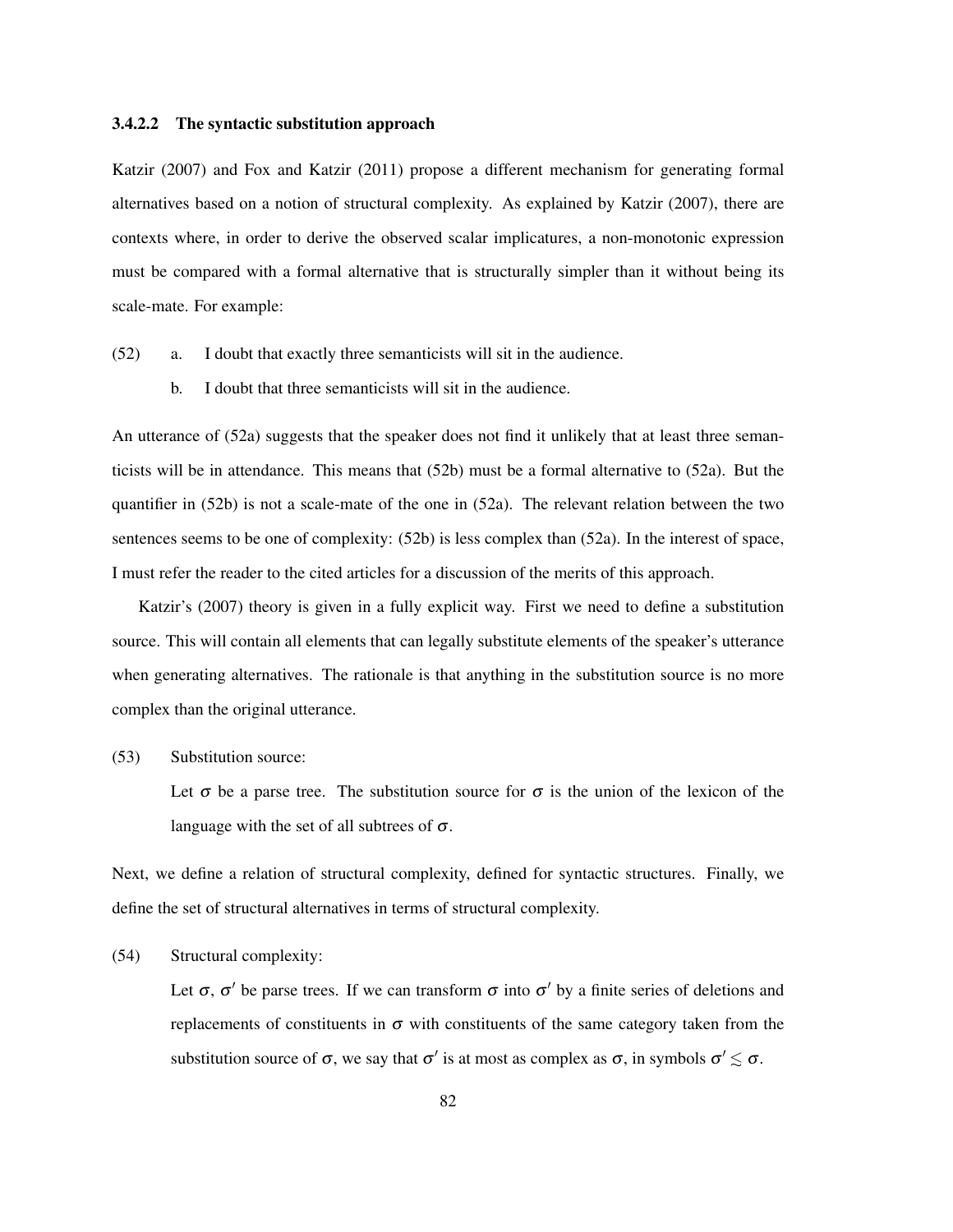#### 3.4.2.2 The syntactic substitution approach

Katzir (2007) and Fox and Katzir (2011) propose a different mechanism for generating formal alternatives based on a notion of structural complexity. As explained by Katzir (2007), there are contexts where, in order to derive the observed scalar implicatures, a non-monotonic expression must be compared with a formal alternative that is structurally simpler than it without being its scale-mate. For example:

(52) a. I doubt that exactly three semanticists will sit in the audience.

b. I doubt that three semanticists will sit in the audience.

An utterance of (52a) suggests that the speaker does not find it unlikely that at least three semanticists will be in attendance. This means that (52b) must be a formal alternative to (52a). But the quantifier in (52b) is not a scale-mate of the one in (52a). The relevant relation between the two sentences seems to be one of complexity: (52b) is less complex than (52a). In the interest of space, I must refer the reader to the cited articles for a discussion of the merits of this approach.

Katzir's (2007) theory is given in a fully explicit way. First we need to define a substitution source. This will contain all elements that can legally substitute elements of the speaker's utterance when generating alternatives. The rationale is that anything in the substitution source is no more complex than the original utterance.

(53) Substitution source:

Let $\sigma$ be a parse tree. The substitution source for $\sigma$ is the union of the lexicon of the language with the set of all subtrees of $\sigma$.

Next, we define a relation of structural complexity, defined for syntactic structures. Finally, we define the set of structural alternatives in terms of structural complexity.

(54) Structural complexity:

Let $\sigma$, $\sigma'$ be parse trees. If we can transform $\sigma$ into $\sigma'$ by a finite series of deletions and replacements of constituents in $\sigma$ with constituents of the same category taken from the substitution source of $\sigma$, we say that $\sigma'$ is at most as complex as $\sigma$, in symbols $\sigma' \lesssim \sigma$.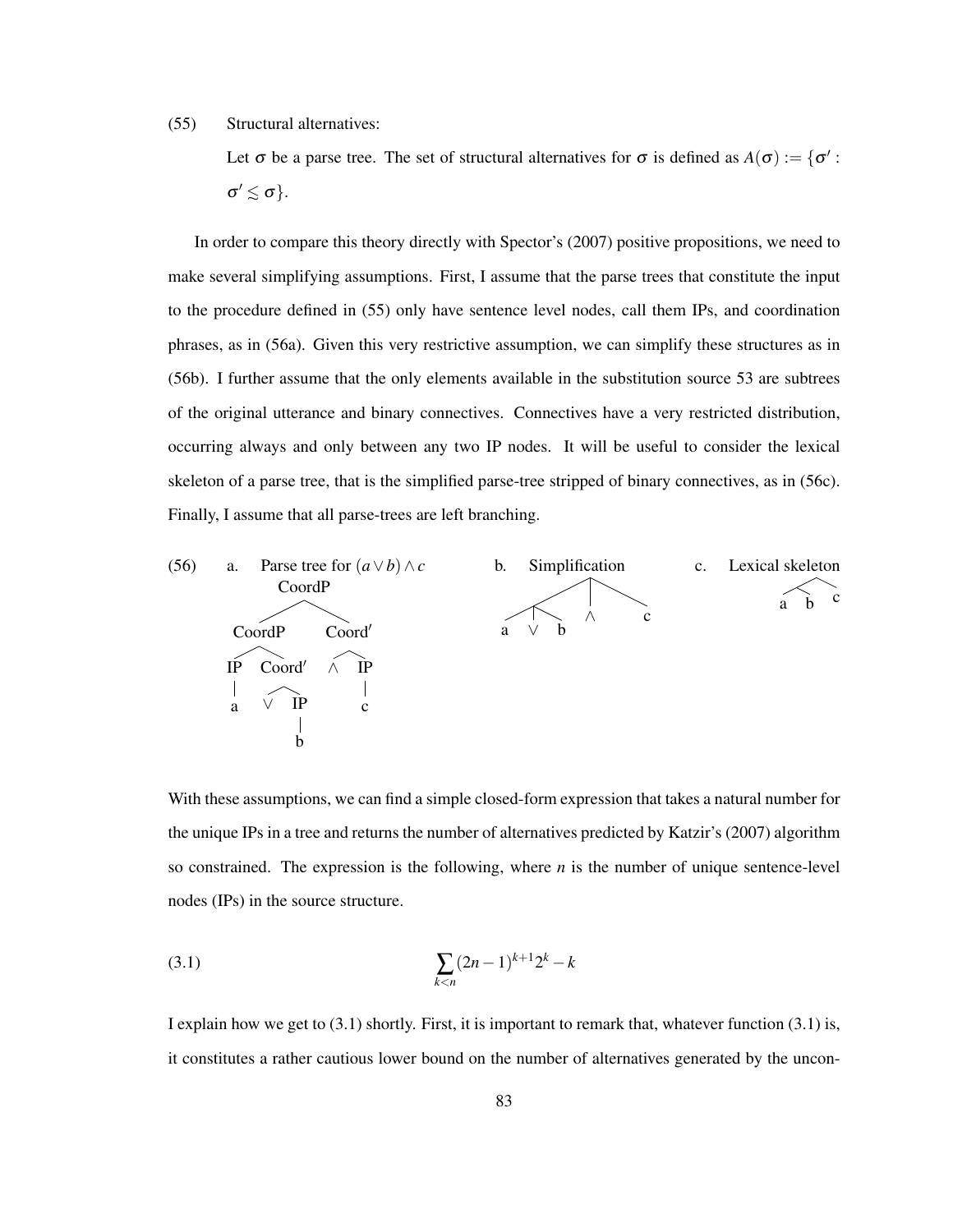(55) Structural alternatives:

Let $\sigma$ be a parse tree. The set of structural alternatives for $\sigma$ is defined as $A(\sigma) := \{\sigma' : \sigma' \lesssim \sigma\}$.

In order to compare this theory directly with Spector's (2007) positive propositions, we need to make several simplifying assumptions. First, I assume that the parse trees that constitute the input to the procedure defined in (55) only have sentence level nodes, call them IPs, and coordination phrases, as in (56a). Given this very restrictive assumption, we can simplify these structures as in (56b). I further assume that the only elements available in the substitution source 53 are subtrees of the original utterance and binary connectives. Connectives have a very restricted distribution, occurring always and only between any two IP nodes. It will be useful to consider the lexical skeleton of a parse tree, that is the simplified parse-tree stripped of binary connectives, as in (56c). Finally, I assume that all parse-trees are left branching.

(56) a. Parse tree for $(a \vee b) \wedge c$

```
              CoordP
            /        \
       CoordP        Coord'
       /    \        /    \
     IP    Coord'   ∧     IP
     |     /   \          |
     a    ∨    IP         c
               |
               b
```

b. Simplification

```
          /    |    \
      /  |  \  ∧     c
     a   ∨   b
```

c. Lexical skeleton

```
        /  \
      /  \   c
     a    b
```

With these assumptions, we can find a simple closed-form expression that takes a natural number for the unique IPs in a tree and returns the number of alternatives predicted by Katzir's (2007) algorithm so constrained. The expression is the following, where $n$ is the number of unique sentence-level nodes (IPs) in the source structure.

$$\sum_{k<n} (2n-1)^{k+1} 2^k - k \tag{3.1}$$

I explain how we get to (3.1) shortly. First, it is important to remark that, whatever function (3.1) is, it constitutes a rather cautious lower bound on the number of alternatives generated by the uncon-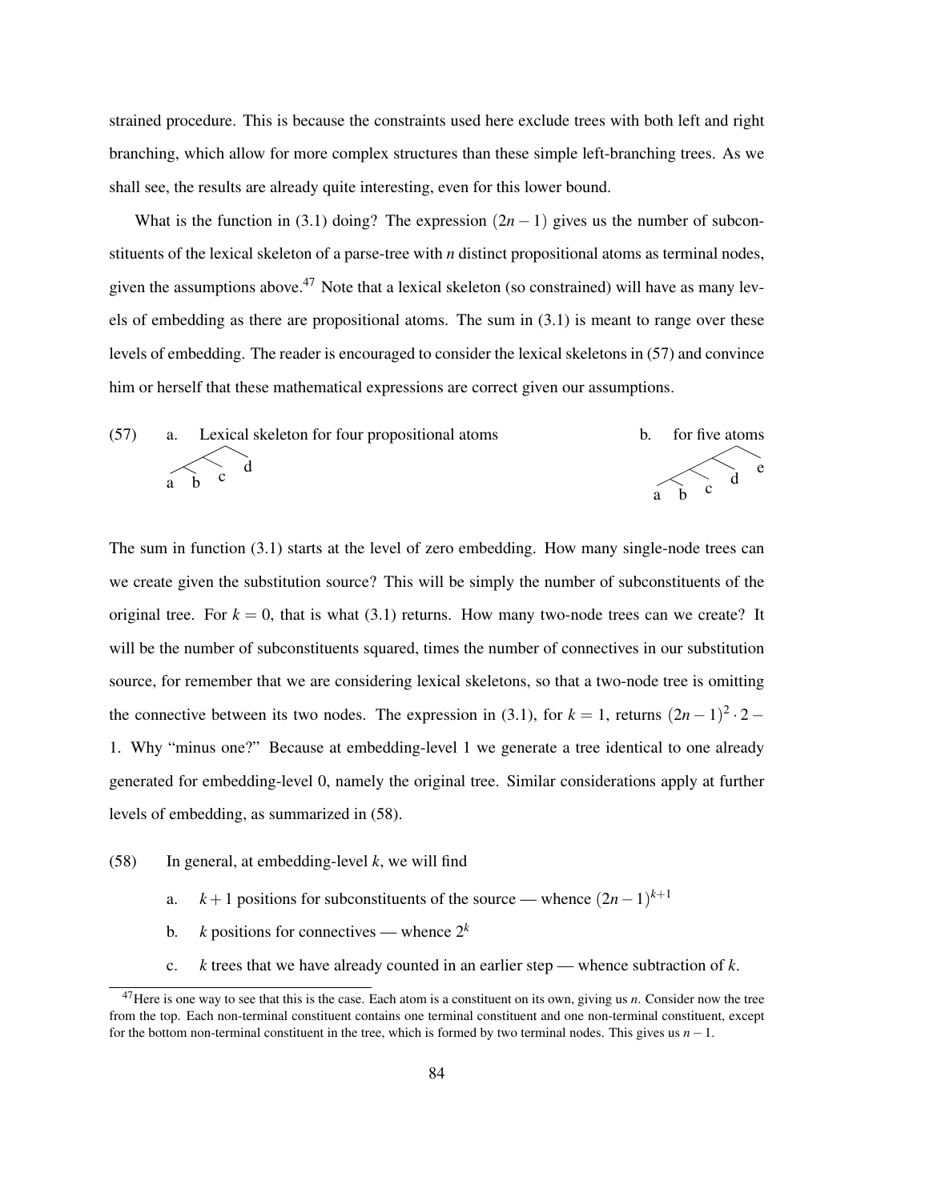strained procedure. This is because the constraints used here exclude trees with both left and right branching, which allow for more complex structures than these simple left-branching trees. As we shall see, the results are already quite interesting, even for this lower bound.

What is the function in (3.1) doing? The expression $(2n-1)$ gives us the number of subconstituents of the lexical skeleton of a parse-tree with $n$ distinct propositional atoms as terminal nodes, given the assumptions above.[47] Note that a lexical skeleton (so constrained) will have as many levels of embedding as there are propositional atoms. The sum in (3.1) is meant to range over these levels of embedding. The reader is encouraged to consider the lexical skeletons in (57) and convince him or herself that these mathematical expressions are correct given our assumptions.

(57) a. Lexical skeleton for four propositional atoms

a b c d

b. for five atoms

a b c d e

The sum in function (3.1) starts at the level of zero embedding. How many single-node trees can we create given the substitution source? This will be simply the number of subconstituents of the original tree. For $k = 0$, that is what (3.1) returns. How many two-node trees can we create? It will be the number of subconstituents squared, times the number of connectives in our substitution source, for remember that we are considering lexical skeletons, so that a two-node tree is omitting the connective between its two nodes. The expression in (3.1), for $k = 1$, returns $(2n-1)^2 \cdot 2 - 1$. Why "minus one?" Because at embedding-level 1 we generate a tree identical to one already generated for embedding-level 0, namely the original tree. Similar considerations apply at further levels of embedding, as summarized in (58).

(58) In general, at embedding-level $k$, we will find

a. $k+1$ positions for subconstituents of the source — whence $(2n-1)^{k+1}$

b. $k$ positions for connectives — whence $2^k$

c. $k$ trees that we have already counted in an earlier step — whence subtraction of $k$.

[47] Here is one way to see that this is the case. Each atom is a constituent on its own, giving us $n$. Consider now the tree from the top. Each non-terminal constituent contains one terminal constituent and one non-terminal constituent, except for the bottom non-terminal constituent in the tree, which is formed by two terminal nodes. This gives us $n-1$.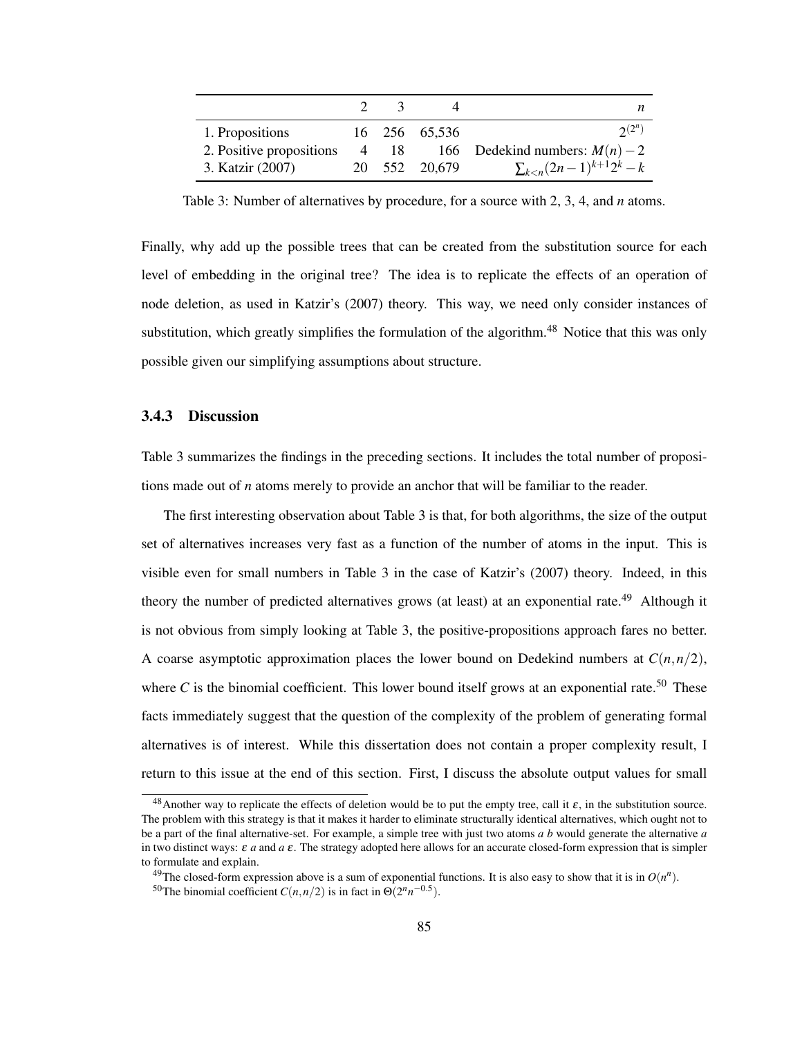| | 2 | 3 | 4 | $n$ |
|---|---|---|---|---|
| 1. Propositions | 16 | 256 | 65,536 | $2^{(2^n)}$ |
| 2. Positive propositions | 4 | 18 | 166 | Dedekind numbers: $M(n) - 2$ |
| 3. Katzir (2007) | 20 | 552 | 20,679 | $\sum_{k<n}(2n-1)^{k+1}2^k - k$ |

Table 3: Number of alternatives by procedure, for a source with 2, 3, 4, and $n$ atoms.

Finally, why add up the possible trees that can be created from the substitution source for each level of embedding in the original tree? The idea is to replicate the effects of an operation of node deletion, as used in Katzir's (2007) theory. This way, we need only consider instances of substitution, which greatly simplifies the formulation of the algorithm.[48] Notice that this was only possible given our simplifying assumptions about structure.

### 3.4.3 Discussion

Table 3 summarizes the findings in the preceding sections. It includes the total number of propositions made out of $n$ atoms merely to provide an anchor that will be familiar to the reader.

The first interesting observation about Table 3 is that, for both algorithms, the size of the output set of alternatives increases very fast as a function of the number of atoms in the input. This is visible even for small numbers in Table 3 in the case of Katzir's (2007) theory. Indeed, in this theory the number of predicted alternatives grows (at least) at an exponential rate.[49] Although it is not obvious from simply looking at Table 3, the positive-propositions approach fares no better. A coarse asymptotic approximation places the lower bound on Dedekind numbers at $C(n, n/2)$, where $C$ is the binomial coefficient. This lower bound itself grows at an exponential rate.[50] These facts immediately suggest that the question of the complexity of the problem of generating formal alternatives is of interest. While this dissertation does not contain a proper complexity result, I return to this issue at the end of this section. First, I discuss the absolute output values for small

---

[48] Another way to replicate the effects of deletion would be to put the empty tree, call it $\varepsilon$, in the substitution source. The problem with this strategy is that it makes it harder to eliminate structurally identical alternatives, which ought not to be a part of the final alternative-set. For example, a simple tree with just two atoms *a b* would generate the alternative *a* in two distinct ways: $\varepsilon$ *a* and *a* $\varepsilon$. The strategy adopted here allows for an accurate closed-form expression that is simpler to formulate and explain.

[49] The closed-form expression above is a sum of exponential functions. It is also easy to show that it is in $O(n^n)$.

[50] The binomial coefficient $C(n, n/2)$ is in fact in $\Theta(2^n n^{-0.5})$.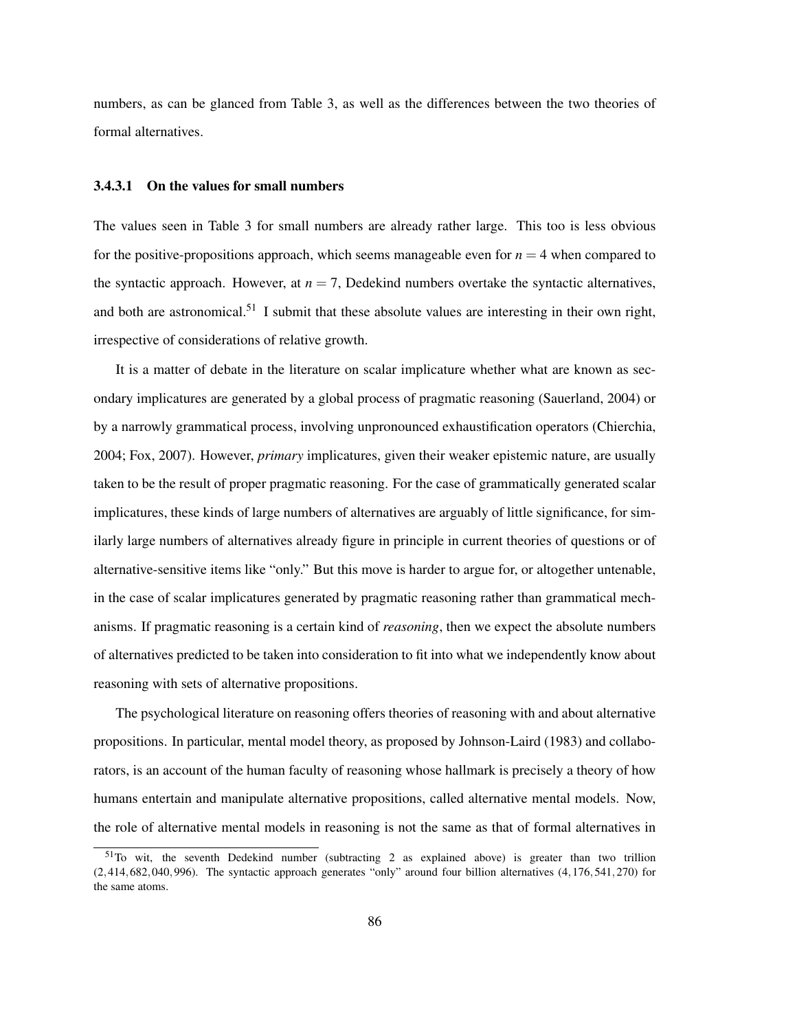numbers, as can be glanced from Table 3, as well as the differences between the two theories of formal alternatives.

#### 3.4.3.1 On the values for small numbers

The values seen in Table 3 for small numbers are already rather large. This too is less obvious for the positive-propositions approach, which seems manageable even for $n = 4$ when compared to the syntactic approach. However, at $n = 7$, Dedekind numbers overtake the syntactic alternatives, and both are astronomical.[51] I submit that these absolute values are interesting in their own right, irrespective of considerations of relative growth.

It is a matter of debate in the literature on scalar implicature whether what are known as secondary implicatures are generated by a global process of pragmatic reasoning (Sauerland, 2004) or by a narrowly grammatical process, involving unpronounced exhaustification operators (Chierchia, 2004; Fox, 2007). However, *primary* implicatures, given their weaker epistemic nature, are usually taken to be the result of proper pragmatic reasoning. For the case of grammatically generated scalar implicatures, these kinds of large numbers of alternatives are arguably of little significance, for similarly large numbers of alternatives already figure in principle in current theories of questions or of alternative-sensitive items like "only." But this move is harder to argue for, or altogether untenable, in the case of scalar implicatures generated by pragmatic reasoning rather than grammatical mechanisms. If pragmatic reasoning is a certain kind of *reasoning*, then we expect the absolute numbers of alternatives predicted to be taken into consideration to fit into what we independently know about reasoning with sets of alternative propositions.

The psychological literature on reasoning offers theories of reasoning with and about alternative propositions. In particular, mental model theory, as proposed by Johnson-Laird (1983) and collaborators, is an account of the human faculty of reasoning whose hallmark is precisely a theory of how humans entertain and manipulate alternative propositions, called alternative mental models. Now, the role of alternative mental models in reasoning is not the same as that of formal alternatives in

[51] To wit, the seventh Dedekind number (subtracting 2 as explained above) is greater than two trillion (2,414,682,040,996). The syntactic approach generates "only" around four billion alternatives (4,176,541,270) for the same atoms.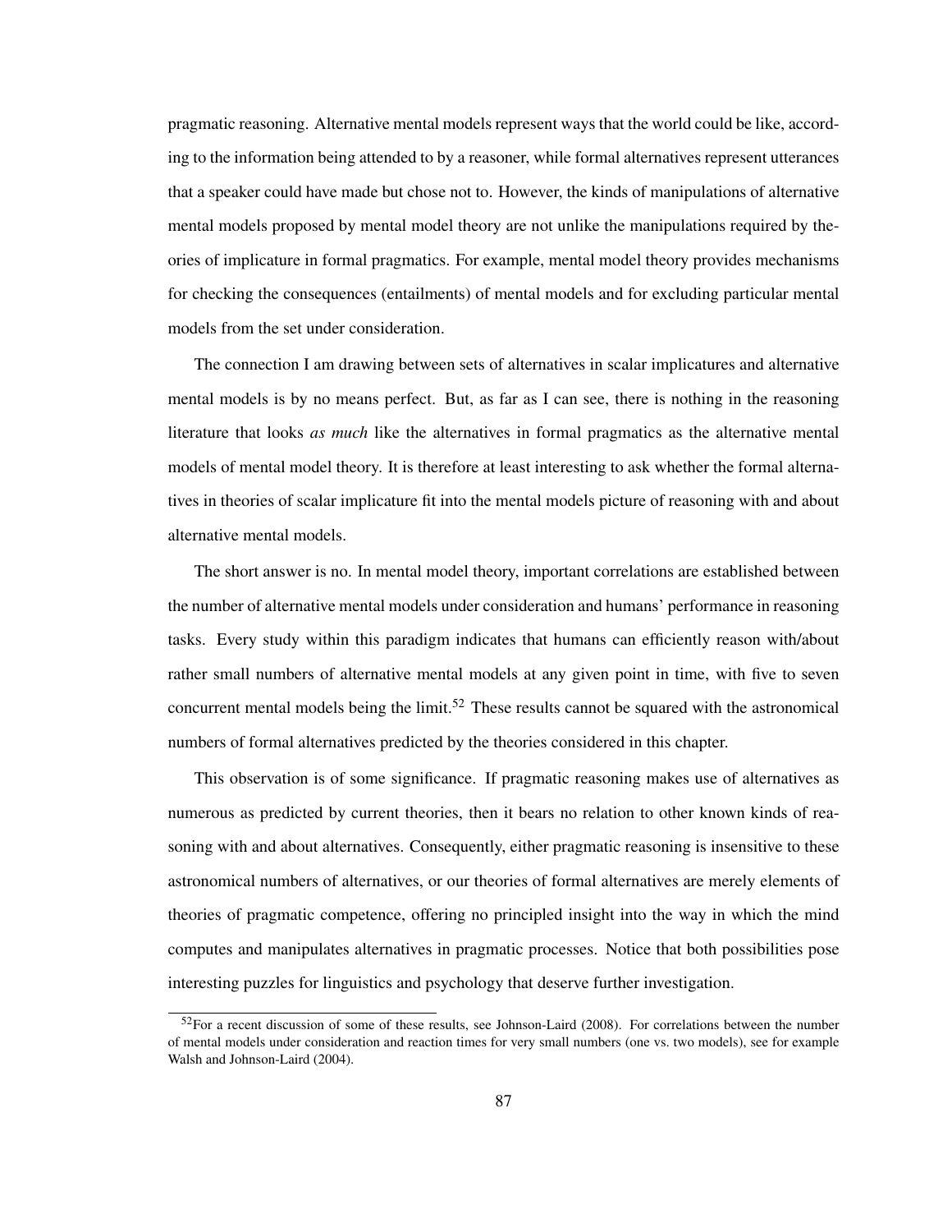pragmatic reasoning. Alternative mental models represent ways that the world could be like, according to the information being attended to by a reasoner, while formal alternatives represent utterances that a speaker could have made but chose not to. However, the kinds of manipulations of alternative mental models proposed by mental model theory are not unlike the manipulations required by theories of implicature in formal pragmatics. For example, mental model theory provides mechanisms for checking the consequences (entailments) of mental models and for excluding particular mental models from the set under consideration.

The connection I am drawing between sets of alternatives in scalar implicatures and alternative mental models is by no means perfect. But, as far as I can see, there is nothing in the reasoning literature that looks *as much* like the alternatives in formal pragmatics as the alternative mental models of mental model theory. It is therefore at least interesting to ask whether the formal alternatives in theories of scalar implicature fit into the mental models picture of reasoning with and about alternative mental models.

The short answer is no. In mental model theory, important correlations are established between the number of alternative mental models under consideration and humans' performance in reasoning tasks. Every study within this paradigm indicates that humans can efficiently reason with/about rather small numbers of alternative mental models at any given point in time, with five to seven concurrent mental models being the limit.[52] These results cannot be squared with the astronomical numbers of formal alternatives predicted by the theories considered in this chapter.

This observation is of some significance. If pragmatic reasoning makes use of alternatives as numerous as predicted by current theories, then it bears no relation to other known kinds of reasoning with and about alternatives. Consequently, either pragmatic reasoning is insensitive to these astronomical numbers of alternatives, or our theories of formal alternatives are merely elements of theories of pragmatic competence, offering no principled insight into the way in which the mind computes and manipulates alternatives in pragmatic processes. Notice that both possibilities pose interesting puzzles for linguistics and psychology that deserve further investigation.

---

[52] For a recent discussion of some of these results, see Johnson-Laird (2008). For correlations between the number of mental models under consideration and reaction times for very small numbers (one vs. two models), see for example Walsh and Johnson-Laird (2004).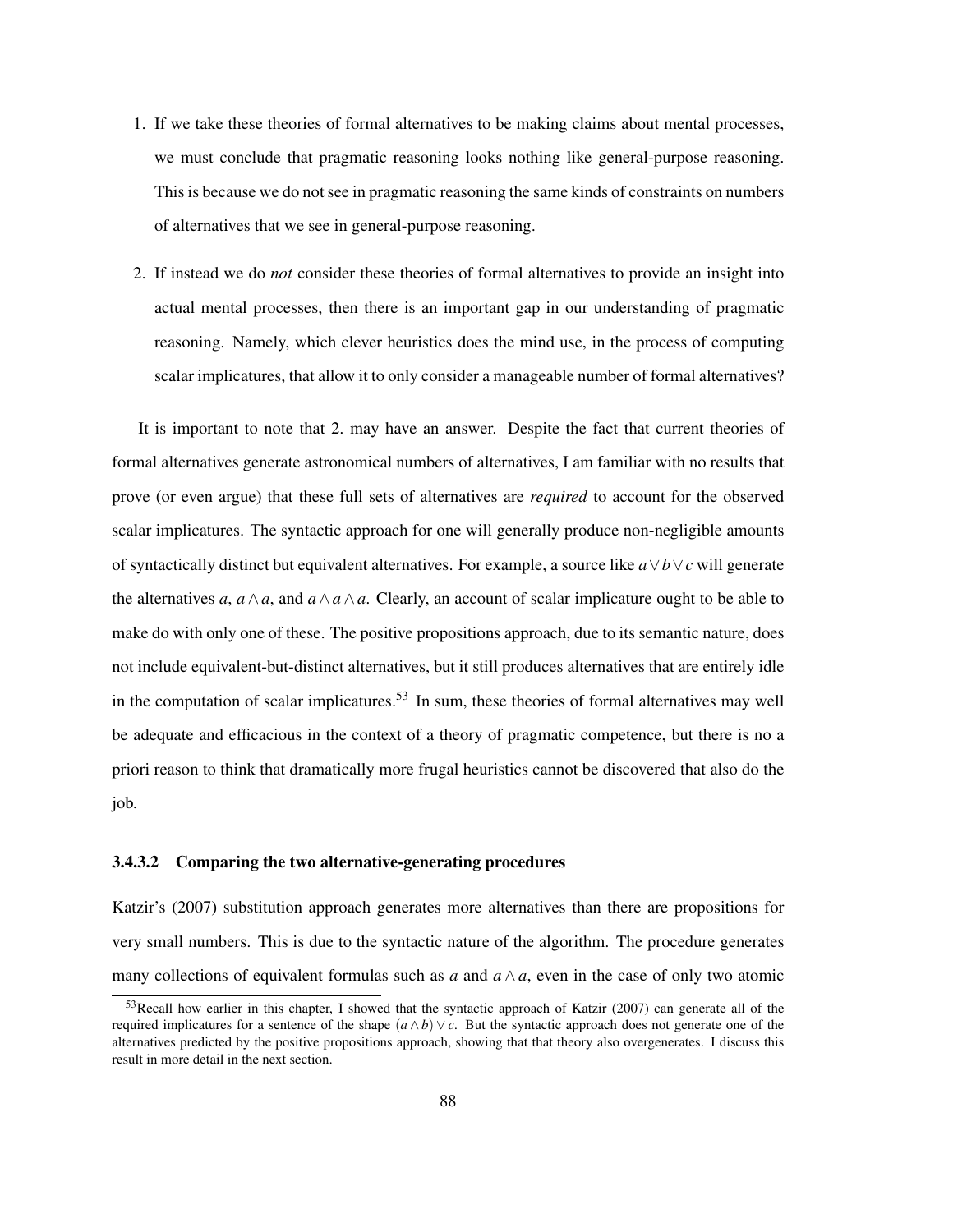1. If we take these theories of formal alternatives to be making claims about mental processes, we must conclude that pragmatic reasoning looks nothing like general-purpose reasoning. This is because we do not see in pragmatic reasoning the same kinds of constraints on numbers of alternatives that we see in general-purpose reasoning.

2. If instead we do *not* consider these theories of formal alternatives to provide an insight into actual mental processes, then there is an important gap in our understanding of pragmatic reasoning. Namely, which clever heuristics does the mind use, in the process of computing scalar implicatures, that allow it to only consider a manageable number of formal alternatives?

It is important to note that 2. may have an answer. Despite the fact that current theories of formal alternatives generate astronomical numbers of alternatives, I am familiar with no results that prove (or even argue) that these full sets of alternatives are *required* to account for the observed scalar implicatures. The syntactic approach for one will generally produce non-negligible amounts of syntactically distinct but equivalent alternatives. For example, a source like $a \vee b \vee c$ will generate the alternatives $a$, $a \wedge a$, and $a \wedge a \wedge a$. Clearly, an account of scalar implicature ought to be able to make do with only one of these. The positive propositions approach, due to its semantic nature, does not include equivalent-but-distinct alternatives, but it still produces alternatives that are entirely idle in the computation of scalar implicatures.[53] In sum, these theories of formal alternatives may well be adequate and efficacious in the context of a theory of pragmatic competence, but there is no a priori reason to think that dramatically more frugal heuristics cannot be discovered that also do the job.

#### 3.4.3.2 Comparing the two alternative-generating procedures

Katzir's (2007) substitution approach generates more alternatives than there are propositions for very small numbers. This is due to the syntactic nature of the algorithm. The procedure generates many collections of equivalent formulas such as $a$ and $a \wedge a$, even in the case of only two atomic

---

[53] Recall how earlier in this chapter, I showed that the syntactic approach of Katzir (2007) can generate all of the required implicatures for a sentence of the shape $(a \wedge b) \vee c$. But the syntactic approach does not generate one of the alternatives predicted by the positive propositions approach, showing that that theory also overgenerates. I discuss this result in more detail in the next section.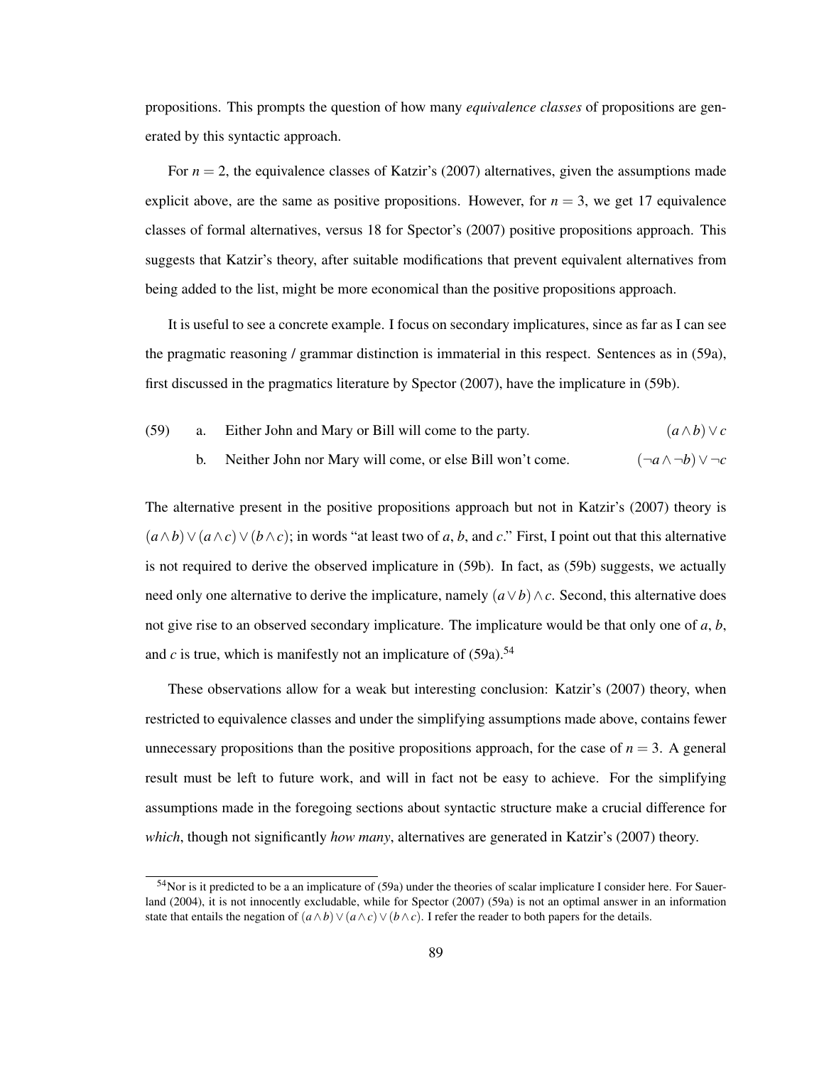propositions. This prompts the question of how many *equivalence classes* of propositions are generated by this syntactic approach.

For $n = 2$, the equivalence classes of Katzir's (2007) alternatives, given the assumptions made explicit above, are the same as positive propositions. However, for $n = 3$, we get 17 equivalence classes of formal alternatives, versus 18 for Spector's (2007) positive propositions approach. This suggests that Katzir's theory, after suitable modifications that prevent equivalent alternatives from being added to the list, might be more economical than the positive propositions approach.

It is useful to see a concrete example. I focus on secondary implicatures, since as far as I can see the pragmatic reasoning / grammar distinction is immaterial in this respect. Sentences as in (59a), first discussed in the pragmatics literature by Spector (2007), have the implicature in (59b).

(59) a. Either John and Mary or Bill will come to the party. $(a \wedge b) \vee c$

b. Neither John nor Mary will come, or else Bill won't come. $(\neg a \wedge \neg b) \vee \neg c$

The alternative present in the positive propositions approach but not in Katzir's (2007) theory is $(a \wedge b) \vee (a \wedge c) \vee (b \wedge c)$; in words "at least two of $a$, $b$, and $c$." First, I point out that this alternative is not required to derive the observed implicature in (59b). In fact, as (59b) suggests, we actually need only one alternative to derive the implicature, namely $(a \vee b) \wedge c$. Second, this alternative does not give rise to an observed secondary implicature. The implicature would be that only one of $a$, $b$, and $c$ is true, which is manifestly not an implicature of (59a).[54]

These observations allow for a weak but interesting conclusion: Katzir's (2007) theory, when restricted to equivalence classes and under the simplifying assumptions made above, contains fewer unnecessary propositions than the positive propositions approach, for the case of $n = 3$. A general result must be left to future work, and will in fact not be easy to achieve. For the simplifying assumptions made in the foregoing sections about syntactic structure make a crucial difference for *which*, though not significantly *how many*, alternatives are generated in Katzir's (2007) theory.

---

[54] Nor is it predicted to be a an implicature of (59a) under the theories of scalar implicature I consider here. For Sauerland (2004), it is not innocently excludable, while for Spector (2007) (59a) is not an optimal answer in an information state that entails the negation of $(a \wedge b) \vee (a \wedge c) \vee (b \wedge c)$. I refer the reader to both papers for the details.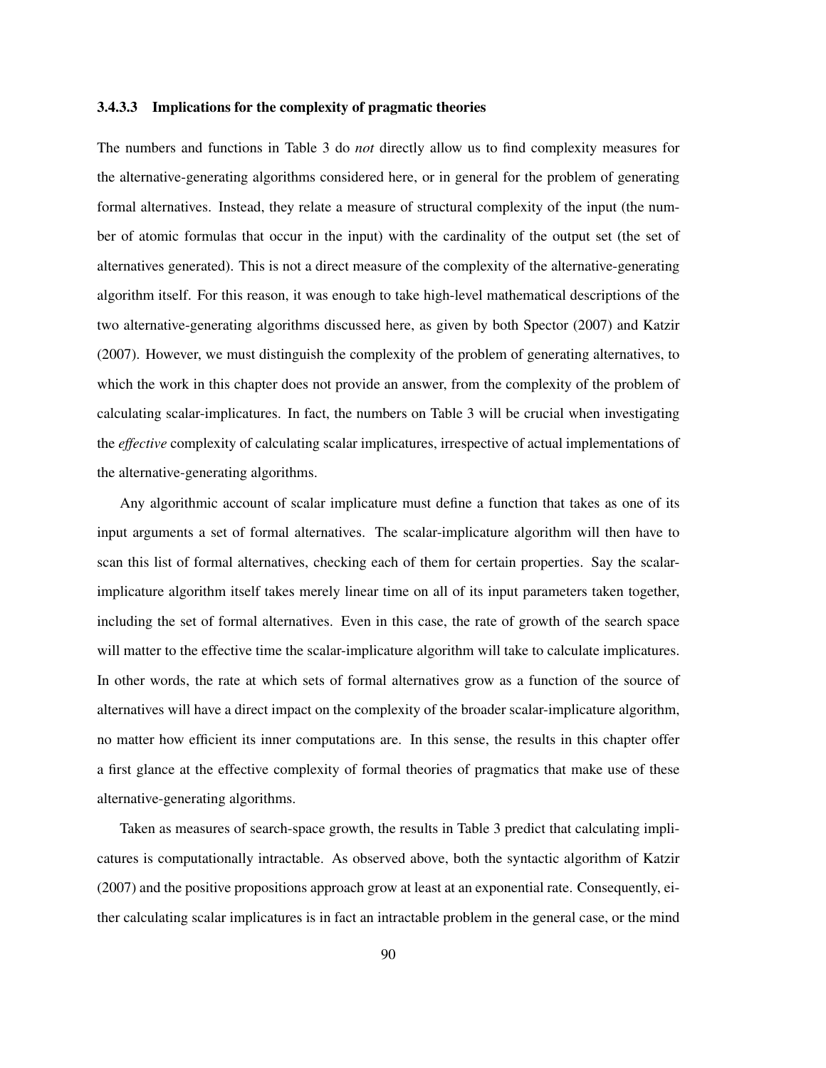#### 3.4.3.3 Implications for the complexity of pragmatic theories

The numbers and functions in Table 3 do *not* directly allow us to find complexity measures for the alternative-generating algorithms considered here, or in general for the problem of generating formal alternatives. Instead, they relate a measure of structural complexity of the input (the number of atomic formulas that occur in the input) with the cardinality of the output set (the set of alternatives generated). This is not a direct measure of the complexity of the alternative-generating algorithm itself. For this reason, it was enough to take high-level mathematical descriptions of the two alternative-generating algorithms discussed here, as given by both Spector (2007) and Katzir (2007). However, we must distinguish the complexity of the problem of generating alternatives, to which the work in this chapter does not provide an answer, from the complexity of the problem of calculating scalar-implicatures. In fact, the numbers on Table 3 will be crucial when investigating the *effective* complexity of calculating scalar implicatures, irrespective of actual implementations of the alternative-generating algorithms.

Any algorithmic account of scalar implicature must define a function that takes as one of its input arguments a set of formal alternatives. The scalar-implicature algorithm will then have to scan this list of formal alternatives, checking each of them for certain properties. Say the scalar-implicature algorithm itself takes merely linear time on all of its input parameters taken together, including the set of formal alternatives. Even in this case, the rate of growth of the search space will matter to the effective time the scalar-implicature algorithm will take to calculate implicatures. In other words, the rate at which sets of formal alternatives grow as a function of the source of alternatives will have a direct impact on the complexity of the broader scalar-implicature algorithm, no matter how efficient its inner computations are. In this sense, the results in this chapter offer a first glance at the effective complexity of formal theories of pragmatics that make use of these alternative-generating algorithms.

Taken as measures of search-space growth, the results in Table 3 predict that calculating implicatures is computationally intractable. As observed above, both the syntactic algorithm of Katzir (2007) and the positive propositions approach grow at least at an exponential rate. Consequently, either calculating scalar implicatures is in fact an intractable problem in the general case, or the mind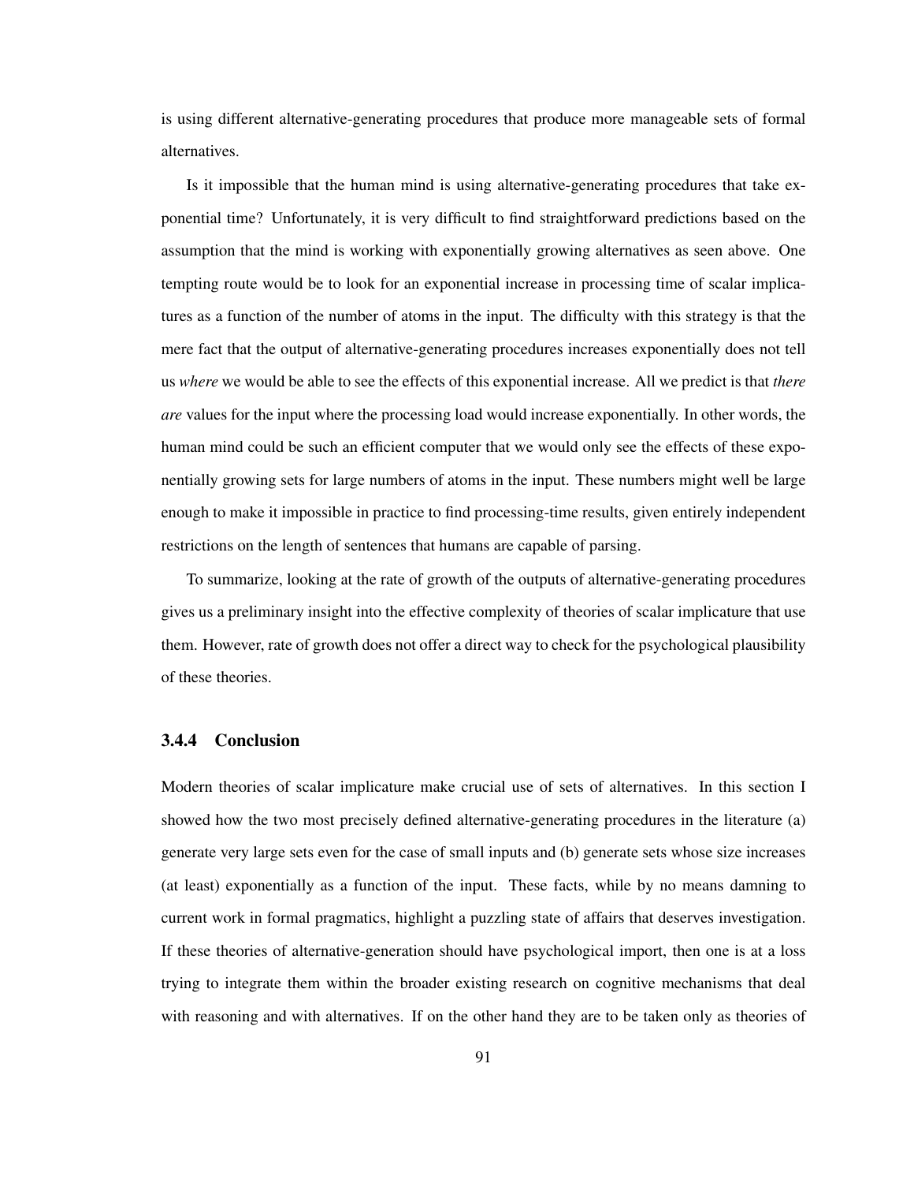is using different alternative-generating procedures that produce more manageable sets of formal alternatives.

Is it impossible that the human mind is using alternative-generating procedures that take exponential time? Unfortunately, it is very difficult to find straightforward predictions based on the assumption that the mind is working with exponentially growing alternatives as seen above. One tempting route would be to look for an exponential increase in processing time of scalar implicatures as a function of the number of atoms in the input. The difficulty with this strategy is that the mere fact that the output of alternative-generating procedures increases exponentially does not tell us *where* we would be able to see the effects of this exponential increase. All we predict is that *there are* values for the input where the processing load would increase exponentially. In other words, the human mind could be such an efficient computer that we would only see the effects of these exponentially growing sets for large numbers of atoms in the input. These numbers might well be large enough to make it impossible in practice to find processing-time results, given entirely independent restrictions on the length of sentences that humans are capable of parsing.

To summarize, looking at the rate of growth of the outputs of alternative-generating procedures gives us a preliminary insight into the effective complexity of theories of scalar implicature that use them. However, rate of growth does not offer a direct way to check for the psychological plausibility of these theories.

### 3.4.4 Conclusion

Modern theories of scalar implicature make crucial use of sets of alternatives. In this section I showed how the two most precisely defined alternative-generating procedures in the literature (a) generate very large sets even for the case of small inputs and (b) generate sets whose size increases (at least) exponentially as a function of the input. These facts, while by no means damning to current work in formal pragmatics, highlight a puzzling state of affairs that deserves investigation. If these theories of alternative-generation should have psychological import, then one is at a loss trying to integrate them within the broader existing research on cognitive mechanisms that deal with reasoning and with alternatives. If on the other hand they are to be taken only as theories of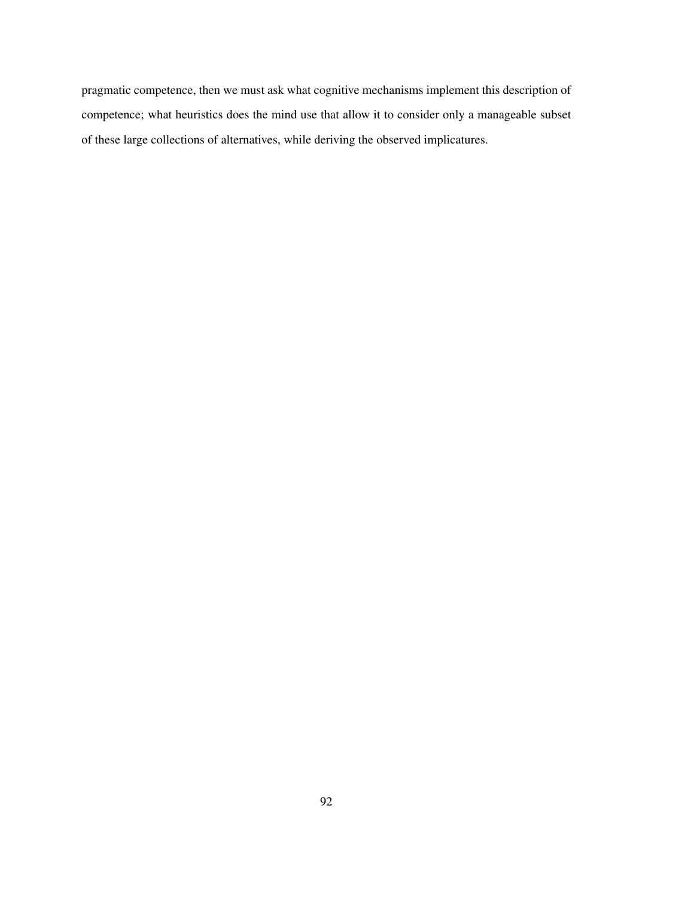pragmatic competence, then we must ask what cognitive mechanisms implement this description of competence; what heuristics does the mind use that allow it to consider only a manageable subset of these large collections of alternatives, while deriving the observed implicatures.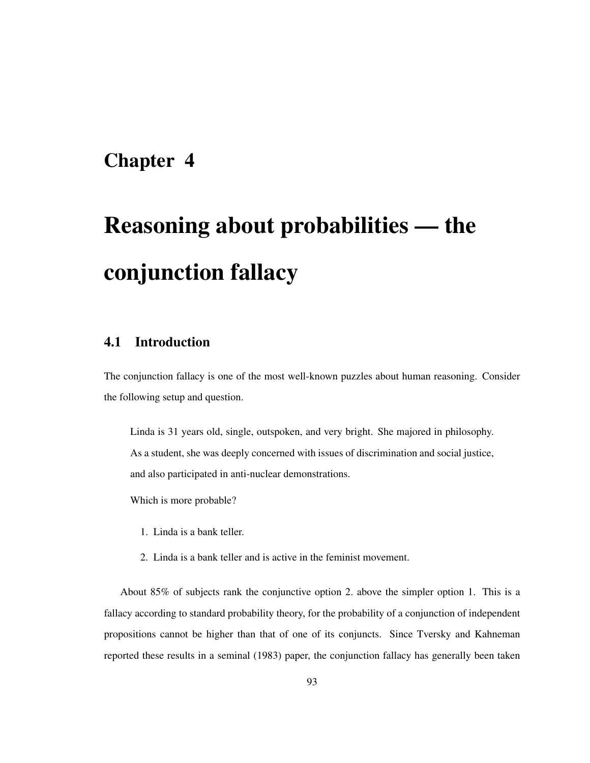# Chapter 4

# Reasoning about probabilities — the conjunction fallacy

## 4.1 Introduction

The conjunction fallacy is one of the most well-known puzzles about human reasoning. Consider the following setup and question.

> Linda is 31 years old, single, outspoken, and very bright. She majored in philosophy. As a student, she was deeply concerned with issues of discrimination and social justice, and also participated in anti-nuclear demonstrations.
>
> Which is more probable?
>
> 1. Linda is a bank teller.
> 2. Linda is a bank teller and is active in the feminist movement.

About 85% of subjects rank the conjunctive option 2. above the simpler option 1. This is a fallacy according to standard probability theory, for the probability of a conjunction of independent propositions cannot be higher than that of one of its conjuncts. Since Tversky and Kahneman reported these results in a seminal (1983) paper, the conjunction fallacy has generally been taken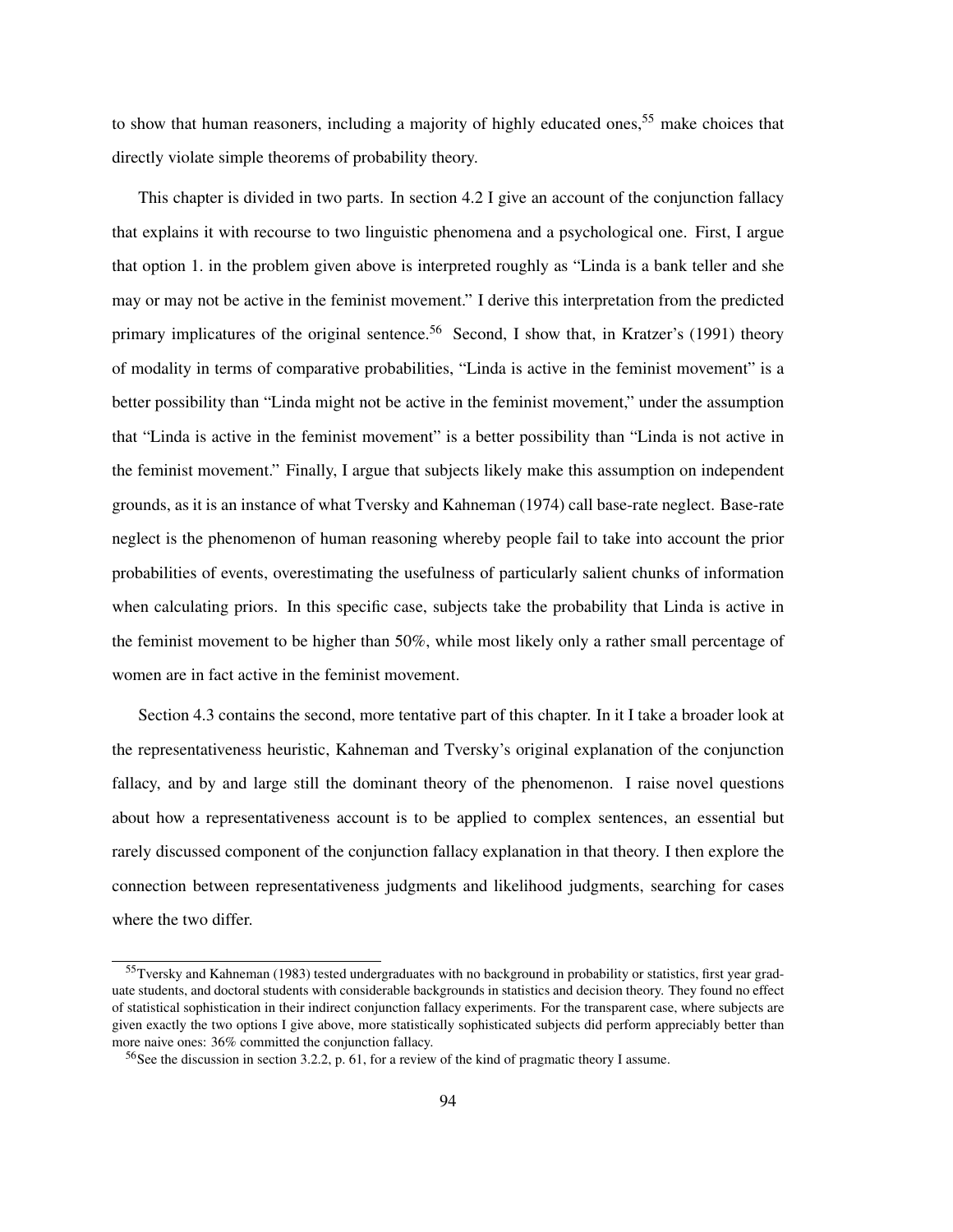to show that human reasoners, including a majority of highly educated ones,[55] make choices that directly violate simple theorems of probability theory.

This chapter is divided in two parts. In section 4.2 I give an account of the conjunction fallacy that explains it with recourse to two linguistic phenomena and a psychological one. First, I argue that option 1. in the problem given above is interpreted roughly as "Linda is a bank teller and she may or may not be active in the feminist movement." I derive this interpretation from the predicted primary implicatures of the original sentence.[56] Second, I show that, in Kratzer's (1991) theory of modality in terms of comparative probabilities, "Linda is active in the feminist movement" is a better possibility than "Linda might not be active in the feminist movement," under the assumption that "Linda is active in the feminist movement" is a better possibility than "Linda is not active in the feminist movement." Finally, I argue that subjects likely make this assumption on independent grounds, as it is an instance of what Tversky and Kahneman (1974) call base-rate neglect. Base-rate neglect is the phenomenon of human reasoning whereby people fail to take into account the prior probabilities of events, overestimating the usefulness of particularly salient chunks of information when calculating priors. In this specific case, subjects take the probability that Linda is active in the feminist movement to be higher than 50%, while most likely only a rather small percentage of women are in fact active in the feminist movement.

Section 4.3 contains the second, more tentative part of this chapter. In it I take a broader look at the representativeness heuristic, Kahneman and Tversky's original explanation of the conjunction fallacy, and by and large still the dominant theory of the phenomenon. I raise novel questions about how a representativeness account is to be applied to complex sentences, an essential but rarely discussed component of the conjunction fallacy explanation in that theory. I then explore the connection between representativeness judgments and likelihood judgments, searching for cases where the two differ.

---

[55] Tversky and Kahneman (1983) tested undergraduates with no background in probability or statistics, first year graduate students, and doctoral students with considerable backgrounds in statistics and decision theory. They found no effect of statistical sophistication in their indirect conjunction fallacy experiments. For the transparent case, where subjects are given exactly the two options I give above, more statistically sophisticated subjects did perform appreciably better than more naive ones: 36% committed the conjunction fallacy.

[56] See the discussion in section 3.2.2, p. 61, for a review of the kind of pragmatic theory I assume.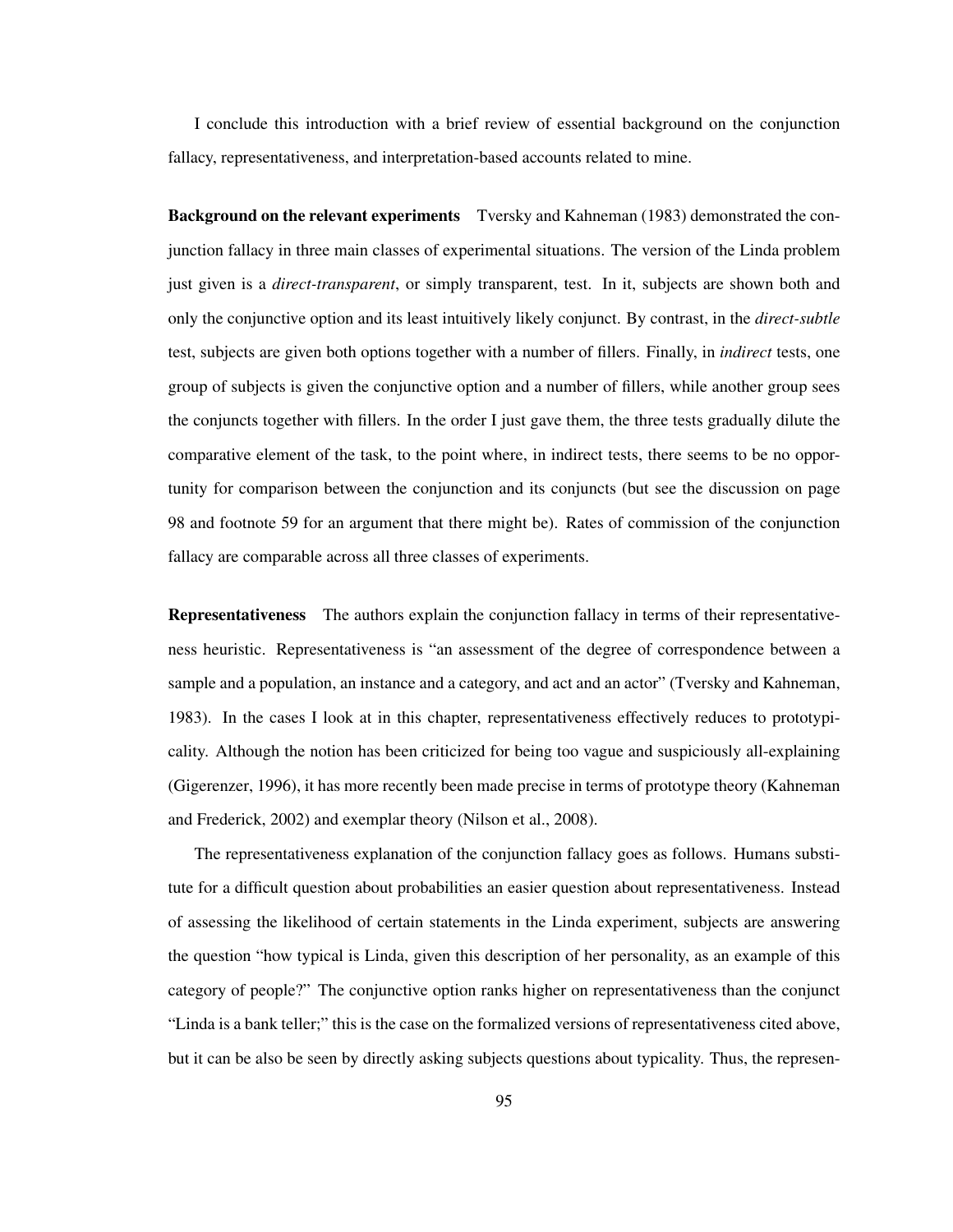I conclude this introduction with a brief review of essential background on the conjunction fallacy, representativeness, and interpretation-based accounts related to mine.

**Background on the relevant experiments** Tversky and Kahneman (1983) demonstrated the conjunction fallacy in three main classes of experimental situations. The version of the Linda problem just given is a *direct-transparent*, or simply transparent, test. In it, subjects are shown both and only the conjunctive option and its least intuitively likely conjunct. By contrast, in the *direct-subtle* test, subjects are given both options together with a number of fillers. Finally, in *indirect* tests, one group of subjects is given the conjunctive option and a number of fillers, while another group sees the conjuncts together with fillers. In the order I just gave them, the three tests gradually dilute the comparative element of the task, to the point where, in indirect tests, there seems to be no opportunity for comparison between the conjunction and its conjuncts (but see the discussion on page 98 and footnote 59 for an argument that there might be). Rates of commission of the conjunction fallacy are comparable across all three classes of experiments.

**Representativeness** The authors explain the conjunction fallacy in terms of their representativeness heuristic. Representativeness is "an assessment of the degree of correspondence between a sample and a population, an instance and a category, and act and an actor" (Tversky and Kahneman, 1983). In the cases I look at in this chapter, representativeness effectively reduces to prototypicality. Although the notion has been criticized for being too vague and suspiciously all-explaining (Gigerenzer, 1996), it has more recently been made precise in terms of prototype theory (Kahneman and Frederick, 2002) and exemplar theory (Nilson et al., 2008).

The representativeness explanation of the conjunction fallacy goes as follows. Humans substitute for a difficult question about probabilities an easier question about representativeness. Instead of assessing the likelihood of certain statements in the Linda experiment, subjects are answering the question "how typical is Linda, given this description of her personality, as an example of this category of people?" The conjunctive option ranks higher on representativeness than the conjunct "Linda is a bank teller;" this is the case on the formalized versions of representativeness cited above, but it can be also be seen by directly asking subjects questions about typicality. Thus, the represen-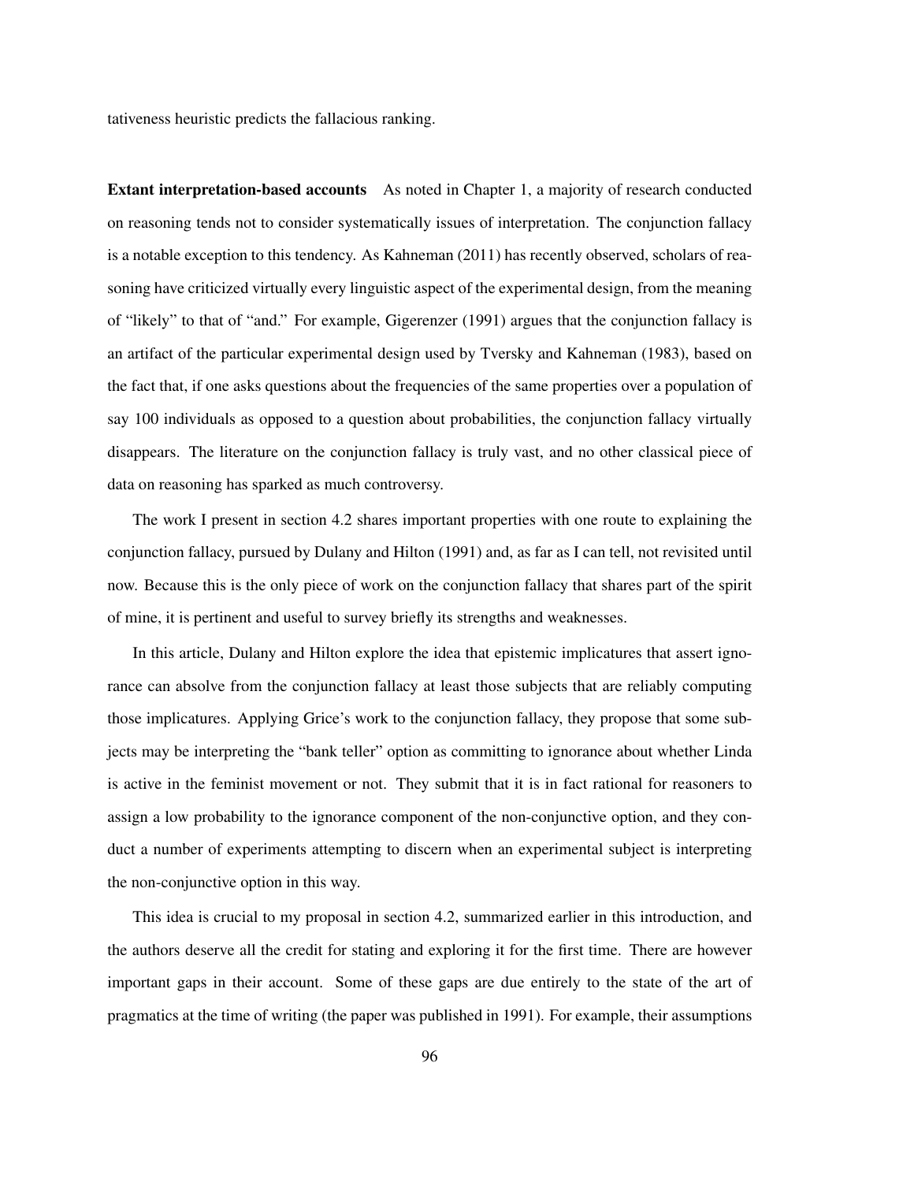tativeness heuristic predicts the fallacious ranking.

**Extant interpretation-based accounts** As noted in Chapter 1, a majority of research conducted on reasoning tends not to consider systematically issues of interpretation. The conjunction fallacy is a notable exception to this tendency. As Kahneman (2011) has recently observed, scholars of reasoning have criticized virtually every linguistic aspect of the experimental design, from the meaning of "likely" to that of "and." For example, Gigerenzer (1991) argues that the conjunction fallacy is an artifact of the particular experimental design used by Tversky and Kahneman (1983), based on the fact that, if one asks questions about the frequencies of the same properties over a population of say 100 individuals as opposed to a question about probabilities, the conjunction fallacy virtually disappears. The literature on the conjunction fallacy is truly vast, and no other classical piece of data on reasoning has sparked as much controversy.

The work I present in section 4.2 shares important properties with one route to explaining the conjunction fallacy, pursued by Dulany and Hilton (1991) and, as far as I can tell, not revisited until now. Because this is the only piece of work on the conjunction fallacy that shares part of the spirit of mine, it is pertinent and useful to survey briefly its strengths and weaknesses.

In this article, Dulany and Hilton explore the idea that epistemic implicatures that assert ignorance can absolve from the conjunction fallacy at least those subjects that are reliably computing those implicatures. Applying Grice's work to the conjunction fallacy, they propose that some subjects may be interpreting the "bank teller" option as committing to ignorance about whether Linda is active in the feminist movement or not. They submit that it is in fact rational for reasoners to assign a low probability to the ignorance component of the non-conjunctive option, and they conduct a number of experiments attempting to discern when an experimental subject is interpreting the non-conjunctive option in this way.

This idea is crucial to my proposal in section 4.2, summarized earlier in this introduction, and the authors deserve all the credit for stating and exploring it for the first time. There are however important gaps in their account. Some of these gaps are due entirely to the state of the art of pragmatics at the time of writing (the paper was published in 1991). For example, their assumptions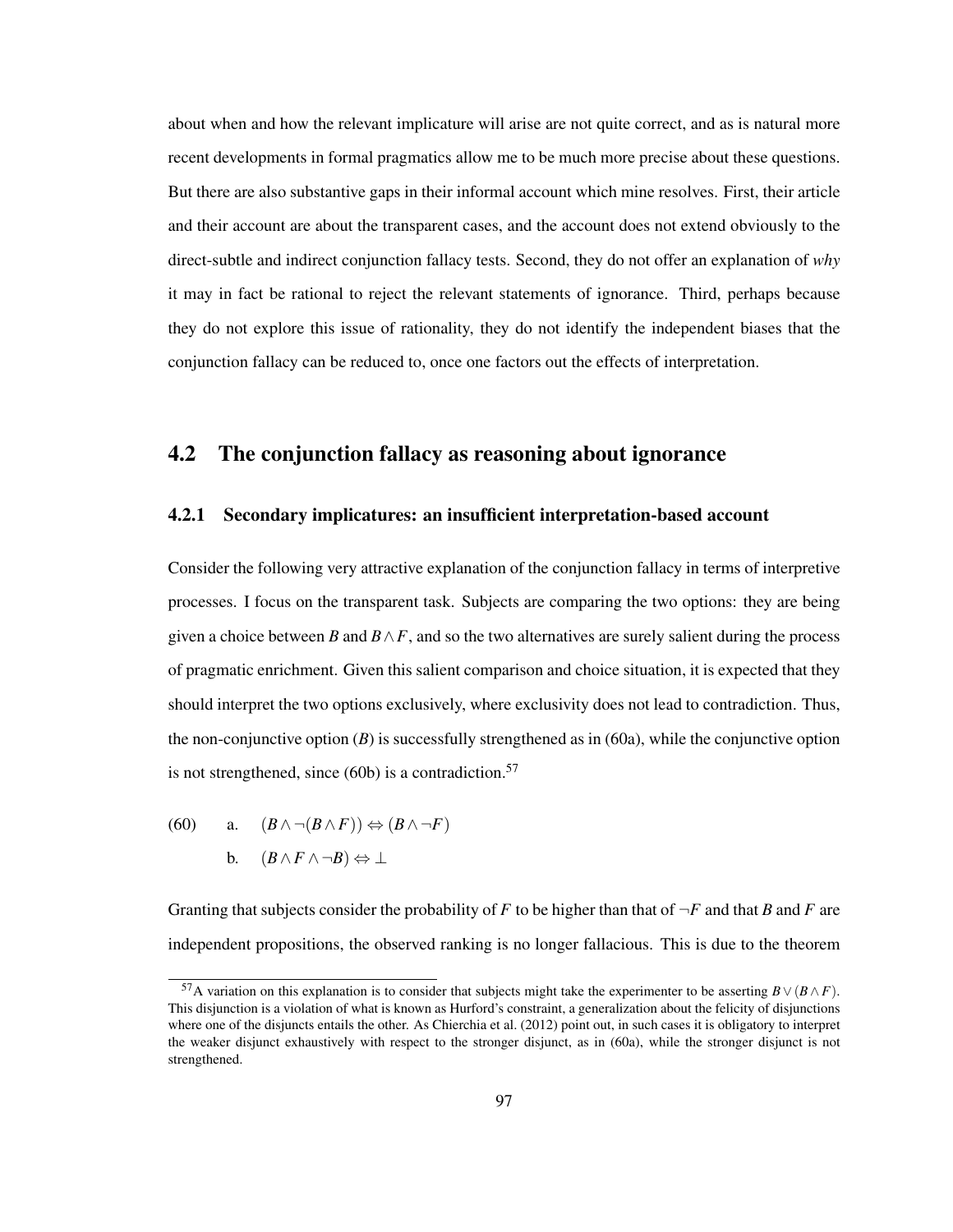about when and how the relevant implicature will arise are not quite correct, and as is natural more recent developments in formal pragmatics allow me to be much more precise about these questions. But there are also substantive gaps in their informal account which mine resolves. First, their article and their account are about the transparent cases, and the account does not extend obviously to the direct-subtle and indirect conjunction fallacy tests. Second, they do not offer an explanation of *why* it may in fact be rational to reject the relevant statements of ignorance. Third, perhaps because they do not explore this issue of rationality, they do not identify the independent biases that the conjunction fallacy can be reduced to, once one factors out the effects of interpretation.

## 4.2 The conjunction fallacy as reasoning about ignorance

### 4.2.1 Secondary implicatures: an insufficient interpretation-based account

Consider the following very attractive explanation of the conjunction fallacy in terms of interpretive processes. I focus on the transparent task. Subjects are comparing the two options: they are being given a choice between $B$ and $B \wedge F$, and so the two alternatives are surely salient during the process of pragmatic enrichment. Given this salient comparison and choice situation, it is expected that they should interpret the two options exclusively, where exclusivity does not lead to contradiction. Thus, the non-conjunctive option ($B$) is successfully strengthened as in (60a), while the conjunctive option is not strengthened, since (60b) is a contradiction.[57]

(60) a. $(B \wedge \neg(B \wedge F)) \Leftrightarrow (B \wedge \neg F)$

b. $(B \wedge F \wedge \neg B) \Leftrightarrow \bot$

Granting that subjects consider the probability of $F$ to be higher than that of $\neg F$ and that $B$ and $F$ are independent propositions, the observed ranking is no longer fallacious. This is due to the theorem

[57] A variation on this explanation is to consider that subjects might take the experimenter to be asserting $B \vee (B \wedge F)$. This disjunction is a violation of what is known as Hurford's constraint, a generalization about the felicity of disjunctions where one of the disjuncts entails the other. As Chierchia et al. (2012) point out, in such cases it is obligatory to interpret the weaker disjunct exhaustively with respect to the stronger disjunct, as in (60a), while the stronger disjunct is not strengthened.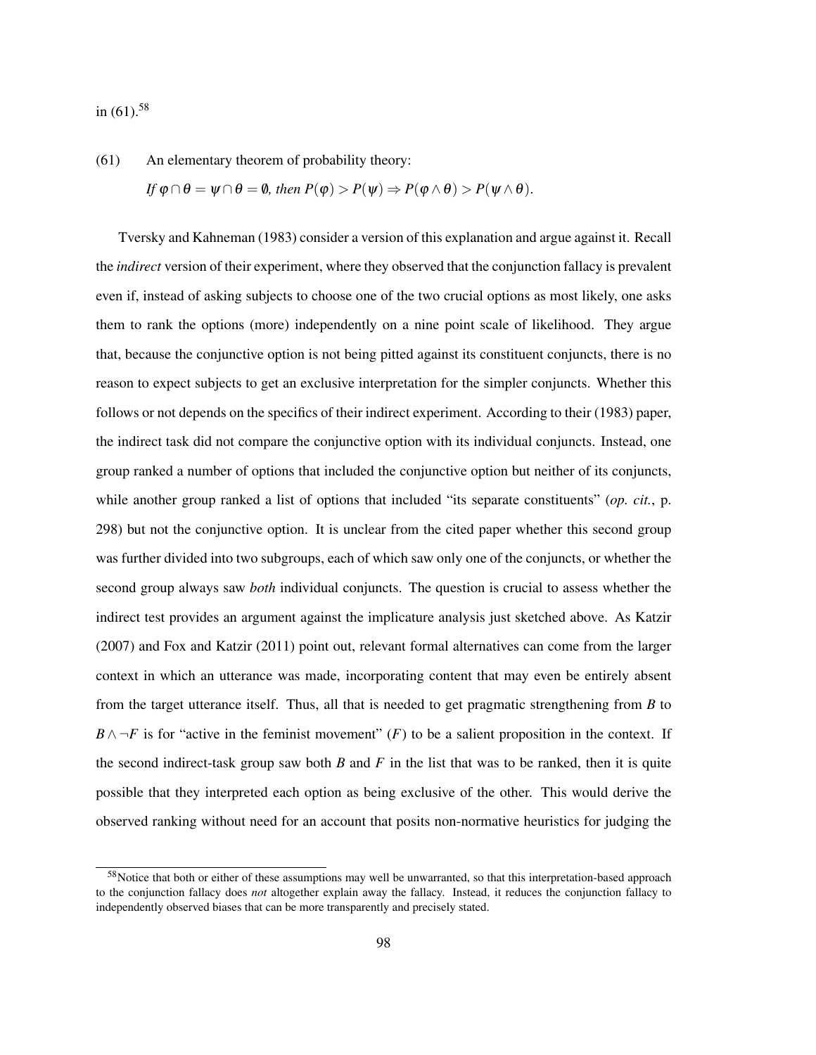in (61).[58]

(61) An elementary theorem of probability theory:

*If* $\varphi \cap \theta = \psi \cap \theta = \emptyset$*, then* $P(\varphi) > P(\psi) \Rightarrow P(\varphi \wedge \theta) > P(\psi \wedge \theta)$.

Tversky and Kahneman (1983) consider a version of this explanation and argue against it. Recall the *indirect* version of their experiment, where they observed that the conjunction fallacy is prevalent even if, instead of asking subjects to choose one of the two crucial options as most likely, one asks them to rank the options (more) independently on a nine point scale of likelihood. They argue that, because the conjunctive option is not being pitted against its constituent conjuncts, there is no reason to expect subjects to get an exclusive interpretation for the simpler conjuncts. Whether this follows or not depends on the specifics of their indirect experiment. According to their (1983) paper, the indirect task did not compare the conjunctive option with its individual conjuncts. Instead, one group ranked a number of options that included the conjunctive option but neither of its conjuncts, while another group ranked a list of options that included "its separate constituents" (*op. cit.*, p. 298) but not the conjunctive option. It is unclear from the cited paper whether this second group was further divided into two subgroups, each of which saw only one of the conjuncts, or whether the second group always saw *both* individual conjuncts. The question is crucial to assess whether the indirect test provides an argument against the implicature analysis just sketched above. As Katzir (2007) and Fox and Katzir (2011) point out, relevant formal alternatives can come from the larger context in which an utterance was made, incorporating content that may even be entirely absent from the target utterance itself. Thus, all that is needed to get pragmatic strengthening from $B$ to $B \wedge \neg F$ is for "active in the feminist movement" ($F$) to be a salient proposition in the context. If the second indirect-task group saw both $B$ and $F$ in the list that was to be ranked, then it is quite possible that they interpreted each option as being exclusive of the other. This would derive the observed ranking without need for an account that posits non-normative heuristics for judging the

[58] Notice that both or either of these assumptions may well be unwarranted, so that this interpretation-based approach to the conjunction fallacy does *not* altogether explain away the fallacy. Instead, it reduces the conjunction fallacy to independently observed biases that can be more transparently and precisely stated.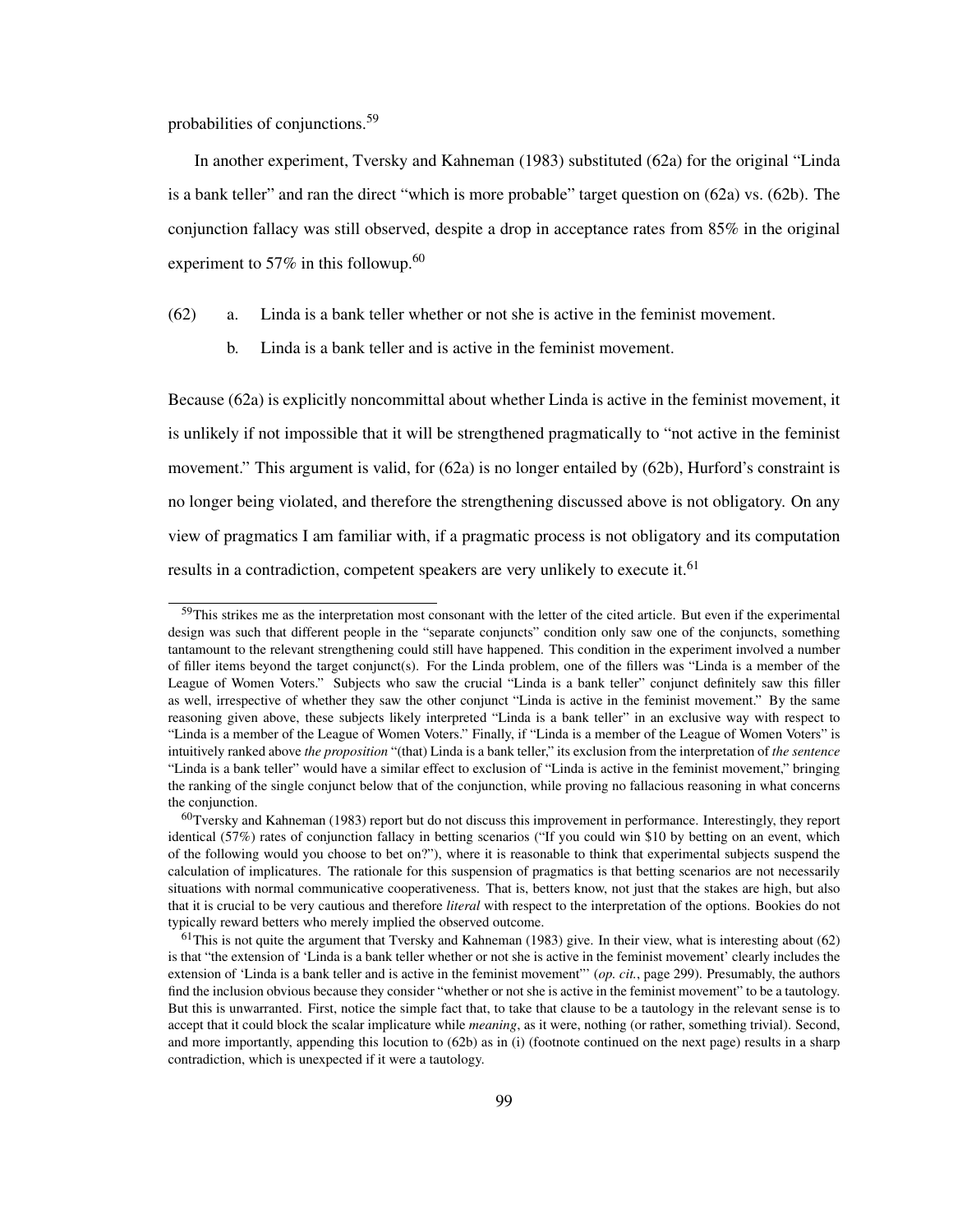probabilities of conjunctions.[59]

In another experiment, Tversky and Kahneman (1983) substituted (62a) for the original "Linda is a bank teller" and ran the direct "which is more probable" target question on (62a) vs. (62b). The conjunction fallacy was still observed, despite a drop in acceptance rates from 85% in the original experiment to 57% in this followup.[60]

(62) a. Linda is a bank teller whether or not she is active in the feminist movement.

b. Linda is a bank teller and is active in the feminist movement.

Because (62a) is explicitly noncommittal about whether Linda is active in the feminist movement, it is unlikely if not impossible that it will be strengthened pragmatically to "not active in the feminist movement." This argument is valid, for (62a) is no longer entailed by (62b), Hurford's constraint is no longer being violated, and therefore the strengthening discussed above is not obligatory. On any view of pragmatics I am familiar with, if a pragmatic process is not obligatory and its computation results in a contradiction, competent speakers are very unlikely to execute it.[61]

---

[59]This strikes me as the interpretation most consonant with the letter of the cited article. But even if the experimental design was such that different people in the "separate conjuncts" condition only saw one of the conjuncts, something tantamount to the relevant strengthening could still have happened. This condition in the experiment involved a number of filler items beyond the target conjunct(s). For the Linda problem, one of the fillers was "Linda is a member of the League of Women Voters." Subjects who saw the crucial "Linda is a bank teller" conjunct definitely saw this filler as well, irrespective of whether they saw the other conjunct "Linda is active in the feminist movement." By the same reasoning given above, these subjects likely interpreted "Linda is a bank teller" in an exclusive way with respect to "Linda is a member of the League of Women Voters." Finally, if "Linda is a member of the League of Women Voters" is intuitively ranked above *the proposition* "(that) Linda is a bank teller," its exclusion from the interpretation of *the sentence* "Linda is a bank teller" would have a similar effect to exclusion of "Linda is active in the feminist movement," bringing the ranking of the single conjunct below that of the conjunction, while proving no fallacious reasoning in what concerns the conjunction.

[60]Tversky and Kahneman (1983) report but do not discuss this improvement in performance. Interestingly, they report identical (57%) rates of conjunction fallacy in betting scenarios ("If you could win $10 by betting on an event, which of the following would you choose to bet on?"), where it is reasonable to think that experimental subjects suspend the calculation of implicatures. The rationale for this suspension of pragmatics is that betting scenarios are not necessarily situations with normal communicative cooperativeness. That is, betters know, not just that the stakes are high, but also that it is crucial to be very cautious and therefore *literal* with respect to the interpretation of the options. Bookies do not typically reward betters who merely implied the observed outcome.

[61]This is not quite the argument that Tversky and Kahneman (1983) give. In their view, what is interesting about (62) is that "the extension of 'Linda is a bank teller whether or not she is active in the feminist movement' clearly includes the extension of 'Linda is a bank teller and is active in the feminist movement'" (*op. cit.*, page 299). Presumably, the authors find the inclusion obvious because they consider "whether or not she is active in the feminist movement" to be a tautology. But this is unwarranted. First, notice the simple fact that, to take that clause to be a tautology in the relevant sense is to accept that it could block the scalar implicature while *meaning*, as it were, nothing (or rather, something trivial). Second, and more importantly, appending this locution to (62b) as in (i) (footnote continued on the next page) results in a sharp contradiction, which is unexpected if it were a tautology.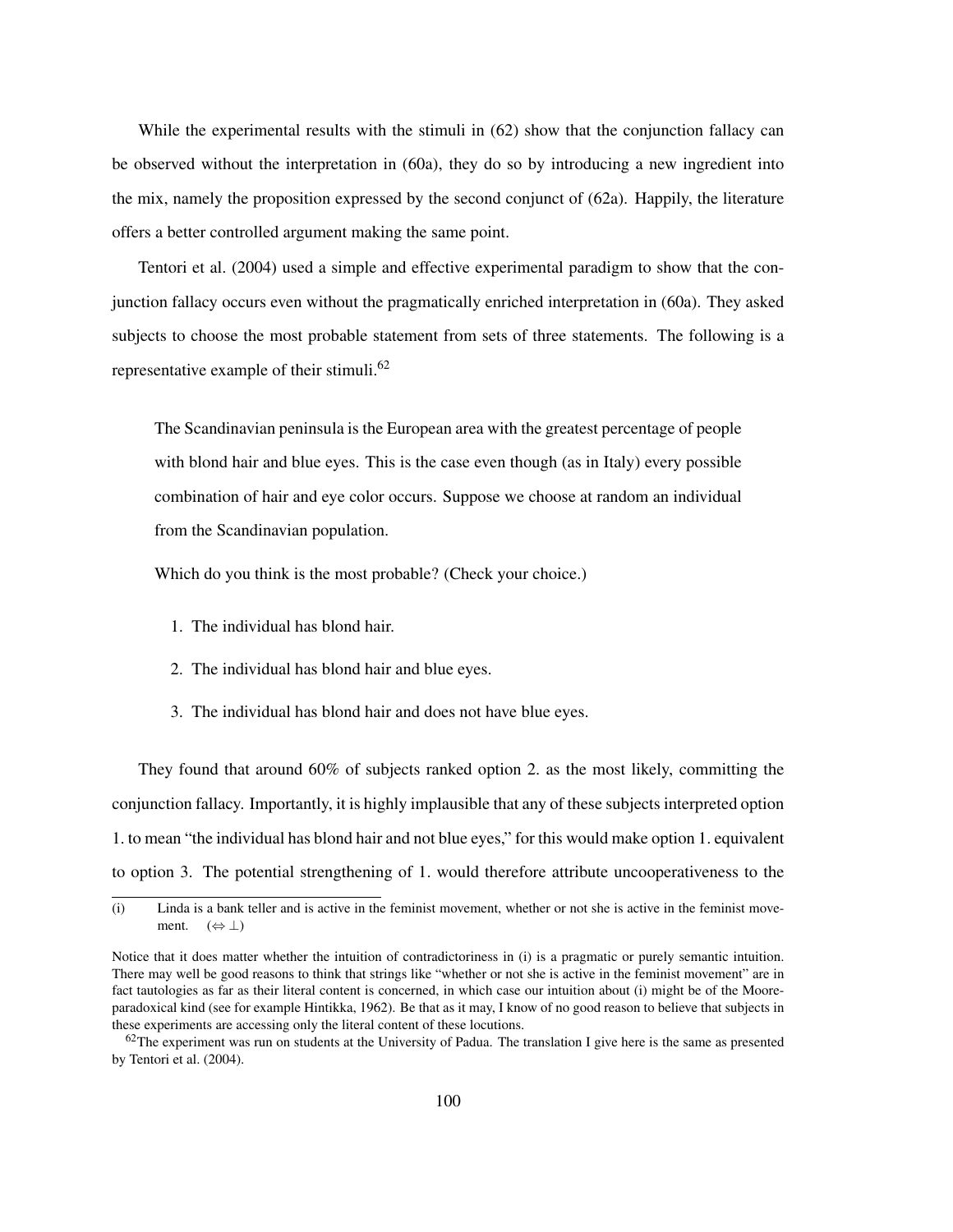While the experimental results with the stimuli in (62) show that the conjunction fallacy can be observed without the interpretation in (60a), they do so by introducing a new ingredient into the mix, namely the proposition expressed by the second conjunct of (62a). Happily, the literature offers a better controlled argument making the same point.

Tentori et al. (2004) used a simple and effective experimental paradigm to show that the conjunction fallacy occurs even without the pragmatically enriched interpretation in (60a). They asked subjects to choose the most probable statement from sets of three statements. The following is a representative example of their stimuli.[62]

> The Scandinavian peninsula is the European area with the greatest percentage of people with blond hair and blue eyes. This is the case even though (as in Italy) every possible combination of hair and eye color occurs. Suppose we choose at random an individual from the Scandinavian population.
>
> Which do you think is the most probable? (Check your choice.)
>
> 1. The individual has blond hair.
> 2. The individual has blond hair and blue eyes.
> 3. The individual has blond hair and does not have blue eyes.

They found that around 60% of subjects ranked option 2. as the most likely, committing the conjunction fallacy. Importantly, it is highly implausible that any of these subjects interpreted option 1. to mean "the individual has blond hair and not blue eyes," for this would make option 1. equivalent to option 3. The potential strengthening of 1. would therefore attribute uncooperativeness to the

---

(i) Linda is a bank teller and is active in the feminist movement, whether or not she is active in the feminist movement. $(\Leftrightarrow \bot)$

Notice that it does matter whether the intuition of contradictoriness in (i) is a pragmatic or purely semantic intuition. There may well be good reasons to think that strings like "whether or not she is active in the feminist movement" are in fact tautologies as far as their literal content is concerned, in which case our intuition about (i) might be of the Moore-paradoxical kind (see for example Hintikka, 1962). Be that as it may, I know of no good reason to believe that subjects in these experiments are accessing only the literal content of these locutions.

[62] The experiment was run on students at the University of Padua. The translation I give here is the same as presented by Tentori et al. (2004).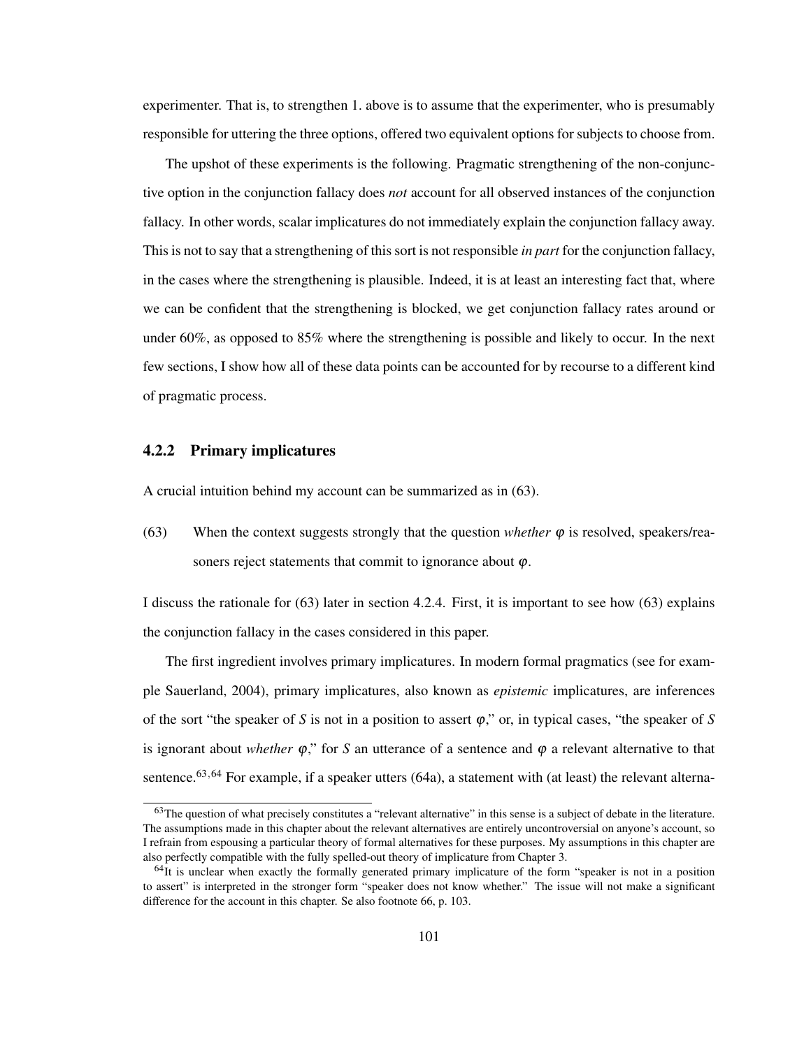experimenter. That is, to strengthen 1. above is to assume that the experimenter, who is presumably responsible for uttering the three options, offered two equivalent options for subjects to choose from.

The upshot of these experiments is the following. Pragmatic strengthening of the non-conjunctive option in the conjunction fallacy does *not* account for all observed instances of the conjunction fallacy. In other words, scalar implicatures do not immediately explain the conjunction fallacy away. This is not to say that a strengthening of this sort is not responsible *in part* for the conjunction fallacy, in the cases where the strengthening is plausible. Indeed, it is at least an interesting fact that, where we can be confident that the strengthening is blocked, we get conjunction fallacy rates around or under 60%, as opposed to 85% where the strengthening is possible and likely to occur. In the next few sections, I show how all of these data points can be accounted for by recourse to a different kind of pragmatic process.

### 4.2.2 Primary implicatures

A crucial intuition behind my account can be summarized as in (63).

(63) When the context suggests strongly that the question *whether* $\varphi$ is resolved, speakers/reasoners reject statements that commit to ignorance about $\varphi$.

I discuss the rationale for (63) later in section 4.2.4. First, it is important to see how (63) explains the conjunction fallacy in the cases considered in this paper.

The first ingredient involves primary implicatures. In modern formal pragmatics (see for example Sauerland, 2004), primary implicatures, also known as *epistemic* implicatures, are inferences of the sort "the speaker of *S* is not in a position to assert $\varphi$," or, in typical cases, "the speaker of *S* is ignorant about *whether* $\varphi$," for *S* an utterance of a sentence and $\varphi$ a relevant alternative to that sentence.[63,64] For example, if a speaker utters (64a), a statement with (at least) the relevant alterna-

[63] The question of what precisely constitutes a "relevant alternative" in this sense is a subject of debate in the literature. The assumptions made in this chapter about the relevant alternatives are entirely uncontroversial on anyone's account, so I refrain from espousing a particular theory of formal alternatives for these purposes. My assumptions in this chapter are also perfectly compatible with the fully spelled-out theory of implicature from Chapter 3.

[64] It is unclear when exactly the formally generated primary implicature of the form "speaker is not in a position to assert" is interpreted in the stronger form "speaker does not know whether." The issue will not make a significant difference for the account in this chapter. Se also footnote 66, p. 103.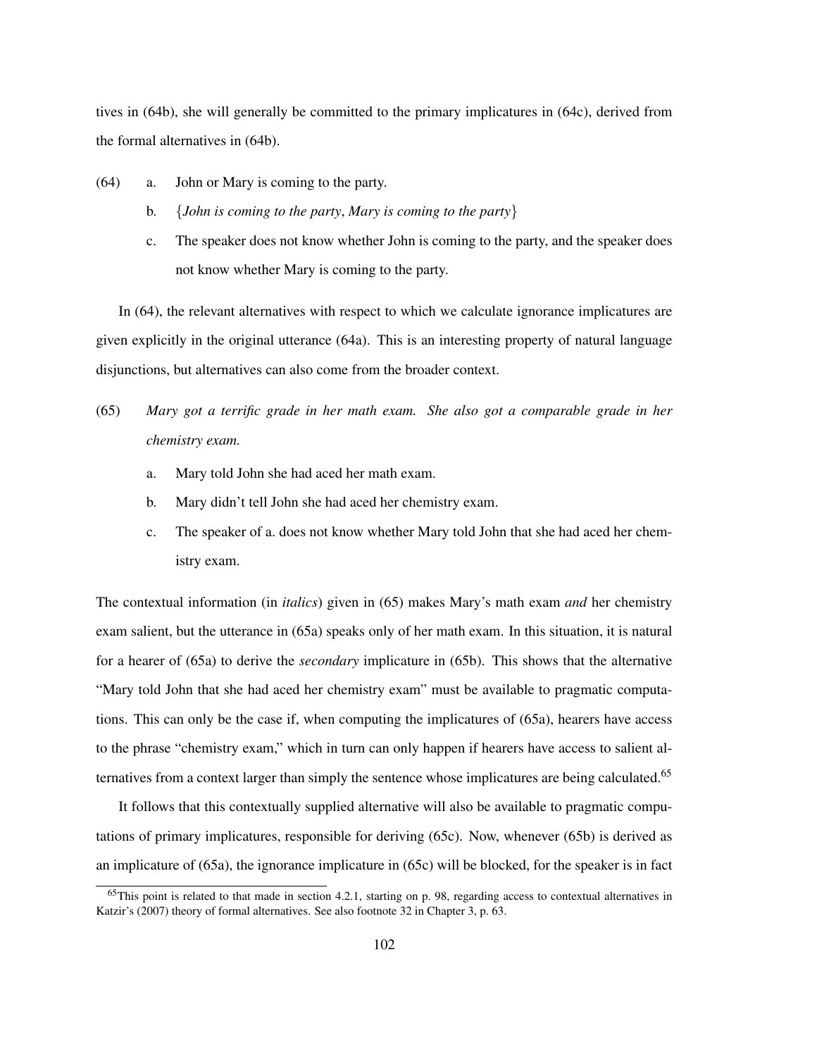tives in (64b), she will generally be committed to the primary implicatures in (64c), derived from the formal alternatives in (64b).

(64) a. John or Mary is coming to the party.

b. {*John is coming to the party*, *Mary is coming to the party*}

c. The speaker does not know whether John is coming to the party, and the speaker does not know whether Mary is coming to the party.

In (64), the relevant alternatives with respect to which we calculate ignorance implicatures are given explicitly in the original utterance (64a). This is an interesting property of natural language disjunctions, but alternatives can also come from the broader context.

(65) *Mary got a terrific grade in her math exam. She also got a comparable grade in her chemistry exam.*

a. Mary told John she had aced her math exam.

b. Mary didn't tell John she had aced her chemistry exam.

c. The speaker of a. does not know whether Mary told John that she had aced her chemistry exam.

The contextual information (in *italics*) given in (65) makes Mary's math exam *and* her chemistry exam salient, but the utterance in (65a) speaks only of her math exam. In this situation, it is natural for a hearer of (65a) to derive the *secondary* implicature in (65b). This shows that the alternative "Mary told John that she had aced her chemistry exam" must be available to pragmatic computations. This can only be the case if, when computing the implicatures of (65a), hearers have access to the phrase "chemistry exam," which in turn can only happen if hearers have access to salient alternatives from a context larger than simply the sentence whose implicatures are being calculated.[65]

It follows that this contextually supplied alternative will also be available to pragmatic computations of primary implicatures, responsible for deriving (65c). Now, whenever (65b) is derived as an implicature of (65a), the ignorance implicature in (65c) will be blocked, for the speaker is in fact

[65] This point is related to that made in section 4.2.1, starting on p. 98, regarding access to contextual alternatives in Katzir's (2007) theory of formal alternatives. See also footnote 32 in Chapter 3, p. 63.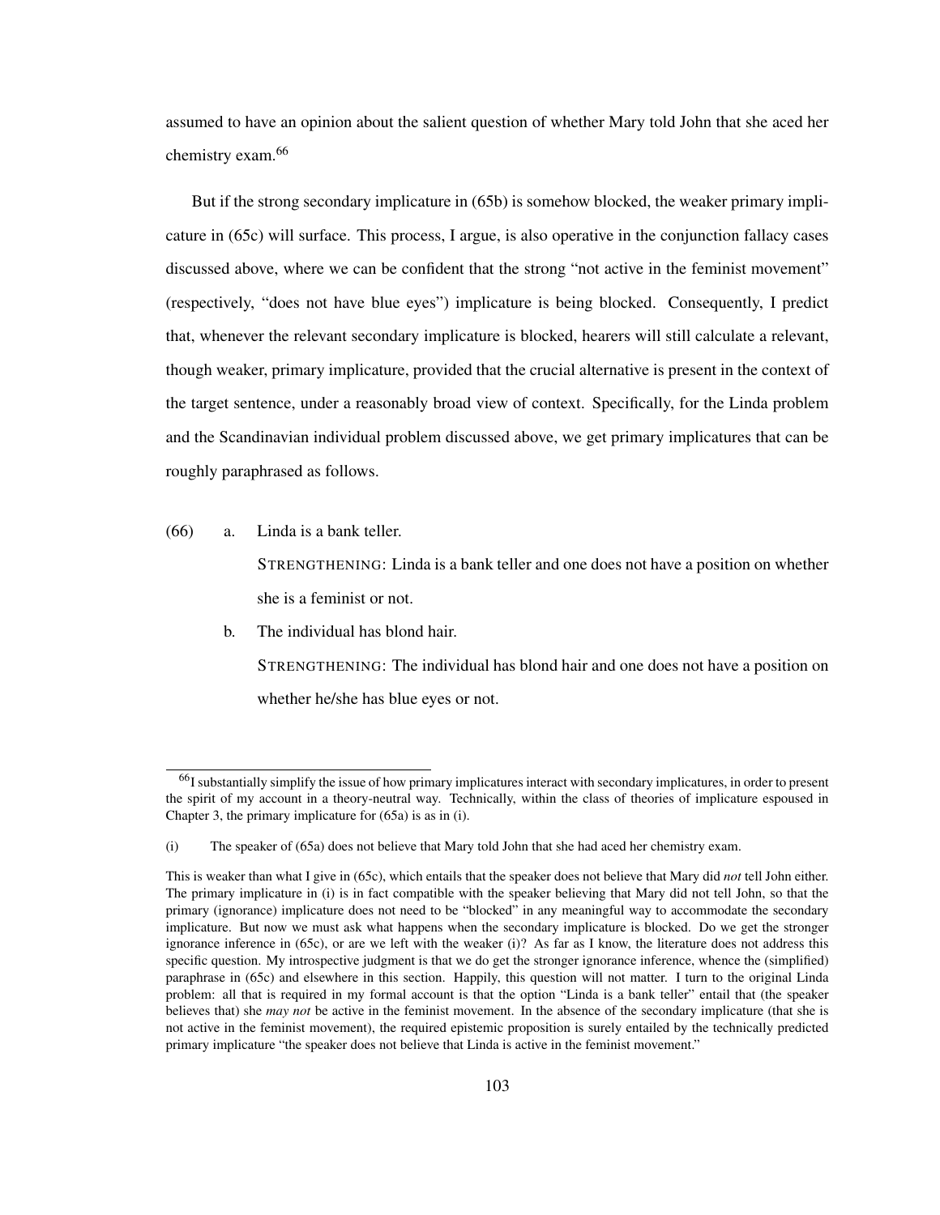assumed to have an opinion about the salient question of whether Mary told John that she aced her chemistry exam.[66]

But if the strong secondary implicature in (65b) is somehow blocked, the weaker primary implicature in (65c) will surface. This process, I argue, is also operative in the conjunction fallacy cases discussed above, where we can be confident that the strong "not active in the feminist movement" (respectively, "does not have blue eyes") implicature is being blocked. Consequently, I predict that, whenever the relevant secondary implicature is blocked, hearers will still calculate a relevant, though weaker, primary implicature, provided that the crucial alternative is present in the context of the target sentence, under a reasonably broad view of context. Specifically, for the Linda problem and the Scandinavian individual problem discussed above, we get primary implicatures that can be roughly paraphrased as follows.

(66) a. Linda is a bank teller.

 STRENGTHENING: Linda is a bank teller and one does not have a position on whether she is a feminist or not.

 b. The individual has blond hair.

 STRENGTHENING: The individual has blond hair and one does not have a position on whether he/she has blue eyes or not.

---

[66] I substantially simplify the issue of how primary implicatures interact with secondary implicatures, in order to present the spirit of my account in a theory-neutral way. Technically, within the class of theories of implicature espoused in Chapter 3, the primary implicature for (65a) is as in (i).

(i) The speaker of (65a) does not believe that Mary told John that she had aced her chemistry exam.

This is weaker than what I give in (65c), which entails that the speaker does not believe that Mary did *not* tell John either. The primary implicature in (i) is in fact compatible with the speaker believing that Mary did not tell John, so that the primary (ignorance) implicature does not need to be "blocked" in any meaningful way to accommodate the secondary implicature. But now we must ask what happens when the secondary implicature is blocked. Do we get the stronger ignorance inference in (65c), or are we left with the weaker (i)? As far as I know, the literature does not address this specific question. My introspective judgment is that we do get the stronger ignorance inference, whence the (simplified) paraphrase in (65c) and elsewhere in this section. Happily, this question will not matter. I turn to the original Linda problem: all that is required in my formal account is that the option "Linda is a bank teller" entail that (the speaker believes that) she *may not* be active in the feminist movement. In the absence of the secondary implicature (that she is not active in the feminist movement), the required epistemic proposition is surely entailed by the technically predicted primary implicature "the speaker does not believe that Linda is active in the feminist movement."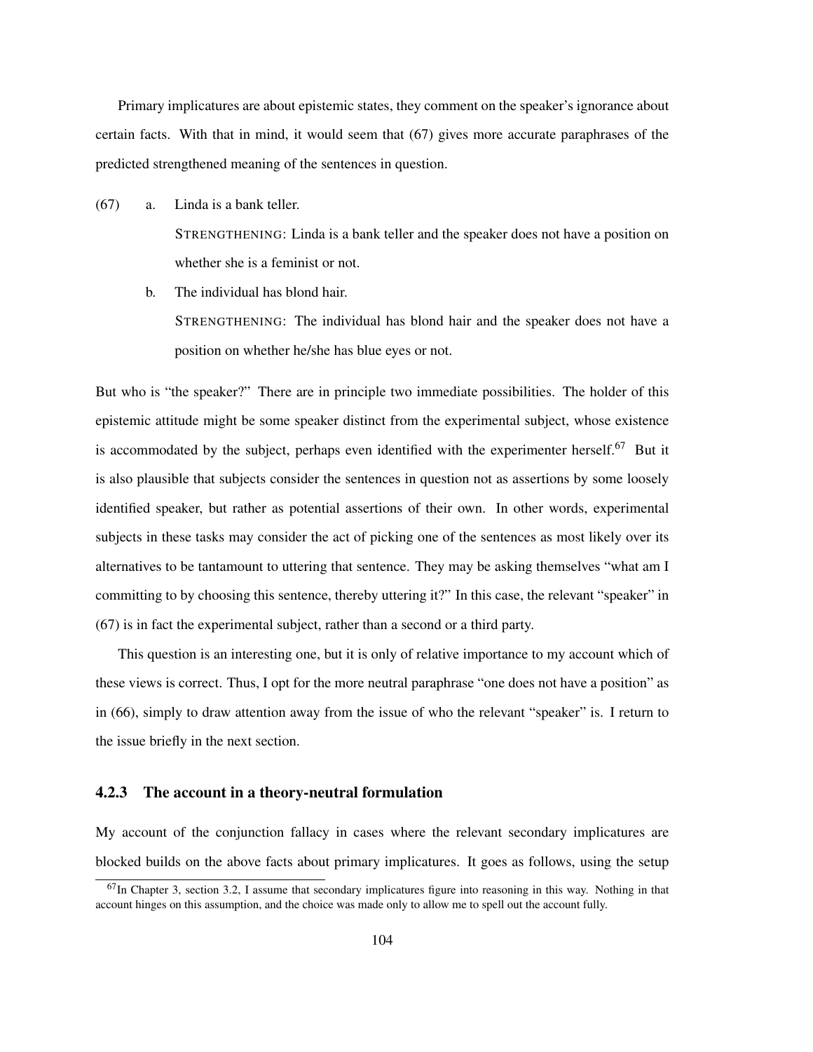Primary implicatures are about epistemic states, they comment on the speaker's ignorance about certain facts. With that in mind, it would seem that (67) gives more accurate paraphrases of the predicted strengthened meaning of the sentences in question.

(67) a. Linda is a bank teller.

STRENGTHENING: Linda is a bank teller and the speaker does not have a position on whether she is a feminist or not.

b. The individual has blond hair.

STRENGTHENING: The individual has blond hair and the speaker does not have a position on whether he/she has blue eyes or not.

But who is "the speaker?" There are in principle two immediate possibilities. The holder of this epistemic attitude might be some speaker distinct from the experimental subject, whose existence is accommodated by the subject, perhaps even identified with the experimenter herself.[67] But it is also plausible that subjects consider the sentences in question not as assertions by some loosely identified speaker, but rather as potential assertions of their own. In other words, experimental subjects in these tasks may consider the act of picking one of the sentences as most likely over its alternatives to be tantamount to uttering that sentence. They may be asking themselves "what am I committing to by choosing this sentence, thereby uttering it?" In this case, the relevant "speaker" in (67) is in fact the experimental subject, rather than a second or a third party.

This question is an interesting one, but it is only of relative importance to my account which of these views is correct. Thus, I opt for the more neutral paraphrase "one does not have a position" as in (66), simply to draw attention away from the issue of who the relevant "speaker" is. I return to the issue briefly in the next section.

### 4.2.3 The account in a theory-neutral formulation

My account of the conjunction fallacy in cases where the relevant secondary implicatures are blocked builds on the above facts about primary implicatures. It goes as follows, using the setup

[67] In Chapter 3, section 3.2, I assume that secondary implicatures figure into reasoning in this way. Nothing in that account hinges on this assumption, and the choice was made only to allow me to spell out the account fully.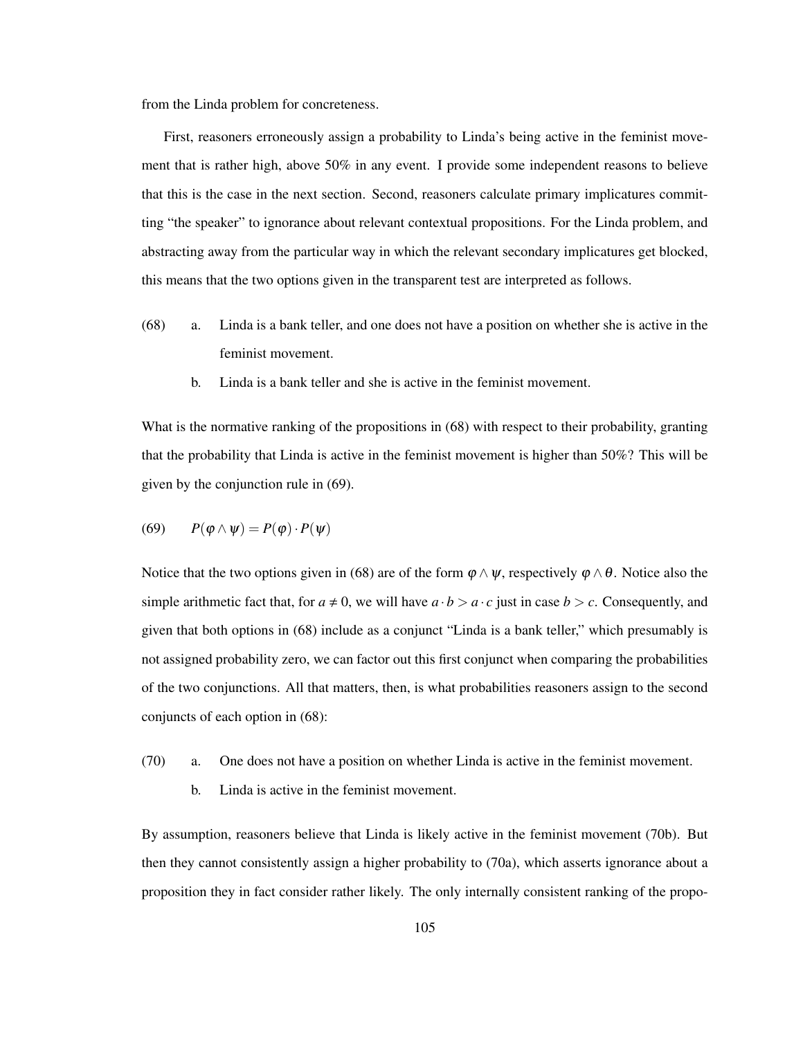from the Linda problem for concreteness.

First, reasoners erroneously assign a probability to Linda's being active in the feminist movement that is rather high, above 50% in any event. I provide some independent reasons to believe that this is the case in the next section. Second, reasoners calculate primary implicatures committing "the speaker" to ignorance about relevant contextual propositions. For the Linda problem, and abstracting away from the particular way in which the relevant secondary implicatures get blocked, this means that the two options given in the transparent test are interpreted as follows.

(68) a. Linda is a bank teller, and one does not have a position on whether she is active in the feminist movement.

b. Linda is a bank teller and she is active in the feminist movement.

What is the normative ranking of the propositions in (68) with respect to their probability, granting that the probability that Linda is active in the feminist movement is higher than 50%? This will be given by the conjunction rule in (69).

(69) $P(\varphi \wedge \psi) = P(\varphi) \cdot P(\psi)$

Notice that the two options given in (68) are of the form $\varphi \wedge \psi$, respectively $\varphi \wedge \theta$. Notice also the simple arithmetic fact that, for $a \neq 0$, we will have $a \cdot b > a \cdot c$ just in case $b > c$. Consequently, and given that both options in (68) include as a conjunct "Linda is a bank teller," which presumably is not assigned probability zero, we can factor out this first conjunct when comparing the probabilities of the two conjunctions. All that matters, then, is what probabilities reasoners assign to the second conjuncts of each option in (68):

(70) a. One does not have a position on whether Linda is active in the feminist movement.

b. Linda is active in the feminist movement.

By assumption, reasoners believe that Linda is likely active in the feminist movement (70b). But then they cannot consistently assign a higher probability to (70a), which asserts ignorance about a proposition they in fact consider rather likely. The only internally consistent ranking of the propo-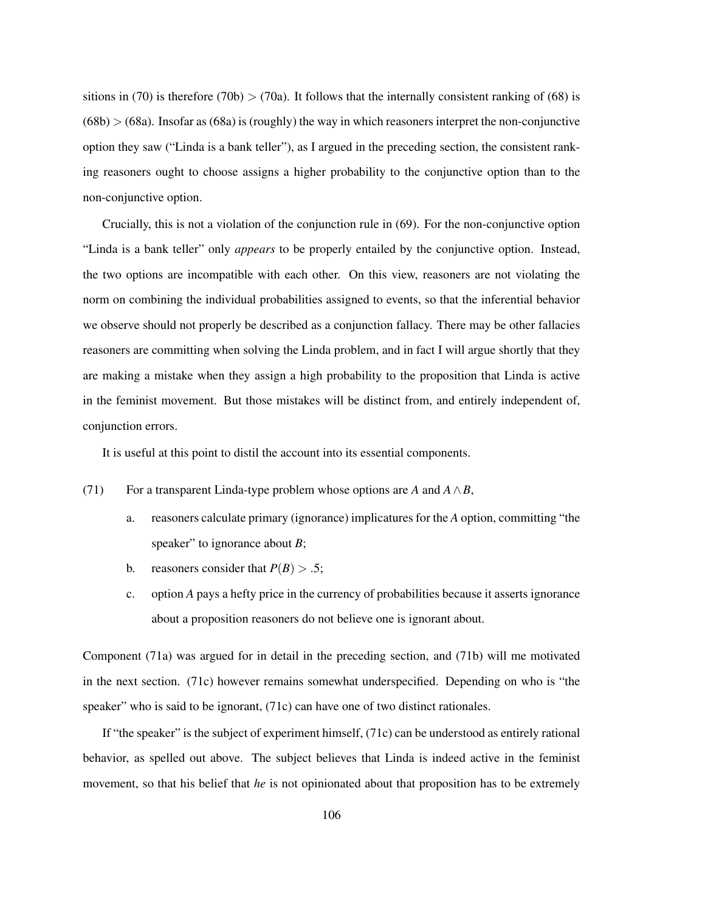sitions in (70) is therefore (70b) $>$ (70a). It follows that the internally consistent ranking of (68) is (68b) $>$ (68a). Insofar as (68a) is (roughly) the way in which reasoners interpret the non-conjunctive option they saw ("Linda is a bank teller"), as I argued in the preceding section, the consistent ranking reasoners ought to choose assigns a higher probability to the conjunctive option than to the non-conjunctive option.

Crucially, this is not a violation of the conjunction rule in (69). For the non-conjunctive option "Linda is a bank teller" only *appears* to be properly entailed by the conjunctive option. Instead, the two options are incompatible with each other. On this view, reasoners are not violating the norm on combining the individual probabilities assigned to events, so that the inferential behavior we observe should not properly be described as a conjunction fallacy. There may be other fallacies reasoners are committing when solving the Linda problem, and in fact I will argue shortly that they are making a mistake when they assign a high probability to the proposition that Linda is active in the feminist movement. But those mistakes will be distinct from, and entirely independent of, conjunction errors.

It is useful at this point to distil the account into its essential components.

(71) For a transparent Linda-type problem whose options are $A$ and $A \wedge B$,

a. reasoners calculate primary (ignorance) implicatures for the $A$ option, committing "the speaker" to ignorance about $B$;

b. reasoners consider that $P(B) > .5$;

c. option $A$ pays a hefty price in the currency of probabilities because it asserts ignorance about a proposition reasoners do not believe one is ignorant about.

Component (71a) was argued for in detail in the preceding section, and (71b) will me motivated in the next section. (71c) however remains somewhat underspecified. Depending on who is "the speaker" who is said to be ignorant, (71c) can have one of two distinct rationales.

If "the speaker" is the subject of experiment himself, (71c) can be understood as entirely rational behavior, as spelled out above. The subject believes that Linda is indeed active in the feminist movement, so that his belief that *he* is not opinionated about that proposition has to be extremely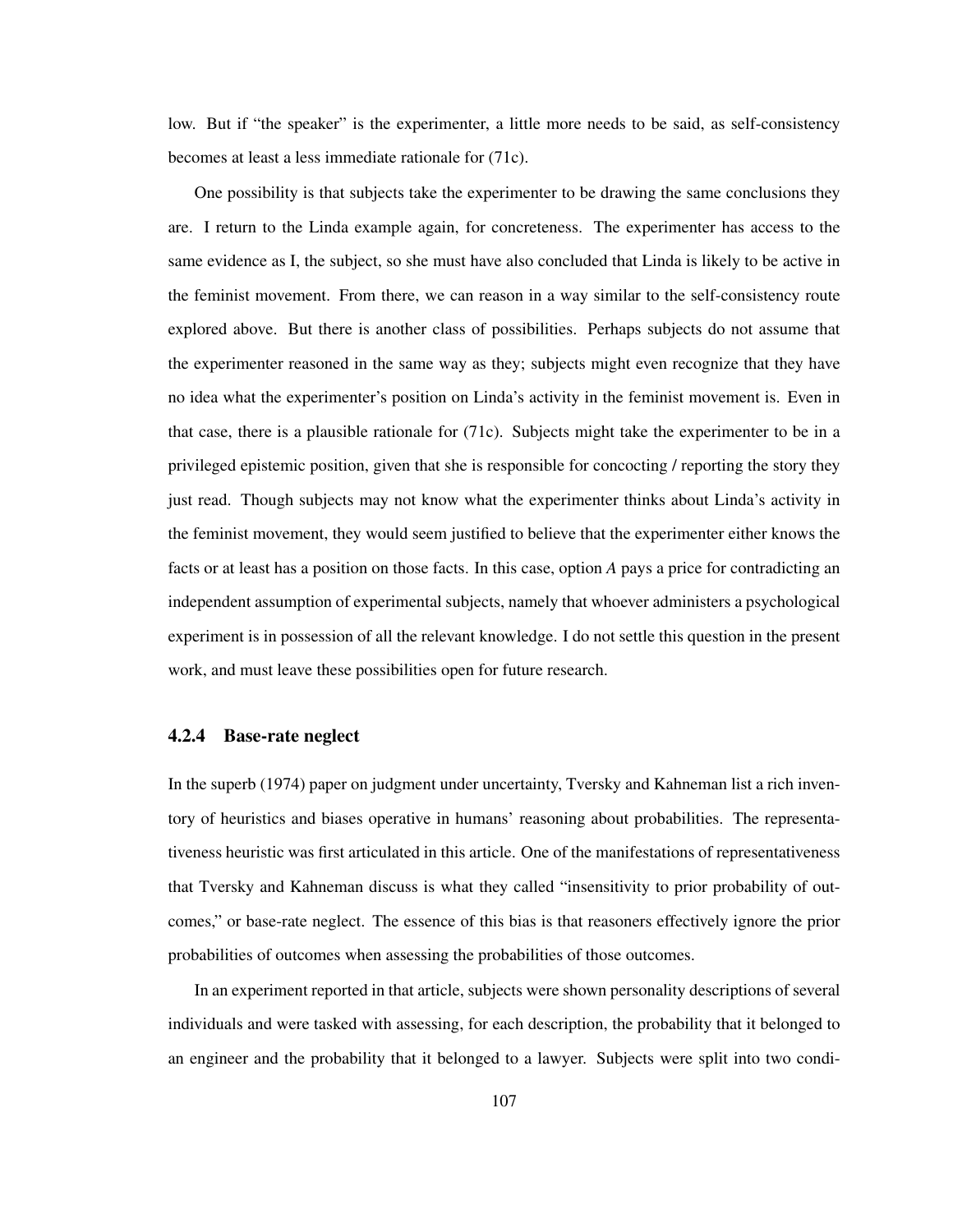low. But if "the speaker" is the experimenter, a little more needs to be said, as self-consistency becomes at least a less immediate rationale for (71c).

One possibility is that subjects take the experimenter to be drawing the same conclusions they are. I return to the Linda example again, for concreteness. The experimenter has access to the same evidence as I, the subject, so she must have also concluded that Linda is likely to be active in the feminist movement. From there, we can reason in a way similar to the self-consistency route explored above. But there is another class of possibilities. Perhaps subjects do not assume that the experimenter reasoned in the same way as they; subjects might even recognize that they have no idea what the experimenter's position on Linda's activity in the feminist movement is. Even in that case, there is a plausible rationale for (71c). Subjects might take the experimenter to be in a privileged epistemic position, given that she is responsible for concocting / reporting the story they just read. Though subjects may not know what the experimenter thinks about Linda's activity in the feminist movement, they would seem justified to believe that the experimenter either knows the facts or at least has a position on those facts. In this case, option *A* pays a price for contradicting an independent assumption of experimental subjects, namely that whoever administers a psychological experiment is in possession of all the relevant knowledge. I do not settle this question in the present work, and must leave these possibilities open for future research.

### 4.2.4 Base-rate neglect

In the superb (1974) paper on judgment under uncertainty, Tversky and Kahneman list a rich inventory of heuristics and biases operative in humans' reasoning about probabilities. The representativeness heuristic was first articulated in this article. One of the manifestations of representativeness that Tversky and Kahneman discuss is what they called "insensitivity to prior probability of outcomes," or base-rate neglect. The essence of this bias is that reasoners effectively ignore the prior probabilities of outcomes when assessing the probabilities of those outcomes.

In an experiment reported in that article, subjects were shown personality descriptions of several individuals and were tasked with assessing, for each description, the probability that it belonged to an engineer and the probability that it belonged to a lawyer. Subjects were split into two condi-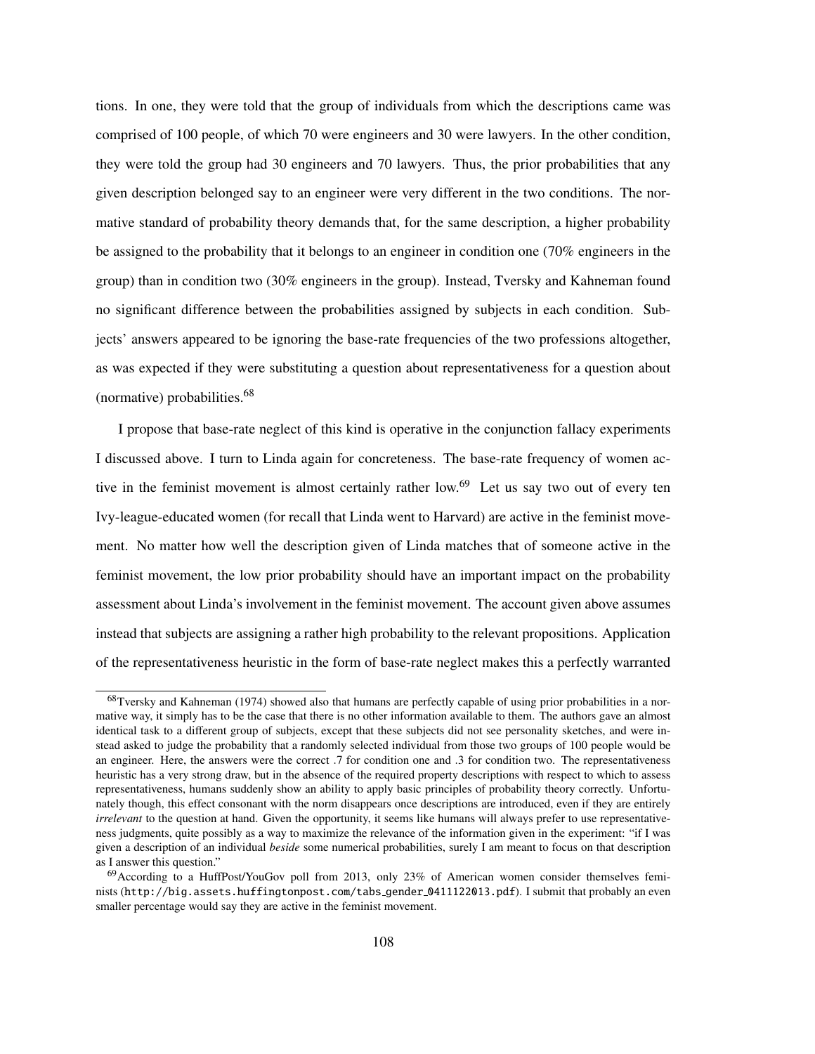tions. In one, they were told that the group of individuals from which the descriptions came was comprised of 100 people, of which 70 were engineers and 30 were lawyers. In the other condition, they were told the group had 30 engineers and 70 lawyers. Thus, the prior probabilities that any given description belonged say to an engineer were very different in the two conditions. The normative standard of probability theory demands that, for the same description, a higher probability be assigned to the probability that it belongs to an engineer in condition one (70% engineers in the group) than in condition two (30% engineers in the group). Instead, Tversky and Kahneman found no significant difference between the probabilities assigned by subjects in each condition. Subjects' answers appeared to be ignoring the base-rate frequencies of the two professions altogether, as was expected if they were substituting a question about representativeness for a question about (normative) probabilities.[68]

I propose that base-rate neglect of this kind is operative in the conjunction fallacy experiments I discussed above. I turn to Linda again for concreteness. The base-rate frequency of women active in the feminist movement is almost certainly rather low.[69] Let us say two out of every ten Ivy-league-educated women (for recall that Linda went to Harvard) are active in the feminist movement. No matter how well the description given of Linda matches that of someone active in the feminist movement, the low prior probability should have an important impact on the probability assessment about Linda's involvement in the feminist movement. The account given above assumes instead that subjects are assigning a rather high probability to the relevant propositions. Application of the representativeness heuristic in the form of base-rate neglect makes this a perfectly warranted

---

[68] Tversky and Kahneman (1974) showed also that humans are perfectly capable of using prior probabilities in a normative way, it simply has to be the case that there is no other information available to them. The authors gave an almost identical task to a different group of subjects, except that these subjects did not see personality sketches, and were instead asked to judge the probability that a randomly selected individual from those two groups of 100 people would be an engineer. Here, the answers were the correct .7 for condition one and .3 for condition two. The representativeness heuristic has a very strong draw, but in the absence of the required property descriptions with respect to which to assess representativeness, humans suddenly show an ability to apply basic principles of probability theory correctly. Unfortunately though, this effect consonant with the norm disappears once descriptions are introduced, even if they are entirely *irrelevant* to the question at hand. Given the opportunity, it seems like humans will always prefer to use representativeness judgments, quite possibly as a way to maximize the relevance of the information given in the experiment: "if I was given a description of an individual *beside* some numerical probabilities, surely I am meant to focus on that description as I answer this question."

[69] According to a HuffPost/YouGov poll from 2013, only 23% of American women consider themselves feminists (http://big.assets.huffingtonpost.com/tabs_gender_0411122013.pdf). I submit that probably an even smaller percentage would say they are active in the feminist movement.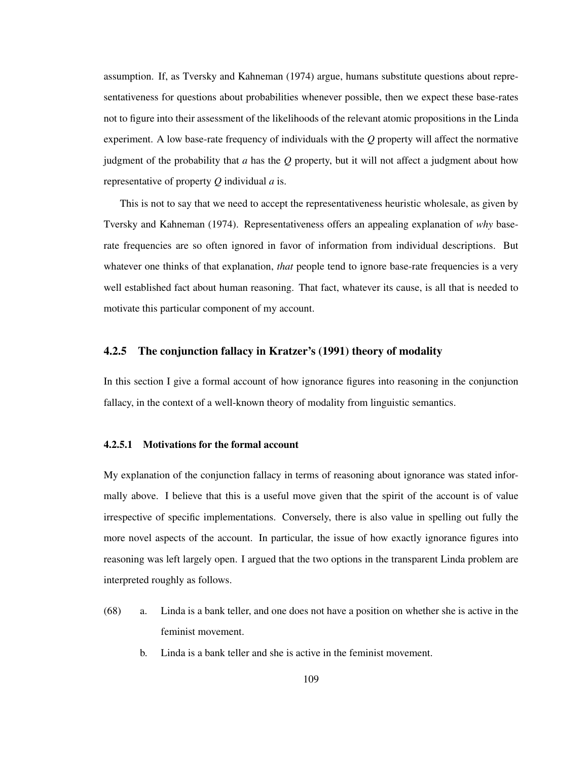assumption. If, as Tversky and Kahneman (1974) argue, humans substitute questions about representativeness for questions about probabilities whenever possible, then we expect these base-rates not to figure into their assessment of the likelihoods of the relevant atomic propositions in the Linda experiment. A low base-rate frequency of individuals with the $Q$ property will affect the normative judgment of the probability that $a$ has the $Q$ property, but it will not affect a judgment about how representative of property $Q$ individual $a$ is.

This is not to say that we need to accept the representativeness heuristic wholesale, as given by Tversky and Kahneman (1974). Representativeness offers an appealing explanation of *why* base-rate frequencies are so often ignored in favor of information from individual descriptions. But whatever one thinks of that explanation, *that* people tend to ignore base-rate frequencies is a very well established fact about human reasoning. That fact, whatever its cause, is all that is needed to motivate this particular component of my account.

### 4.2.5 The conjunction fallacy in Kratzer's (1991) theory of modality

In this section I give a formal account of how ignorance figures into reasoning in the conjunction fallacy, in the context of a well-known theory of modality from linguistic semantics.

#### 4.2.5.1 Motivations for the formal account

My explanation of the conjunction fallacy in terms of reasoning about ignorance was stated informally above. I believe that this is a useful move given that the spirit of the account is of value irrespective of specific implementations. Conversely, there is also value in spelling out fully the more novel aspects of the account. In particular, the issue of how exactly ignorance figures into reasoning was left largely open. I argued that the two options in the transparent Linda problem are interpreted roughly as follows.

(68) a. Linda is a bank teller, and one does not have a position on whether she is active in the feminist movement.

b. Linda is a bank teller and she is active in the feminist movement.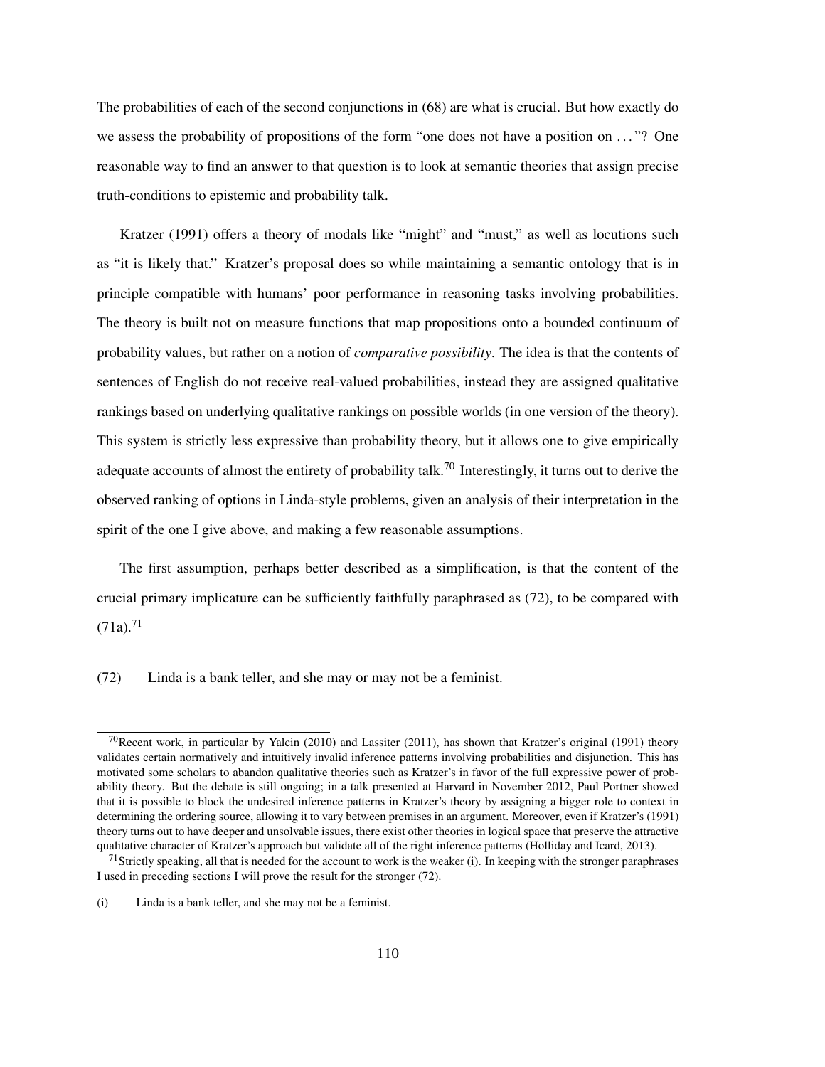The probabilities of each of the second conjunctions in (68) are what is crucial. But how exactly do we assess the probability of propositions of the form "one does not have a position on ..."? One reasonable way to find an answer to that question is to look at semantic theories that assign precise truth-conditions to epistemic and probability talk.

Kratzer (1991) offers a theory of modals like "might" and "must," as well as locutions such as "it is likely that." Kratzer's proposal does so while maintaining a semantic ontology that is in principle compatible with humans' poor performance in reasoning tasks involving probabilities. The theory is built not on measure functions that map propositions onto a bounded continuum of probability values, but rather on a notion of *comparative possibility*. The idea is that the contents of sentences of English do not receive real-valued probabilities, instead they are assigned qualitative rankings based on underlying qualitative rankings on possible worlds (in one version of the theory). This system is strictly less expressive than probability theory, but it allows one to give empirically adequate accounts of almost the entirety of probability talk.[70] Interestingly, it turns out to derive the observed ranking of options in Linda-style problems, given an analysis of their interpretation in the spirit of the one I give above, and making a few reasonable assumptions.

The first assumption, perhaps better described as a simplification, is that the content of the crucial primary implicature can be sufficiently faithfully paraphrased as (72), to be compared with (71a).[71]

(72) Linda is a bank teller, and she may or may not be a feminist.

---

[70] Recent work, in particular by Yalcin (2010) and Lassiter (2011), has shown that Kratzer's original (1991) theory validates certain normatively and intuitively invalid inference patterns involving probabilities and disjunction. This has motivated some scholars to abandon qualitative theories such as Kratzer's in favor of the full expressive power of probability theory. But the debate is still ongoing; in a talk presented at Harvard in November 2012, Paul Portner showed that it is possible to block the undesired inference patterns in Kratzer's theory by assigning a bigger role to context in determining the ordering source, allowing it to vary between premises in an argument. Moreover, even if Kratzer's (1991) theory turns out to have deeper and unsolvable issues, there exist other theories in logical space that preserve the attractive qualitative character of Kratzer's approach but validate all of the right inference patterns (Holliday and Icard, 2013).

[71] Strictly speaking, all that is needed for the account to work is the weaker (i). In keeping with the stronger paraphrases I used in preceding sections I will prove the result for the stronger (72).

(i) Linda is a bank teller, and she may not be a feminist.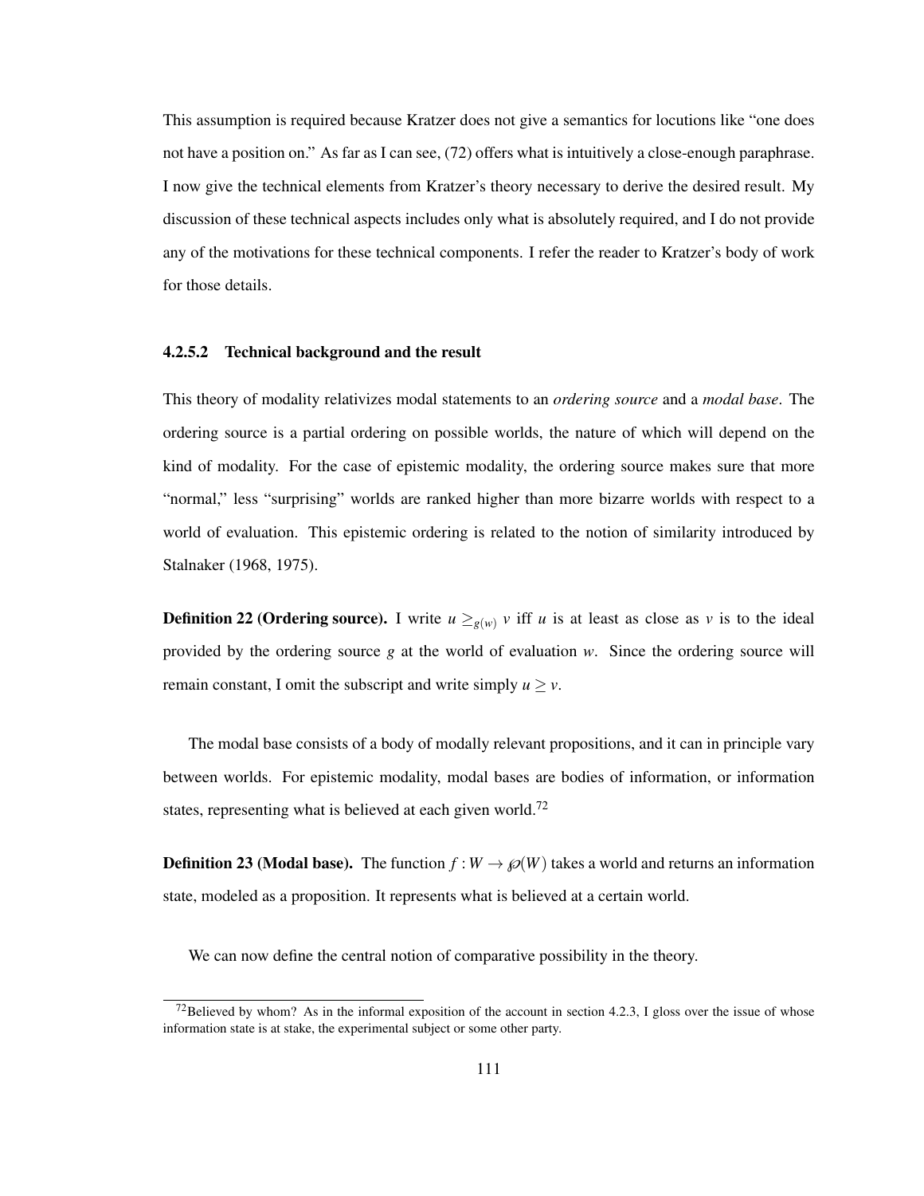This assumption is required because Kratzer does not give a semantics for locutions like "one does not have a position on." As far as I can see, (72) offers what is intuitively a close-enough paraphrase. I now give the technical elements from Kratzer's theory necessary to derive the desired result. My discussion of these technical aspects includes only what is absolutely required, and I do not provide any of the motivations for these technical components. I refer the reader to Kratzer's body of work for those details.

#### 4.2.5.2 Technical background and the result

This theory of modality relativizes modal statements to an *ordering source* and a *modal base*. The ordering source is a partial ordering on possible worlds, the nature of which will depend on the kind of modality. For the case of epistemic modality, the ordering source makes sure that more "normal," less "surprising" worlds are ranked higher than more bizarre worlds with respect to a world of evaluation. This epistemic ordering is related to the notion of similarity introduced by Stalnaker (1968, 1975).

**Definition 22 (Ordering source).** I write $u \geq_{g(w)} v$ iff $u$ is at least as close as $v$ is to the ideal provided by the ordering source $g$ at the world of evaluation $w$. Since the ordering source will remain constant, I omit the subscript and write simply $u \geq v$.

The modal base consists of a body of modally relevant propositions, and it can in principle vary between worlds. For epistemic modality, modal bases are bodies of information, or information states, representing what is believed at each given world.[72]

**Definition 23 (Modal base).** The function $f : W \to \wp(W)$ takes a world and returns an information state, modeled as a proposition. It represents what is believed at a certain world.

We can now define the central notion of comparative possibility in the theory.

[72] Believed by whom? As in the informal exposition of the account in section 4.2.3, I gloss over the issue of whose information state is at stake, the experimental subject or some other party.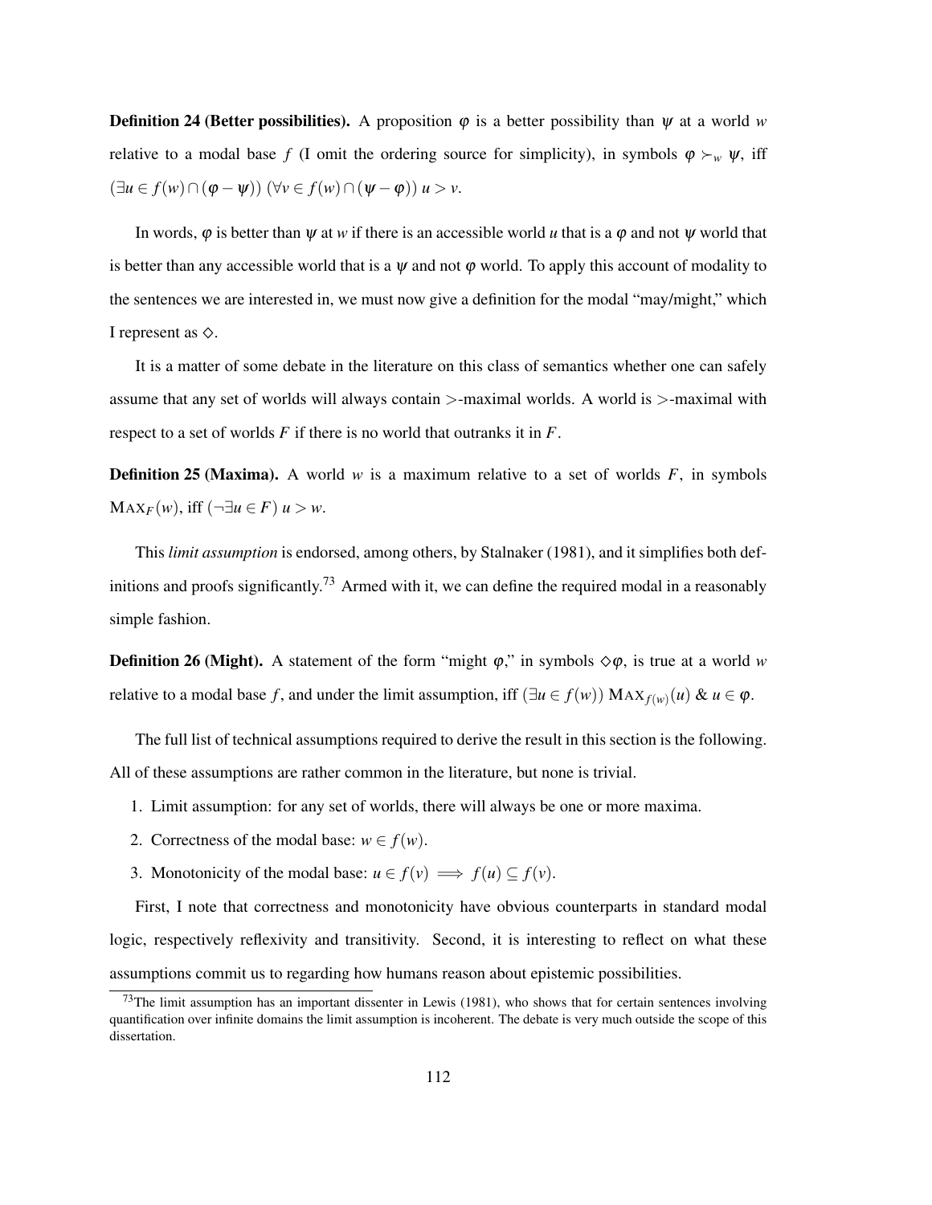**Definition 24 (Better possibilities).** A proposition $\varphi$ is a better possibility than $\psi$ at a world $w$ relative to a modal base $f$ (I omit the ordering source for simplicity), in symbols $\varphi \succ_w \psi$, iff $(\exists u \in f(w) \cap (\varphi - \psi))\ (\forall v \in f(w) \cap (\psi - \varphi))\ u > v$.

In words, $\varphi$ is better than $\psi$ at $w$ if there is an accessible world $u$ that is a $\varphi$ and not $\psi$ world that is better than any accessible world that is a $\psi$ and not $\varphi$ world. To apply this account of modality to the sentences we are interested in, we must now give a definition for the modal "may/might," which I represent as $\Diamond$.

It is a matter of some debate in the literature on this class of semantics whether one can safely assume that any set of worlds will always contain $>$-maximal worlds. A world is $>$-maximal with respect to a set of worlds $F$ if there is no world that outranks it in $F$.

**Definition 25 (Maxima).** A world $w$ is a maximum relative to a set of worlds $F$, in symbols $\text{MAX}_F(w)$, iff $(\neg\exists u \in F)\ u > w$.

This *limit assumption* is endorsed, among others, by Stalnaker (1981), and it simplifies both definitions and proofs significantly.[73] Armed with it, we can define the required modal in a reasonably simple fashion.

**Definition 26 (Might).** A statement of the form "might $\varphi$," in symbols $\Diamond\varphi$, is true at a world $w$ relative to a modal base $f$, and under the limit assumption, iff $(\exists u \in f(w))\ \text{MAX}_{f(w)}(u)\ \&\ u \in \varphi$.

The full list of technical assumptions required to derive the result in this section is the following. All of these assumptions are rather common in the literature, but none is trivial.

1. Limit assumption: for any set of worlds, there will always be one or more maxima.
2. Correctness of the modal base: $w \in f(w)$.
3. Monotonicity of the modal base: $u \in f(v) \implies f(u) \subseteq f(v)$.

First, I note that correctness and monotonicity have obvious counterparts in standard modal logic, respectively reflexivity and transitivity. Second, it is interesting to reflect on what these assumptions commit us to regarding how humans reason about epistemic possibilities.

[73] The limit assumption has an important dissenter in Lewis (1981), who shows that for certain sentences involving quantification over infinite domains the limit assumption is incoherent. The debate is very much outside the scope of this dissertation.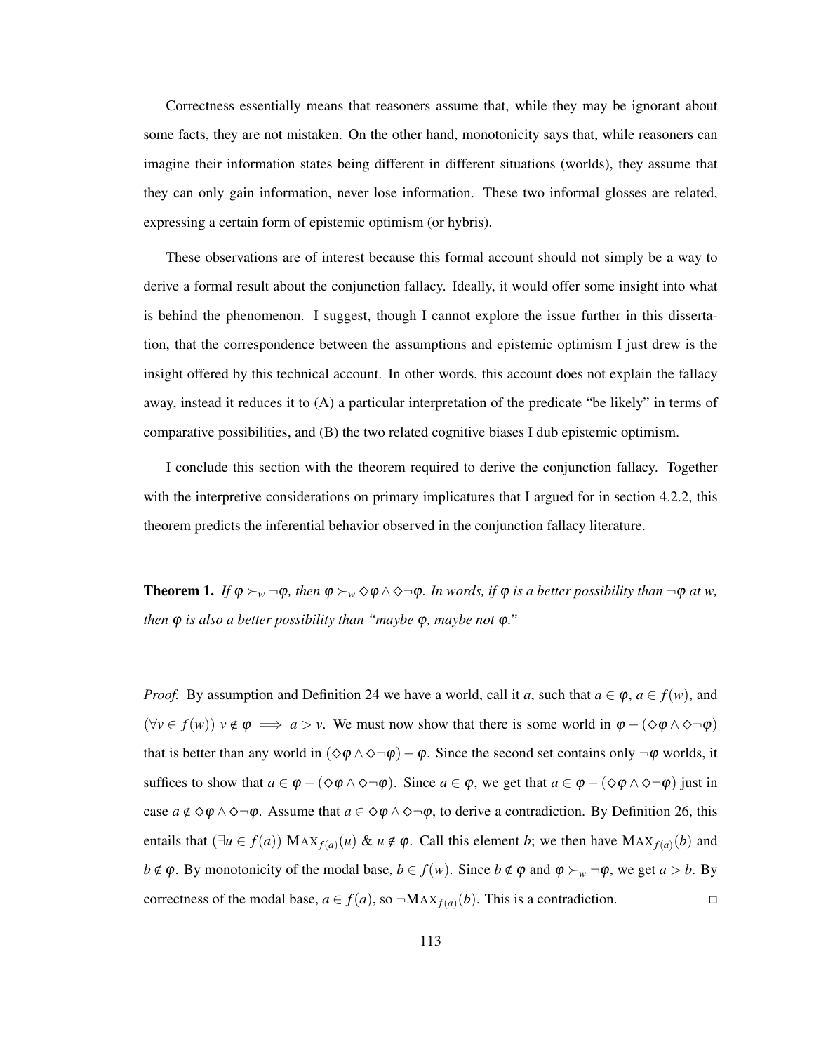Correctness essentially means that reasoners assume that, while they may be ignorant about some facts, they are not mistaken. On the other hand, monotonicity says that, while reasoners can imagine their information states being different in different situations (worlds), they assume that they can only gain information, never lose information. These two informal glosses are related, expressing a certain form of epistemic optimism (or hybris).

These observations are of interest because this formal account should not simply be a way to derive a formal result about the conjunction fallacy. Ideally, it would offer some insight into what is behind the phenomenon. I suggest, though I cannot explore the issue further in this dissertation, that the correspondence between the assumptions and epistemic optimism I just drew is the insight offered by this technical account. In other words, this account does not explain the fallacy away, instead it reduces it to (A) a particular interpretation of the predicate "be likely" in terms of comparative possibilities, and (B) the two related cognitive biases I dub epistemic optimism.

I conclude this section with the theorem required to derive the conjunction fallacy. Together with the interpretive considerations on primary implicatures that I argued for in section 4.2.2, this theorem predicts the inferential behavior observed in the conjunction fallacy literature.

**Theorem 1.** *If $\varphi \succ_w \neg\varphi$, then $\varphi \succ_w \Diamond\varphi \wedge \Diamond\neg\varphi$. In words, if $\varphi$ is a better possibility than $\neg\varphi$ at $w$, then $\varphi$ is also a better possibility than "maybe $\varphi$, maybe not $\varphi$."*

*Proof.* By assumption and Definition 24 we have a world, call it $a$, such that $a \in \varphi$, $a \in f(w)$, and $(\forall v \in f(w))\ v \notin \varphi \implies a > v$. We must now show that there is some world in $\varphi - (\Diamond\varphi \wedge \Diamond\neg\varphi)$ that is better than any world in $(\Diamond\varphi \wedge \Diamond\neg\varphi) - \varphi$. Since the second set contains only $\neg\varphi$ worlds, it suffices to show that $a \in \varphi - (\Diamond\varphi \wedge \Diamond\neg\varphi)$. Since $a \in \varphi$, we get that $a \in \varphi - (\Diamond\varphi \wedge \Diamond\neg\varphi)$ just in case $a \notin \Diamond\varphi \wedge \Diamond\neg\varphi$. Assume that $a \in \Diamond\varphi \wedge \Diamond\neg\varphi$, to derive a contradiction. By Definition 26, this entails that $(\exists u \in f(a))\ \text{MAX}_{f(a)}(u)\ \&\ u \notin \varphi$. Call this element $b$; we then have $\text{MAX}_{f(a)}(b)$ and $b \notin \varphi$. By monotonicity of the modal base, $b \in f(w)$. Since $b \notin \varphi$ and $\varphi \succ_w \neg\varphi$, we get $a > b$. By correctness of the modal base, $a \in f(a)$, so $\neg\text{MAX}_{f(a)}(b)$. This is a contradiction. $\square$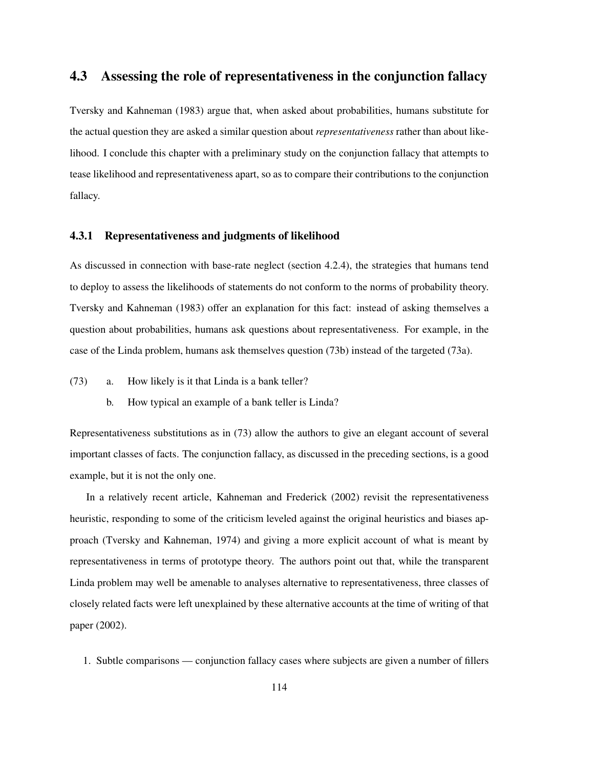## 4.3 Assessing the role of representativeness in the conjunction fallacy

Tversky and Kahneman (1983) argue that, when asked about probabilities, humans substitute for the actual question they are asked a similar question about *representativeness* rather than about likelihood. I conclude this chapter with a preliminary study on the conjunction fallacy that attempts to tease likelihood and representativeness apart, so as to compare their contributions to the conjunction fallacy.

### 4.3.1 Representativeness and judgments of likelihood

As discussed in connection with base-rate neglect (section 4.2.4), the strategies that humans tend to deploy to assess the likelihoods of statements do not conform to the norms of probability theory. Tversky and Kahneman (1983) offer an explanation for this fact: instead of asking themselves a question about probabilities, humans ask questions about representativeness. For example, in the case of the Linda problem, humans ask themselves question (73b) instead of the targeted (73a).

(73) a. How likely is it that Linda is a bank teller?

b. How typical an example of a bank teller is Linda?

Representativeness substitutions as in (73) allow the authors to give an elegant account of several important classes of facts. The conjunction fallacy, as discussed in the preceding sections, is a good example, but it is not the only one.

In a relatively recent article, Kahneman and Frederick (2002) revisit the representativeness heuristic, responding to some of the criticism leveled against the original heuristics and biases approach (Tversky and Kahneman, 1974) and giving a more explicit account of what is meant by representativeness in terms of prototype theory. The authors point out that, while the transparent Linda problem may well be amenable to analyses alternative to representativeness, three classes of closely related facts were left unexplained by these alternative accounts at the time of writing of that paper (2002).

1. Subtle comparisons — conjunction fallacy cases where subjects are given a number of fillers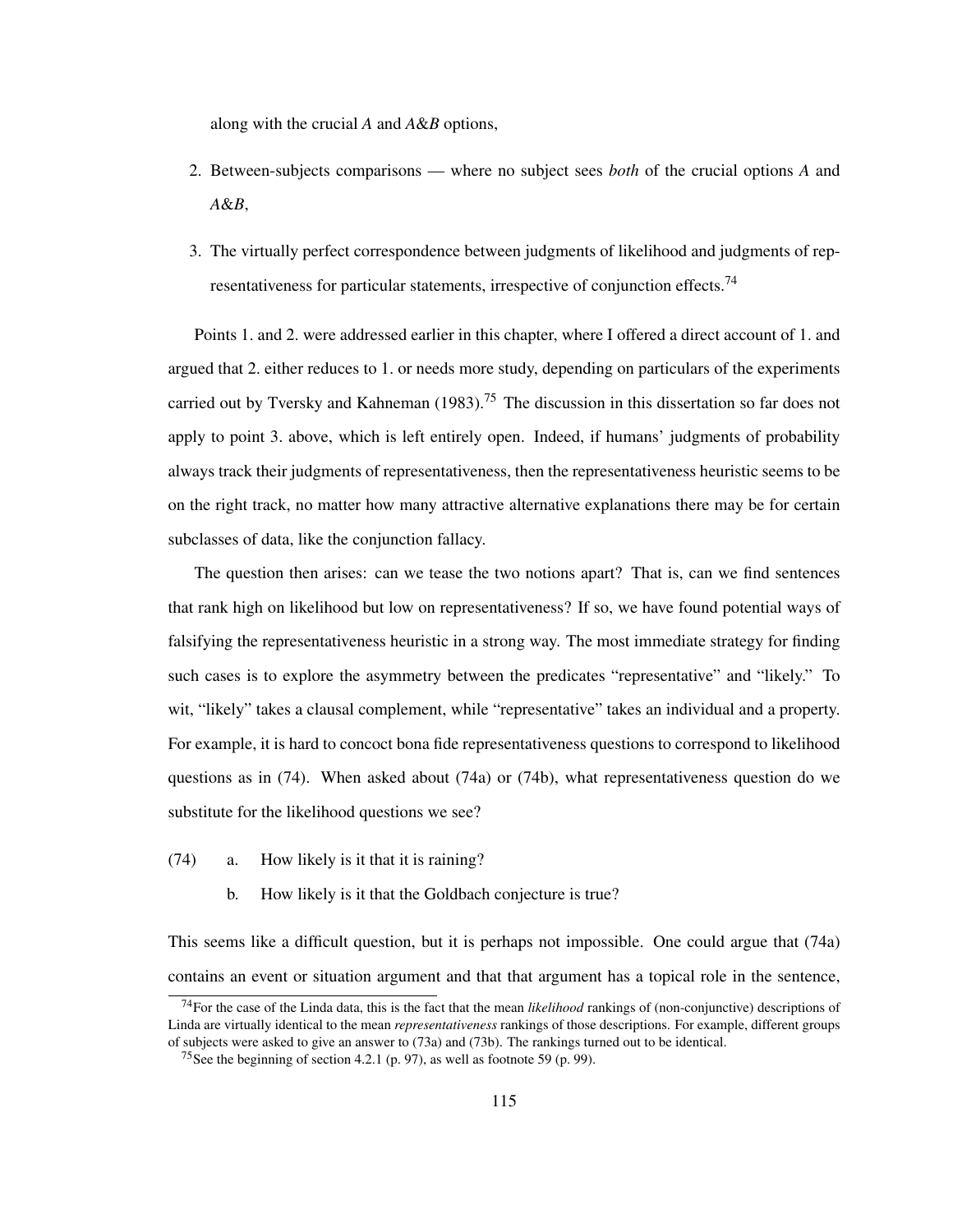along with the crucial *A* and *A&B* options,

2. Between-subjects comparisons — where no subject sees *both* of the crucial options *A* and *A&B*,

3. The virtually perfect correspondence between judgments of likelihood and judgments of representativeness for particular statements, irrespective of conjunction effects.[74]

Points 1. and 2. were addressed earlier in this chapter, where I offered a direct account of 1. and argued that 2. either reduces to 1. or needs more study, depending on particulars of the experiments carried out by Tversky and Kahneman (1983).[75] The discussion in this dissertation so far does not apply to point 3. above, which is left entirely open. Indeed, if humans' judgments of probability always track their judgments of representativeness, then the representativeness heuristic seems to be on the right track, no matter how many attractive alternative explanations there may be for certain subclasses of data, like the conjunction fallacy.

The question then arises: can we tease the two notions apart? That is, can we find sentences that rank high on likelihood but low on representativeness? If so, we have found potential ways of falsifying the representativeness heuristic in a strong way. The most immediate strategy for finding such cases is to explore the asymmetry between the predicates "representative" and "likely." To wit, "likely" takes a clausal complement, while "representative" takes an individual and a property. For example, it is hard to concoct bona fide representativeness questions to correspond to likelihood questions as in (74). When asked about (74a) or (74b), what representativeness question do we substitute for the likelihood questions we see?

(74) a. How likely is it that it is raining?

b. How likely is it that the Goldbach conjecture is true?

This seems like a difficult question, but it is perhaps not impossible. One could argue that (74a) contains an event or situation argument and that that argument has a topical role in the sentence,

---

[74] For the case of the Linda data, this is the fact that the mean *likelihood* rankings of (non-conjunctive) descriptions of Linda are virtually identical to the mean *representativeness* rankings of those descriptions. For example, different groups of subjects were asked to give an answer to (73a) and (73b). The rankings turned out to be identical.

[75] See the beginning of section 4.2.1 (p. 97), as well as footnote 59 (p. 99).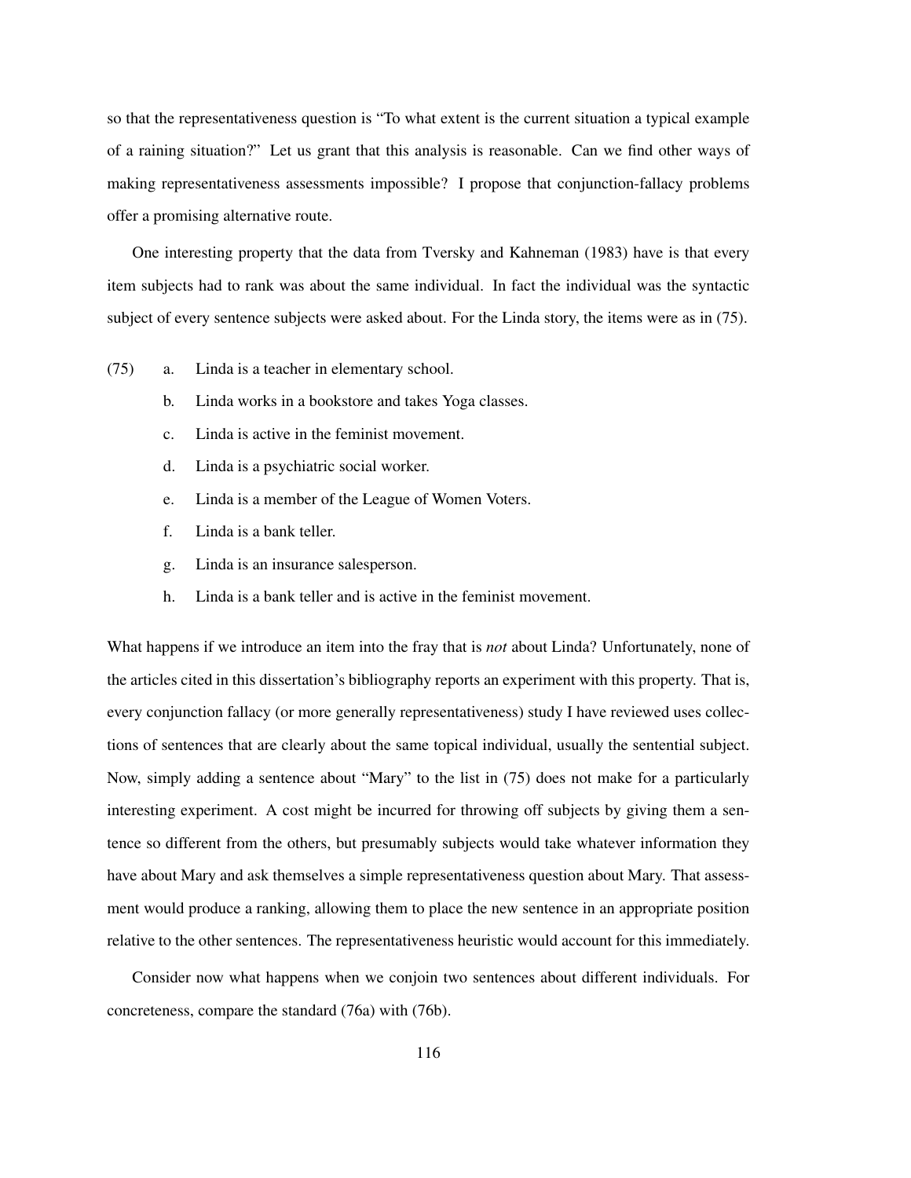so that the representativeness question is "To what extent is the current situation a typical example of a raining situation?" Let us grant that this analysis is reasonable. Can we find other ways of making representativeness assessments impossible? I propose that conjunction-fallacy problems offer a promising alternative route.

One interesting property that the data from Tversky and Kahneman (1983) have is that every item subjects had to rank was about the same individual. In fact the individual was the syntactic subject of every sentence subjects were asked about. For the Linda story, the items were as in (75).

(75)
- a. Linda is a teacher in elementary school.
- b. Linda works in a bookstore and takes Yoga classes.
- c. Linda is active in the feminist movement.
- d. Linda is a psychiatric social worker.
- e. Linda is a member of the League of Women Voters.
- f. Linda is a bank teller.
- g. Linda is an insurance salesperson.
- h. Linda is a bank teller and is active in the feminist movement.

What happens if we introduce an item into the fray that is *not* about Linda? Unfortunately, none of the articles cited in this dissertation's bibliography reports an experiment with this property. That is, every conjunction fallacy (or more generally representativeness) study I have reviewed uses collections of sentences that are clearly about the same topical individual, usually the sentential subject. Now, simply adding a sentence about "Mary" to the list in (75) does not make for a particularly interesting experiment. A cost might be incurred for throwing off subjects by giving them a sentence so different from the others, but presumably subjects would take whatever information they have about Mary and ask themselves a simple representativeness question about Mary. That assessment would produce a ranking, allowing them to place the new sentence in an appropriate position relative to the other sentences. The representativeness heuristic would account for this immediately.

Consider now what happens when we conjoin two sentences about different individuals. For concreteness, compare the standard (76a) with (76b).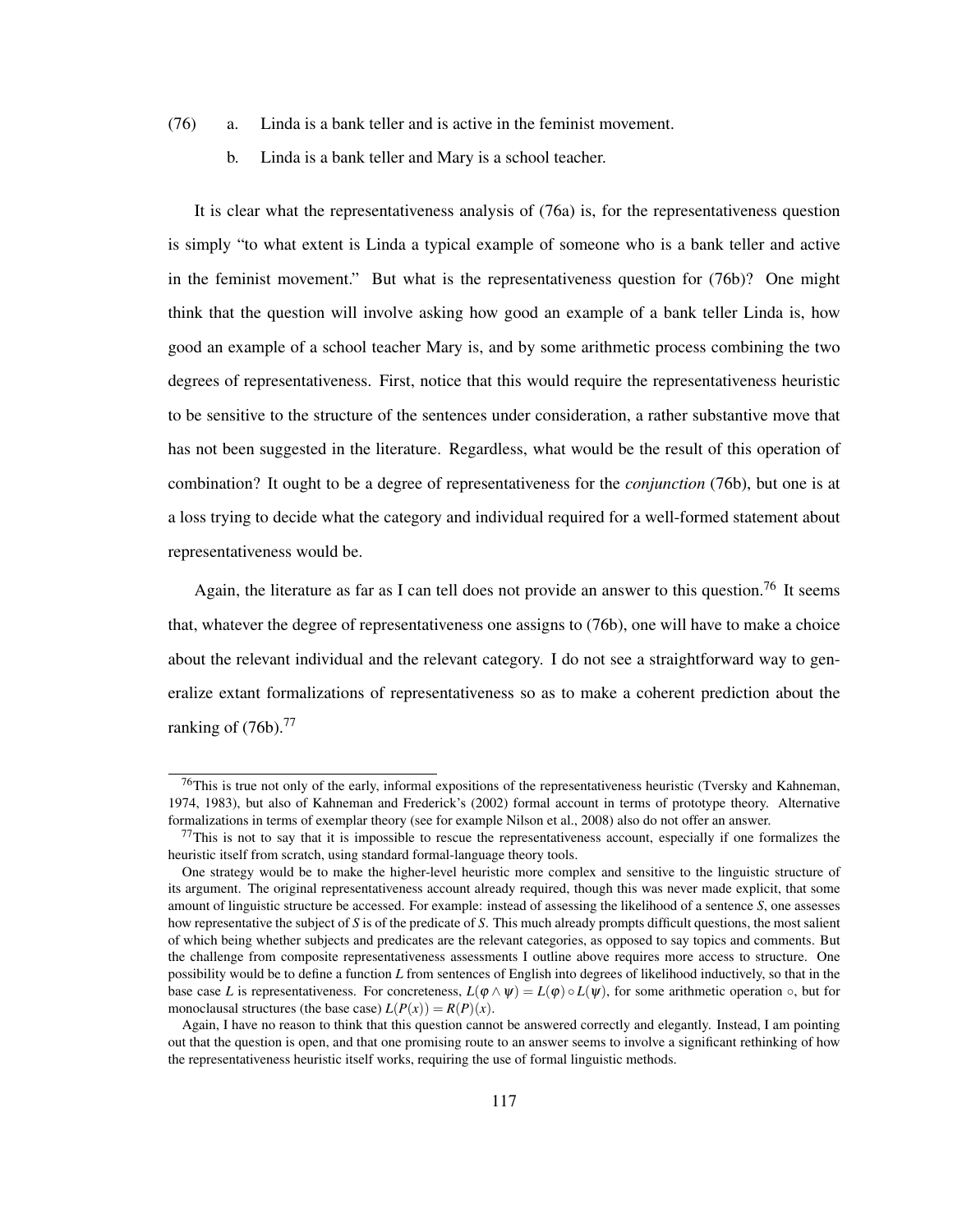(76) a. Linda is a bank teller and is active in the feminist movement.

b. Linda is a bank teller and Mary is a school teacher.

It is clear what the representativeness analysis of (76a) is, for the representativeness question is simply "to what extent is Linda a typical example of someone who is a bank teller and active in the feminist movement." But what is the representativeness question for (76b)? One might think that the question will involve asking how good an example of a bank teller Linda is, how good an example of a school teacher Mary is, and by some arithmetic process combining the two degrees of representativeness. First, notice that this would require the representativeness heuristic to be sensitive to the structure of the sentences under consideration, a rather substantive move that has not been suggested in the literature. Regardless, what would be the result of this operation of combination? It ought to be a degree of representativeness for the *conjunction* (76b), but one is at a loss trying to decide what the category and individual required for a well-formed statement about representativeness would be.

Again, the literature as far as I can tell does not provide an answer to this question.[76] It seems that, whatever the degree of representativeness one assigns to (76b), one will have to make a choice about the relevant individual and the relevant category. I do not see a straightforward way to generalize extant formalizations of representativeness so as to make a coherent prediction about the ranking of (76b).[77]

---

[76]This is true not only of the early, informal expositions of the representativeness heuristic (Tversky and Kahneman, 1974, 1983), but also of Kahneman and Frederick's (2002) formal account in terms of prototype theory. Alternative formalizations in terms of exemplar theory (see for example Nilson et al., 2008) also do not offer an answer.

[77]This is not to say that it is impossible to rescue the representativeness account, especially if one formalizes the heuristic itself from scratch, using standard formal-language theory tools.

One strategy would be to make the higher-level heuristic more complex and sensitive to the linguistic structure of its argument. The original representativeness account already required, though this was never made explicit, that some amount of linguistic structure be accessed. For example: instead of assessing the likelihood of a sentence *S*, one assesses how representative the subject of *S* is of the predicate of *S*. This much already prompts difficult questions, the most salient of which being whether subjects and predicates are the relevant categories, as opposed to say topics and comments. But the challenge from composite representativeness assessments I outline above requires more access to structure. One possibility would be to define a function *L* from sentences of English into degrees of likelihood inductively, so that in the base case *L* is representativeness. For concreteness, $L(\varphi \wedge \psi) = L(\varphi) \circ L(\psi)$, for some arithmetic operation $\circ$, but for monoclausal structures (the base case) $L(P(x)) = R(P)(x)$.

Again, I have no reason to think that this question cannot be answered correctly and elegantly. Instead, I am pointing out that the question is open, and that one promising route to an answer seems to involve a significant rethinking of how the representativeness heuristic itself works, requiring the use of formal linguistic methods.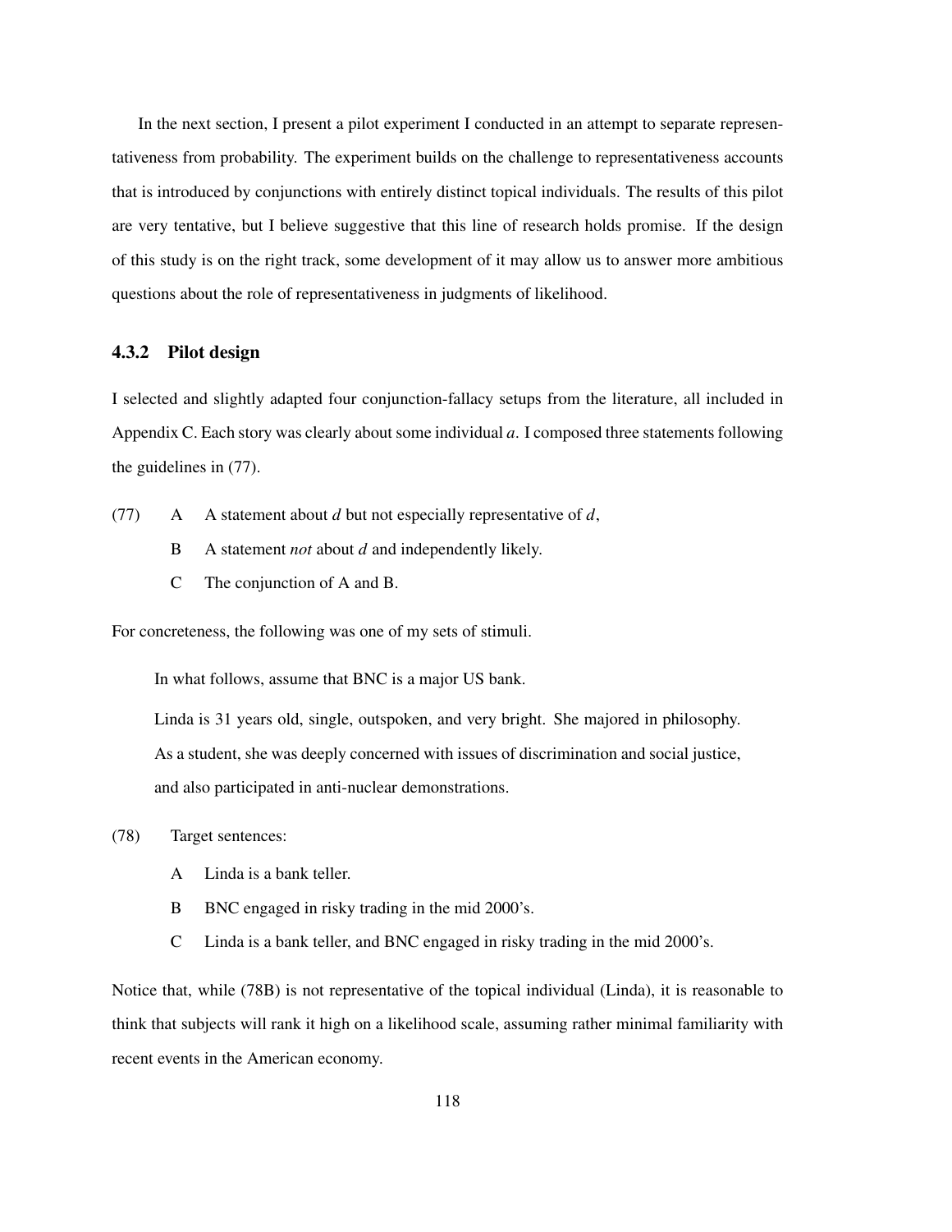In the next section, I present a pilot experiment I conducted in an attempt to separate representativeness from probability. The experiment builds on the challenge to representativeness accounts that is introduced by conjunctions with entirely distinct topical individuals. The results of this pilot are very tentative, but I believe suggestive that this line of research holds promise. If the design of this study is on the right track, some development of it may allow us to answer more ambitious questions about the role of representativeness in judgments of likelihood.

### 4.3.2 Pilot design

I selected and slightly adapted four conjunction-fallacy setups from the literature, all included in Appendix C. Each story was clearly about some individual $a$. I composed three statements following the guidelines in (77).

(77)
- A  A statement about $d$ but not especially representative of $d$,
- B  A statement *not* about $d$ and independently likely.
- C  The conjunction of A and B.

For concreteness, the following was one of my sets of stimuli.

> In what follows, assume that BNC is a major US bank.
>
> Linda is 31 years old, single, outspoken, and very bright. She majored in philosophy. As a student, she was deeply concerned with issues of discrimination and social justice, and also participated in anti-nuclear demonstrations.

(78) Target sentences:
- A  Linda is a bank teller.
- B  BNC engaged in risky trading in the mid 2000's.
- C  Linda is a bank teller, and BNC engaged in risky trading in the mid 2000's.

Notice that, while (78B) is not representative of the topical individual (Linda), it is reasonable to think that subjects will rank it high on a likelihood scale, assuming rather minimal familiarity with recent events in the American economy.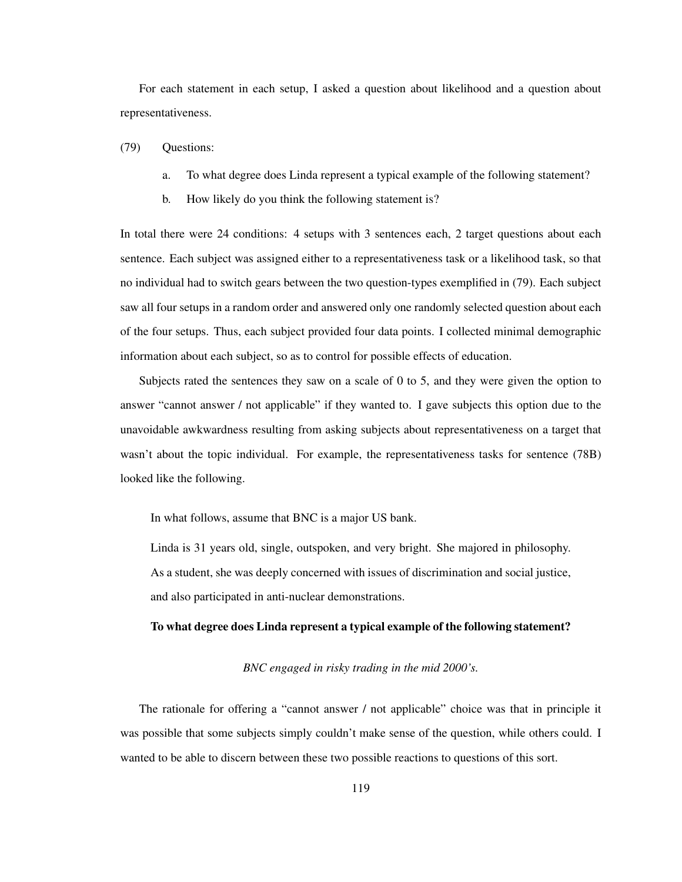For each statement in each setup, I asked a question about likelihood and a question about representativeness.

(79) Questions:

a. To what degree does Linda represent a typical example of the following statement?

b. How likely do you think the following statement is?

In total there were 24 conditions: 4 setups with 3 sentences each, 2 target questions about each sentence. Each subject was assigned either to a representativeness task or a likelihood task, so that no individual had to switch gears between the two question-types exemplified in (79). Each subject saw all four setups in a random order and answered only one randomly selected question about each of the four setups. Thus, each subject provided four data points. I collected minimal demographic information about each subject, so as to control for possible effects of education.

Subjects rated the sentences they saw on a scale of 0 to 5, and they were given the option to answer "cannot answer / not applicable" if they wanted to. I gave subjects this option due to the unavoidable awkwardness resulting from asking subjects about representativeness on a target that wasn't about the topic individual. For example, the representativeness tasks for sentence (78B) looked like the following.

> In what follows, assume that BNC is a major US bank.
>
> Linda is 31 years old, single, outspoken, and very bright. She majored in philosophy. As a student, she was deeply concerned with issues of discrimination and social justice, and also participated in anti-nuclear demonstrations.
>
> **To what degree does Linda represent a typical example of the following statement?**
>
> *BNC engaged in risky trading in the mid 2000's.*

The rationale for offering a "cannot answer / not applicable" choice was that in principle it was possible that some subjects simply couldn't make sense of the question, while others could. I wanted to be able to discern between these two possible reactions to questions of this sort.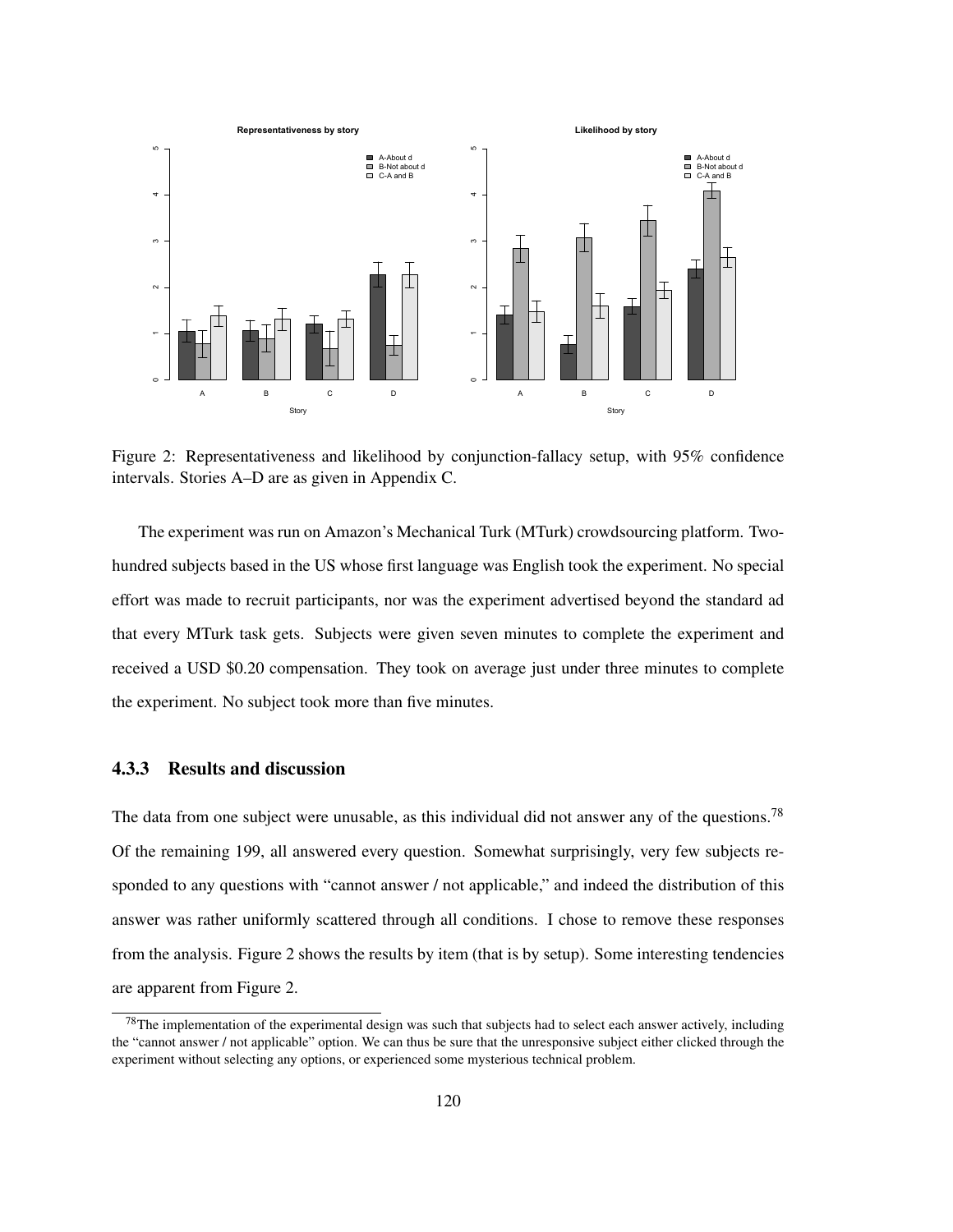Figure 2: Representativeness and likelihood by conjunction-fallacy setup, with 95% confidence intervals. Stories A–D are as given in Appendix C.

The experiment was run on Amazon's Mechanical Turk (MTurk) crowdsourcing platform. Two-hundred subjects based in the US whose first language was English took the experiment. No special effort was made to recruit participants, nor was the experiment advertised beyond the standard ad that every MTurk task gets. Subjects were given seven minutes to complete the experiment and received a USD $0.20 compensation. They took on average just under three minutes to complete the experiment. No subject took more than five minutes.

### 4.3.3 Results and discussion

The data from one subject were unusable, as this individual did not answer any of the questions.[78] Of the remaining 199, all answered every question. Somewhat surprisingly, very few subjects responded to any questions with "cannot answer / not applicable," and indeed the distribution of this answer was rather uniformly scattered through all conditions. I chose to remove these responses from the analysis. Figure 2 shows the results by item (that is by setup). Some interesting tendencies are apparent from Figure 2.

[78] The implementation of the experimental design was such that subjects had to select each answer actively, including the "cannot answer / not applicable" option. We can thus be sure that the unresponsive subject either clicked through the experiment without selecting any options, or experienced some mysterious technical problem.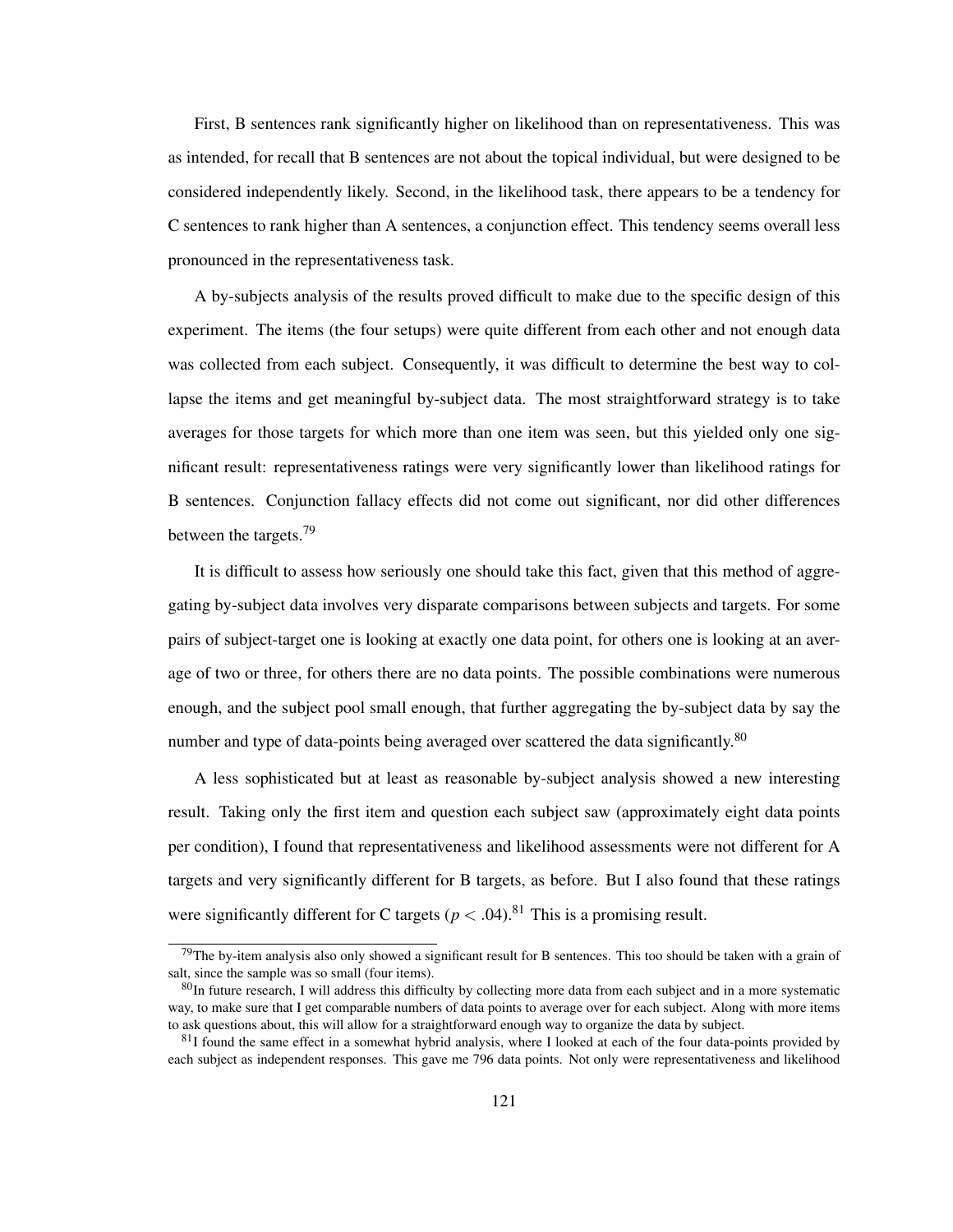First, B sentences rank significantly higher on likelihood than on representativeness. This was as intended, for recall that B sentences are not about the topical individual, but were designed to be considered independently likely. Second, in the likelihood task, there appears to be a tendency for C sentences to rank higher than A sentences, a conjunction effect. This tendency seems overall less pronounced in the representativeness task.

A by-subjects analysis of the results proved difficult to make due to the specific design of this experiment. The items (the four setups) were quite different from each other and not enough data was collected from each subject. Consequently, it was difficult to determine the best way to collapse the items and get meaningful by-subject data. The most straightforward strategy is to take averages for those targets for which more than one item was seen, but this yielded only one significant result: representativeness ratings were very significantly lower than likelihood ratings for B sentences. Conjunction fallacy effects did not come out significant, nor did other differences between the targets.[79]

It is difficult to assess how seriously one should take this fact, given that this method of aggregating by-subject data involves very disparate comparisons between subjects and targets. For some pairs of subject-target one is looking at exactly one data point, for others one is looking at an average of two or three, for others there are no data points. The possible combinations were numerous enough, and the subject pool small enough, that further aggregating the by-subject data by say the number and type of data-points being averaged over scattered the data significantly.[80]

A less sophisticated but at least as reasonable by-subject analysis showed a new interesting result. Taking only the first item and question each subject saw (approximately eight data points per condition), I found that representativeness and likelihood assessments were not different for A targets and very significantly different for B targets, as before. But I also found that these ratings were significantly different for C targets ($p < .04$).[81] This is a promising result.

[79] The by-item analysis also only showed a significant result for B sentences. This too should be taken with a grain of salt, since the sample was so small (four items).

[80] In future research, I will address this difficulty by collecting more data from each subject and in a more systematic way, to make sure that I get comparable numbers of data points to average over for each subject. Along with more items to ask questions about, this will allow for a straightforward enough way to organize the data by subject.

[81] I found the same effect in a somewhat hybrid analysis, where I looked at each of the four data-points provided by each subject as independent responses. This gave me 796 data points. Not only were representativeness and likelihood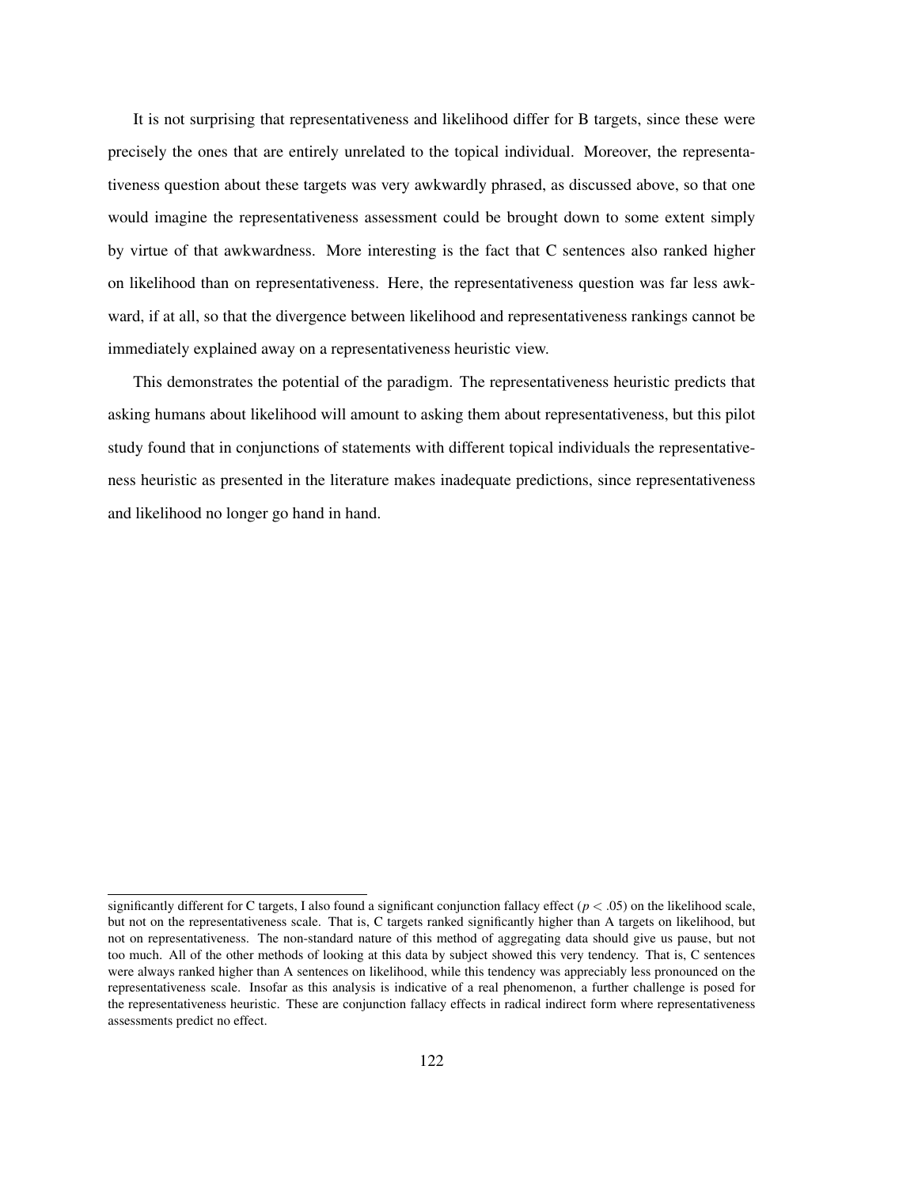It is not surprising that representativeness and likelihood differ for B targets, since these were precisely the ones that are entirely unrelated to the topical individual. Moreover, the representativeness question about these targets was very awkwardly phrased, as discussed above, so that one would imagine the representativeness assessment could be brought down to some extent simply by virtue of that awkwardness. More interesting is the fact that C sentences also ranked higher on likelihood than on representativeness. Here, the representativeness question was far less awkward, if at all, so that the divergence between likelihood and representativeness rankings cannot be immediately explained away on a representativeness heuristic view.

This demonstrates the potential of the paradigm. The representativeness heuristic predicts that asking humans about likelihood will amount to asking them about representativeness, but this pilot study found that in conjunctions of statements with different topical individuals the representativeness heuristic as presented in the literature makes inadequate predictions, since representativeness and likelihood no longer go hand in hand.

---

significantly different for C targets, I also found a significant conjunction fallacy effect ($p < .05$) on the likelihood scale, but not on the representativeness scale. That is, C targets ranked significantly higher than A targets on likelihood, but not on representativeness. The non-standard nature of this method of aggregating data should give us pause, but not too much. All of the other methods of looking at this data by subject showed this very tendency. That is, C sentences were always ranked higher than A sentences on likelihood, while this tendency was appreciably less pronounced on the representativeness scale. Insofar as this analysis is indicative of a real phenomenon, a further challenge is posed for the representativeness heuristic. These are conjunction fallacy effects in radical indirect form where representativeness assessments predict no effect.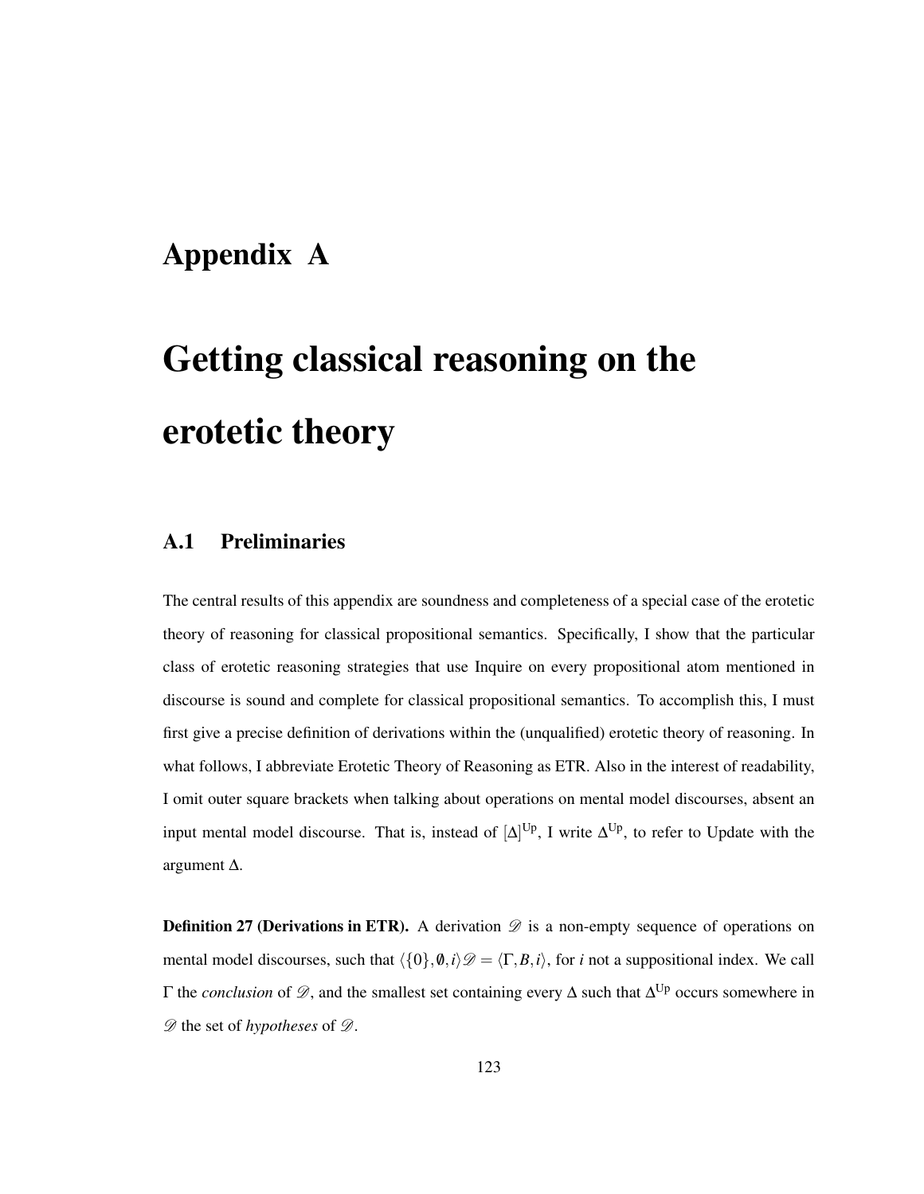# Appendix A

# Getting classical reasoning on the erotetic theory

## A.1 Preliminaries

The central results of this appendix are soundness and completeness of a special case of the erotetic theory of reasoning for classical propositional semantics. Specifically, I show that the particular class of erotetic reasoning strategies that use Inquire on every propositional atom mentioned in discourse is sound and complete for classical propositional semantics. To accomplish this, I must first give a precise definition of derivations within the (unqualified) erotetic theory of reasoning. In what follows, I abbreviate Erotetic Theory of Reasoning as ETR. Also in the interest of readability, I omit outer square brackets when talking about operations on mental model discourses, absent an input mental model discourse. That is, instead of $[\Delta]^{\text{Up}}$, I write $\Delta^{\text{Up}}$, to refer to Update with the argument $\Delta$.

**Definition 27 (Derivations in ETR).** A derivation $\mathscr{D}$ is a non-empty sequence of operations on mental model discourses, such that $\langle \{0\}, \emptyset, i \rangle \mathscr{D} = \langle \Gamma, B, i \rangle$, for $i$ not a suppositional index. We call $\Gamma$ the *conclusion* of $\mathscr{D}$, and the smallest set containing every $\Delta$ such that $\Delta^{\text{Up}}$ occurs somewhere in $\mathscr{D}$ the set of *hypotheses* of $\mathscr{D}$.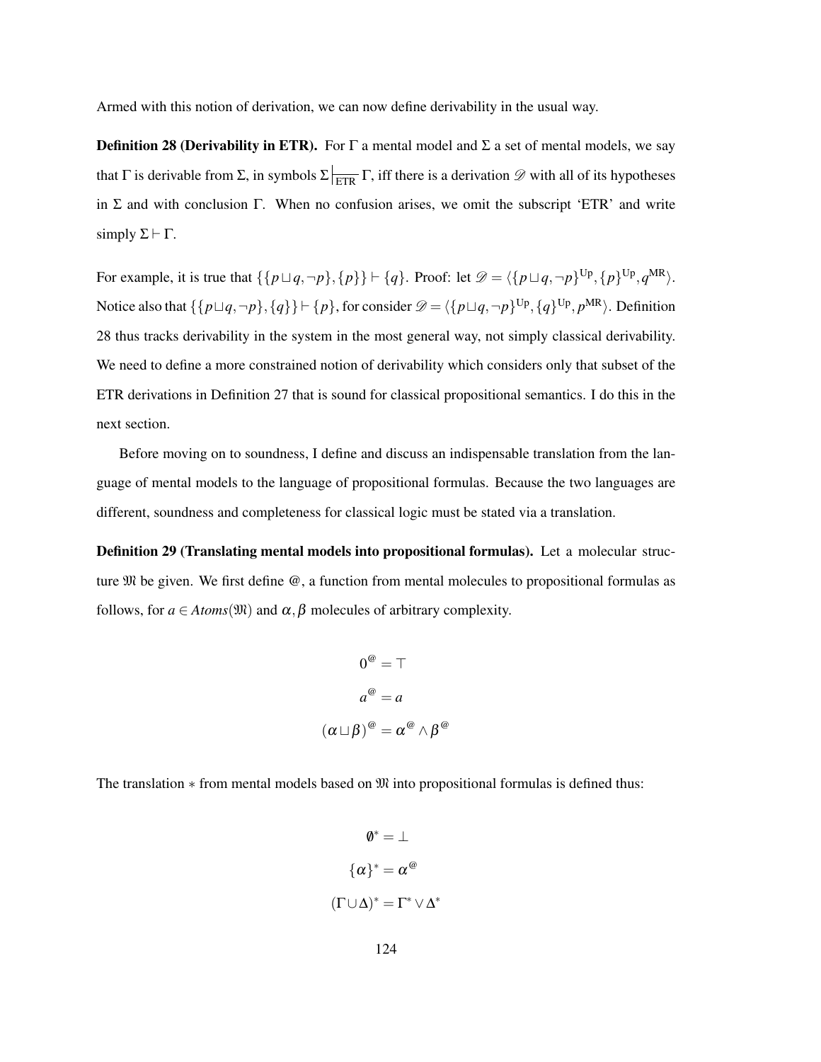Armed with this notion of derivation, we can now define derivability in the usual way.

**Definition 28 (Derivability in ETR).** For $\Gamma$ a mental model and $\Sigma$ a set of mental models, we say that $\Gamma$ is derivable from $\Sigma$, in symbols $\Sigma \vdash_{\text{ETR}} \Gamma$, iff there is a derivation $\mathscr{D}$ with all of its hypotheses in $\Sigma$ and with conclusion $\Gamma$. When no confusion arises, we omit the subscript 'ETR' and write simply $\Sigma \vdash \Gamma$.

For example, it is true that $\{\{p \sqcup q, \neg p\}, \{p\}\} \vdash \{q\}$. Proof: let $\mathscr{D} = \langle \{p \sqcup q, \neg p\}^{\text{Up}}, \{p\}^{\text{Up}}, q^{\text{MR}} \rangle$. Notice also that $\{\{p \sqcup q, \neg p\}, \{q\}\} \vdash \{p\}$, for consider $\mathscr{D} = \langle \{p \sqcup q, \neg p\}^{\text{Up}}, \{q\}^{\text{Up}}, p^{\text{MR}} \rangle$. Definition 28 thus tracks derivability in the system in the most general way, not simply classical derivability. We need to define a more constrained notion of derivability which considers only that subset of the ETR derivations in Definition 27 that is sound for classical propositional semantics. I do this in the next section.

Before moving on to soundness, I define and discuss an indispensable translation from the language of mental models to the language of propositional formulas. Because the two languages are different, soundness and completeness for classical logic must be stated via a translation.

**Definition 29 (Translating mental models into propositional formulas).** Let a molecular structure $\mathfrak{M}$ be given. We first define @, a function from mental molecules to propositional formulas as follows, for $a \in Atoms(\mathfrak{M})$ and $\alpha, \beta$ molecules of arbitrary complexity.

$$0^{@} = \top$$

$$a^{@} = a$$

$$(\alpha \sqcup \beta)^{@} = \alpha^{@} \wedge \beta^{@}$$

The translation $*$ from mental models based on $\mathfrak{M}$ into propositional formulas is defined thus:

$$\emptyset^{*} = \bot$$

$$\{\alpha\}^{*} = \alpha^{@}$$

$$(\Gamma \cup \Delta)^{*} = \Gamma^{*} \vee \Delta^{*}$$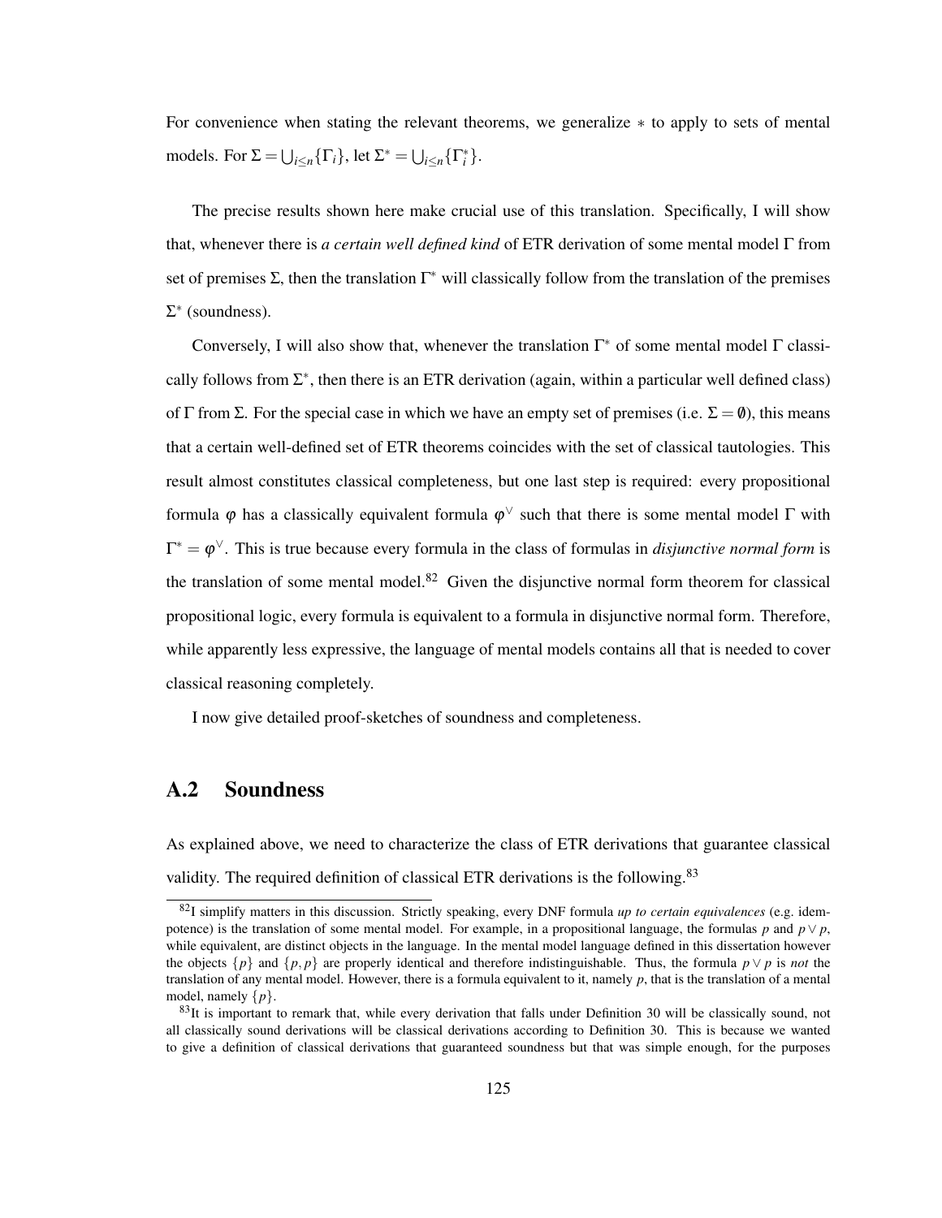For convenience when stating the relevant theorems, we generalize $*$ to apply to sets of mental models. For $\Sigma = \bigcup_{i \leq n}\{\Gamma_i\}$, let $\Sigma^* = \bigcup_{i \leq n}\{\Gamma_i^*\}$.

The precise results shown here make crucial use of this translation. Specifically, I will show that, whenever there is *a certain well defined kind* of ETR derivation of some mental model $\Gamma$ from set of premises $\Sigma$, then the translation $\Gamma^*$ will classically follow from the translation of the premises $\Sigma^*$ (soundness).

Conversely, I will also show that, whenever the translation $\Gamma^*$ of some mental model $\Gamma$ classically follows from $\Sigma^*$, then there is an ETR derivation (again, within a particular well defined class) of $\Gamma$ from $\Sigma$. For the special case in which we have an empty set of premises (i.e. $\Sigma = \emptyset$), this means that a certain well-defined set of ETR theorems coincides with the set of classical tautologies. This result almost constitutes classical completeness, but one last step is required: every propositional formula $\varphi$ has a classically equivalent formula $\varphi^{\vee}$ such that there is some mental model $\Gamma$ with $\Gamma^* = \varphi^{\vee}$. This is true because every formula in the class of formulas in *disjunctive normal form* is the translation of some mental model.[82] Given the disjunctive normal form theorem for classical propositional logic, every formula is equivalent to a formula in disjunctive normal form. Therefore, while apparently less expressive, the language of mental models contains all that is needed to cover classical reasoning completely.

I now give detailed proof-sketches of soundness and completeness.

## A.2 Soundness

As explained above, we need to characterize the class of ETR derivations that guarantee classical validity. The required definition of classical ETR derivations is the following.[83]

---

[82] I simplify matters in this discussion. Strictly speaking, every DNF formula *up to certain equivalences* (e.g. idempotence) is the translation of some mental model. For example, in a propositional language, the formulas $p$ and $p \vee p$, while equivalent, are distinct objects in the language. In the mental model language defined in this dissertation however the objects $\{p\}$ and $\{p, p\}$ are properly identical and therefore indistinguishable. Thus, the formula $p \vee p$ is *not* the translation of any mental model. However, there is a formula equivalent to it, namely $p$, that is the translation of a mental model, namely $\{p\}$.

[83] It is important to remark that, while every derivation that falls under Definition 30 will be classically sound, not all classically sound derivations will be classical derivations according to Definition 30. This is because we wanted to give a definition of classical derivations that guaranteed soundness but that was simple enough, for the purposes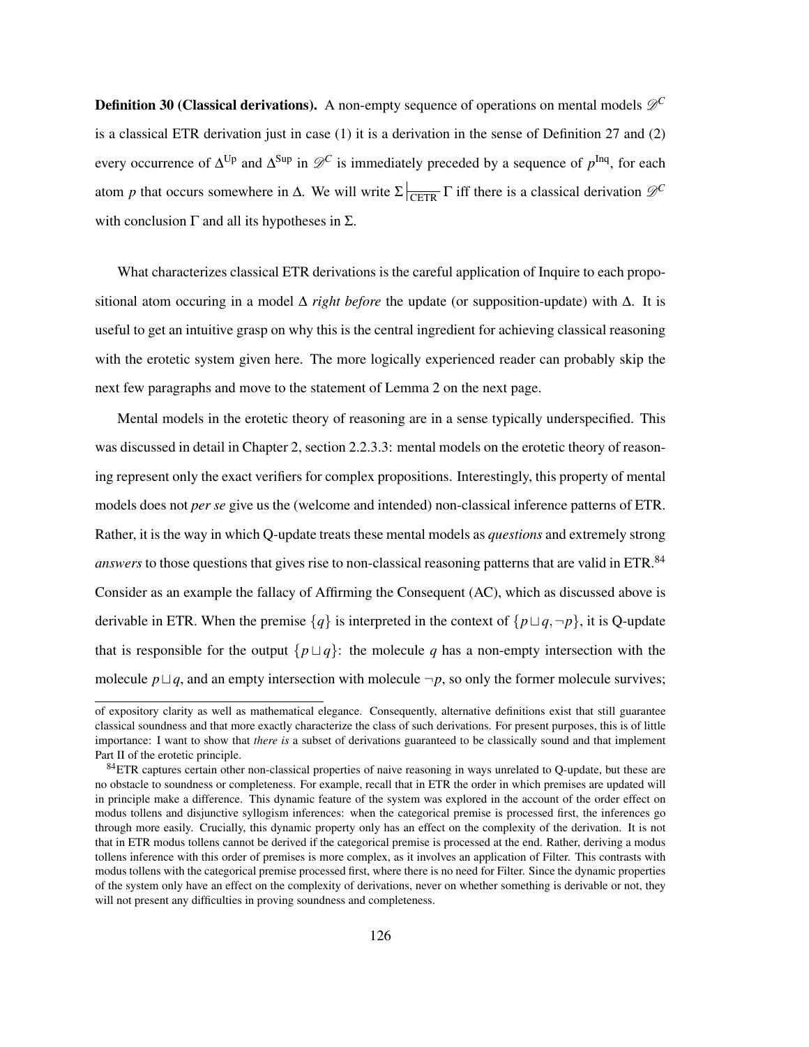**Definition 30 (Classical derivations).** A non-empty sequence of operations on mental models $\mathscr{D}^C$ is a classical ETR derivation just in case (1) it is a derivation in the sense of Definition 27 and (2) every occurrence of $\Delta^{\text{Up}}$ and $\Delta^{\text{Sup}}$ in $\mathscr{D}^C$ is immediately preceded by a sequence of $p^{\text{Inq}}$, for each atom $p$ that occurs somewhere in $\Delta$. We will write $\Sigma \mid_{\overline{\text{CETR}}} \Gamma$ iff there is a classical derivation $\mathscr{D}^C$ with conclusion $\Gamma$ and all its hypotheses in $\Sigma$.

What characterizes classical ETR derivations is the careful application of Inquire to each propositional atom occuring in a model $\Delta$ *right before* the update (or supposition-update) with $\Delta$. It is useful to get an intuitive grasp on why this is the central ingredient for achieving classical reasoning with the erotetic system given here. The more logically experienced reader can probably skip the next few paragraphs and move to the statement of Lemma 2 on the next page.

Mental models in the erotetic theory of reasoning are in a sense typically underspecified. This was discussed in detail in Chapter 2, section 2.2.3.3: mental models on the erotetic theory of reasoning represent only the exact verifiers for complex propositions. Interestingly, this property of mental models does not *per se* give us the (welcome and intended) non-classical inference patterns of ETR. Rather, it is the way in which Q-update treats these mental models as *questions* and extremely strong *answers* to those questions that gives rise to non-classical reasoning patterns that are valid in ETR.[84] Consider as an example the fallacy of Affirming the Consequent (AC), which as discussed above is derivable in ETR. When the premise $\{q\}$ is interpreted in the context of $\{p \sqcup q, \neg p\}$, it is Q-update that is responsible for the output $\{p \sqcup q\}$: the molecule $q$ has a non-empty intersection with the molecule $p \sqcup q$, and an empty intersection with molecule $\neg p$, so only the former molecule survives;

---

of expository clarity as well as mathematical elegance. Consequently, alternative definitions exist that still guarantee classical soundness and that more exactly characterize the class of such derivations. For present purposes, this is of little importance: I want to show that *there is* a subset of derivations guaranteed to be classically sound and that implement Part II of the erotetic principle.

[84] ETR captures certain other non-classical properties of naive reasoning in ways unrelated to Q-update, but these are no obstacle to soundness or completeness. For example, recall that in ETR the order in which premises are updated will in principle make a difference. This dynamic feature of the system was explored in the account of the order effect on modus tollens and disjunctive syllogism inferences: when the categorical premise is processed first, the inferences go through more easily. Crucially, this dynamic property only has an effect on the complexity of the derivation. It is not that in ETR modus tollens cannot be derived if the categorical premise is processed at the end. Rather, deriving a modus tollens inference with this order of premises is more complex, as it involves an application of Filter. This contrasts with modus tollens with the categorical premise processed first, where there is no need for Filter. Since the dynamic properties of the system only have an effect on the complexity of derivations, never on whether something is derivable or not, they will not present any difficulties in proving soundness and completeness.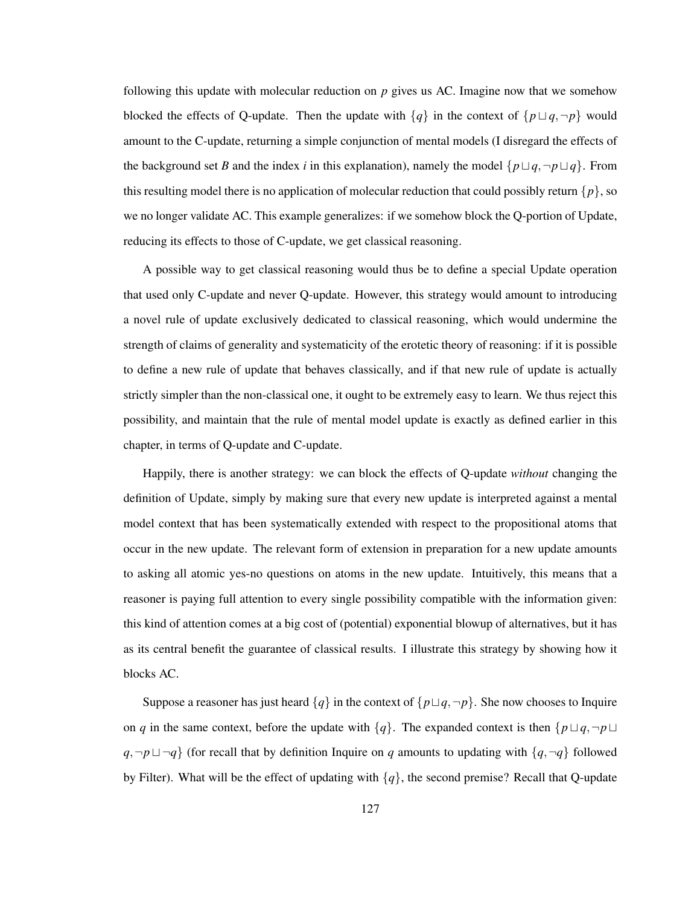following this update with molecular reduction on $p$ gives us AC. Imagine now that we somehow blocked the effects of Q-update. Then the update with $\{q\}$ in the context of $\{p \sqcup q, \neg p\}$ would amount to the C-update, returning a simple conjunction of mental models (I disregard the effects of the background set $B$ and the index $i$ in this explanation), namely the model $\{p \sqcup q, \neg p \sqcup q\}$. From this resulting model there is no application of molecular reduction that could possibly return $\{p\}$, so we no longer validate AC. This example generalizes: if we somehow block the Q-portion of Update, reducing its effects to those of C-update, we get classical reasoning.

A possible way to get classical reasoning would thus be to define a special Update operation that used only C-update and never Q-update. However, this strategy would amount to introducing a novel rule of update exclusively dedicated to classical reasoning, which would undermine the strength of claims of generality and systematicity of the erotetic theory of reasoning: if it is possible to define a new rule of update that behaves classically, and if that new rule of update is actually strictly simpler than the non-classical one, it ought to be extremely easy to learn. We thus reject this possibility, and maintain that the rule of mental model update is exactly as defined earlier in this chapter, in terms of Q-update and C-update.

Happily, there is another strategy: we can block the effects of Q-update *without* changing the definition of Update, simply by making sure that every new update is interpreted against a mental model context that has been systematically extended with respect to the propositional atoms that occur in the new update. The relevant form of extension in preparation for a new update amounts to asking all atomic yes-no questions on atoms in the new update. Intuitively, this means that a reasoner is paying full attention to every single possibility compatible with the information given: this kind of attention comes at a big cost of (potential) exponential blowup of alternatives, but it has as its central benefit the guarantee of classical results. I illustrate this strategy by showing how it blocks AC.

Suppose a reasoner has just heard $\{q\}$ in the context of $\{p \sqcup q, \neg p\}$. She now chooses to Inquire on $q$ in the same context, before the update with $\{q\}$. The expanded context is then $\{p \sqcup q, \neg p \sqcup q, \neg p \sqcup \neg q\}$ (for recall that by definition Inquire on $q$ amounts to updating with $\{q, \neg q\}$ followed by Filter). What will be the effect of updating with $\{q\}$, the second premise? Recall that Q-update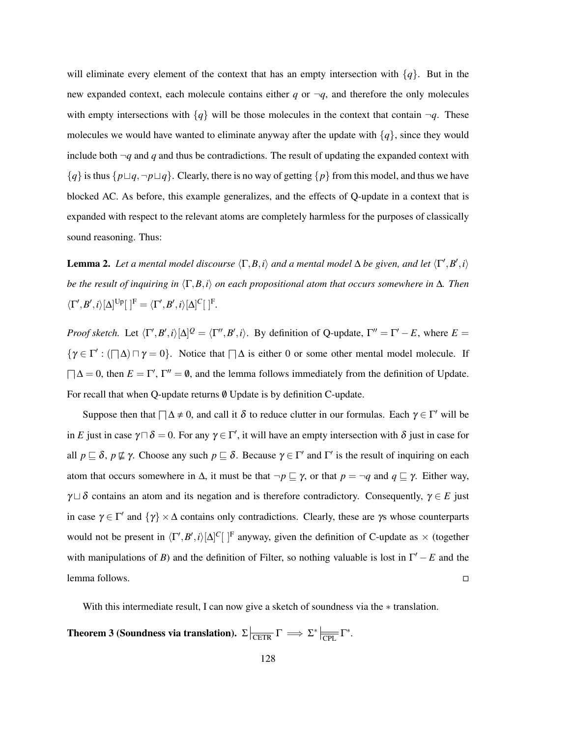will eliminate every element of the context that has an empty intersection with $\{q\}$. But in the new expanded context, each molecule contains either $q$ or $\neg q$, and therefore the only molecules with empty intersections with $\{q\}$ will be those molecules in the context that contain $\neg q$. These molecules we would have wanted to eliminate anyway after the update with $\{q\}$, since they would include both $\neg q$ and $q$ and thus be contradictions. The result of updating the expanded context with $\{q\}$ is thus $\{p \sqcup q, \neg p \sqcup q\}$. Clearly, there is no way of getting $\{p\}$ from this model, and thus we have blocked AC. As before, this example generalizes, and the effects of Q-update in a context that is expanded with respect to the relevant atoms are completely harmless for the purposes of classically sound reasoning. Thus:

**Lemma 2.** *Let a mental model discourse $\langle \Gamma, B, i \rangle$ and a mental model $\Delta$ be given, and let $\langle \Gamma', B', i \rangle$ be the result of inquiring in $\langle \Gamma, B, i \rangle$ on each propositional atom that occurs somewhere in $\Delta$. Then $\langle \Gamma', B', i \rangle[\Delta]^{\text{Up}}[\,]^{\text{F}} = \langle \Gamma', B', i \rangle[\Delta]^{C}[\,]^{\text{F}}$.*

*Proof sketch.* Let $\langle \Gamma', B', i \rangle[\Delta]^{Q} = \langle \Gamma'', B', i \rangle$. By definition of Q-update, $\Gamma'' = \Gamma' - E$, where $E = \{\gamma \in \Gamma' : (\bigsqcap \Delta) \sqcap \gamma = 0\}$. Notice that $\bigsqcap \Delta$ is either 0 or some other mental model molecule. If $\bigsqcap \Delta = 0$, then $E = \Gamma'$, $\Gamma'' = \emptyset$, and the lemma follows immediately from the definition of Update. For recall that when Q-update returns $\emptyset$ Update is by definition C-update.

Suppose then that $\bigsqcap \Delta \neq 0$, and call it $\delta$ to reduce clutter in our formulas. Each $\gamma \in \Gamma'$ will be in $E$ just in case $\gamma \sqcap \delta = 0$. For any $\gamma \in \Gamma'$, it will have an empty intersection with $\delta$ just in case for all $p \sqsubseteq \delta$, $p \not\sqsubseteq \gamma$. Choose any such $p \sqsubseteq \delta$. Because $\gamma \in \Gamma'$ and $\Gamma'$ is the result of inquiring on each atom that occurs somewhere in $\Delta$, it must be that $\neg p \sqsubseteq \gamma$, or that $p = \neg q$ and $q \sqsubseteq \gamma$. Either way, $\gamma \sqcup \delta$ contains an atom and its negation and is therefore contradictory. Consequently, $\gamma \in E$ just in case $\gamma \in \Gamma'$ and $\{\gamma\} \times \Delta$ contains only contradictions. Clearly, these are $\gamma$s whose counterparts would not be present in $\langle \Gamma', B', i \rangle[\Delta]^{C}[\,]^{\text{F}}$ anyway, given the definition of C-update as $\times$ (together with manipulations of $B$) and the definition of Filter, so nothing valuable is lost in $\Gamma' - E$ and the lemma follows. ◻

With this intermediate result, I can now give a sketch of soundness via the $*$ translation.

**Theorem 3 (Soundness via translation).** $\Sigma \mid_{\overline{\text{CETR}}} \Gamma \implies \Sigma^* \models_{\overline{\text{CPL}}} \Gamma^*$.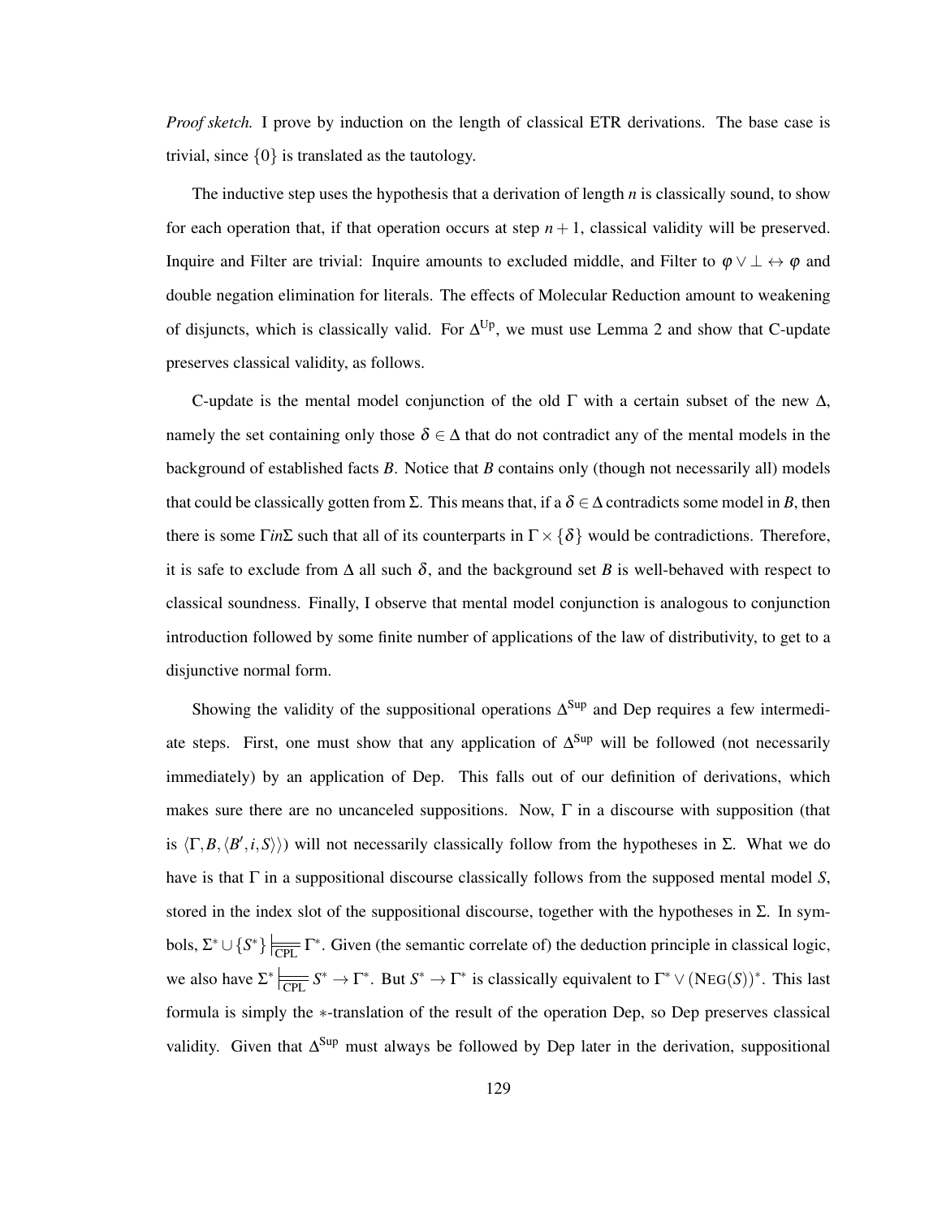*Proof sketch.* I prove by induction on the length of classical ETR derivations. The base case is trivial, since $\{0\}$ is translated as the tautology.

The inductive step uses the hypothesis that a derivation of length $n$ is classically sound, to show for each operation that, if that operation occurs at step $n+1$, classical validity will be preserved. Inquire and Filter are trivial: Inquire amounts to excluded middle, and Filter to $\varphi \vee \bot \leftrightarrow \varphi$ and double negation elimination for literals. The effects of Molecular Reduction amount to weakening of disjuncts, which is classically valid. For $\Delta^{\text{Up}}$, we must use Lemma 2 and show that C-update preserves classical validity, as follows.

C-update is the mental model conjunction of the old $\Gamma$ with a certain subset of the new $\Delta$, namely the set containing only those $\delta \in \Delta$ that do not contradict any of the mental models in the background of established facts $B$. Notice that $B$ contains only (though not necessarily all) models that could be classically gotten from $\Sigma$. This means that, if a $\delta \in \Delta$ contradicts some model in $B$, then there is some $\Gamma in \Sigma$ such that all of its counterparts in $\Gamma \times \{\delta\}$ would be contradictions. Therefore, it is safe to exclude from $\Delta$ all such $\delta$, and the background set $B$ is well-behaved with respect to classical soundness. Finally, I observe that mental model conjunction is analogous to conjunction introduction followed by some finite number of applications of the law of distributivity, to get to a disjunctive normal form.

Showing the validity of the suppositional operations $\Delta^{\text{Sup}}$ and Dep requires a few intermediate steps. First, one must show that any application of $\Delta^{\text{Sup}}$ will be followed (not necessarily immediately) by an application of Dep. This falls out of our definition of derivations, which makes sure there are no uncanceled suppositions. Now, $\Gamma$ in a discourse with supposition (that is $\langle \Gamma, B, \langle B', i, S \rangle \rangle$) will not necessarily classically follow from the hypotheses in $\Sigma$. What we do have is that $\Gamma$ in a suppositional discourse classically follows from the supposed mental model $S$, stored in the index slot of the suppositional discourse, together with the hypotheses in $\Sigma$. In symbols, $\Sigma^* \cup \{S^*\} \models_{\text{CPL}} \Gamma^*$. Given (the semantic correlate of) the deduction principle in classical logic, we also have $\Sigma^* \models_{\text{CPL}} S^* \rightarrow \Gamma^*$. But $S^* \rightarrow \Gamma^*$ is classically equivalent to $\Gamma^* \vee (\text{NEG}(S))^*$. This last formula is simply the $*$-translation of the result of the operation Dep, so Dep preserves classical validity. Given that $\Delta^{\text{Sup}}$ must always be followed by Dep later in the derivation, suppositional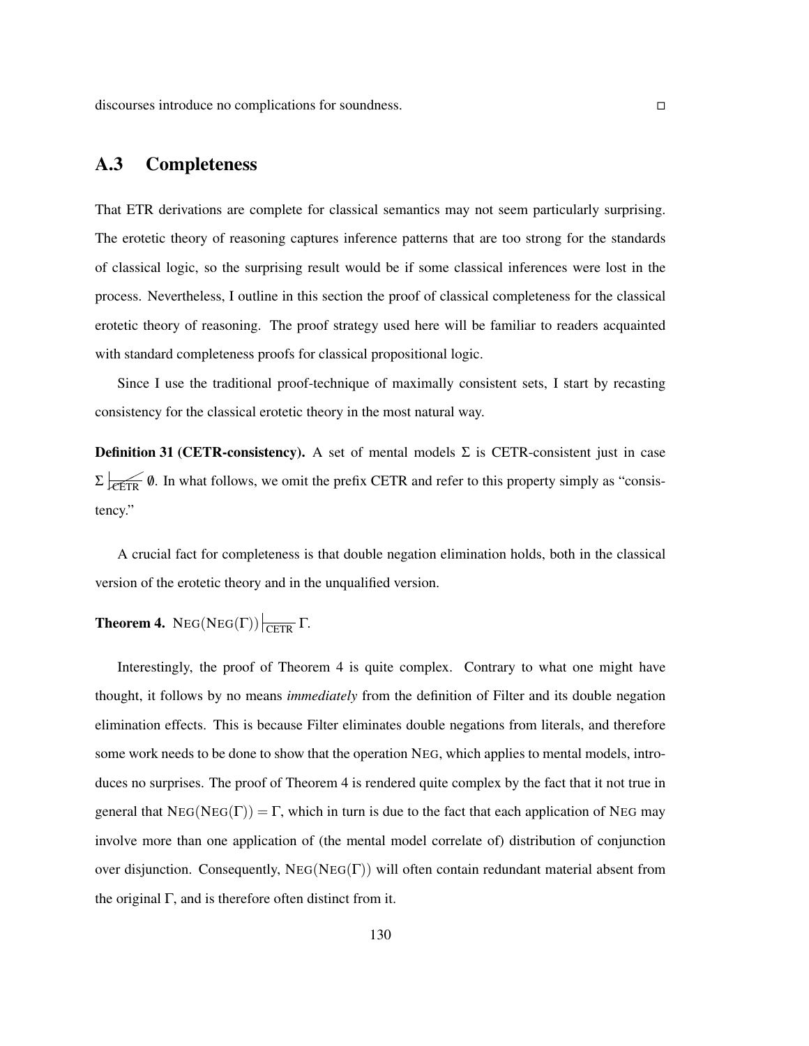discourses introduce no complications for soundness. □

## A.3 Completeness

That ETR derivations are complete for classical semantics may not seem particularly surprising. The erotetic theory of reasoning captures inference patterns that are too strong for the standards of classical logic, so the surprising result would be if some classical inferences were lost in the process. Nevertheless, I outline in this section the proof of classical completeness for the classical erotetic theory of reasoning. The proof strategy used here will be familiar to readers acquainted with standard completeness proofs for classical propositional logic.

Since I use the traditional proof-technique of maximally consistent sets, I start by recasting consistency for the classical erotetic theory in the most natural way.

**Definition 31 (CETR-consistency).** A set of mental models $\Sigma$ is CETR-consistent just in case $\Sigma \not\vdash_{\text{CETR}} \emptyset$. In what follows, we omit the prefix CETR and refer to this property simply as "consistency."

A crucial fact for completeness is that double negation elimination holds, both in the classical version of the erotetic theory and in the unqualified version.

**Theorem 4.** $\text{NEG}(\text{NEG}(\Gamma)) \vdash_{\text{CETR}} \Gamma$.

Interestingly, the proof of Theorem 4 is quite complex. Contrary to what one might have thought, it follows by no means *immediately* from the definition of Filter and its double negation elimination effects. This is because Filter eliminates double negations from literals, and therefore some work needs to be done to show that the operation NEG, which applies to mental models, introduces no surprises. The proof of Theorem 4 is rendered quite complex by the fact that it not true in general that $\text{NEG}(\text{NEG}(\Gamma)) = \Gamma$, which in turn is due to the fact that each application of NEG may involve more than one application of (the mental model correlate of) distribution of conjunction over disjunction. Consequently, $\text{NEG}(\text{NEG}(\Gamma))$ will often contain redundant material absent from the original $\Gamma$, and is therefore often distinct from it.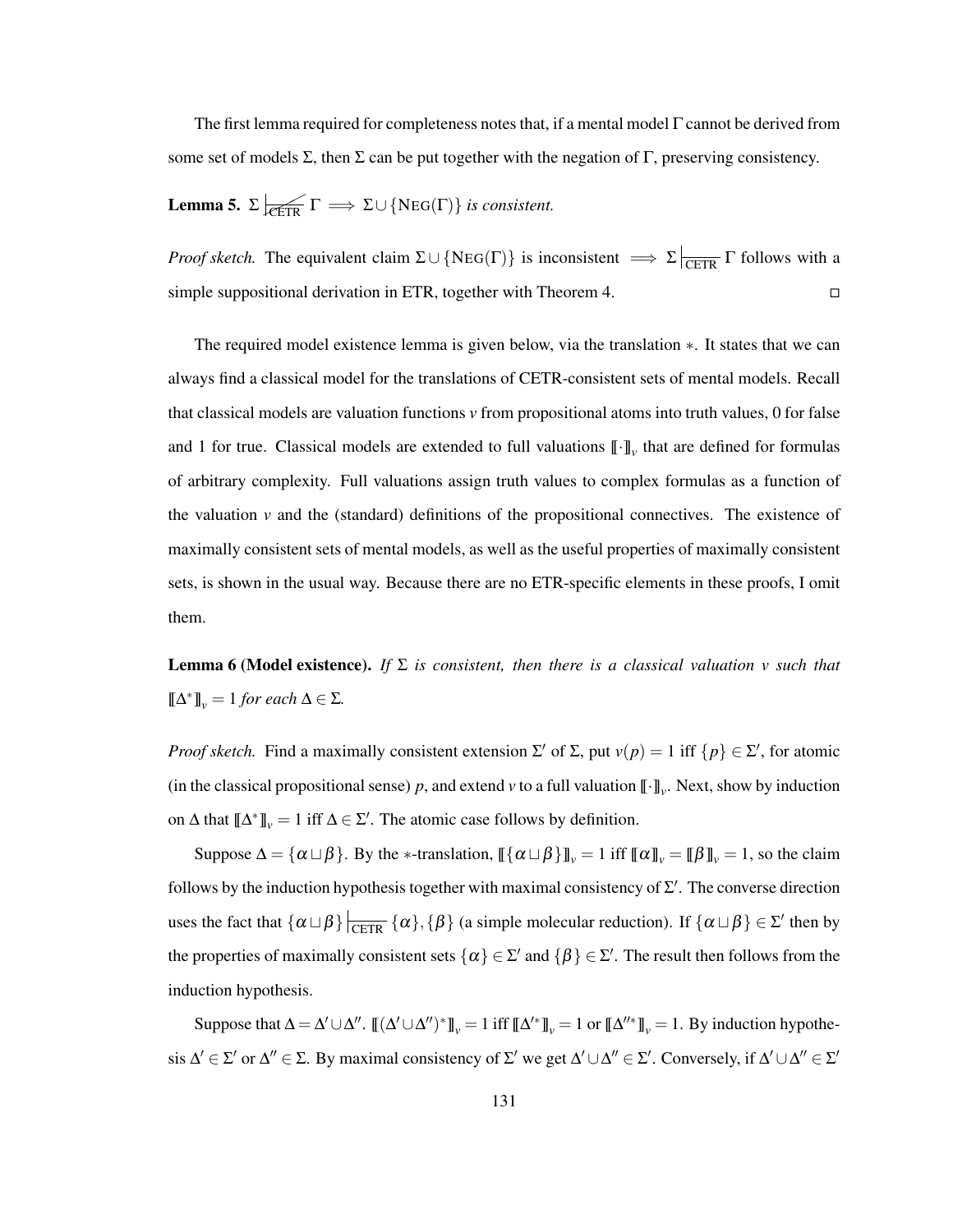The first lemma required for completeness notes that, if a mental model $\Gamma$ cannot be derived from some set of models $\Sigma$, then $\Sigma$ can be put together with the negation of $\Gamma$, preserving consistency.

**Lemma 5.** $\Sigma \not\vdash_{\text{CETR}} \Gamma \implies \Sigma \cup \{\text{NEG}(\Gamma)\}$ *is consistent.*

*Proof sketch.* The equivalent claim $\Sigma \cup \{\text{NEG}(\Gamma)\}$ is inconsistent $\implies \Sigma \vdash_{\text{CETR}} \Gamma$ follows with a simple suppositional derivation in ETR, together with Theorem 4. ◻

The required model existence lemma is given below, via the translation $*$. It states that we can always find a classical model for the translations of CETR-consistent sets of mental models. Recall that classical models are valuation functions $v$ from propositional atoms into truth values, 0 for false and 1 for true. Classical models are extended to full valuations $[\![\cdot]\!]_v$ that are defined for formulas of arbitrary complexity. Full valuations assign truth values to complex formulas as a function of the valuation $v$ and the (standard) definitions of the propositional connectives. The existence of maximally consistent sets of mental models, as well as the useful properties of maximally consistent sets, is shown in the usual way. Because there are no ETR-specific elements in these proofs, I omit them.

**Lemma 6 (Model existence).** *If $\Sigma$ is consistent, then there is a classical valuation $v$ such that $[\![\Delta^*]\!]_v = 1$ for each $\Delta \in \Sigma$.*

*Proof sketch.* Find a maximally consistent extension $\Sigma'$ of $\Sigma$, put $v(p) = 1$ iff $\{p\} \in \Sigma'$, for atomic (in the classical propositional sense) $p$, and extend $v$ to a full valuation $[\![\cdot]\!]_v$. Next, show by induction on $\Delta$ that $[\![\Delta^*]\!]_v = 1$ iff $\Delta \in \Sigma'$. The atomic case follows by definition.

Suppose $\Delta = \{\alpha \sqcup \beta\}$. By the $*$-translation, $[\![\{\alpha \sqcup \beta\}]\!]_v = 1$ iff $[\![\alpha]\!]_v = [\![\beta]\!]_v = 1$, so the claim follows by the induction hypothesis together with maximal consistency of $\Sigma'$. The converse direction uses the fact that $\{\alpha \sqcup \beta\} \vdash_{\text{CETR}} \{\alpha\}, \{\beta\}$ (a simple molecular reduction). If $\{\alpha \sqcup \beta\} \in \Sigma'$ then by the properties of maximally consistent sets $\{\alpha\} \in \Sigma'$ and $\{\beta\} \in \Sigma'$. The result then follows from the induction hypothesis.

Suppose that $\Delta = \Delta' \cup \Delta''$. $[\![(\Delta' \cup \Delta'')^*]\!]_v = 1$ iff $[\![\Delta'^*]\!]_v = 1$ or $[\![\Delta''^*]\!]_v = 1$. By induction hypothesis $\Delta' \in \Sigma'$ or $\Delta'' \in \Sigma$. By maximal consistency of $\Sigma'$ we get $\Delta' \cup \Delta'' \in \Sigma'$. Conversely, if $\Delta' \cup \Delta'' \in \Sigma'$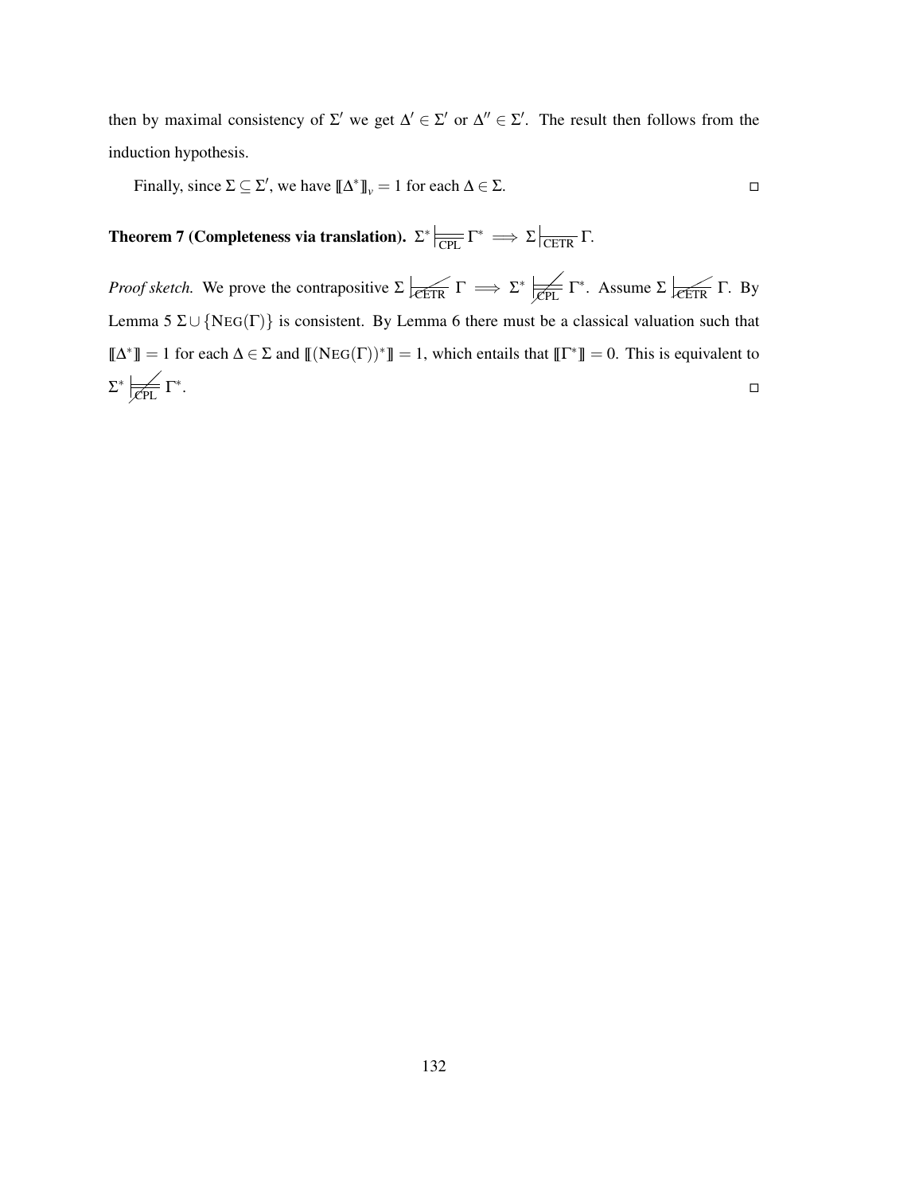then by maximal consistency of $\Sigma'$ we get $\Delta' \in \Sigma'$ or $\Delta'' \in \Sigma'$. The result then follows from the induction hypothesis.

Finally, since $\Sigma \subseteq \Sigma'$, we have $[\![\Delta^*]\!]_v = 1$ for each $\Delta \in \Sigma$. $\square$

**Theorem 7 (Completeness via translation).** $\Sigma^* \models_{\text{CPL}} \Gamma^* \implies \Sigma \vdash_{\text{CETR}} \Gamma$.

*Proof sketch.* We prove the contrapositive $\Sigma \nvdash_{\text{CETR}} \Gamma \implies \Sigma^* \not\models_{\text{CPL}} \Gamma^*$. Assume $\Sigma \nvdash_{\text{CETR}} \Gamma$. By Lemma 5 $\Sigma \cup \{\text{NEG}(\Gamma)\}$ is consistent. By Lemma 6 there must be a classical valuation such that $[\![\Delta^*]\!] = 1$ for each $\Delta \in \Sigma$ and $[\![(\text{NEG}(\Gamma))^*]\!] = 1$, which entails that $[\![\Gamma^*]\!] = 0$. This is equivalent to $\Sigma^* \not\models_{\text{CPL}} \Gamma^*$. $\square$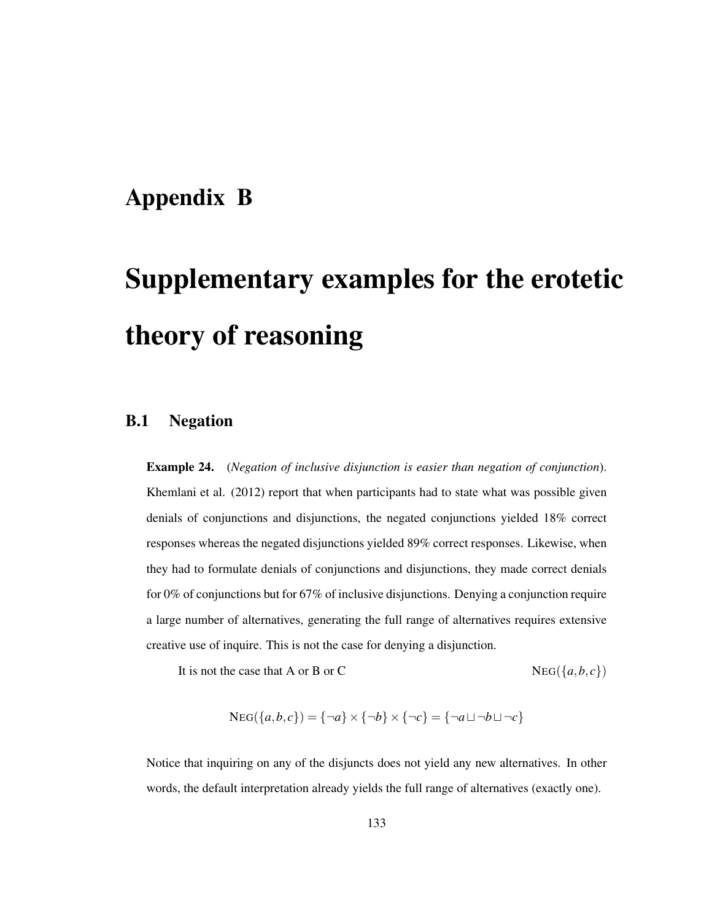# Appendix B

# Supplementary examples for the erotetic theory of reasoning

## B.1 Negation

**Example 24.** (*Negation of inclusive disjunction is easier than negation of conjunction*). Khemlani et al. (2012) report that when participants had to state what was possible given denials of conjunctions and disjunctions, the negated conjunctions yielded 18% correct responses whereas the negated disjunctions yielded 89% correct responses. Likewise, when they had to formulate denials of conjunctions and disjunctions, they made correct denials for 0% of conjunctions but for 67% of inclusive disjunctions. Denying a conjunction require a large number of alternatives, generating the full range of alternatives requires extensive creative use of inquire. This is not the case for denying a disjunction.

It is not the case that A or B or C $\qquad\qquad$ $\text{NEG}(\{a,b,c\})$

$$\text{NEG}(\{a,b,c\}) = \{\neg a\} \times \{\neg b\} \times \{\neg c\} = \{\neg a \sqcup \neg b \sqcup \neg c\}$$

Notice that inquiring on any of the disjuncts does not yield any new alternatives. In other words, the default interpretation already yields the full range of alternatives (exactly one).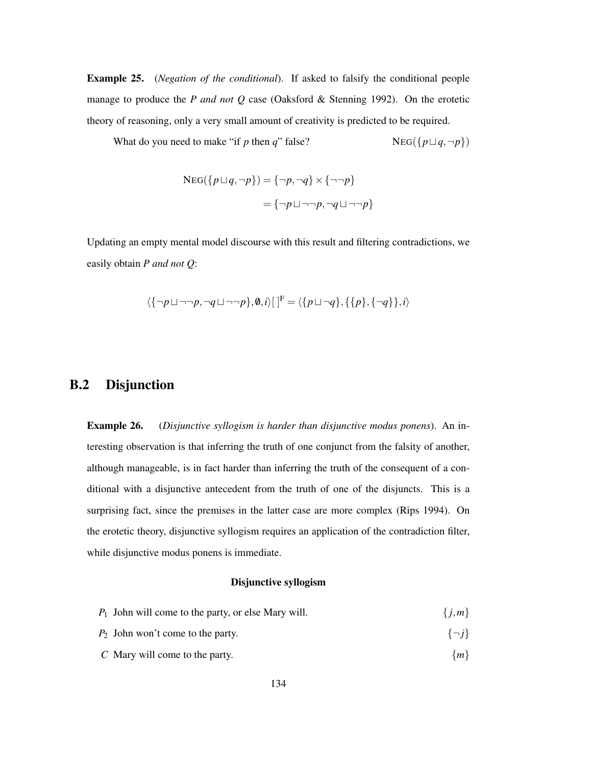**Example 25.** (*Negation of the conditional*). If asked to falsify the conditional people manage to produce the *P and not Q* case (Oaksford & Stenning 1992). On the erotetic theory of reasoning, only a very small amount of creativity is predicted to be required.

What do you need to make "if *p* then *q*" false? $\quad \text{NEG}(\{p \sqcup q, \neg p\})$

$$
\begin{aligned}
\text{NEG}(\{p \sqcup q, \neg p\}) &= \{\neg p, \neg q\} \times \{\neg\neg p\} \\
&= \{\neg p \sqcup \neg\neg p, \neg q \sqcup \neg\neg p\}
\end{aligned}
$$

Updating an empty mental model discourse with this result and filtering contradictions, we easily obtain *P and not Q*:

$$\langle \{\neg p \sqcup \neg\neg p, \neg q \sqcup \neg\neg p\}, \emptyset, i\rangle[\,]^{\text{F}} = \langle \{p \sqcup \neg q\}, \{\{p\}, \{\neg q\}\}, i\rangle$$

## B.2 Disjunction

**Example 26.** (*Disjunctive syllogism is harder than disjunctive modus ponens*). An interesting observation is that inferring the truth of one conjunct from the falsity of another, although manageable, is in fact harder than inferring the truth of the consequent of a conditional with a disjunctive antecedent from the truth of one of the disjuncts. This is a surprising fact, since the premises in the latter case are more complex (Rips 1994). On the erotetic theory, disjunctive syllogism requires an application of the contradiction filter, while disjunctive modus ponens is immediate.

**Disjunctive syllogism**

$P_1$ John will come to the party, or else Mary will. $\quad \{j, m\}$

$P_2$ John won't come to the party. $\quad \{\neg j\}$

$C$ Mary will come to the party. $\quad \{m\}$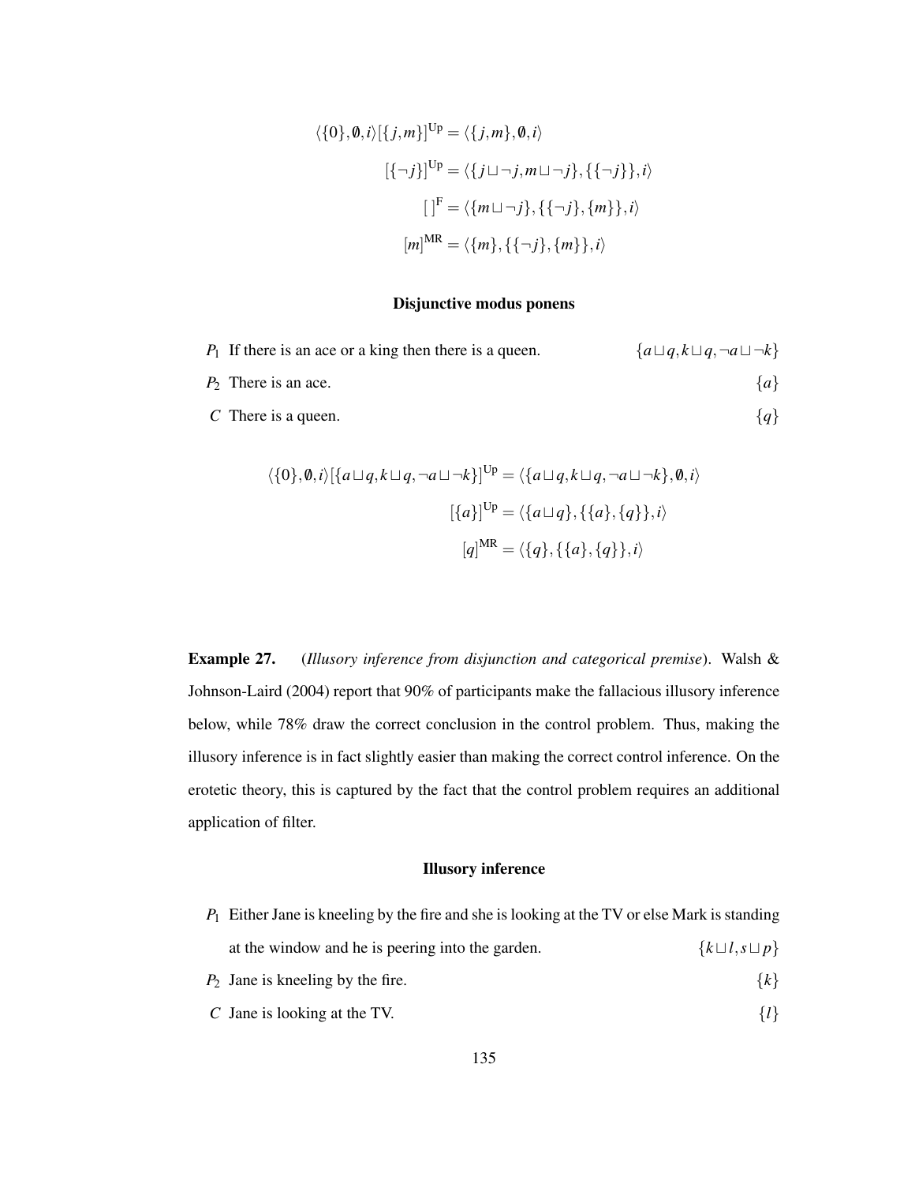$$\langle\{0\},\emptyset,i\rangle[\{j,m\}]^{\text{Up}} = \langle\{j,m\},\emptyset,i\rangle$$

$$[\{\neg j\}]^{\text{Up}} = \langle\{j \sqcup \neg j, m \sqcup \neg j\},\{\{\neg j\}\},i\rangle$$

$$[\,]^{\text{F}} = \langle\{m \sqcup \neg j\},\{\{\neg j\},\{m\}\},i\rangle$$

$$[m]^{\text{MR}} = \langle\{m\},\{\{\neg j\},\{m\}\},i\rangle$$

### Disjunctive modus ponens

$P_1$ If there is an ace or a king then there is a queen. $\{a \sqcup q, k \sqcup q, \neg a \sqcup \neg k\}$

$P_2$ There is an ace. $\{a\}$

$C$ There is a queen. $\{q\}$

$$\langle\{0\},\emptyset,i\rangle[\{a \sqcup q, k \sqcup q, \neg a \sqcup \neg k\}]^{\text{Up}} = \langle\{a \sqcup q, k \sqcup q, \neg a \sqcup \neg k\},\emptyset,i\rangle$$

$$[\{a\}]^{\text{Up}} = \langle\{a \sqcup q\},\{\{a\},\{q\}\},i\rangle$$

$$[q]^{\text{MR}} = \langle\{q\},\{\{a\},\{q\}\},i\rangle$$

**Example 27.** (*Illusory inference from disjunction and categorical premise*). Walsh & Johnson-Laird (2004) report that 90% of participants make the fallacious illusory inference below, while 78% draw the correct conclusion in the control problem. Thus, making the illusory inference is in fact slightly easier than making the correct control inference. On the erotetic theory, this is captured by the fact that the control problem requires an additional application of filter.

### Illusory inference

$P_1$ Either Jane is kneeling by the fire and she is looking at the TV or else Mark is standing at the window and he is peering into the garden. $\{k \sqcup l, s \sqcup p\}$

$P_2$ Jane is kneeling by the fire. $\{k\}$

$C$ Jane is looking at the TV. $\{l\}$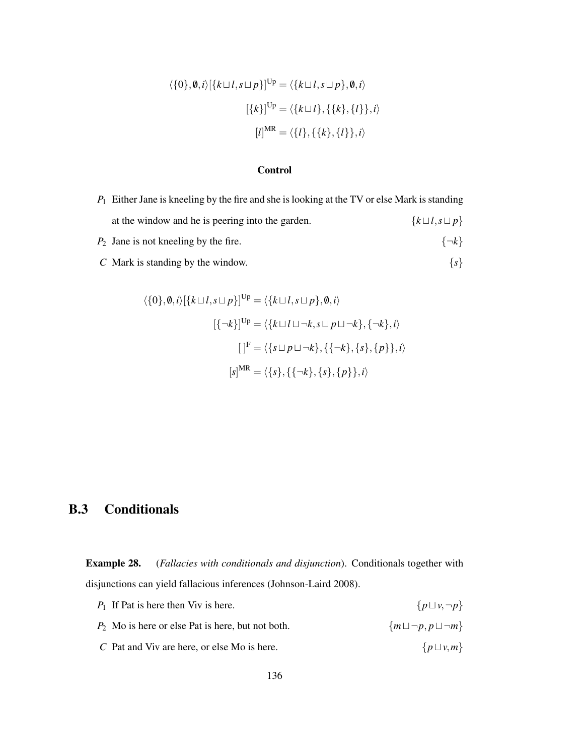$$\langle\{0\},\emptyset,i\rangle[\{k \sqcup l, s \sqcup p\}]^{\text{Up}} = \langle\{k \sqcup l, s \sqcup p\},\emptyset,i\rangle$$

$$[\{k\}]^{\text{Up}} = \langle\{k \sqcup l\},\{\{k\},\{l\}\},i\rangle$$

$$[l]^{\text{MR}} = \langle\{l\},\{\{k\},\{l\}\},i\rangle$$

**Control**

$P_1$ Either Jane is kneeling by the fire and she is looking at the TV or else Mark is standing at the window and he is peering into the garden. $\{k \sqcup l, s \sqcup p\}$

$P_2$ Jane is not kneeling by the fire. $\{\neg k\}$

$C$ Mark is standing by the window. $\{s\}$

$$\langle\{0\},\emptyset,i\rangle[\{k \sqcup l, s \sqcup p\}]^{\text{Up}} = \langle\{k \sqcup l, s \sqcup p\},\emptyset,i\rangle$$

$$[\{\neg k\}]^{\text{Up}} = \langle\{k \sqcup l \sqcup \neg k, s \sqcup p \sqcup \neg k\},\{\neg k\},i\rangle$$

$$[\,]^{\text{F}} = \langle\{s \sqcup p \sqcup \neg k\},\{\{\neg k\},\{s\},\{p\}\},i\rangle$$

$$[s]^{\text{MR}} = \langle\{s\},\{\{\neg k\},\{s\},\{p\}\},i\rangle$$

## B.3 Conditionals

**Example 28.** (*Fallacies with conditionals and disjunction*). Conditionals together with disjunctions can yield fallacious inferences (Johnson-Laird 2008).

$P_1$ If Pat is here then Viv is here. $\{p \sqcup v, \neg p\}$

$P_2$ Mo is here or else Pat is here, but not both. $\{m \sqcup \neg p, p \sqcup \neg m\}$

$C$ Pat and Viv are here, or else Mo is here. $\{p \sqcup v, m\}$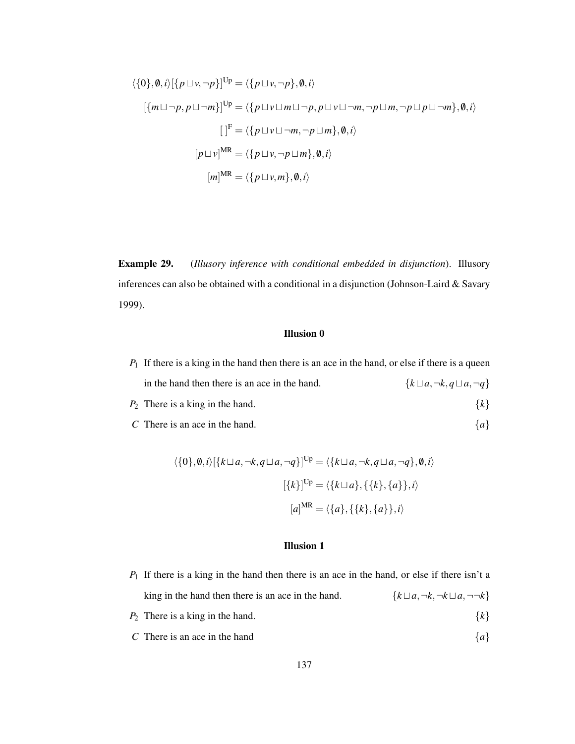$$\langle\{0\},\emptyset,i\rangle[\{p\sqcup v,\neg p\}]^{\mathrm{Up}} = \langle\{p\sqcup v,\neg p\},\emptyset,i\rangle$$

$$[\{m\sqcup\neg p,p\sqcup\neg m\}]^{\mathrm{Up}} = \langle\{p\sqcup v\sqcup m\sqcup\neg p,p\sqcup v\sqcup\neg m,\neg p\sqcup m,\neg p\sqcup p\sqcup\neg m\},\emptyset,i\rangle$$

$$[\,]^{\mathrm{F}} = \langle\{p\sqcup v\sqcup\neg m,\neg p\sqcup m\},\emptyset,i\rangle$$

$$[p\sqcup v]^{\mathrm{MR}} = \langle\{p\sqcup v,\neg p\sqcup m\},\emptyset,i\rangle$$

$$[m]^{\mathrm{MR}} = \langle\{p\sqcup v,m\},\emptyset,i\rangle$$

**Example 29.** (*Illusory inference with conditional embedded in disjunction*). Illusory inferences can also be obtained with a conditional in a disjunction (Johnson-Laird & Savary 1999).

### Illusion 0

$P_1$ If there is a king in the hand then there is an ace in the hand, or else if there is a queen in the hand then there is an ace in the hand. $\{k\sqcup a,\neg k,q\sqcup a,\neg q\}$

$P_2$ There is a king in the hand. $\{k\}$

$C$ There is an ace in the hand. $\{a\}$

$$\langle\{0\},\emptyset,i\rangle[\{k\sqcup a,\neg k,q\sqcup a,\neg q\}]^{\mathrm{Up}} = \langle\{k\sqcup a,\neg k,q\sqcup a,\neg q\},\emptyset,i\rangle$$

$$[\{k\}]^{\mathrm{Up}} = \langle\{k\sqcup a\},\{\{k\},\{a\}\},i\rangle$$

$$[a]^{\mathrm{MR}} = \langle\{a\},\{\{k\},\{a\}\},i\rangle$$

### Illusion 1

$P_1$ If there is a king in the hand then there is an ace in the hand, or else if there isn't a king in the hand then there is an ace in the hand. $\{k\sqcup a,\neg k,\neg k\sqcup a,\neg\neg k\}$

$P_2$ There is a king in the hand. $\{k\}$

$C$ There is an ace in the hand $\{a\}$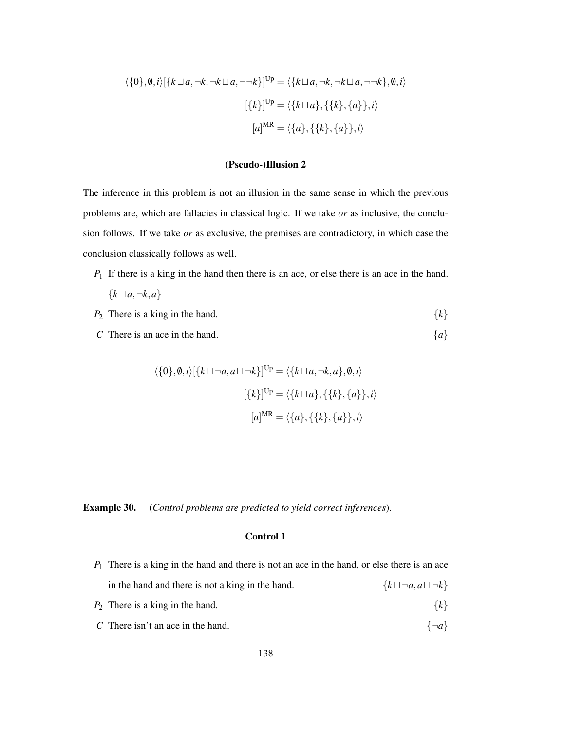$$\langle\{0\},\emptyset,i\rangle[\{k\sqcup a,\neg k,\neg k\sqcup a,\neg\neg k\}]^{\mathrm{Up}} = \langle\{k\sqcup a,\neg k,\neg k\sqcup a,\neg\neg k\},\emptyset,i\rangle$$

$$[\{k\}]^{\mathrm{Up}} = \langle\{k\sqcup a\},\{\{k\},\{a\}\},i\rangle$$

$$[a]^{\mathrm{MR}} = \langle\{a\},\{\{k\},\{a\}\},i\rangle$$

### (Pseudo-)Illusion 2

The inference in this problem is not an illusion in the same sense in which the previous problems are, which are fallacies in classical logic. If we take *or* as inclusive, the conclusion follows. If we take *or* as exclusive, the premises are contradictory, in which case the conclusion classically follows as well.

- $P_1$ If there is a king in the hand then there is an ace, or else there is an ace in the hand. $\{k\sqcup a,\neg k,a\}$
- $P_2$ There is a king in the hand. $\{k\}$
- $C$ There is an ace in the hand. $\{a\}$

$$\langle\{0\},\emptyset,i\rangle[\{k\sqcup\neg a,a\sqcup\neg k\}]^{\mathrm{Up}} = \langle\{k\sqcup a,\neg k,a\},\emptyset,i\rangle$$

$$[\{k\}]^{\mathrm{Up}} = \langle\{k\sqcup a\},\{\{k\},\{a\}\},i\rangle$$

$$[a]^{\mathrm{MR}} = \langle\{a\},\{\{k\},\{a\}\},i\rangle$$

**Example 30.** (*Control problems are predicted to yield correct inferences*).

### Control 1

- $P_1$ There is a king in the hand and there is not an ace in the hand, or else there is an ace in the hand and there is not a king in the hand. $\{k\sqcup\neg a,a\sqcup\neg k\}$
- $P_2$ There is a king in the hand. $\{k\}$
- $C$ There isn't an ace in the hand. $\{\neg a\}$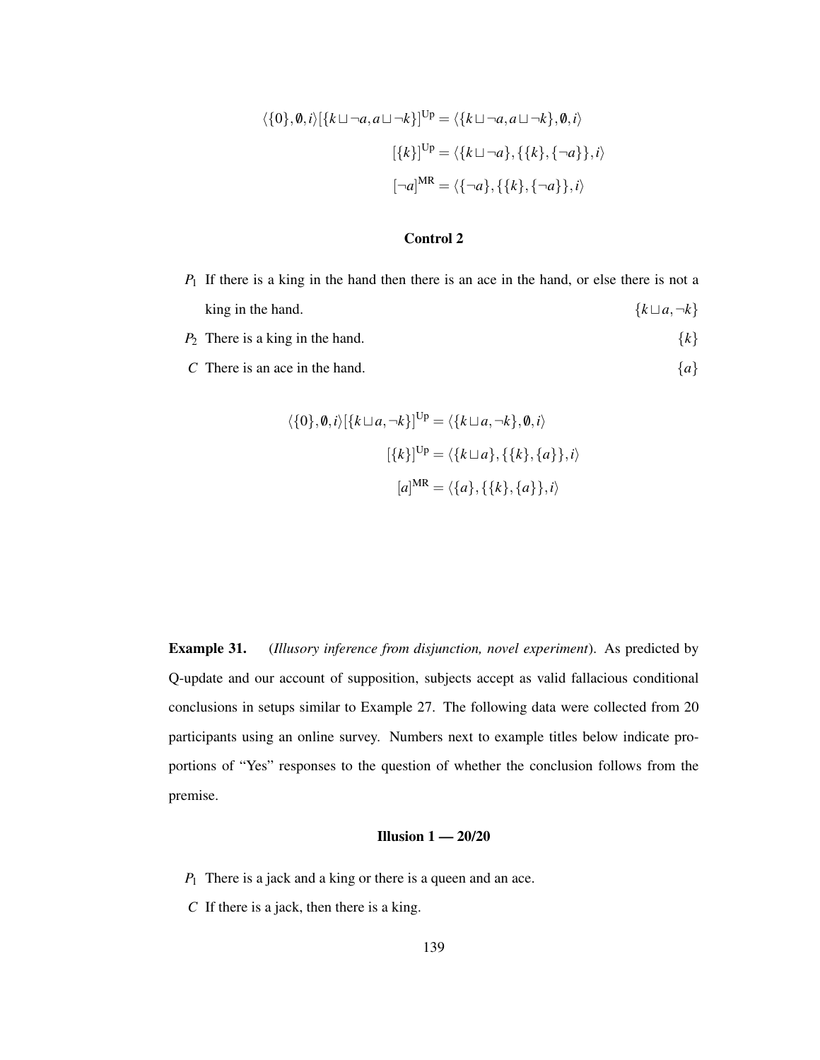$$\langle\{0\},\emptyset,i\rangle[\{k\sqcup\neg a, a\sqcup\neg k\}]^{\mathrm{Up}} = \langle\{k\sqcup\neg a, a\sqcup\neg k\},\emptyset,i\rangle$$

$$[\{k\}]^{\mathrm{Up}} = \langle\{k\sqcup\neg a\},\{\{k\},\{\neg a\}\},i\rangle$$

$$[\neg a]^{\mathrm{MR}} = \langle\{\neg a\},\{\{k\},\{\neg a\}\},i\rangle$$

### Control 2

$P_1$ If there is a king in the hand then there is an ace in the hand, or else there is not a king in the hand. $\{k\sqcup a,\neg k\}$

$P_2$ There is a king in the hand. $\{k\}$

$C$ There is an ace in the hand. $\{a\}$

$$\langle\{0\},\emptyset,i\rangle[\{k\sqcup a,\neg k\}]^{\mathrm{Up}} = \langle\{k\sqcup a,\neg k\},\emptyset,i\rangle$$

$$[\{k\}]^{\mathrm{Up}} = \langle\{k\sqcup a\},\{\{k\},\{a\}\},i\rangle$$

$$[a]^{\mathrm{MR}} = \langle\{a\},\{\{k\},\{a\}\},i\rangle$$

**Example 31.** (*Illusory inference from disjunction, novel experiment*). As predicted by Q-update and our account of supposition, subjects accept as valid fallacious conditional conclusions in setups similar to Example 27. The following data were collected from 20 participants using an online survey. Numbers next to example titles below indicate proportions of "Yes" responses to the question of whether the conclusion follows from the premise.

### Illusion 1 — 20/20

$P_1$ There is a jack and a king or there is a queen and an ace.

$C$ If there is a jack, then there is a king.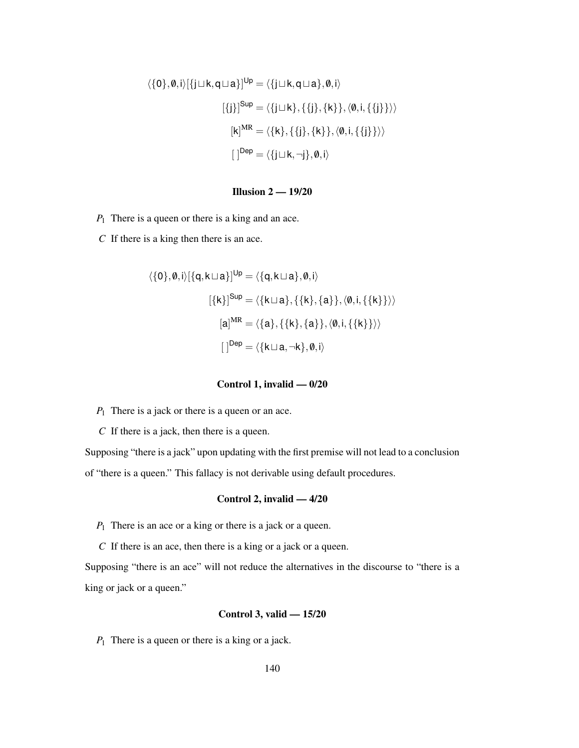$$\langle\{0\},\emptyset,\mathsf{i}\rangle[\{\mathsf{j}\sqcup\mathsf{k},\mathsf{q}\sqcup\mathsf{a}\}]^{\mathsf{Up}} = \langle\{\mathsf{j}\sqcup\mathsf{k},\mathsf{q}\sqcup\mathsf{a}\},\emptyset,\mathsf{i}\rangle$$

$$[\{\mathsf{j}\}]^{\mathsf{Sup}} = \langle\{\mathsf{j}\sqcup\mathsf{k}\},\{\{\mathsf{j}\},\{\mathsf{k}\}\},\langle\emptyset,\mathsf{i},\{\{\mathsf{j}\}\}\rangle\rangle$$

$$[\mathsf{k}]^{\mathrm{MR}} = \langle\{\mathsf{k}\},\{\{\mathsf{j}\},\{\mathsf{k}\}\},\langle\emptyset,\mathsf{i},\{\{\mathsf{j}\}\}\rangle\rangle$$

$$[\,]^{\mathsf{Dep}} = \langle\{\mathsf{j}\sqcup\mathsf{k},\neg\mathsf{j}\},\emptyset,\mathsf{i}\rangle$$

### Illusion 2 — 19/20

$P_1$ There is a queen or there is a king and an ace.

$C$ If there is a king then there is an ace.

$$\langle\{0\},\emptyset,\mathsf{i}\rangle[\{\mathsf{q},\mathsf{k}\sqcup\mathsf{a}\}]^{\mathsf{Up}} = \langle\{\mathsf{q},\mathsf{k}\sqcup\mathsf{a}\},\emptyset,\mathsf{i}\rangle$$

$$[\{\mathsf{k}\}]^{\mathsf{Sup}} = \langle\{\mathsf{k}\sqcup\mathsf{a}\},\{\{\mathsf{k}\},\{\mathsf{a}\}\},\langle\emptyset,\mathsf{i},\{\{\mathsf{k}\}\}\rangle\rangle$$

$$[\mathsf{a}]^{\mathrm{MR}} = \langle\{\mathsf{a}\},\{\{\mathsf{k}\},\{\mathsf{a}\}\},\langle\emptyset,\mathsf{i},\{\{\mathsf{k}\}\}\rangle\rangle$$

$$[\,]^{\mathsf{Dep}} = \langle\{\mathsf{k}\sqcup\mathsf{a},\neg\mathsf{k}\},\emptyset,\mathsf{i}\rangle$$

### Control 1, invalid — 0/20

$P_1$ There is a jack or there is a queen or an ace.

$C$ If there is a jack, then there is a queen.

Supposing "there is a jack" upon updating with the first premise will not lead to a conclusion of "there is a queen." This fallacy is not derivable using default procedures.

### Control 2, invalid — 4/20

$P_1$ There is an ace or a king or there is a jack or a queen.

$C$ If there is an ace, then there is a king or a jack or a queen.

Supposing "there is an ace" will not reduce the alternatives in the discourse to "there is a king or jack or a queen."

### Control 3, valid — 15/20

$P_1$ There is a queen or there is a king or a jack.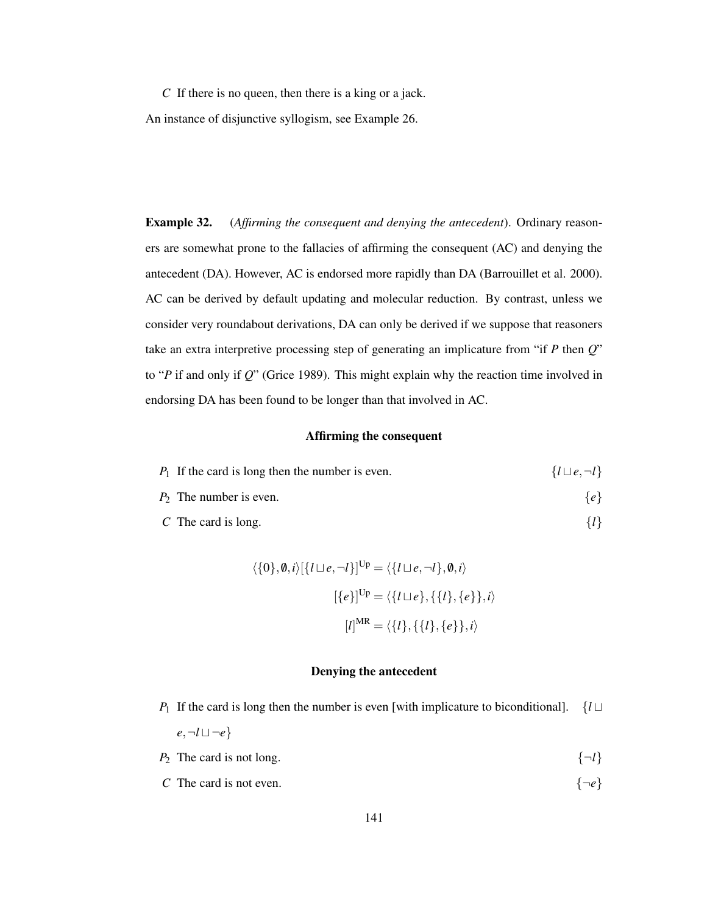*C* If there is no queen, then there is a king or a jack.

An instance of disjunctive syllogism, see Example 26.

**Example 32.** (*Affirming the consequent and denying the antecedent*). Ordinary reasoners are somewhat prone to the fallacies of affirming the consequent (AC) and denying the antecedent (DA). However, AC is endorsed more rapidly than DA (Barrouillet et al. 2000). AC can be derived by default updating and molecular reduction. By contrast, unless we consider very roundabout derivations, DA can only be derived if we suppose that reasoners take an extra interpretive processing step of generating an implicature from "if *P* then *Q*" to "*P* if and only if *Q*" (Grice 1989). This might explain why the reaction time involved in endorsing DA has been found to be longer than that involved in AC.

**Affirming the consequent**

$P_1$ If the card is long then the number is even. $\{l \sqcup e, \neg l\}$

$P_2$ The number is even. $\{e\}$

*C* The card is long. $\{l\}$

$$\langle \{0\}, \emptyset, i \rangle [\{l \sqcup e, \neg l\}]^{\text{Up}} = \langle \{l \sqcup e, \neg l\}, \emptyset, i \rangle$$

$$[\{e\}]^{\text{Up}} = \langle \{l \sqcup e\}, \{\{l\}, \{e\}\}, i \rangle$$

$$[l]^{\text{MR}} = \langle \{l\}, \{\{l\}, \{e\}\}, i \rangle$$

**Denying the antecedent**

$P_1$ If the card is long then the number is even [with implicature to biconditional]. $\{l \sqcup e, \neg l \sqcup \neg e\}$

$P_2$ The card is not long. $\{\neg l\}$

*C* The card is not even. $\{\neg e\}$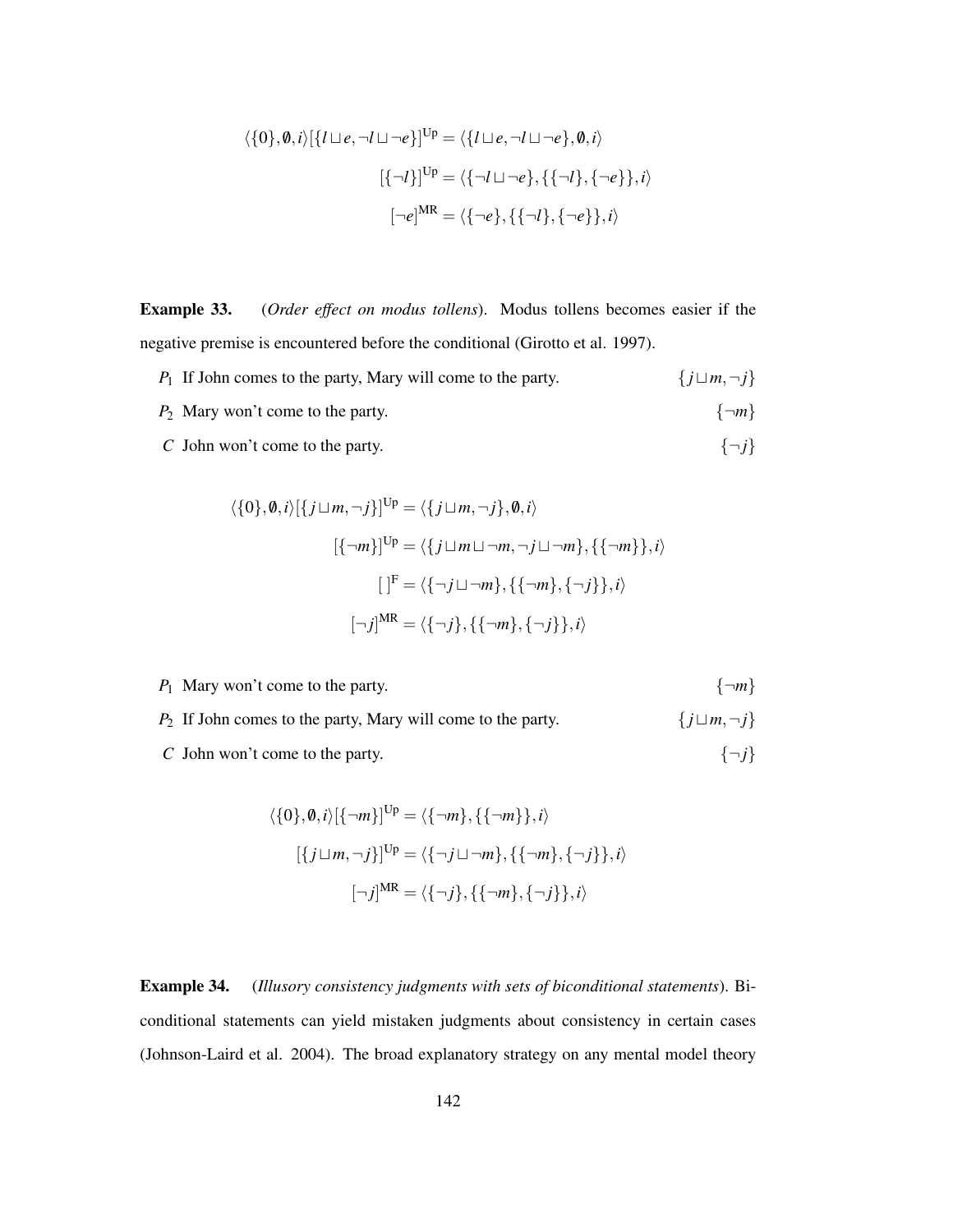$$\langle \{0\}, \emptyset, i\rangle [\{l \sqcup e, \neg l \sqcup \neg e\}]^{\mathrm{Up}} = \langle \{l \sqcup e, \neg l \sqcup \neg e\}, \emptyset, i\rangle$$

$$[\{\neg l\}]^{\mathrm{Up}} = \langle \{\neg l \sqcup \neg e\}, \{\{\neg l\}, \{\neg e\}\}, i\rangle$$

$$[\neg e]^{\mathrm{MR}} = \langle \{\neg e\}, \{\{\neg l\}, \{\neg e\}\}, i\rangle$$

**Example 33.** (*Order effect on modus tollens*). Modus tollens becomes easier if the negative premise is encountered before the conditional (Girotto et al. 1997).

$P_1$ If John comes to the party, Mary will come to the party. $\{j \sqcup m, \neg j\}$

$P_2$ Mary won't come to the party. $\{\neg m\}$

$C$ John won't come to the party. $\{\neg j\}$

$$\langle \{0\}, \emptyset, i\rangle [\{j \sqcup m, \neg j\}]^{\mathrm{Up}} = \langle \{j \sqcup m, \neg j\}, \emptyset, i\rangle$$

$$[\{\neg m\}]^{\mathrm{Up}} = \langle \{j \sqcup m \sqcup \neg m, \neg j \sqcup \neg m\}, \{\{\neg m\}\}, i\rangle$$

$$[\,]^{\mathrm{F}} = \langle \{\neg j \sqcup \neg m\}, \{\{\neg m\}, \{\neg j\}\}, i\rangle$$

$$[\neg j]^{\mathrm{MR}} = \langle \{\neg j\}, \{\{\neg m\}, \{\neg j\}\}, i\rangle$$

$P_1$ Mary won't come to the party. $\{\neg m\}$

$P_2$ If John comes to the party, Mary will come to the party. $\{j \sqcup m, \neg j\}$

$C$ John won't come to the party. $\{\neg j\}$

$$\langle \{0\}, \emptyset, i\rangle [\{\neg m\}]^{\mathrm{Up}} = \langle \{\neg m\}, \{\{\neg m\}\}, i\rangle$$

$$[\{j \sqcup m, \neg j\}]^{\mathrm{Up}} = \langle \{\neg j \sqcup \neg m\}, \{\{\neg m\}, \{\neg j\}\}, i\rangle$$

$$[\neg j]^{\mathrm{MR}} = \langle \{\neg j\}, \{\{\neg m\}, \{\neg j\}\}, i\rangle$$

**Example 34.** (*Illusory consistency judgments with sets of biconditional statements*). Biconditional statements can yield mistaken judgments about consistency in certain cases (Johnson-Laird et al. 2004). The broad explanatory strategy on any mental model theory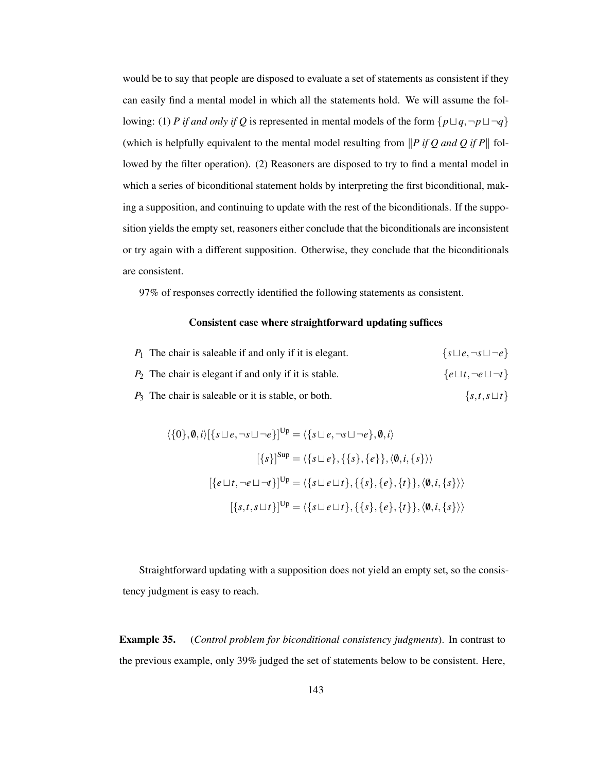would be to say that people are disposed to evaluate a set of statements as consistent if they can easily find a mental model in which all the statements hold. We will assume the following: (1) *P if and only if Q* is represented in mental models of the form $\{p \sqcup q, \neg p \sqcup \neg q\}$ (which is helpfully equivalent to the mental model resulting from $\|P$ *if Q and Q if P*$\|$ followed by the filter operation). (2) Reasoners are disposed to try to find a mental model in which a series of biconditional statement holds by interpreting the first biconditional, making a supposition, and continuing to update with the rest of the biconditionals. If the supposition yields the empty set, reasoners either conclude that the biconditionals are inconsistent or try again with a different supposition. Otherwise, they conclude that the biconditionals are consistent.

97% of responses correctly identified the following statements as consistent.

**Consistent case where straightforward updating suffices**

$P_1$ The chair is saleable if and only if it is elegant. $\{s \sqcup e, \neg s \sqcup \neg e\}$

$P_2$ The chair is elegant if and only if it is stable. $\{e \sqcup t, \neg e \sqcup \neg t\}$

$P_3$ The chair is saleable or it is stable, or both. $\{s, t, s \sqcup t\}$

$$\langle \{0\}, \emptyset, i\rangle [\{s \sqcup e, \neg s \sqcup \neg e\}]^{\text{Up}} = \langle \{s \sqcup e, \neg s \sqcup \neg e\}, \emptyset, i\rangle$$

$$[\{s\}]^{\text{Sup}} = \langle \{s \sqcup e\}, \{\{s\}, \{e\}\}, \langle \emptyset, i, \{s\}\rangle\rangle$$

$$[\{e \sqcup t, \neg e \sqcup \neg t\}]^{\text{Up}} = \langle \{s \sqcup e \sqcup t\}, \{\{s\}, \{e\}, \{t\}\}, \langle \emptyset, i, \{s\}\rangle\rangle$$

$$[\{s, t, s \sqcup t\}]^{\text{Up}} = \langle \{s \sqcup e \sqcup t\}, \{\{s\}, \{e\}, \{t\}\}, \langle \emptyset, i, \{s\}\rangle\rangle$$

Straightforward updating with a supposition does not yield an empty set, so the consistency judgment is easy to reach.

**Example 35.** (*Control problem for biconditional consistency judgments*). In contrast to the previous example, only 39% judged the set of statements below to be consistent. Here,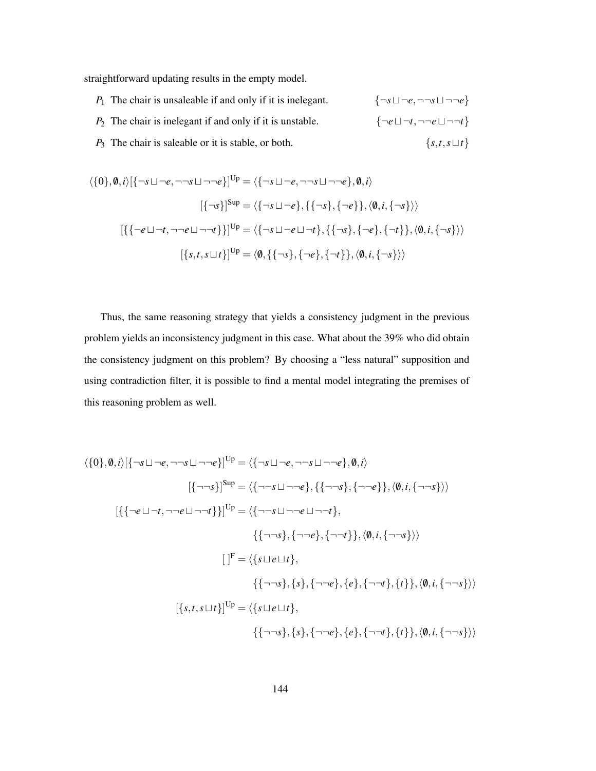straightforward updating results in the empty model.

$P_1$ The chair is unsaleable if and only if it is inelegant. $\{\neg s \sqcup \neg e, \neg\neg s \sqcup \neg\neg e\}$

$P_2$ The chair is inelegant if and only if it is unstable. $\{\neg e \sqcup \neg t, \neg\neg e \sqcup \neg\neg t\}$

$P_3$ The chair is saleable or it is stable, or both. $\{s, t, s \sqcup t\}$

$$
\begin{aligned}
\langle\{0\}, \emptyset, i\rangle[\{\neg s \sqcup \neg e, \neg\neg s \sqcup \neg\neg e\}]^{\text{Up}} &= \langle\{\neg s \sqcup \neg e, \neg\neg s \sqcup \neg\neg e\}, \emptyset, i\rangle \\
[\{\neg s\}]^{\text{Sup}} &= \langle\{\neg s \sqcup \neg e\}, \{\{\neg s\}, \{\neg e\}\}, \langle\emptyset, i, \{\neg s\}\rangle\rangle \\
[\{\{\neg e \sqcup \neg t, \neg\neg e \sqcup \neg\neg t\}\}]^{\text{Up}} &= \langle\{\neg s \sqcup \neg e \sqcup \neg t\}, \{\{\neg s\}, \{\neg e\}, \{\neg t\}\}, \langle\emptyset, i, \{\neg s\}\rangle\rangle \\
[\{s, t, s \sqcup t\}]^{\text{Up}} &= \langle\emptyset, \{\{\neg s\}, \{\neg e\}, \{\neg t\}\}, \langle\emptyset, i, \{\neg s\}\rangle\rangle
\end{aligned}
$$

Thus, the same reasoning strategy that yields a consistency judgment in the previous problem yields an inconsistency judgment in this case. What about the 39% who did obtain the consistency judgment on this problem? By choosing a "less natural" supposition and using contradiction filter, it is possible to find a mental model integrating the premises of this reasoning problem as well.

$$
\begin{aligned}
\langle\{0\}, \emptyset, i\rangle[\{\neg s \sqcup \neg e, \neg\neg s \sqcup \neg\neg e\}]^{\text{Up}} &= \langle\{\neg s \sqcup \neg e, \neg\neg s \sqcup \neg\neg e\}, \emptyset, i\rangle \\
[\{\neg\neg s\}]^{\text{Sup}} &= \langle\{\neg\neg s \sqcup \neg\neg e\}, \{\{\neg\neg s\}, \{\neg\neg e\}\}, \langle\emptyset, i, \{\neg\neg s\}\rangle\rangle \\
[\{\{\neg e \sqcup \neg t, \neg\neg e \sqcup \neg\neg t\}\}]^{\text{Up}} &= \langle\{\neg\neg s \sqcup \neg\neg e \sqcup \neg\neg t\}, \\
&\qquad \{\{\neg\neg s\}, \{\neg\neg e\}, \{\neg\neg t\}\}, \langle\emptyset, i, \{\neg\neg s\}\rangle\rangle \\
[\,]^{\text{F}} &= \langle\{s \sqcup e \sqcup t\}, \\
&\qquad \{\{\neg\neg s\}, \{s\}, \{\neg\neg e\}, \{e\}, \{\neg\neg t\}, \{t\}\}, \langle\emptyset, i, \{\neg\neg s\}\rangle\rangle \\
[\{s, t, s \sqcup t\}]^{\text{Up}} &= \langle\{s \sqcup e \sqcup t\}, \\
&\qquad \{\{\neg\neg s\}, \{s\}, \{\neg\neg e\}, \{e\}, \{\neg\neg t\}, \{t\}\}, \langle\emptyset, i, \{\neg\neg s\}\rangle\rangle
\end{aligned}
$$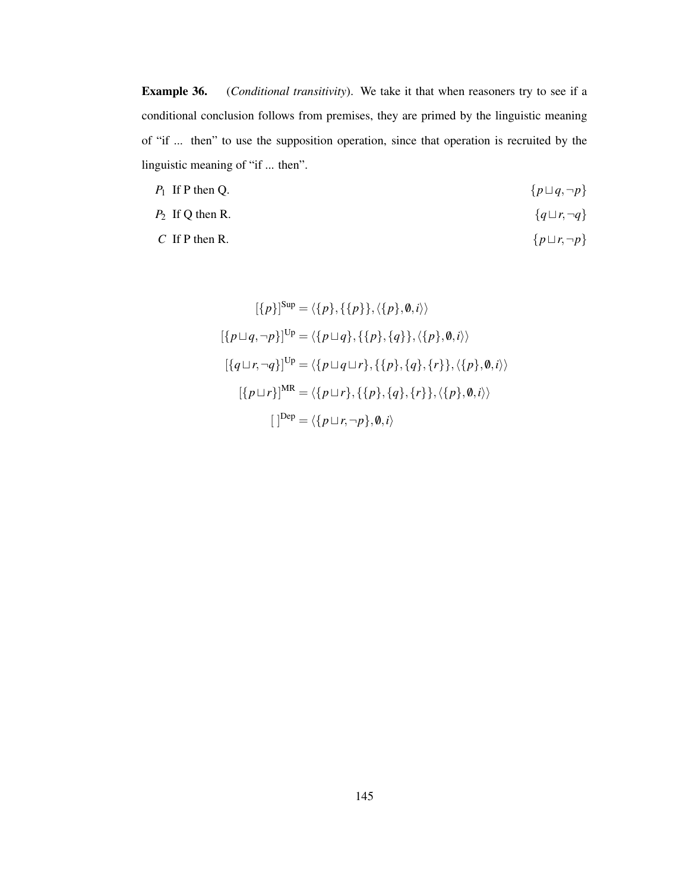**Example 36.** (*Conditional transitivity*). We take it that when reasoners try to see if a conditional conclusion follows from premises, they are primed by the linguistic meaning of "if ... then" to use the supposition operation, since that operation is recruited by the linguistic meaning of "if ... then".

$P_1$ If P then Q. $\{p \sqcup q, \neg p\}$

$P_2$ If Q then R. $\{q \sqcup r, \neg q\}$

$C$ If P then R. $\{p \sqcup r, \neg p\}$

$$[\{p\}]^{\text{Sup}} = \langle \{p\}, \{\{p\}\}, \langle \{p\}, \emptyset, i \rangle \rangle$$

$$[\{p \sqcup q, \neg p\}]^{\text{Up}} = \langle \{p \sqcup q\}, \{\{p\}, \{q\}\}, \langle \{p\}, \emptyset, i \rangle \rangle$$

$$[\{q \sqcup r, \neg q\}]^{\text{Up}} = \langle \{p \sqcup q \sqcup r\}, \{\{p\}, \{q\}, \{r\}\}, \langle \{p\}, \emptyset, i \rangle \rangle$$

$$[\{p \sqcup r\}]^{\text{MR}} = \langle \{p \sqcup r\}, \{\{p\}, \{q\}, \{r\}\}, \langle \{p\}, \emptyset, i \rangle \rangle$$

$$[\,]^{\text{Dep}} = \langle \{p \sqcup r, \neg p\}, \emptyset, i \rangle$$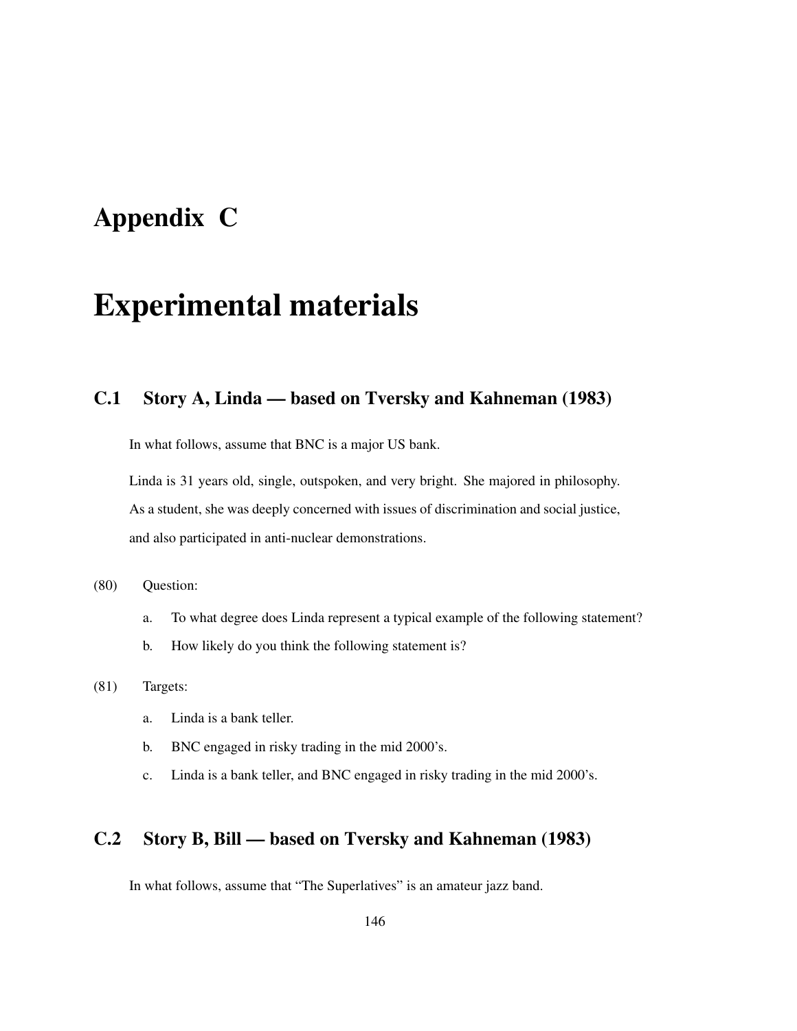# Appendix C

# Experimental materials

## C.1 Story A, Linda — based on Tversky and Kahneman (1983)

In what follows, assume that BNC is a major US bank.

Linda is 31 years old, single, outspoken, and very bright. She majored in philosophy. As a student, she was deeply concerned with issues of discrimination and social justice, and also participated in anti-nuclear demonstrations.

(80) Question:

a. To what degree does Linda represent a typical example of the following statement?

b. How likely do you think the following statement is?

(81) Targets:

a. Linda is a bank teller.

b. BNC engaged in risky trading in the mid 2000's.

c. Linda is a bank teller, and BNC engaged in risky trading in the mid 2000's.

## C.2 Story B, Bill — based on Tversky and Kahneman (1983)

In what follows, assume that "The Superlatives" is an amateur jazz band.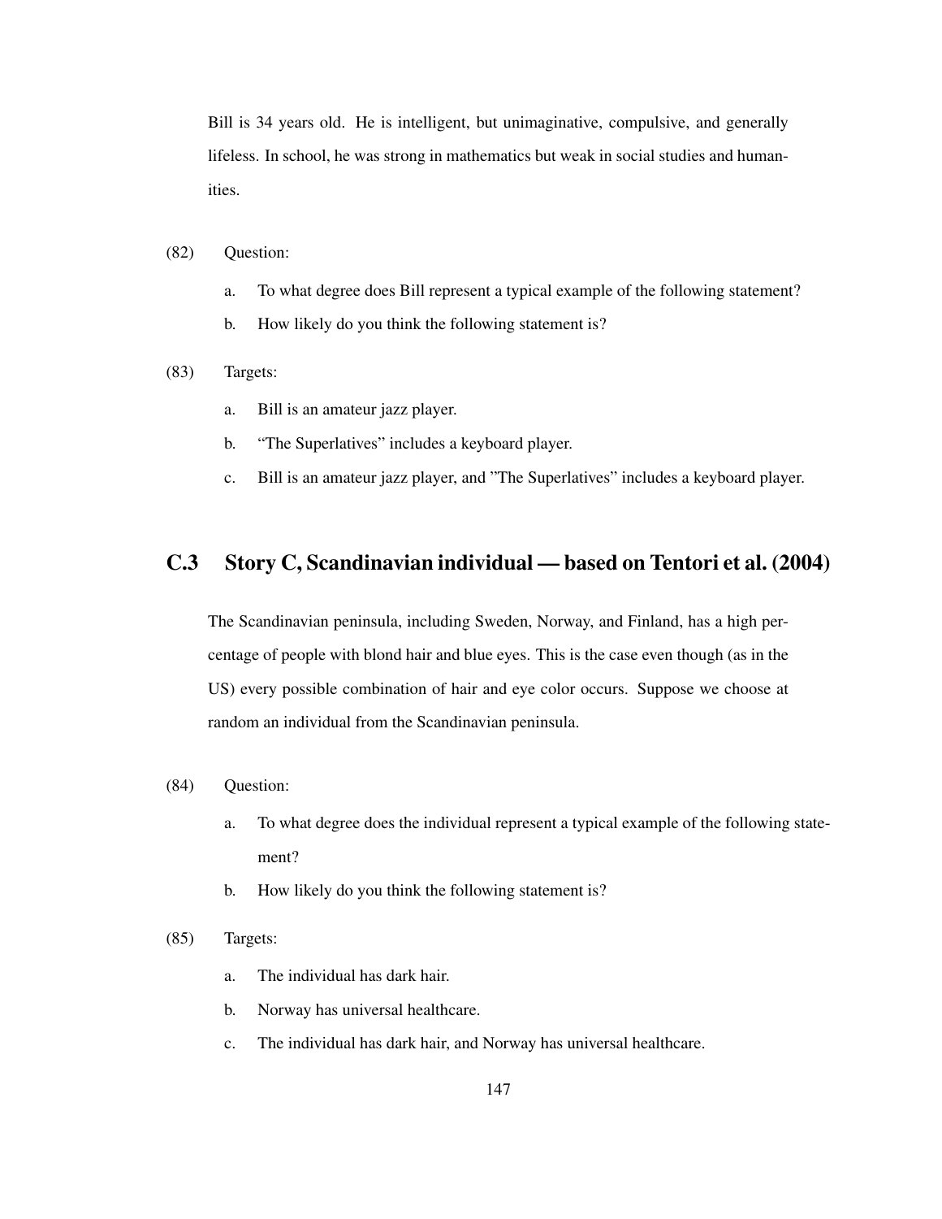Bill is 34 years old. He is intelligent, but unimaginative, compulsive, and generally lifeless. In school, he was strong in mathematics but weak in social studies and humanities.

(82) Question:

a. To what degree does Bill represent a typical example of the following statement?

b. How likely do you think the following statement is?

(83) Targets:

a. Bill is an amateur jazz player.

b. "The Superlatives" includes a keyboard player.

c. Bill is an amateur jazz player, and "The Superlatives" includes a keyboard player.

## C.3 Story C, Scandinavian individual — based on Tentori et al. (2004)

The Scandinavian peninsula, including Sweden, Norway, and Finland, has a high percentage of people with blond hair and blue eyes. This is the case even though (as in the US) every possible combination of hair and eye color occurs. Suppose we choose at random an individual from the Scandinavian peninsula.

(84) Question:

a. To what degree does the individual represent a typical example of the following statement?

b. How likely do you think the following statement is?

(85) Targets:

a. The individual has dark hair.

b. Norway has universal healthcare.

c. The individual has dark hair, and Norway has universal healthcare.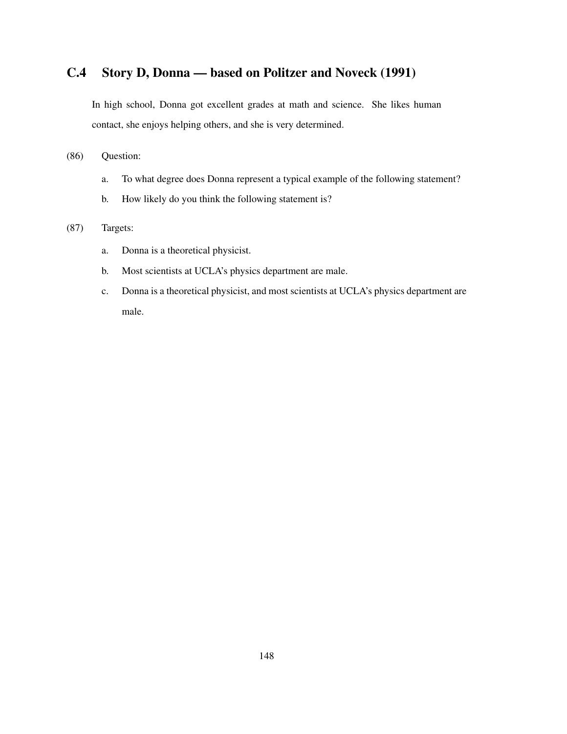## C.4 Story D, Donna — based on Politzer and Noveck (1991)

In high school, Donna got excellent grades at math and science. She likes human contact, she enjoys helping others, and she is very determined.

(86) Question:

a. To what degree does Donna represent a typical example of the following statement?

b. How likely do you think the following statement is?

(87) Targets:

a. Donna is a theoretical physicist.

b. Most scientists at UCLA's physics department are male.

c. Donna is a theoretical physicist, and most scientists at UCLA's physics department are male.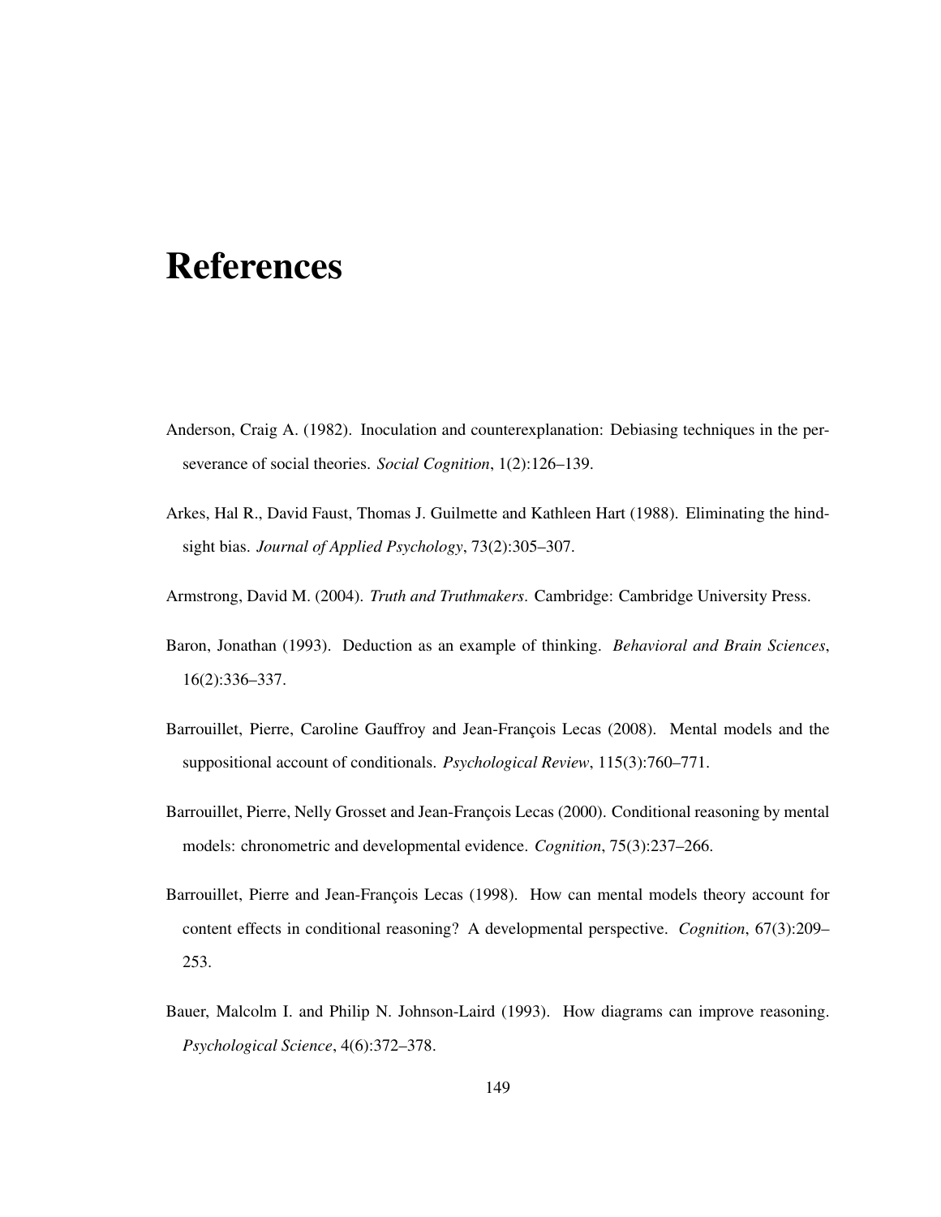# References

Anderson, Craig A. (1982). Inoculation and counterexplanation: Debiasing techniques in the perseverance of social theories. *Social Cognition*, 1(2):126–139.

Arkes, Hal R., David Faust, Thomas J. Guilmette and Kathleen Hart (1988). Eliminating the hindsight bias. *Journal of Applied Psychology*, 73(2):305–307.

Armstrong, David M. (2004). *Truth and Truthmakers*. Cambridge: Cambridge University Press.

Baron, Jonathan (1993). Deduction as an example of thinking. *Behavioral and Brain Sciences*, 16(2):336–337.

Barrouillet, Pierre, Caroline Gauffroy and Jean-François Lecas (2008). Mental models and the suppositional account of conditionals. *Psychological Review*, 115(3):760–771.

Barrouillet, Pierre, Nelly Grosset and Jean-François Lecas (2000). Conditional reasoning by mental models: chronometric and developmental evidence. *Cognition*, 75(3):237–266.

Barrouillet, Pierre and Jean-François Lecas (1998). How can mental models theory account for content effects in conditional reasoning? A developmental perspective. *Cognition*, 67(3):209–253.

Bauer, Malcolm I. and Philip N. Johnson-Laird (1993). How diagrams can improve reasoning. *Psychological Science*, 4(6):372–378.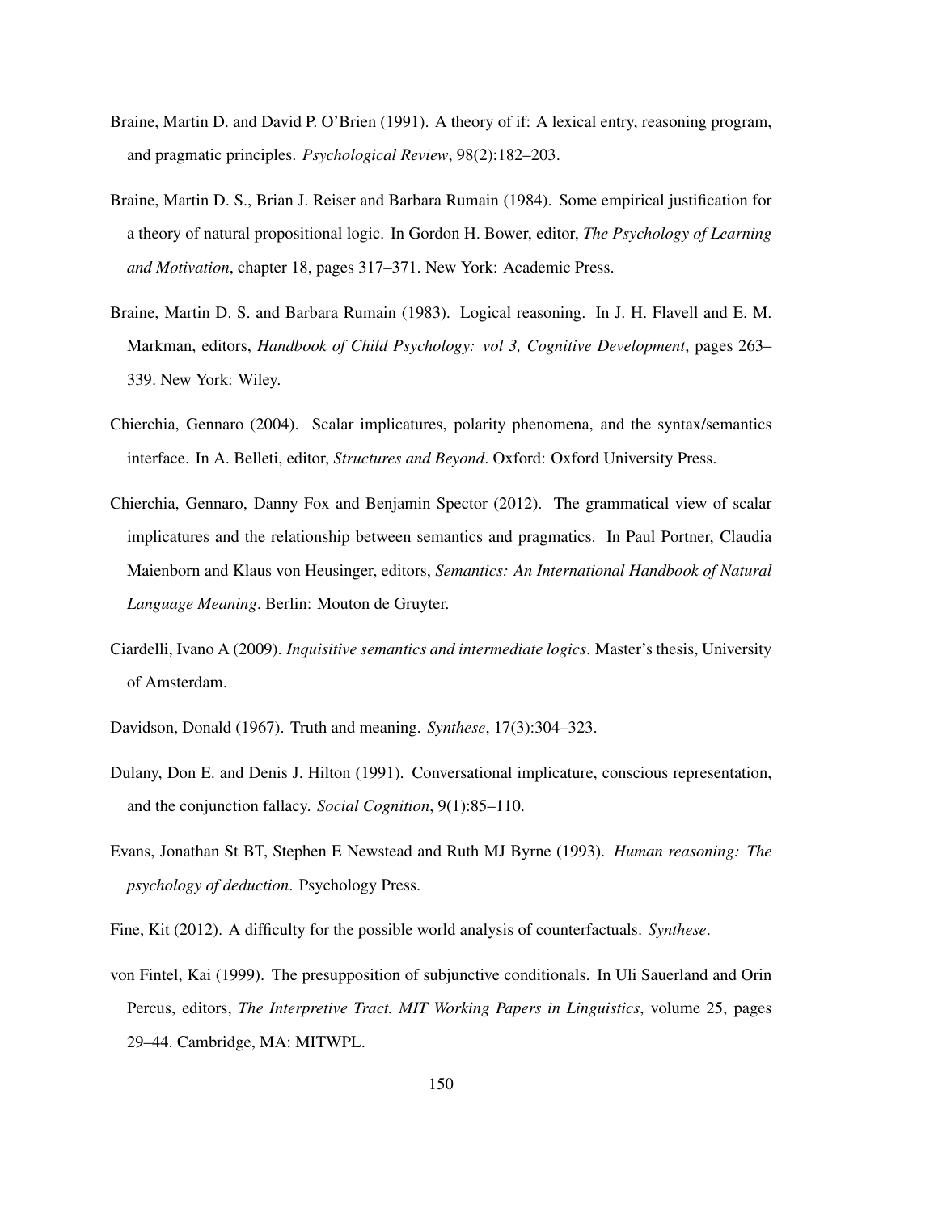Braine, Martin D. and David P. O'Brien (1991). A theory of if: A lexical entry, reasoning program, and pragmatic principles. *Psychological Review*, 98(2):182–203.

Braine, Martin D. S., Brian J. Reiser and Barbara Rumain (1984). Some empirical justification for a theory of natural propositional logic. In Gordon H. Bower, editor, *The Psychology of Learning and Motivation*, chapter 18, pages 317–371. New York: Academic Press.

Braine, Martin D. S. and Barbara Rumain (1983). Logical reasoning. In J. H. Flavell and E. M. Markman, editors, *Handbook of Child Psychology: vol 3, Cognitive Development*, pages 263–339. New York: Wiley.

Chierchia, Gennaro (2004). Scalar implicatures, polarity phenomena, and the syntax/semantics interface. In A. Belleti, editor, *Structures and Beyond*. Oxford: Oxford University Press.

Chierchia, Gennaro, Danny Fox and Benjamin Spector (2012). The grammatical view of scalar implicatures and the relationship between semantics and pragmatics. In Paul Portner, Claudia Maienborn and Klaus von Heusinger, editors, *Semantics: An International Handbook of Natural Language Meaning*. Berlin: Mouton de Gruyter.

Ciardelli, Ivano A (2009). *Inquisitive semantics and intermediate logics*. Master's thesis, University of Amsterdam.

Davidson, Donald (1967). Truth and meaning. *Synthese*, 17(3):304–323.

Dulany, Don E. and Denis J. Hilton (1991). Conversational implicature, conscious representation, and the conjunction fallacy. *Social Cognition*, 9(1):85–110.

Evans, Jonathan St BT, Stephen E Newstead and Ruth MJ Byrne (1993). *Human reasoning: The psychology of deduction*. Psychology Press.

Fine, Kit (2012). A difficulty for the possible world analysis of counterfactuals. *Synthese*.

von Fintel, Kai (1999). The presupposition of subjunctive conditionals. In Uli Sauerland and Orin Percus, editors, *The Interpretive Tract. MIT Working Papers in Linguistics*, volume 25, pages 29–44. Cambridge, MA: MITWPL.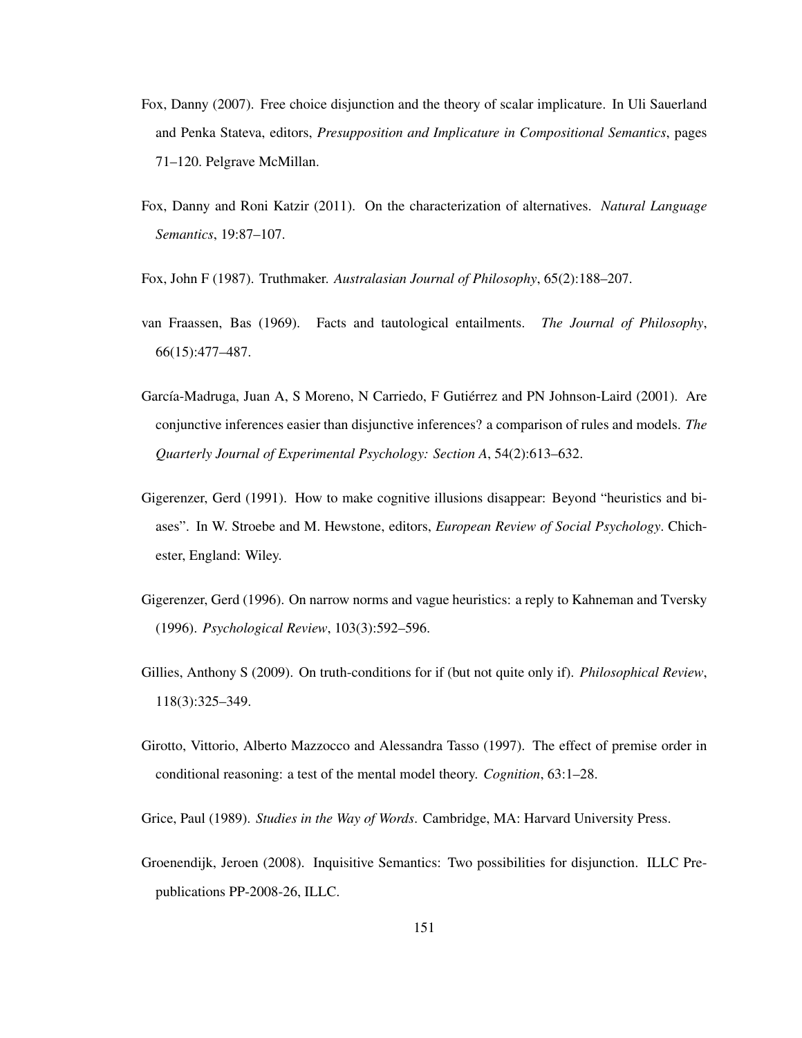Fox, Danny (2007). Free choice disjunction and the theory of scalar implicature. In Uli Sauerland and Penka Stateva, editors, *Presupposition and Implicature in Compositional Semantics*, pages 71–120. Pelgrave McMillan.

Fox, Danny and Roni Katzir (2011). On the characterization of alternatives. *Natural Language Semantics*, 19:87–107.

Fox, John F (1987). Truthmaker. *Australasian Journal of Philosophy*, 65(2):188–207.

van Fraassen, Bas (1969). Facts and tautological entailments. *The Journal of Philosophy*, 66(15):477–487.

García-Madruga, Juan A, S Moreno, N Carriedo, F Gutiérrez and PN Johnson-Laird (2001). Are conjunctive inferences easier than disjunctive inferences? a comparison of rules and models. *The Quarterly Journal of Experimental Psychology: Section A*, 54(2):613–632.

Gigerenzer, Gerd (1991). How to make cognitive illusions disappear: Beyond "heuristics and biases". In W. Stroebe and M. Hewstone, editors, *European Review of Social Psychology*. Chichester, England: Wiley.

Gigerenzer, Gerd (1996). On narrow norms and vague heuristics: a reply to Kahneman and Tversky (1996). *Psychological Review*, 103(3):592–596.

Gillies, Anthony S (2009). On truth-conditions for if (but not quite only if). *Philosophical Review*, 118(3):325–349.

Girotto, Vittorio, Alberto Mazzocco and Alessandra Tasso (1997). The effect of premise order in conditional reasoning: a test of the mental model theory. *Cognition*, 63:1–28.

Grice, Paul (1989). *Studies in the Way of Words*. Cambridge, MA: Harvard University Press.

Groenendijk, Jeroen (2008). Inquisitive Semantics: Two possibilities for disjunction. ILLC Prepublications PP-2008-26, ILLC.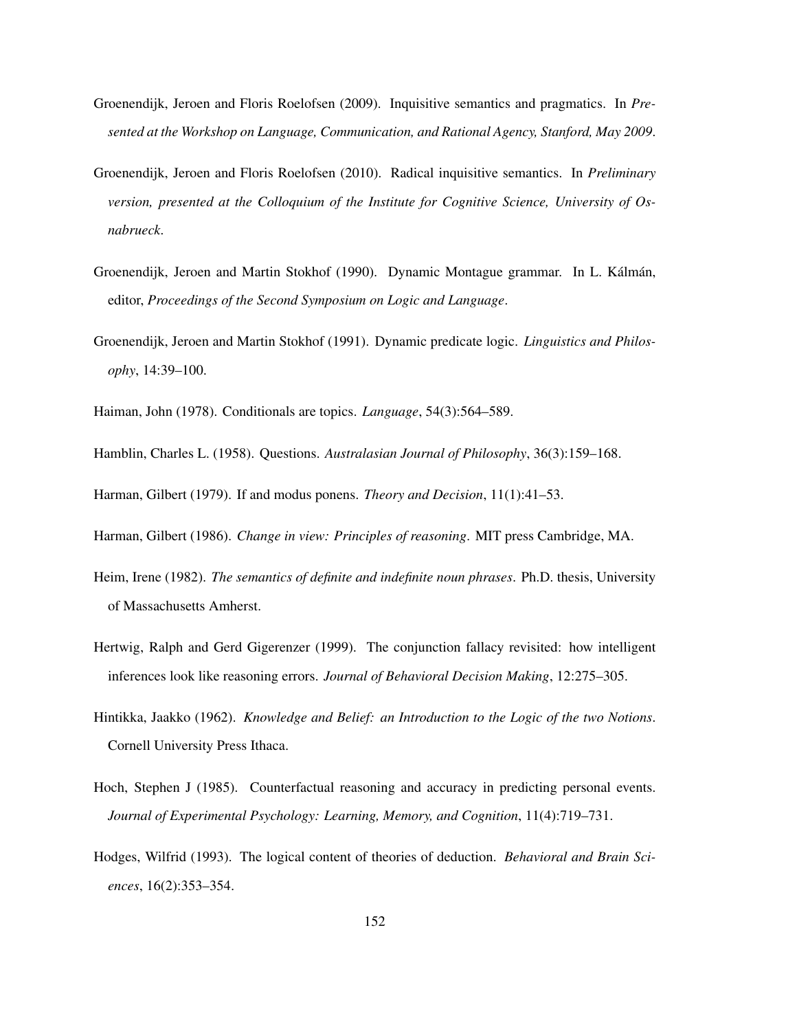Groenendijk, Jeroen and Floris Roelofsen (2009). Inquisitive semantics and pragmatics. In *Presented at the Workshop on Language, Communication, and Rational Agency, Stanford, May 2009*.

Groenendijk, Jeroen and Floris Roelofsen (2010). Radical inquisitive semantics. In *Preliminary version, presented at the Colloquium of the Institute for Cognitive Science, University of Osnabrueck*.

Groenendijk, Jeroen and Martin Stokhof (1990). Dynamic Montague grammar. In L. Kálmán, editor, *Proceedings of the Second Symposium on Logic and Language*.

Groenendijk, Jeroen and Martin Stokhof (1991). Dynamic predicate logic. *Linguistics and Philosophy*, 14:39–100.

Haiman, John (1978). Conditionals are topics. *Language*, 54(3):564–589.

Hamblin, Charles L. (1958). Questions. *Australasian Journal of Philosophy*, 36(3):159–168.

Harman, Gilbert (1979). If and modus ponens. *Theory and Decision*, 11(1):41–53.

Harman, Gilbert (1986). *Change in view: Principles of reasoning*. MIT press Cambridge, MA.

Heim, Irene (1982). *The semantics of definite and indefinite noun phrases*. Ph.D. thesis, University of Massachusetts Amherst.

Hertwig, Ralph and Gerd Gigerenzer (1999). The conjunction fallacy revisited: how intelligent inferences look like reasoning errors. *Journal of Behavioral Decision Making*, 12:275–305.

Hintikka, Jaakko (1962). *Knowledge and Belief: an Introduction to the Logic of the two Notions*. Cornell University Press Ithaca.

Hoch, Stephen J (1985). Counterfactual reasoning and accuracy in predicting personal events. *Journal of Experimental Psychology: Learning, Memory, and Cognition*, 11(4):719–731.

Hodges, Wilfrid (1993). The logical content of theories of deduction. *Behavioral and Brain Sciences*, 16(2):353–354.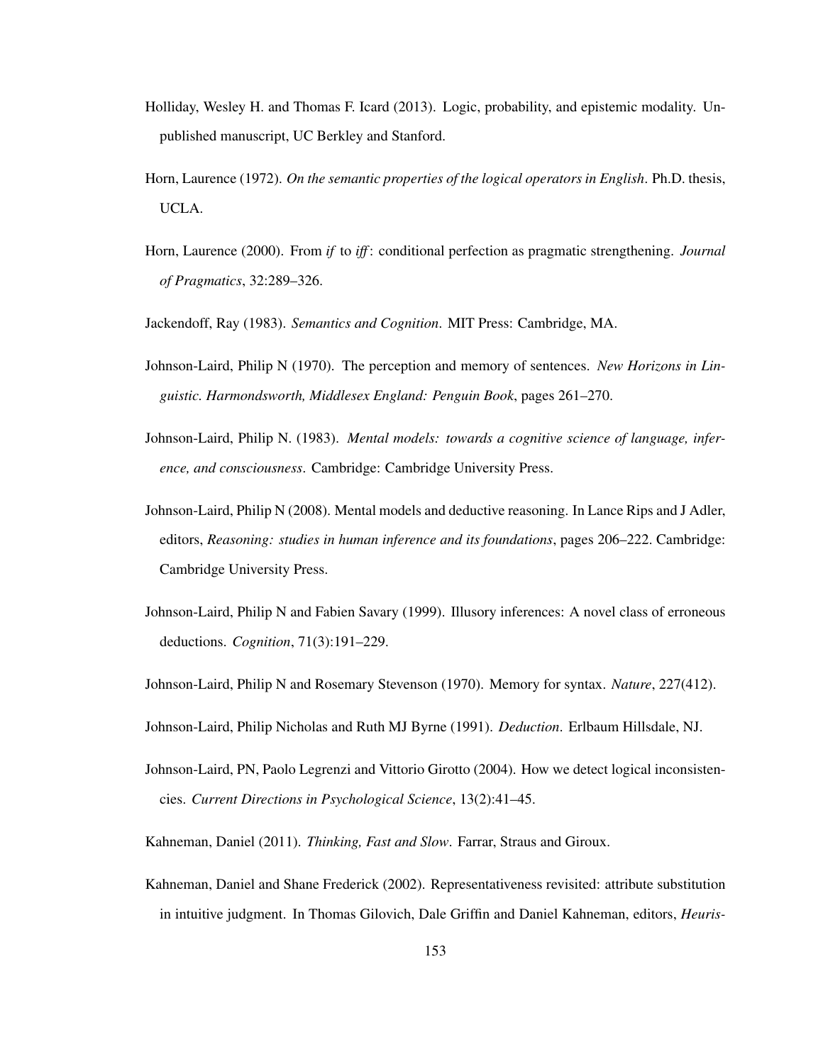Holliday, Wesley H. and Thomas F. Icard (2013). Logic, probability, and epistemic modality. Unpublished manuscript, UC Berkley and Stanford.

Horn, Laurence (1972). *On the semantic properties of the logical operators in English*. Ph.D. thesis, UCLA.

Horn, Laurence (2000). From *if* to *iff*: conditional perfection as pragmatic strengthening. *Journal of Pragmatics*, 32:289–326.

Jackendoff, Ray (1983). *Semantics and Cognition*. MIT Press: Cambridge, MA.

Johnson-Laird, Philip N (1970). The perception and memory of sentences. *New Horizons in Linguistic. Harmondsworth, Middlesex England: Penguin Book*, pages 261–270.

Johnson-Laird, Philip N. (1983). *Mental models: towards a cognitive science of language, inference, and consciousness*. Cambridge: Cambridge University Press.

Johnson-Laird, Philip N (2008). Mental models and deductive reasoning. In Lance Rips and J Adler, editors, *Reasoning: studies in human inference and its foundations*, pages 206–222. Cambridge: Cambridge University Press.

Johnson-Laird, Philip N and Fabien Savary (1999). Illusory inferences: A novel class of erroneous deductions. *Cognition*, 71(3):191–229.

Johnson-Laird, Philip N and Rosemary Stevenson (1970). Memory for syntax. *Nature*, 227(412).

Johnson-Laird, Philip Nicholas and Ruth MJ Byrne (1991). *Deduction*. Erlbaum Hillsdale, NJ.

Johnson-Laird, PN, Paolo Legrenzi and Vittorio Girotto (2004). How we detect logical inconsistencies. *Current Directions in Psychological Science*, 13(2):41–45.

Kahneman, Daniel (2011). *Thinking, Fast and Slow*. Farrar, Straus and Giroux.

Kahneman, Daniel and Shane Frederick (2002). Representativeness revisited: attribute substitution in intuitive judgment. In Thomas Gilovich, Dale Griffin and Daniel Kahneman, editors, *Heuris-*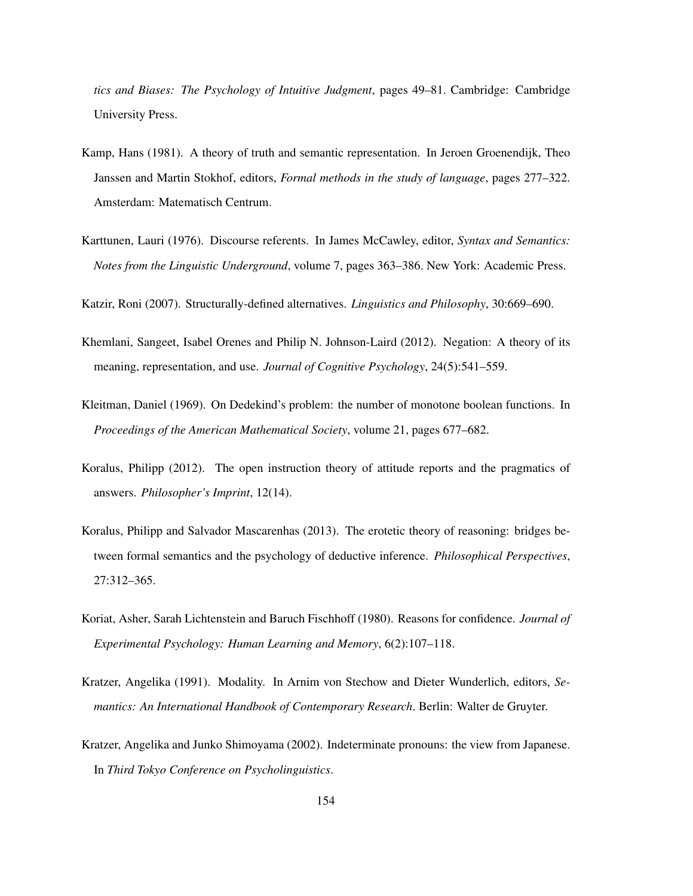*tics and Biases: The Psychology of Intuitive Judgment*, pages 49–81. Cambridge: Cambridge University Press.

Kamp, Hans (1981). A theory of truth and semantic representation. In Jeroen Groenendijk, Theo Janssen and Martin Stokhof, editors, *Formal methods in the study of language*, pages 277–322. Amsterdam: Matematisch Centrum.

Karttunen, Lauri (1976). Discourse referents. In James McCawley, editor, *Syntax and Semantics: Notes from the Linguistic Underground*, volume 7, pages 363–386. New York: Academic Press.

Katzir, Roni (2007). Structurally-defined alternatives. *Linguistics and Philosophy*, 30:669–690.

Khemlani, Sangeet, Isabel Orenes and Philip N. Johnson-Laird (2012). Negation: A theory of its meaning, representation, and use. *Journal of Cognitive Psychology*, 24(5):541–559.

Kleitman, Daniel (1969). On Dedekind's problem: the number of monotone boolean functions. In *Proceedings of the American Mathematical Society*, volume 21, pages 677–682.

Koralus, Philipp (2012). The open instruction theory of attitude reports and the pragmatics of answers. *Philosopher's Imprint*, 12(14).

Koralus, Philipp and Salvador Mascarenhas (2013). The erotetic theory of reasoning: bridges between formal semantics and the psychology of deductive inference. *Philosophical Perspectives*, 27:312–365.

Koriat, Asher, Sarah Lichtenstein and Baruch Fischhoff (1980). Reasons for confidence. *Journal of Experimental Psychology: Human Learning and Memory*, 6(2):107–118.

Kratzer, Angelika (1991). Modality. In Arnim von Stechow and Dieter Wunderlich, editors, *Semantics: An International Handbook of Contemporary Research*. Berlin: Walter de Gruyter.

Kratzer, Angelika and Junko Shimoyama (2002). Indeterminate pronouns: the view from Japanese. In *Third Tokyo Conference on Psycholinguistics*.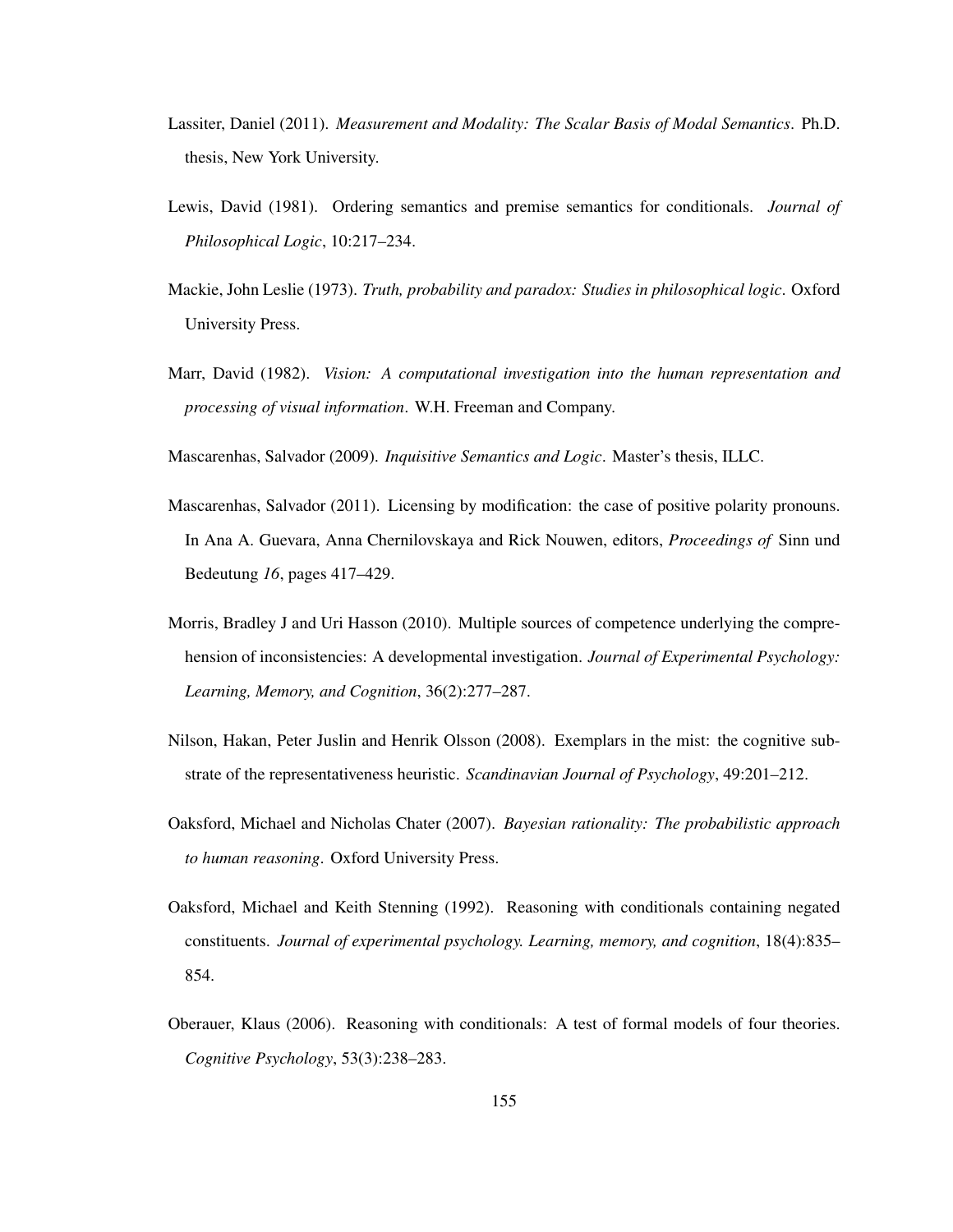Lassiter, Daniel (2011). *Measurement and Modality: The Scalar Basis of Modal Semantics*. Ph.D. thesis, New York University.

Lewis, David (1981). Ordering semantics and premise semantics for conditionals. *Journal of Philosophical Logic*, 10:217–234.

Mackie, John Leslie (1973). *Truth, probability and paradox: Studies in philosophical logic*. Oxford University Press.

Marr, David (1982). *Vision: A computational investigation into the human representation and processing of visual information*. W.H. Freeman and Company.

Mascarenhas, Salvador (2009). *Inquisitive Semantics and Logic*. Master's thesis, ILLC.

Mascarenhas, Salvador (2011). Licensing by modification: the case of positive polarity pronouns. In Ana A. Guevara, Anna Chernilovskaya and Rick Nouwen, editors, *Proceedings of* Sinn und Bedeutung *16*, pages 417–429.

Morris, Bradley J and Uri Hasson (2010). Multiple sources of competence underlying the comprehension of inconsistencies: A developmental investigation. *Journal of Experimental Psychology: Learning, Memory, and Cognition*, 36(2):277–287.

Nilson, Hakan, Peter Juslin and Henrik Olsson (2008). Exemplars in the mist: the cognitive substrate of the representativeness heuristic. *Scandinavian Journal of Psychology*, 49:201–212.

Oaksford, Michael and Nicholas Chater (2007). *Bayesian rationality: The probabilistic approach to human reasoning*. Oxford University Press.

Oaksford, Michael and Keith Stenning (1992). Reasoning with conditionals containing negated constituents. *Journal of experimental psychology. Learning, memory, and cognition*, 18(4):835–854.

Oberauer, Klaus (2006). Reasoning with conditionals: A test of formal models of four theories. *Cognitive Psychology*, 53(3):238–283.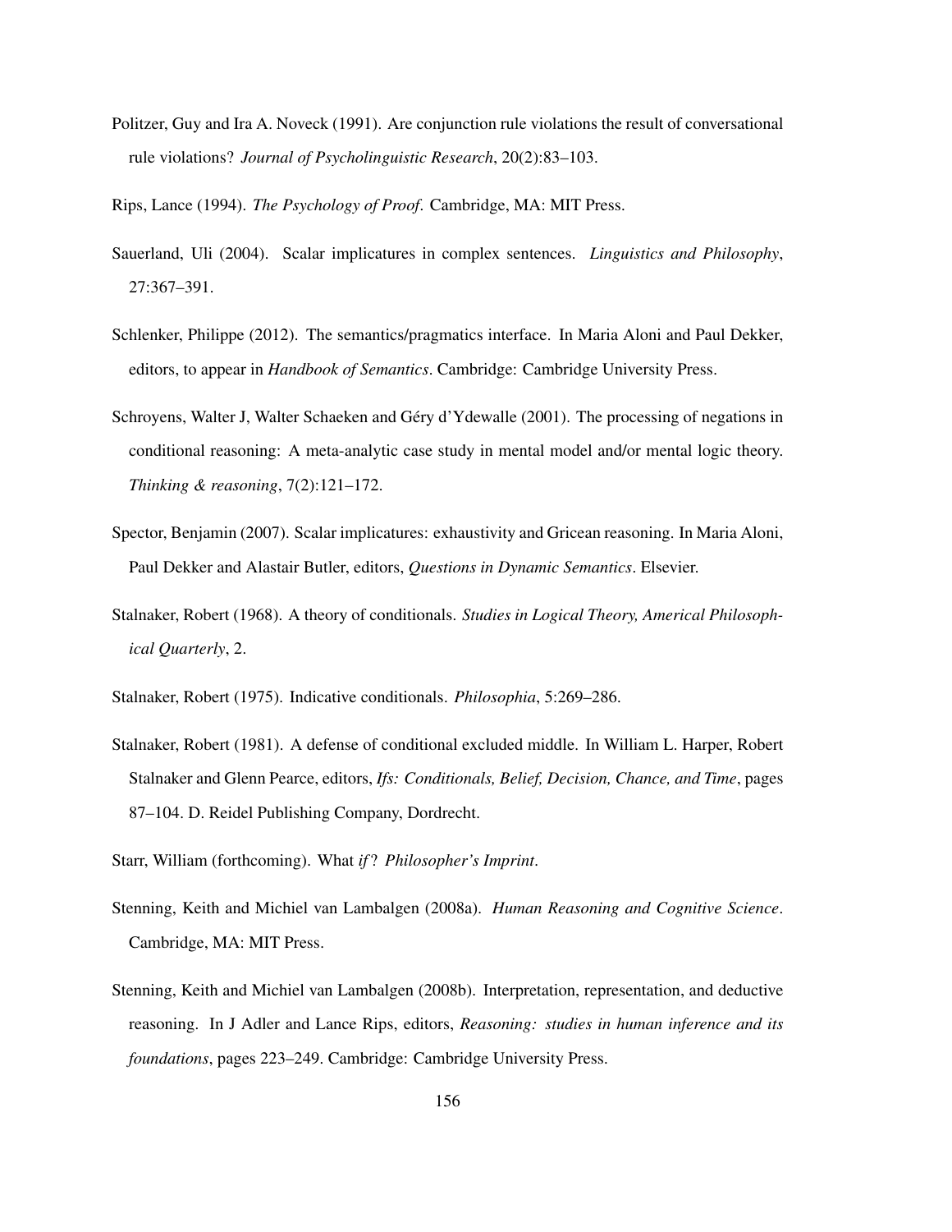Politzer, Guy and Ira A. Noveck (1991). Are conjunction rule violations the result of conversational rule violations? *Journal of Psycholinguistic Research*, 20(2):83–103.

Rips, Lance (1994). *The Psychology of Proof*. Cambridge, MA: MIT Press.

Sauerland, Uli (2004). Scalar implicatures in complex sentences. *Linguistics and Philosophy*, 27:367–391.

Schlenker, Philippe (2012). The semantics/pragmatics interface. In Maria Aloni and Paul Dekker, editors, to appear in *Handbook of Semantics*. Cambridge: Cambridge University Press.

Schroyens, Walter J, Walter Schaeken and Géry d'Ydewalle (2001). The processing of negations in conditional reasoning: A meta-analytic case study in mental model and/or mental logic theory. *Thinking & reasoning*, 7(2):121–172.

Spector, Benjamin (2007). Scalar implicatures: exhaustivity and Gricean reasoning. In Maria Aloni, Paul Dekker and Alastair Butler, editors, *Questions in Dynamic Semantics*. Elsevier.

Stalnaker, Robert (1968). A theory of conditionals. *Studies in Logical Theory, Americal Philosophical Quarterly*, 2.

Stalnaker, Robert (1975). Indicative conditionals. *Philosophia*, 5:269–286.

Stalnaker, Robert (1981). A defense of conditional excluded middle. In William L. Harper, Robert Stalnaker and Glenn Pearce, editors, *Ifs: Conditionals, Belief, Decision, Chance, and Time*, pages 87–104. D. Reidel Publishing Company, Dordrecht.

Starr, William (forthcoming). What *if*? *Philosopher's Imprint*.

Stenning, Keith and Michiel van Lambalgen (2008a). *Human Reasoning and Cognitive Science*. Cambridge, MA: MIT Press.

Stenning, Keith and Michiel van Lambalgen (2008b). Interpretation, representation, and deductive reasoning. In J Adler and Lance Rips, editors, *Reasoning: studies in human inference and its foundations*, pages 223–249. Cambridge: Cambridge University Press.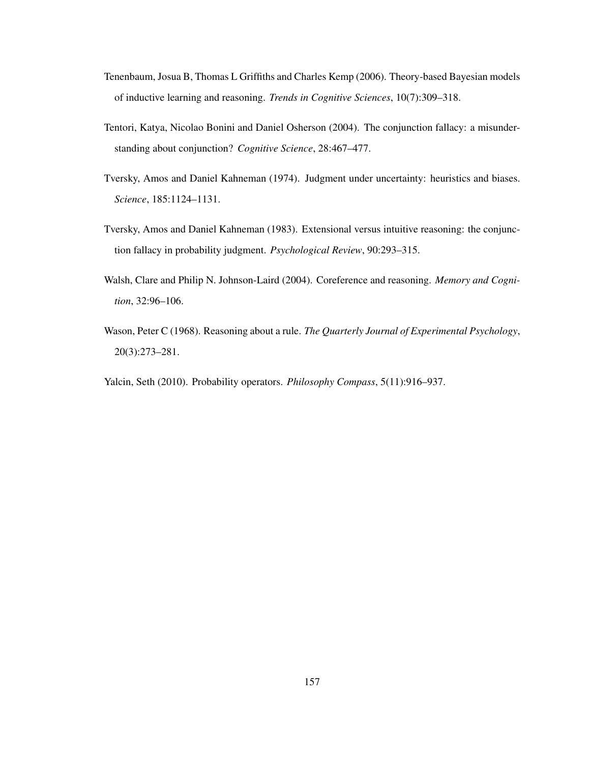Tenenbaum, Josua B, Thomas L Griffiths and Charles Kemp (2006). Theory-based Bayesian models of inductive learning and reasoning. *Trends in Cognitive Sciences*, 10(7):309–318.

Tentori, Katya, Nicolao Bonini and Daniel Osherson (2004). The conjunction fallacy: a misunderstanding about conjunction? *Cognitive Science*, 28:467–477.

Tversky, Amos and Daniel Kahneman (1974). Judgment under uncertainty: heuristics and biases. *Science*, 185:1124–1131.

Tversky, Amos and Daniel Kahneman (1983). Extensional versus intuitive reasoning: the conjunction fallacy in probability judgment. *Psychological Review*, 90:293–315.

Walsh, Clare and Philip N. Johnson-Laird (2004). Coreference and reasoning. *Memory and Cognition*, 32:96–106.

Wason, Peter C (1968). Reasoning about a rule. *The Quarterly Journal of Experimental Psychology*, 20(3):273–281.

Yalcin, Seth (2010). Probability operators. *Philosophy Compass*, 5(11):916–937.